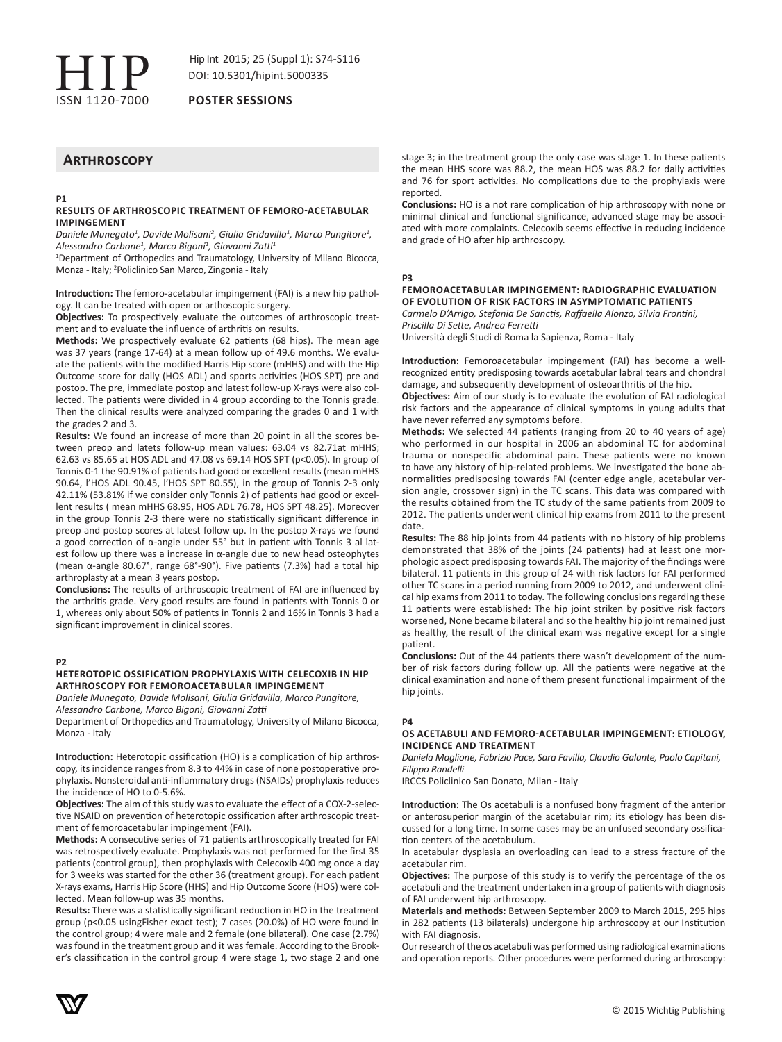**POSTER SESSIONS**

## Arthroscopy

**P1**

### RESULTS OF ARTHROSCOPIC TREATMENT OF FEMORO-ACETABULAR IMPINGEMENT

*Daniele Munegato[1], Davide Molisani[2], Giulia Gridavilla[1], Marco Pungitore[1], Alessandro Carbone[1], Marco Bigoni[1], Giovanni Zatti[1]*

[1]Department of Orthopedics and Traumatology, University of Milano Bicocca, Monza - Italy; [2]Policlinico San Marco, Zingonia - Italy

**Introduction:** The femoro-acetabular impingement (FAI) is a new hip pathology. It can be treated with open or arthoscopic surgery.

**Objectives:** To prospectively evaluate the outcomes of arthroscopic treatment and to evaluate the influence of arthritis on results.

**Methods:** We prospectively evaluate 62 patients (68 hips). The mean age was 37 years (range 17-64) at a mean follow up of 49.6 months. We evaluate the patients with the modified Harris Hip score (mHHS) and with the Hip Outcome score for daily (HOS ADL) and sports activities (HOS SPT) pre and postop. The pre, immediate postop and latest follow-up X-rays were also collected. The patients were divided in 4 group according to the Tonnis grade. Then the clinical results were analyzed comparing the grades 0 and 1 with the grades 2 and 3.

**Results:** We found an increase of more than 20 point in all the scores between preop and latets follow-up mean values: 63.04 vs 82.71at mHHS; 62.63 vs 85.65 at HOS ADL and 47.08 vs 69.14 HOS SPT ($p<0.05$). In group of Tonnis 0-1 the 90.91% of patients had good or excellent results (mean mHHS 90.64, l'HOS ADL 90.45, l'HOS SPT 80.55), in the group of Tonnis 2-3 only 42.11% (53.81% if we consider only Tonnis 2) of patients had good or excellent results ( mean mHHS 68.95, HOS ADL 76.78, HOS SPT 48.25). Moreover in the group Tonnis 2-3 there were no statistically significant difference in preop and postop scores at latest follow up. In the postop X-rays we found a good correction of α-angle under 55° but in patient with Tonnis 3 al latest follow up there was a increase in α-angle due to new head osteophytes (mean α-angle 80.67°, range 68°-90°). Five patients (7.3%) had a total hip arthroplasty at a mean 3 years postop.

**Conclusions:** The results of arthroscopic treatment of FAI are influenced by the arthritis grade. Very good results are found in patients with Tonnis 0 or 1, whereas only about 50% of patients in Tonnis 2 and 16% in Tonnis 3 had a significant improvement in clinical scores.

**P2**

### HETEROTOPIC OSSIFICATION PROPHYLAXIS WITH CELECOXIB IN HIP ARTHROSCOPY FOR FEMOROACETABULAR IMPINGEMENT

*Daniele Munegato, Davide Molisani, Giulia Gridavilla, Marco Pungitore, Alessandro Carbone, Marco Bigoni, Giovanni Zatti*

Department of Orthopedics and Traumatology, University of Milano Bicocca, Monza - Italy

**Introduction:** Heterotopic ossification (HO) is a complication of hip arthroscopy, its incidence ranges from 8.3 to 44% in case of none postoperative prophylaxis. Nonsteroidal anti-inflammatory drugs (NSAIDs) prophylaxis reduces the incidence of HO to 0-5.6%.

**Objectives:** The aim of this study was to evaluate the effect of a COX-2-selective NSAID on prevention of heterotopic ossification after arthroscopic treatment of femoroacetabular impingement (FAI).

**Methods:** A consecutive series of 71 patients arthroscopically treated for FAI was retrospectively evaluate. Prophylaxis was not performed for the first 35 patients (control group), then prophylaxis with Celecoxib 400 mg once a day for 3 weeks was started for the other 36 (treatment group). For each patient X-rays exams, Harris Hip Score (HHS) and Hip Outcome Score (HOS) were collected. Mean follow-up was 35 months.

**Results:** There was a statistically significant reduction in HO in the treatment group ($p<0.05$ usingFisher exact test); 7 cases (20.0%) of HO were found in the control group; 4 were male and 2 female (one bilateral). One case (2.7%) was found in the treatment group and it was female. According to the Brooker's classification in the control group 4 were stage 1, two stage 2 and one stage 3; in the treatment group the only case was stage 1. In these patients the mean HHS score was 88.2, the mean HOS was 88.2 for daily activities and 76 for sport activities. No complications due to the prophylaxis were reported.

**Conclusions:** HO is a not rare complication of hip arthroscopy with none or minimal clinical and functional significance, advanced stage may be associated with more complaints. Celecoxib seems effective in reducing incidence and grade of HO after hip arthroscopy.

**P3**

### FEMOROACETABULAR IMPINGEMENT: RADIOGRAPHIC EVALUATION OF EVOLUTION OF RISK FACTORS IN ASYMPTOMATIC PATIENTS

*Carmelo D'Arrigo, Stefania De Sanctis, Raffaella Alonzo, Silvia Frontini, Priscilla Di Sette, Andrea Ferretti*

Università degli Studi di Roma la Sapienza, Roma - Italy

**Introduction:** Femoroacetabular impingement (FAI) has become a well-recognized entity predisposing towards acetabular labral tears and chondral damage, and subsequently development of osteoarthritis of the hip.

**Objectives:** Aim of our study is to evaluate the evolution of FAI radiological risk factors and the appearance of clinical symptoms in young adults that have never referred any symptoms before.

**Methods:** We selected 44 patients (ranging from 20 to 40 years of age) who performed in our hospital in 2006 an abdominal TC for abdominal trauma or nonspecific abdominal pain. These patients were no known to have any history of hip-related problems. We investigated the bone abnormalities predisposing towards FAI (center edge angle, acetabular version angle, crossover sign) in the TC scans. This data was compared with the results obtained from the TC study of the same patients from 2009 to 2012. The patients underwent clinical hip exams from 2011 to the present date.

**Results:** The 88 hip joints from 44 patients with no history of hip problems demonstrated that 38% of the joints (24 patients) had at least one morphologic aspect predisposing towards FAI. The majority of the findings were bilateral. 11 patients in this group of 24 with risk factors for FAI performed other TC scans in a period running from 2009 to 2012, and underwent clinical hip exams from 2011 to today. The following conclusions regarding these 11 patients were established: The hip joint striken by positive risk factors worsened, None became bilateral and so the healthy hip joint remained just as healthy, the result of the clinical exam was negative except for a single patient.

**Conclusions:** Out of the 44 patients there wasn't development of the number of risk factors during follow up. All the patients were negative at the clinical examination and none of them present functional impairment of the hip joints.

**P4**

### OS ACETABULI AND FEMORO-ACETABULAR IMPINGEMENT: ETIOLOGY, INCIDENCE AND TREATMENT

*Daniela Maglione, Fabrizio Pace, Sara Favilla, Claudio Galante, Paolo Capitani, Filippo Randelli*

IRCCS Policlinico San Donato, Milan - Italy

**Introduction:** The Os acetabuli is a nonfused bony fragment of the anterior or anterosuperior margin of the acetabular rim; its etiology has been discussed for a long time. In some cases may be an unfused secondary ossification centers of the acetabulum.

In acetabular dysplasia an overloading can lead to a stress fracture of the acetabular rim.

**Objectives:** The purpose of this study is to verify the percentage of the os acetabuli and the treatment undertaken in a group of patients with diagnosis of FAI underwent hip arthroscopy.

**Materials and methods:** Between September 2009 to March 2015, 295 hips in 282 patients (13 bilaterals) undergone hip arthroscopy at our Institution with FAI diagnosis.

Our research of the os acetabuli was performed using radiological examinations and operation reports. Other procedures were performed during arthroscopy: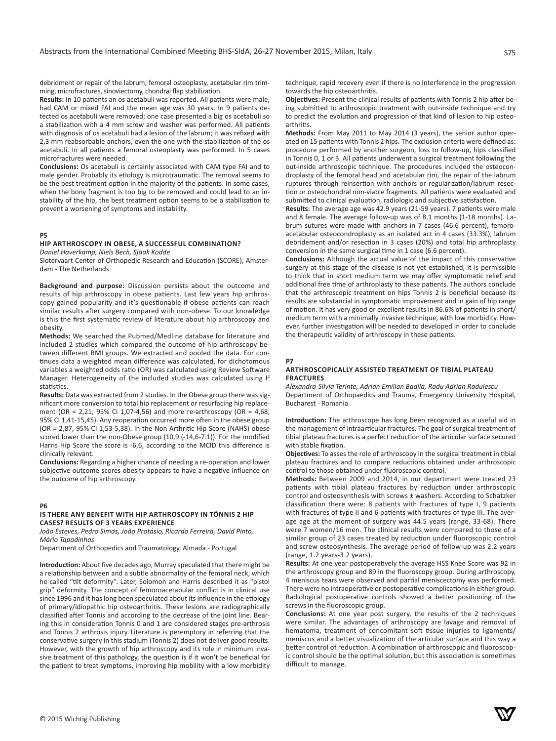debridment or repair of the labrum, femoral osteoplasty, acetabular rim trimming, microfractures, sinoviectomy, chondral flap stabilization.

**Results:** In 10 patients an os acetabuli was reported. All patients were male, had CAM or mixed FAI and the mean age was 30 years. In 9 patients detected os acetabuli were removed; one case presented a big os acetabuli so a stabilization with a 4 mm screw and washer was performed. All patients with diagnosis of os acetabuli had a lesion of the labrum; it was refixed with 2,3 mm reabsorbable anchors, even the one with the stabilization of the os acetabuli. In all patients a femoral osteoplasty was performed. In 5 cases microfractures were needed.

**Conclusions:** Os acetabuli is certainly associated with CAM type FAI and to male gender. Probably its etiology is microtraumatic. The removal seems to be the best treatment option in the majority of the patients. In some cases, when the bony fragment is too big to be removed and could lead to an instability of the hip, the best treatment option seems to be a stabilization to prevent a worsening of symptoms and instability.

**P5**

### HIP ARTHROSCOPY IN OBESE, A SUCCESSFUL COMBINATION?

*Daniel Haverkamp, Niels Bech, Sjaak Kodde*

Slotervaart Center of Orthopedic Research and Education (SCORE), Amsterdam - The Netherlands

**Background and purpose:** Discussion persists about the outcome and results of hip arthroscopy in obese patients. Last few years hip arthroscopy gained popularity and it's questionable if obese patients can reach similar results after surgery compared with non-obese. To our knowledge is this the first systematic review of literature about hip arthroscopy and obesity.

**Methods:** We searched the Pubmed/Medline database for literature and included 2 studies which compared the outcome of hip arthroscopy between different BMI groups. We extracted and pooled the data. For continues data a weighted mean difference was calculated, for dichotomous variables a weighted odds ratio (OR) was calculated using Review Software Manager. Heterogeneity of the included studies was calculated using $I^2$ statistics.

**Results:** Data was extracted from 2 studies. In the Obese group there was significant more conversion to total hip replacement or resurfacing hip replacement (OR = 2,21, 95% CI 1,07-4,56) and more re-arthroscopy (OR = 4,68, 95% CI 1,41-15,45). Any reoperation occurred more often in the obese group (OR = 2,87, 95% CI 1,53-5,38). In the Non Arthritic Hip Score (NAHS) obese scored lower than the non-Obese group (10,9 (-14,6-7.1)). For the modified Harris Hip Score the score is -6,6, according to the MCID this difference is clinically relevant.

**Conclusions:** Regarding a higher chance of needing a re-operation and lower subjective outcome scores obesity appears to have a negative influence on the outcome of hip arthroscopy.

**P6**

### IS THERE ANY BENEFIT WITH HIP ARTHROSCOPY IN TÖNNIS 2 HIP CASES? RESULTS OF 3 YEARS EXPERIENCE

*João Esteves, Pedro Simas, João Protásio, Ricardo Ferreira, David Pinto, Mário Tapadinhas*

Department of Orthopedics and Traumatology, Almada - Portugal

**Introduction:** About five decades ago, Murray speculated that there might be a relationship between and a subtle abnormality of the femoral neck, which he called "tilt deformity". Later, Solomon and Harris described it as "pistol grip" deformity. The concept of femoroacetabular conflict is in clinical use since 1996 and it has long been speculated about its influence in the etiology of primary/idiopathic hip osteoarthritis. These lesions are radiographically classified after Tonnis and according to the decrease of the joint line. Bearing this in consideration Tonnis 0 and 1 are considered stages pre-arthrosis and Tonnis 2 arthrosis injury. Literature is peremptory in referring that the conservative surgery in this stadium (Tonnis 2) does not deliver good results. However, with the growth of hip arthroscopy and its role in minimum invasive treatment of this pathology, the question is if it won't be beneficial for the patient to treat symptoms, improving hip mobility with a low morbidity technique, rapid recovery even if there is no interference in the progression towards the hip osteoarthritis.

**Objectives:** Present the clinical results of patients with Tonnis 2 hip after being submitted to arthroscopic treatment with out-inside technique and try to predict the evolution and progression of that kind of lesion to hip osteoarthritis.

**Methods:** From May 2011 to May 2014 (3 years), the senior author operated on 15 patients with Tonnis 2 hips. The exclusion criteria were defined as: procedure performed by another surgeon, loss to follow-up, hips classified in Tonnis 0, 1 or 3. All patients underwent a surgical treatment following the out-inside arthroscopic technique. The procedures included the osteocondroplasty of the femoral head and acetabular rim, the repair of the labrum ruptures through reinsertion with anchors or regularization/labrum resection or osteochondral non-viable fragments. All patients were evaluated and submitted to clinical evaluation, radiologic and subjective satisfaction.

**Results:** The average age was 42.9 years (21-59 years). 7 patients were male and 8 female. The average follow-up was of 8.1 months (1-18 months). Labrum sutures were made with anchors in 7 cases (46.6 percent), femoroacetabular osteocondroplasty as an isolated act in 4 cases (33.3%), labrum debridement and/or resection in 3 cases (20%) and total hip arthroplasty conversion in the same surgical time in 1 case (6.6 percent).

**Conclusions:** Although the actual value of the impact of this conservative surgery at this stage of the disease is not yet established, it is permissible to think that in short medium term we may offer symptomatic relief and additional free time of arthroplasty to these patients. The authors conclude that the arthroscopic treatment on hips Tonnis 2 is beneficial because its results are substancial in symptomatic improvement and in gain of hip range of motion. It has very good or excellent results in 86.6% of patients in short/medium term with a minimally invasive technique, with low morbidity. However, further investigation will be needed to developed in order to conclude the therapeutic validity of arthroscopy in these patients.

**P7**

### ARTHROSCOPICALLY ASSISTED TREATMENT OF TIBIAL PLATEAU FRACTURES

*Alexandra-Silvia Terinte, Adrian Emilian Badila, Radu Adrian Radulescu*

Department of Orthopaedics and Trauma, Emergency University Hospital, Bucharest - Romania

**Introduction:** The arthroscope has long been recognized as a useful aid in the management of intraarticular fractures. The goal of surgical treatment of tibial plateau fractures is a perfect reduction of the articular surface secured with stable fixation.

**Objectives:** To asses the role of arthroscopy in the surgical treatment in tibial plateau fractures and to compare reductions obtained under arthroscopic control to those obtained under fluoroscopic control.

**Methods:** Between 2009 and 2014, in our department were treated 23 patients with tibial plateau fractures by reduction under arthroscopic control and osteosynthesis with screws ± washers. According to Schatzker classification there were: 8 patients with fractures of type I, 9 pacients with fractures of type II and 6 patients with fractures of type III. The average age at the moment of surgery was 44.5 years (range, 33-68). There were 7 women/16 men. The clinical results were compared to those of a similar group of 23 cases treated by reduction under fluoroscopic control and screw osteosynthesis. The average period of follow-up was 2.2 years (range, 1.2 years-3.2 years).

**Results:** At one year postoperatively the average HSS Knee Score was 92 in the arthroscopy group and 89 in the fluoroscopy group. During arthroscopy, 4 meniscus tears were observed and partial meniscectomy was performed. There were no intraoperative or postoperative complications in either group. Radiological postoperative controls showed a better positioning of the screws in the fluoroscopic group.

**Conclusions:** At one year post surgery, the results of the 2 techniques were similar. The advantages of arthroscopy are lavage and removal of hematoma, treatment of concomitant soft tissue injuries to ligaments/meniscus and a better visualization of the articular surface and this way a better control of reduction. A combination of arthroscopic and fluoroscopic control should be the optimal solution, but this association is sometimes difficult to manage.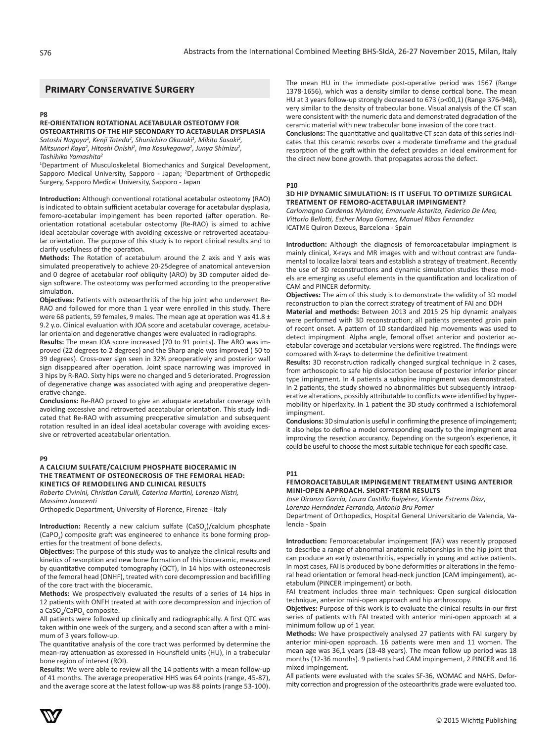## Primary Conservative Surgery

**P8**

### RE-ORIENTATION ROTATIONAL ACETABULAR OSTEOTOMY FOR OSTEOARTHRITIS OF THE HIP SECONDARY TO ACETABULAR DYSPLASIA

*Satoshi Nagoya[1], Kenji Tateda[2], Shunichiro Okazaki[1], Mikito Sasaki[2], Mitsunori Kaya[2], Hitoshi Onishi[2], Ima Kosukegawa[2], Junya Shimizu[2], Toshihiko Yamashita[2]*

[1]Department of Musculoskeletal Biomechanics and Surgical Development, Sapporo Medical University, Sapporo - Japan; [2]Department of Orthopedic Surgery, Sapporo Medical University, Sapporo - Japan

**Introduction:** Although conventional rotational acetabular osteotomy (RAO) is indicated to obtain sufficient acetabular coverage for acetabular dysplasia, femoro-acetabular impingement has been reported (after operation. Re-orientation rotational acetabular osteotomy (Re-RAO) is aimed to achive ideal acetabular coverage with avoiding excessive or retroverted aceatabular orientation. The purpose of this study is to report clinical results and to clarify usefulness of the operation.

**Methods:** The Rotation of acetabulum around the Z axis and Y axis was simulated preoperatively to achieve 20-25degree of anatomical anteversion and 0 degree of acetabular roof obliquity (ARO) by 3D computer aided design software. The osteotomy was performed according to the preoperative simulation.

**Objectives:** Patients with osteoarthritis of the hip joint who underwent Re-RAO and followed for more than 1 year were enrolled in this study. There were 68 patients, 59 females, 9 males. The mean age at operation was 41.8 ± 9.2 y.o. Clinical evaluation with JOA score and acetabular coverage, acetabular orientaion and degenerative changes were evaluated in radiographs.

**Results:** The mean JOA score increased (70 to 91 points). The ARO was improved (22 degrees to 2 degrees) and the Sharp angle was improved ( 50 to 39 degrees). Cross-over sign seen in 32% preoperatively and posterior wall sign disappeared after operation. Joint space narrowing was improved in 3 hips by R-RAO. Sixty hips were no changed and 5 deteriorated. Progression of degenerative change was associated with aging and preoperative degenerative change.

**Conclusions:** Re-RAO proved to give an aduquate acetabular coverage with avoiding excessive and retroverted aceatabular orientation. This study indicated that Re-RAO with assuming preoperative simulation and subsequent rotation resulted in an ideal ideal acetabular coverage with avoiding excessive or retroverted aceatabular orientation.

**P9**

### A CALCIUM SULFATE/CALCIUM PHOSPHATE BIOCERAMIC IN THE TREATMENT OF OSTEONECROSIS OF THE FEMORAL HEAD: KINETICS OF REMODELING AND CLINICAL RESULTS

*Roberto Civinini, Christian Carulli, Caterina Martini, Lorenzo Nistri, Massimo Innocenti*

Orthopedic Department, University of Florence, Firenze - Italy

**Introduction:** Recently a new calcium sulfate ($CaSO_4$)/calcium phosphate ($CaPO_4$) composite graft was engineered to enhance its bone forming properties for the treatment of bone defects.

**Objectives:** The purpose of this study was to analyze the clinical results and kinetics of resorption and new bone formation of this bioceramic, measured by quantitative computed tomography (QCT), in 14 hips with osteonecrosis of the femoral head (ONFH), treated with core decompression and backfilling of the core tract with the bioceramic.

**Methods:** We prospectively evaluated the results of a series of 14 hips in 12 patients with ONFH treated at with core decompression and injection of a $CaSO_4$/$CaPO_4$ composite.

All patients were followed up clinically and radiographically. A first QTC was taken within one week of the surgery, and a second scan after a with a minimum of 3 years follow-up.

The quantitative analysis of the core tract was performed by determine the mean-ray attenuation as expressed in Hounsfield units (HU), in a trabecular bone region of interest (ROI).

**Results:** We were able to review all the 14 patients with a mean follow-up of 41 months. The average preoperative HHS was 64 points (range, 45-87), and the average score at the latest follow-up was 88 points (range 53-100). The mean HU in the immediate post-operative period was 1567 (Range 1378-1656), which was a density similar to dense cortical bone. The mean HU at 3 years follow-up strongly decreased to 673 (p<00,1) (Range 376-948), very similar to the density of trabecular bone. Visual analysis of the CT scan were consistent with the numeric data and demonstrated degradation of the ceramic material with new trabecular bone invasion of the core tract.

**Conclusions:** The quantitative and qualitative CT scan data of this series indicates that this ceramic resorbs over a moderate timeframe and the gradual resorption of the graft within the defect provides an ideal environment for the direct new bone growth. that propagates across the defect.

**P10**

### 3D HIP DYNAMIC SIMULATION: IS IT USEFUL TO OPTIMIZE SURGICAL TREATMENT OF FEMORO-ACETABULAR IMPINGMENT?

*Carlomagno Cardenas Nylander, Emanuele Astarita, Federico De Meo, Vittorio Bellotti, Esther Moya Gomez, Manuel Ribas Fernandez*

ICATME Quiron Dexeus, Barcelona - Spain

**Introduction:** Although the diagnosis of femoroacetabular impingment is mainly clinical, X-rays and MR images with and without contrast are fundamental to localize labral tears and establish a strategy of treatment. Recently the use of 3D reconstructions and dynamic simulation studies these models are emerging as useful elements in the quantification and localization of CAM and PINCER deformity.

**Objectives:** The aim of this study is to demonstrate the validity of 3D model reconstruction to plan the correct strategy of treatment of FAI and DDH

**Material and methods:** Between 2013 and 2015 25 hip dynamic analyzes were performed with 3D reconstruction; all patients presented groin pain of recent onset. A pattern of 10 standardized hip movements was used to detect impingment. Alpha angle, femoral offset anterior and posterior acetabular coverage and acetabular versions were registred. The findings were compared with X-rays to determine the definitive treatment

**Results:** 3D reconstruction radically changed surgical technique in 2 cases, from arthoscopic to safe hip dislocation because of posterior inferior pincer type impingment. In 4 patients a subspine impingment was demonstrated. In 2 patients, the study showed no abnormalities but subsequently intraoperative alterations, possibly attributable to conflicts were identified by hypermobility or hiperlaxity. In 1 patient the 3D study confirmed a ischiofemoral impingment.

**Conclusions:** 3D simulation is useful in confirming the presence of impingement; it also helps to define a model corresponding exactly to the impingment area improving the resection accurancy. Depending on the surgeon's experience, it could be useful to choose the most suitable technique for each specific case.

**P11**

### FEMOROACETABULAR IMPINGEMENT TREATMENT USING ANTERIOR MINI-OPEN APPROACH. SHORT-TERM RESULTS

*Jose Diranzo García, Laura Castillo Ruipérez, Vicente Estrems Díaz, Lorenzo Hernández Ferrando, Antonio Bru Pomer*

Department of Orthopedics, Hospital General Universitario de Valencia, Valencia - Spain

**Introduction:** Femoroacetabular impingement (FAI) was recently proposed to describe a range of abnormal anatomic relationships in the hip joint that can produce an early osteoarthritis, especially in young and active patients. In most cases, FAI is produced by bone deformities or alterations in the femoral head orientation or femoral head-neck junction (CAM impingement), acetabulum (PINCER impingement) or both.

FAI treatment includes three main techniques: Open surgical dislocation technique, anterior mini-open approach and hip arthroscopy.

**Objetives:** Purpose of this work is to evaluate the clinical results in our first series of patients with FAI treated with anterior mini-open approach at a minimum follow up of 1 year.

**Methods:** We have prospectively analysed 27 patients with FAI surgery by anterior mini-open approach. 16 patients were men and 11 women. The mean age was 36,1 years (18-48 years). The mean follow up period was 18 months (12-36 months). 9 patients had CAM impingement, 2 PINCER and 16 mixed impingement.

All patients were evaluated with the scales SF-36, WOMAC and NAHS. Deformity correction and progression of the osteoarthritis grade were evaluated too.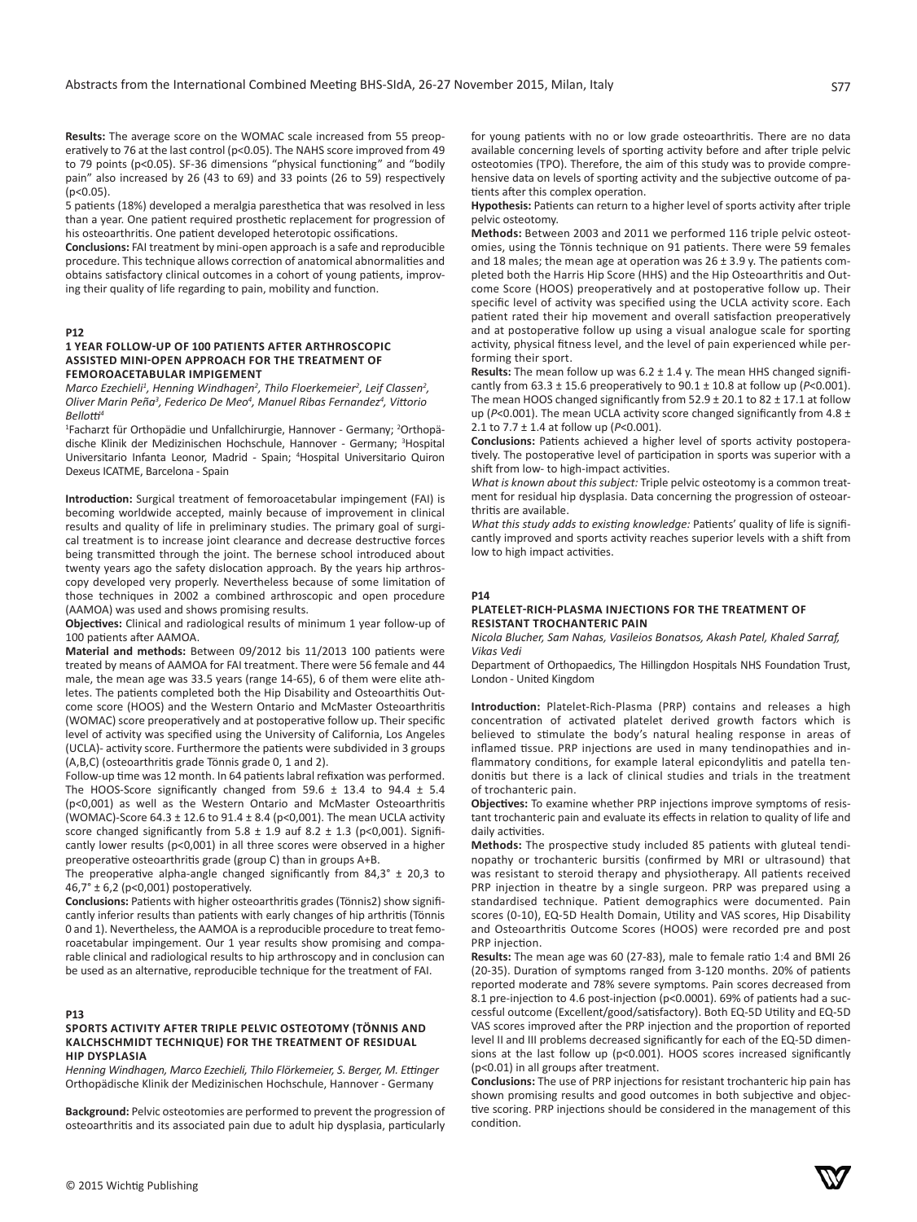**Results:** The average score on the WOMAC scale increased from 55 preoperatively to 76 at the last control ($p<0.05$). The NAHS score improved from 49 to 79 points ($p<0.05$). SF-36 dimensions "physical functioning" and "bodily pain" also increased by 26 (43 to 69) and 33 points (26 to 59) respectively ($p<0.05$).

5 patients (18%) developed a meralgia paresthetica that was resolved in less than a year. One patient required prosthetic replacement for progression of his osteoarthritis. One patient developed heterotopic ossifications.

**Conclusions:** FAI treatment by mini-open approach is a safe and reproducible procedure. This technique allows correction of anatomical abnormalities and obtains satisfactory clinical outcomes in a cohort of young patients, improving their quality of life regarding to pain, mobility and function.

**P12**

### 1 YEAR FOLLOW-UP OF 100 PATIENTS AFTER ARTHROSCOPIC ASSISTED MINI-OPEN APPROACH FOR THE TREATMENT OF FEMOROACETABULAR IMPIGEMENT

*Marco Ezechieli[1], Henning Windhagen[2], Thilo Floerkemeier[2], Leif Classen[2], Oliver Marin Peña[3], Federico De Meo[4], Manuel Ribas Fernandez[4], Vittorio Bellotti[4]*

[1]Facharzt für Orthopädie und Unfallchirurgie, Hannover - Germany; [2]Orthopädische Klinik der Medizinischen Hochschule, Hannover - Germany; [3]Hospital Universitario Infanta Leonor, Madrid - Spain; [4]Hospital Universitario Quiron Dexeus ICATME, Barcelona - Spain

**Introduction:** Surgical treatment of femoroacetabular impingement (FAI) is becoming worldwide accepted, mainly because of improvement in clinical results and quality of life in preliminary studies. The primary goal of surgical treatment is to increase joint clearance and decrease destructive forces being transmitted through the joint. The bernese school introduced about twenty years ago the safety dislocation approach. By the years hip arthroscopy developed very properly. Nevertheless because of some limitation of those techniques in 2002 a combined arthroscopic and open procedure (AAMOA) was used and shows promising results.

**Objectives:** Clinical and radiological results of minimum 1 year follow-up of 100 patients after AAMOA.

**Material and methods:** Between 09/2012 bis 11/2013 100 patients were treated by means of AAMOA for FAI treatment. There were 56 female and 44 male, the mean age was 33.5 years (range 14-65), 6 of them were elite athletes. The patients completed both the Hip Disability and Osteoarthitis Outcome score (HOOS) and the Western Ontario and McMaster Osteoarthritis (WOMAC) score preoperatively and at postoperative follow up. Their specific level of activity was specified using the University of California, Los Angeles (UCLA)- activity score. Furthermore the patients were subdivided in 3 groups (A,B,C) (osteoarthritis grade Tönnis grade 0, 1 and 2).

Follow-up time was 12 month. In 64 patients labral refixation was performed. The HOOS-Score significantly changed from $59.6 \pm 13.4$ to $94.4 \pm 5.4$ ($p<0,001$) as well as the Western Ontario and McMaster Osteoarthritis (WOMAC)-Score $64.3 \pm 12.6$ to $91.4 \pm 8.4$ ($p<0,001$). The mean UCLA activity score changed significantly from $5.8 \pm 1.9$ auf $8.2 \pm 1.3$ ($p<0,001$). Significantly lower results ($p<0,001$) in all three scores were observed in a higher preoperative osteoarthritis grade (group C) than in groups A+B.

The preoperative alpha-angle changed significantly from $84,3° \pm 20,3$ to $46,7° \pm 6,2$ ($p<0,001$) postoperatively.

**Conclusions:** Patients with higher osteoarthritis grades (Tönnis2) show significantly inferior results than patients with early changes of hip arthritis (Tönnis 0 and 1). Nevertheless, the AAMOA is a reproducible procedure to treat femoroacetabular impingement. Our 1 year results show promising and comparable clinical and radiological results to hip arthroscopy and in conclusion can be used as an alternative, reproducible technique for the treatment of FAI.

**P13**

### SPORTS ACTIVITY AFTER TRIPLE PELVIC OSTEOTOMY (TÖNNIS AND KALCHSCHMIDT TECHNIQUE) FOR THE TREATMENT OF RESIDUAL HIP DYSPLASIA

*Henning Windhagen, Marco Ezechieli, Thilo Flörkemeier, S. Berger, M. Ettinger*

Orthopädische Klinik der Medizinischen Hochschule, Hannover - Germany

**Background:** Pelvic osteotomies are performed to prevent the progression of osteoarthritis and its associated pain due to adult hip dysplasia, particularly for young patients with no or low grade osteoarthritis. There are no data available concerning levels of sporting activity before and after triple pelvic osteotomies (TPO). Therefore, the aim of this study was to provide comprehensive data on levels of sporting activity and the subjective outcome of patients after this complex operation.

**Hypothesis:** Patients can return to a higher level of sports activity after triple pelvic osteotomy.

**Methods:** Between 2003 and 2011 we performed 116 triple pelvic osteotomies, using the Tönnis technique on 91 patients. There were 59 females and 18 males; the mean age at operation was $26 \pm 3.9$ y. The patients completed both the Harris Hip Score (HHS) and the Hip Osteoarthritis and Outcome Score (HOOS) preoperatively and at postoperative follow up. Their specific level of activity was specified using the UCLA activity score. Each patient rated their hip movement and overall satisfaction preoperatively and at postoperative follow up using a visual analogue scale for sporting activity, physical fitness level, and the level of pain experienced while performing their sport.

**Results:** The mean follow up was $6.2 \pm 1.4$ y. The mean HHS changed significantly from $63.3 \pm 15.6$ preoperatively to $90.1 \pm 10.8$ at follow up ($P<0.001$). The mean HOOS changed significantly from $52.9 \pm 20.1$ to $82 \pm 17.1$ at follow up ($P<0.001$). The mean UCLA activity score changed significantly from $4.8 \pm 2.1$ to $7.7 \pm 1.4$ at follow up ($P<0.001$).

**Conclusions:** Patients achieved a higher level of sports activity postoperatively. The postoperative level of participation in sports was superior with a shift from low- to high-impact activities.

*What is known about this subject:* Triple pelvic osteotomy is a common treatment for residual hip dysplasia. Data concerning the progression of osteoarthritis are available.

*What this study adds to existing knowledge:* Patients' quality of life is significantly improved and sports activity reaches superior levels with a shift from low to high impact activities.

**P14**

### PLATELET-RICH-PLASMA INJECTIONS FOR THE TREATMENT OF RESISTANT TROCHANTERIC PAIN

*Nicola Blucher, Sam Nahas, Vasileios Bonatsos, Akash Patel, Khaled Sarraf, Vikas Vedi*

Department of Orthopaedics, The Hillingdon Hospitals NHS Foundation Trust, London - United Kingdom

**Introduction:** Platelet-Rich-Plasma (PRP) contains and releases a high concentration of activated platelet derived growth factors which is believed to stimulate the body's natural healing response in areas of inflamed tissue. PRP injections are used in many tendinopathies and inflammatory conditions, for example lateral epicondylitis and patella tendonitis but there is a lack of clinical studies and trials in the treatment of trochanteric pain.

**Objectives:** To examine whether PRP injections improve symptoms of resistant trochanteric pain and evaluate its effects in relation to quality of life and daily activities.

**Methods:** The prospective study included 85 patients with gluteal tendinopathy or trochanteric bursitis (confirmed by MRI or ultrasound) that was resistant to steroid therapy and physiotherapy. All patients received PRP injection in theatre by a single surgeon. PRP was prepared using a standardised technique. Patient demographics were documented. Pain scores (0-10), EQ-5D Health Domain, Utility and VAS scores, Hip Disability and Osteoarthritis Outcome Scores (HOOS) were recorded pre and post PRP injection.

**Results:** The mean age was 60 (27-83), male to female ratio 1:4 and BMI 26 (20-35). Duration of symptoms ranged from 3-120 months. 20% of patients reported moderate and 78% severe symptoms. Pain scores decreased from 8.1 pre-injection to 4.6 post-injection ($p<0.0001$). 69% of patients had a successful outcome (Excellent/good/satisfactory). Both EQ-5D Utility and EQ-5D VAS scores improved after the PRP injection and the proportion of reported level II and III problems decreased significantly for each of the EQ-5D dimensions at the last follow up ($p<0.001$). HOOS scores increased significantly ($p<0.01$) in all groups after treatment.

**Conclusions:** The use of PRP injections for resistant trochanteric hip pain has shown promising results and good outcomes in both subjective and objective scoring. PRP injections should be considered in the management of this condition.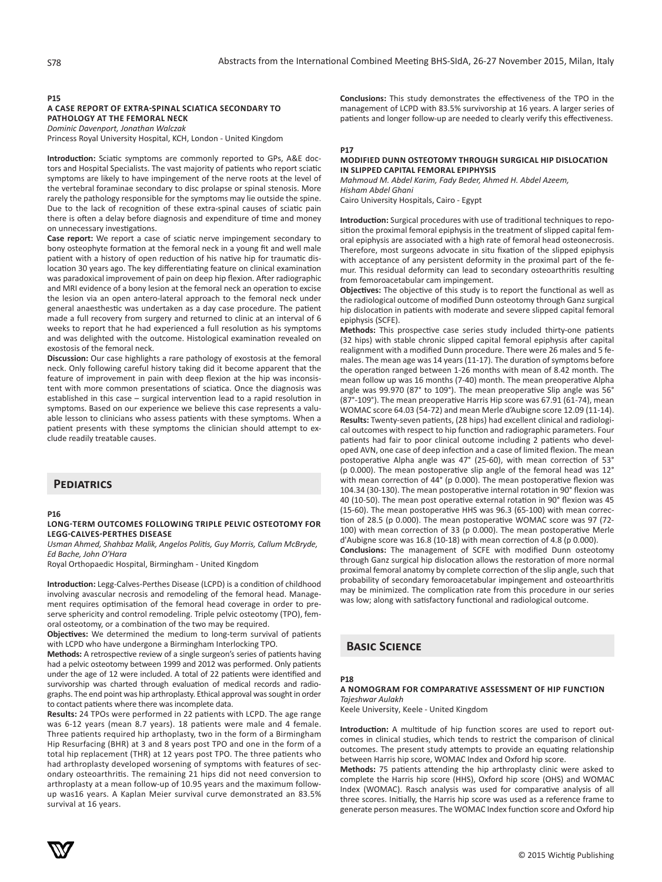### P15

#### A CASE REPORT OF EXTRA-SPINAL SCIATICA SECONDARY TO PATHOLOGY AT THE FEMORAL NECK

*Dominic Davenport, Jonathan Walczak*

Princess Royal University Hospital, KCH, London - United Kingdom

**Introduction:** Sciatic symptoms are commonly reported to GPs, A&E doctors and Hospital Specialists. The vast majority of patients who report sciatic symptoms are likely to have impingement of the nerve roots at the level of the vertebral foraminae secondary to disc prolapse or spinal stenosis. More rarely the pathology responsible for the symptoms may lie outside the spine. Due to the lack of recognition of these extra-spinal causes of sciatic pain there is often a delay before diagnosis and expenditure of time and money on unnecessary investigations.

**Case report:** We report a case of sciatic nerve impingement secondary to bony osteophyte formation at the femoral neck in a young fit and well male patient with a history of open reduction of his native hip for traumatic dislocation 30 years ago. The key differentiating feature on clinical examination was paradoxical improvement of pain on deep hip flexion. After radiographic and MRI evidence of a bony lesion at the femoral neck an operation to excise the lesion via an open antero-lateral approach to the femoral neck under general anaesthestic was undertaken as a day case procedure. The patient made a full recovery from surgery and returned to clinic at an interval of 6 weeks to report that he had experienced a full resolution as his symptoms and was delighted with the outcome. Histological examination revealed on exostosis of the femoral neck.

**Discussion:** Our case highlights a rare pathology of exostosis at the femoral neck. Only following careful history taking did it become apparent that the feature of improvement in pain with deep flexion at the hip was inconsistent with more common presentations of sciatica. Once the diagnosis was established in this case – surgical intervention lead to a rapid resolution in symptoms. Based on our experience we believe this case represents a valuable lesson to clinicians who assess patients with these symptoms. When a patient presents with these symptoms the clinician should attempt to exclude readily treatable causes.

## Pediatrics

### P16

#### LONG-TERM OUTCOMES FOLLOWING TRIPLE PELVIC OSTEOTOMY FOR LEGG-CALVES-PERTHES DISEASE

*Usman Ahmed, Shahbaz Malik, Angelos Politis, Guy Morris, Callum McBryde, Ed Bache, John O'Hara*

Royal Orthopaedic Hospital, Birmingham - United Kingdom

**Introduction:** Legg-Calves-Perthes Disease (LCPD) is a condition of childhood involving avascular necrosis and remodeling of the femoral head. Management requires optimisation of the femoral head coverage in order to preserve sphericity and control remodeling. Triple pelvic osteotomy (TPO), femoral osteotomy, or a combination of the two may be required.

**Objectives:** We determined the medium to long-term survival of patients with LCPD who have undergone a Birmingham Interlocking TPO.

**Methods:** A retrospective review of a single surgeon's series of patients having had a pelvic osteotomy between 1999 and 2012 was performed. Only patients under the age of 12 were included. A total of 22 patients were identified and survivorship was charted through evaluation of medical records and radiographs. The end point was hip arthroplasty. Ethical approval was sought in order to contact patients where there was incomplete data.

**Results:** 24 TPOs were performed in 22 patients with LCPD. The age range was 6-12 years (mean 8.7 years). 18 patients were male and 4 female. Three patients required hip arthoplasty, two in the form of a Birmingham Hip Resurfacing (BHR) at 3 and 8 years post TPO and one in the form of a total hip replacement (THR) at 12 years post TPO. The three patients who had arthroplasty developed worsening of symptoms with features of secondary osteoarthritis. The remaining 21 hips did not need conversion to arthroplasty at a mean follow-up of 10.95 years and the maximum follow-up was16 years. A Kaplan Meier survival curve demonstrated an 83.5% survival at 16 years.

**Conclusions:** This study demonstrates the effectiveness of the TPO in the management of LCPD with 83.5% survivorship at 16 years. A larger series of patients and longer follow-up are needed to clearly verify this effectiveness.

### P17

#### MODIFIED DUNN OSTEOTOMY THROUGH SURGICAL HIP DISLOCATION IN SLIPPED CAPITAL FEMORAL EPIPHYSIS

*Mahmoud M. Abdel Karim, Fady Beder, Ahmed H. Abdel Azeem, Hisham Abdel Ghani*

Cairo University Hospitals, Cairo - Egypt

**Introduction:** Surgical procedures with use of traditional techniques to reposition the proximal femoral epiphysis in the treatment of slipped capital femoral epiphysis are associated with a high rate of femoral head osteonecrosis. Therefore, most surgeons advocate in situ fixation of the slipped epiphysis with acceptance of any persistent deformity in the proximal part of the femur. This residual deformity can lead to secondary osteoarthritis resulting from femoroacetabular cam impingement.

**Objectives:** The objective of this study is to report the functional as well as the radiological outcome of modified Dunn osteotomy through Ganz surgical hip dislocation in patients with moderate and severe slipped capital femoral epiphysis (SCFE).

**Methods:** This prospective case series study included thirty-one patients (32 hips) with stable chronic slipped capital femoral epiphysis after capital realignment with a modified Dunn procedure. There were 26 males and 5 females. The mean age was 14 years (11-17). The duration of symptoms before the operation ranged between 1-26 months with mean of 8.42 month. The mean follow up was 16 months (7-40) month. The mean preoperative Alpha angle was 99.970 (87° to 109°). The mean preoperative Slip angle was 56° (87°-109°). The mean preoperative Harris Hip score was 67.91 (61-74), mean WOMAC score 64.03 (54-72) and mean Merle d'Aubigne score 12.09 (11-14).

**Results:** Twenty-seven patients, (28 hips) had excellent clinical and radiological outcomes with respect to hip function and radiographic parameters. Four patients had fair to poor clinical outcome including 2 patients who developed AVN, one case of deep infection and a case of limited flexion. The mean postoperative Alpha angle was 47° (25-60), with mean correction of 53° (p 0.000). The mean postoperative slip angle of the femoral head was 12° with mean correction of 44° (p 0.000). The mean postoperative flexion was 104.34 (30-130). The mean postoperative internal rotation in 90° flexion was 40 (10-50). The mean post operative external rotation in 90° flexion was 45 (15-60). The mean postoperative HHS was 96.3 (65-100) with mean correction of 28.5 (p 0.000). The mean postoperative WOMAC score was 97 (72-100) with mean correction of 33 (p 0.000). The mean postoperative Merle d'Aubigne score was 16.8 (10-18) with mean correction of 4.8 (p 0.000).

**Conclusions:** The management of SCFE with modified Dunn osteotomy through Ganz surgical hip dislocation allows the restoration of more normal proximal femoral anatomy by complete correction of the slip angle, such that probability of secondary femoroacetabular impingement and osteoarthritis may be minimized. The complication rate from this procedure in our series was low; along with satisfactory functional and radiological outcome.

## Basic Science

### P18

#### A NOMOGRAM FOR COMPARATIVE ASSESSMENT OF HIP FUNCTION

*Tajeshwar Aulakh*

Keele University, Keele - United Kingdom

**Introduction:** A multitude of hip function scores are used to report outcomes in clinical studies, which tends to restrict the comparison of clinical outcomes. The present study attempts to provide an equating relationship between Harris hip score, WOMAC Index and Oxford hip score.

**Methods:** 75 patients attending the hip arthroplasty clinic were asked to complete the Harris hip score (HHS), Oxford hip score (OHS) and WOMAC Index (WOMAC). Rasch analysis was used for comparative analysis of all three scores. Initially, the Harris hip score was used as a reference frame to generate person measures. The WOMAC Index function score and Oxford hip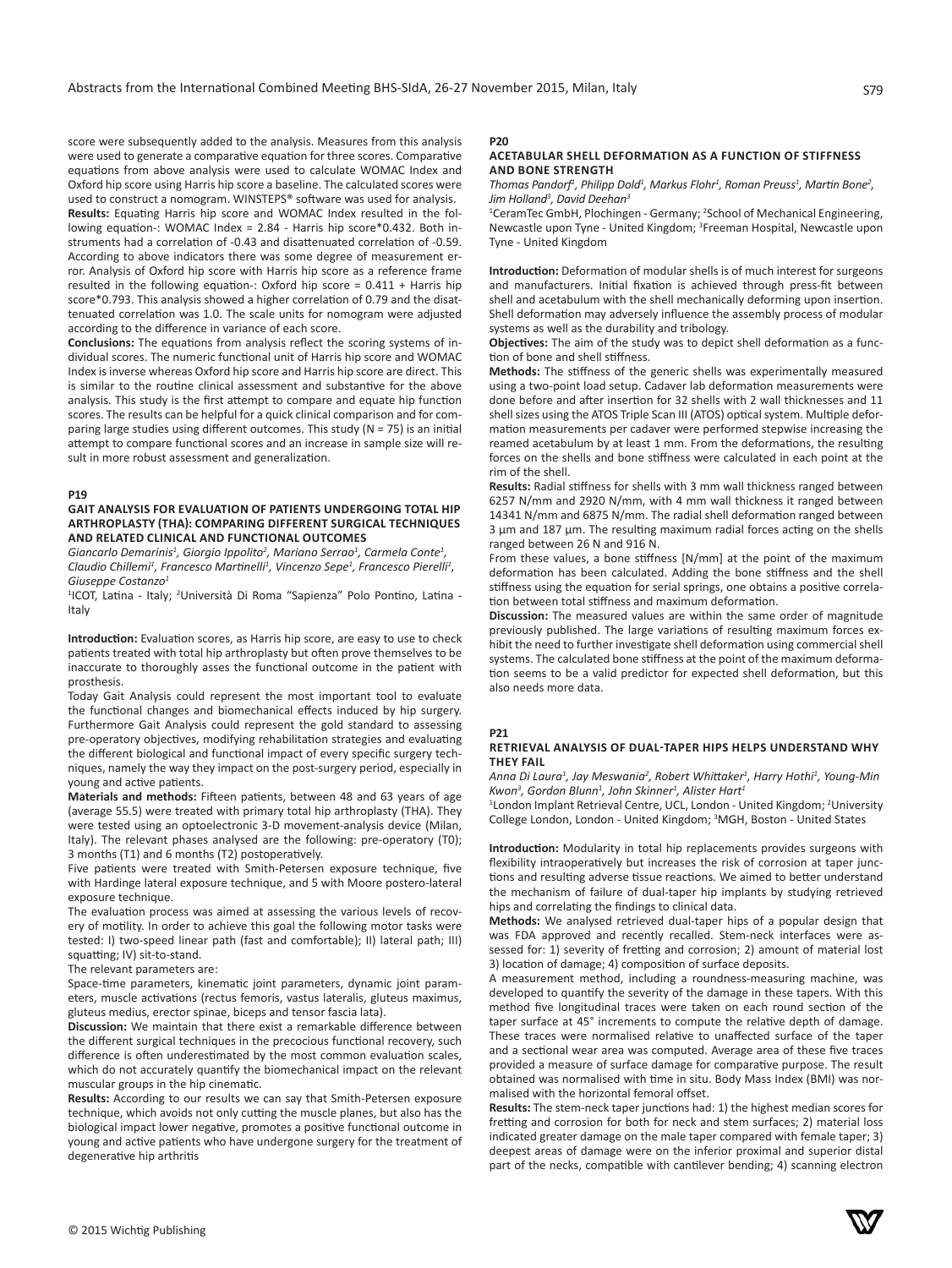score were subsequently added to the analysis. Measures from this analysis were used to generate a comparative equation for three scores. Comparative equations from above analysis were used to calculate WOMAC Index and Oxford hip score using Harris hip score a baseline. The calculated scores were used to construct a nomogram. WINSTEPS® software was used for analysis.

**Results:** Equating Harris hip score and WOMAC Index resulted in the following equation-: WOMAC Index = 2.84 - Harris hip score*0.432. Both instruments had a correlation of -0.43 and disattenuated correlation of -0.59. According to above indicators there was some degree of measurement error. Analysis of Oxford hip score with Harris hip score as a reference frame resulted in the following equation-: Oxford hip score = 0.411 + Harris hip score*0.793. This analysis showed a higher correlation of 0.79 and the disattenuated correlation was 1.0. The scale units for nomogram were adjusted according to the difference in variance of each score.

**Conclusions:** The equations from analysis reflect the scoring systems of individual scores. The numeric functional unit of Harris hip score and WOMAC Index is inverse whereas Oxford hip score and Harris hip score are direct. This is similar to the routine clinical assessment and substantive for the above analysis. This study is the first attempt to compare and equate hip function scores. The results can be helpful for a quick clinical comparison and for comparing large studies using different outcomes. This study (N = 75) is an initial attempt to compare functional scores and an increase in sample size will result in more robust assessment and generalization.

**P19**

### GAIT ANALYSIS FOR EVALUATION OF PATIENTS UNDERGOING TOTAL HIP ARTHROPLASTY (THA): COMPARING DIFFERENT SURGICAL TECHNIQUES AND RELATED CLINICAL AND FUNCTIONAL OUTCOMES

*Giancarlo Demarinis[1], Giorgio Ippolito[2], Mariano Serrao[1], Carmela Conte[1], Claudio Chillemi[1], Francesco Martinelli[1], Vincenzo Sepe[1], Francesco Pierelli[1], Giuseppe Costanzo[1]*

[1]ICOT, Latina - Italy; [2]Università Di Roma "Sapienza" Polo Pontino, Latina - Italy

**Introduction:** Evaluation scores, as Harris hip score, are easy to use to check patients treated with total hip arthroplasty but often prove themselves to be inaccurate to thoroughly asses the functional outcome in the patient with prosthesis.

Today Gait Analysis could represent the most important tool to evaluate the functional changes and biomechanical effects induced by hip surgery. Furthermore Gait Analysis could represent the gold standard to assessing pre-operatory objectives, modifying rehabilitation strategies and evaluating the different biological and functional impact of every specific surgery techniques, namely the way they impact on the post-surgery period, especially in young and active patients.

**Materials and methods:** Fifteen patients, between 48 and 63 years of age (average 55.5) were treated with primary total hip arthroplasty (THA). They were tested using an optoelectronic 3-D movement-analysis device (Milan, Italy). The relevant phases analysed are the following: pre-operatory (T0); 3 months (T1) and 6 months (T2) postoperatively.

Five patients were treated with Smith-Petersen exposure technique, five with Hardinge lateral exposure technique, and 5 with Moore postero-lateral exposure technique.

The evaluation process was aimed at assessing the various levels of recovery of motility. In order to achieve this goal the following motor tasks were tested: I) two-speed linear path (fast and comfortable); II) lateral path; III) squatting; IV) sit-to-stand.

The relevant parameters are:

Space-time parameters, kinematic joint parameters, dynamic joint parameters, muscle activations (rectus femoris, vastus lateralis, gluteus maximus, gluteus medius, erector spinae, biceps and tensor fascia lata).

**Discussion:** We maintain that there exist a remarkable difference between the different surgical techniques in the precocious functional recovery, such difference is often underestimated by the most common evaluation scales, which do not accurately quantify the biomechanical impact on the relevant muscular groups in the hip cinematic.

**Results:** According to our results we can say that Smith-Petersen exposure technique, which avoids not only cutting the muscle planes, but also has the biological impact lower negative, promotes a positive functional outcome in young and active patients who have undergone surgery for the treatment of degenerative hip arthritis

**P20**

### ACETABULAR SHELL DEFORMATION AS A FUNCTION OF STIFFNESS AND BONE STRENGTH

*Thomas Pandorf[1], Philipp Dold[1], Markus Flohr[1], Roman Preuss[1], Martin Bone[2], Jim Holland[3], David Deehan[3]*

[1]CeramTec GmbH, Plochingen - Germany; [2]School of Mechanical Engineering, Newcastle upon Tyne - United Kingdom; [3]Freeman Hospital, Newcastle upon Tyne - United Kingdom

**Introduction:** Deformation of modular shells is of much interest for surgeons and manufacturers. Initial fixation is achieved through press-fit between shell and acetabulum with the shell mechanically deforming upon insertion. Shell deformation may adversely influence the assembly process of modular systems as well as the durability and tribology.

**Objectives:** The aim of the study was to depict shell deformation as a function of bone and shell stiffness.

**Methods:** The stiffness of the generic shells was experimentally measured using a two-point load setup. Cadaver lab deformation measurements were done before and after insertion for 32 shells with 2 wall thicknesses and 11 shell sizes using the ATOS Triple Scan III (ATOS) optical system. Multiple deformation measurements per cadaver were performed stepwise increasing the reamed acetabulum by at least 1 mm. From the deformations, the resulting forces on the shells and bone stiffness were calculated in each point at the rim of the shell.

**Results:** Radial stiffness for shells with 3 mm wall thickness ranged between 6257 N/mm and 2920 N/mm, with 4 mm wall thickness it ranged between 14341 N/mm and 6875 N/mm. The radial shell deformation ranged between 3 µm and 187 µm. The resulting maximum radial forces acting on the shells ranged between 26 N and 916 N.

From these values, a bone stiffness [N/mm] at the point of the maximum deformation has been calculated. Adding the bone stiffness and the shell stiffness using the equation for serial springs, one obtains a positive correlation between total stiffness and maximum deformation.

**Discussion:** The measured values are within the same order of magnitude previously published. The large variations of resulting maximum forces exhibit the need to further investigate shell deformation using commercial shell systems. The calculated bone stiffness at the point of the maximum deformation seems to be a valid predictor for expected shell deformation, but this also needs more data.

**P21**

### RETRIEVAL ANALYSIS OF DUAL-TAPER HIPS HELPS UNDERSTAND WHY THEY FAIL

*Anna Di Laura[1], Jay Meswania[2], Robert Whittaker[1], Harry Hothi[1], Young-Min Kwon[3], Gordon Blunn[1], John Skinner[1], Alister Hart[1]*

[1]London Implant Retrieval Centre, UCL, London - United Kingdom; [2]University College London, London - United Kingdom; [3]MGH, Boston - United States

**Introduction:** Modularity in total hip replacements provides surgeons with flexibility intraoperatively but increases the risk of corrosion at taper junctions and resulting adverse tissue reactions. We aimed to better understand the mechanism of failure of dual-taper hip implants by studying retrieved hips and correlating the findings to clinical data.

**Methods:** We analysed retrieved dual-taper hips of a popular design that was FDA approved and recently recalled. Stem-neck interfaces were assessed for: 1) severity of fretting and corrosion; 2) amount of material lost 3) location of damage; 4) composition of surface deposits.

A measurement method, including a roundness-measuring machine, was developed to quantify the severity of the damage in these tapers. With this method five longitudinal traces were taken on each round section of the taper surface at 45° increments to compute the relative depth of damage. These traces were normalised relative to unaffected surface of the taper and a sectional wear area was computed. Average area of these five traces provided a measure of surface damage for comparative purpose. The result obtained was normalised with time in situ. Body Mass Index (BMI) was normalised with the horizontal femoral offset.

**Results:** The stem-neck taper junctions had: 1) the highest median scores for fretting and corrosion for both for neck and stem surfaces; 2) material loss indicated greater damage on the male taper compared with female taper; 3) deepest areas of damage were on the inferior proximal and superior distal part of the necks, compatible with cantilever bending; 4) scanning electron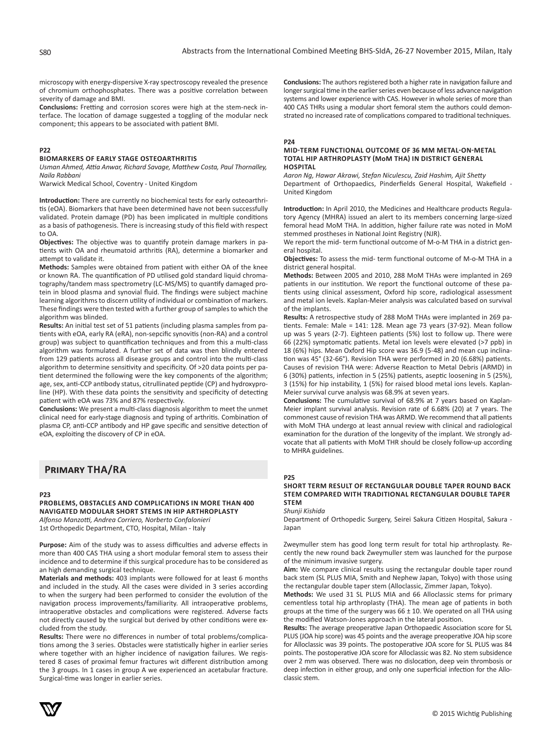microscopy with energy-dispersive X-ray spectroscopy revealed the presence of chromium orthophosphates. There was a positive correlation between severity of damage and BMI.

**Conclusions:** Fretting and corrosion scores were high at the stem-neck interface. The location of damage suggested a toggling of the modular neck component; this appears to be associated with patient BMI.

### P22

### BIOMARKERS OF EARLY STAGE OSTEOARTHRITIS

*Usman Ahmed, Attia Anwar, Richard Savage, Matthew Costa, Paul Thornalley, Naila Rabbani*

Warwick Medical School, Coventry - United Kingdom

**Introduction:** There are currently no biochemical tests for early osteoarthritis (eOA). Biomarkers that have been determined have not been successfully validated. Protein damage (PD) has been implicated in multiple conditions as a basis of pathogenesis. There is increasing study of this field with respect to OA.

**Objectives:** The objective was to quantify protein damage markers in patients with OA and rheumatoid arthritis (RA), determine a biomarker and attempt to validate it.

**Methods:** Samples were obtained from patient with either OA of the knee or known RA. The quantification of PD utilised gold standard liquid chromatography/tandem mass spectrometry (LC-MS/MS) to quantify damaged protein in blood plasma and synovial fluid. The findings were subject machine learning algorithms to discern utility of individual or combination of markers. These findings were then tested with a further group of samples to which the algorithm was blinded.

**Results:** An initial test set of 51 patients (including plasma samples from patients with eOA, early RA (eRA), non-sepcific synovitis (non-RA) and a control group) was subject to quantification techniques and from this a multi-class algorithm was formulated. A further set of data was then blindly entered from 129 patients across all disease groups and control into the multi-class algorithm to determine sensitivity and specificity. Of >20 data points per patient determined the following were the key components of the algorithm; age, sex, anti-CCP antibody status, citrullinated peptide (CP) and hydroxyproline (HP). With these data points the sensitivity and specificity of detecting patient with eOA was 73% and 87% respectively.

**Conclusions:** We present a multi-class diagnosis algorithm to meet the unmet clinical need for early-stage diagnosis and typing of arthritis. Combination of plasma CP, anti-CCP antibody and HP gave specific and sensitive detection of eOA, exploiting the discovery of CP in eOA.

## Primary THA/RA

### P23

### PROBLEMS, OBSTACLES AND COMPLICATIONS IN MORE THAN 400 NAVIGATED MODULAR SHORT STEMS IN HIP ARTHROPLASTY

*Alfonso Manzotti, Andrea Corriero, Norberto Confalonieri*

1st Orthopedic Department, CTO, Hospital, Milan - Italy

**Purpose:** Aim of the study was to assess difficulties and adverse effects in more than 400 CAS THA using a short modular femoral stem to assess their incidence and to determine if this surgical procedure has to be considered as an high demanding surgical technique.

**Materials and methods:** 403 implants were followed for at least 6 months and included in the study. All the cases were divided in 3 series according to when the surgery had been performed to consider the evolution of the navigation process improvements/familiarity. All intraoperative problems, intraoperative obstacles and complications were registered. Adverse facts not directly caused by the surgical but derived by other conditions were excluded from the study.

**Results:** There were no differences in number of total problems/complications among the 3 series. Obstacles were statistically higher in earlier series where together with an higher incidence of navigation failures. We registered 8 cases of proximal femur fractures wit different distribution among the 3 groups. In 1 cases in group A we experienced an acetabular fracture. Surgical-time was longer in earlier series.

**Conclusions:** The authors registered both a higher rate in navigation failure and longer surgical time in the earlier series even because of less advance navigation systems and lower experience with CAS. However in whole series of more than 400 CAS THRs using a modular short femoral stem the authors could demonstrated no increased rate of complications compared to traditional techniques.

### P24

### MID-TERM FUNCTIONAL OUTCOME OF 36 MM METAL-ON-METAL TOTAL HIP ARTHROPLASTY (MoM THA) IN DISTRICT GENERAL HOSPITAL

*Aaron Ng, Hawar Akrawi, Stefan Niculescu, Zaid Hashim, Ajit Shetty*

Department of Orthopaedics, Pinderfields General Hospital, Wakefield - United Kingdom

**Introduction:** In April 2010, the Medicines and Healthcare products Regulatory Agency (MHRA) issued an alert to its members concerning large-sized femoral head MoM THA. In addition, higher failure rate was noted in MoM stemmed prostheses in National Joint Registry (NJR).

We report the mid- term functional outcome of M-o-M THA in a district general hospital.

**Objectives:** To assess the mid- term functional outcome of M-o-M THA in a district general hospital.

**Methods:** Between 2005 and 2010, 288 MoM THAs were implanted in 269 patients in our institution. We report the functional outcome of these patients using clinical assessment, Oxford hip score, radiological assessment and metal ion levels. Kaplan-Meier analysis was calculated based on survival of the implants.

**Results:** A retrospective study of 288 MoM THAs were implanted in 269 patients. Female: Male = 141: 128. Mean age 73 years (37-92). Mean follow up was 5 years (2-7). Eighteen patients (5%) lost to follow up. There were 66 (22%) symptomatic patients. Metal ion levels were elevated (>7 ppb) in 18 (6%) hips. Mean Oxford Hip score was 36.9 (5-48) and mean cup inclination was 45° (32-66°). Revision THA were performed in 20 (6.68%) patients. Causes of revision THA were: Adverse Reaction to Metal Debris (ARMD) in 6 (30%) patients, infection in 5 (25%) patients, aseptic loosening in 5 (25%), 3 (15%) for hip instability, 1 (5%) for raised blood metal ions levels. Kaplan-Meier survival curve analysis was 68.9% at seven years.

**Conclusions:** The cumulative survival of 68.9% at 7 years based on Kaplan-Meier implant survival analysis. Revision rate of 6.68% (20) at 7 years. The commonest cause of revision THA was ARMD. We recommend that all patients with MoM THA undergo at least annual review with clinical and radiological examination for the duration of the longevity of the implant. We strongly advocate that all patients with MoM THR should be closely follow-up according to MHRA guidelines.

### P25

### SHORT TERM RESULT OF RECTANGULAR DOUBLE TAPER ROUND BACK STEM COMPARED WITH TRADITIONAL RECTANGULAR DOUBLE TAPER STEM

*Shunji Kishida*

Department of Orthopedic Surgery, Seirei Sakura Citizen Hospital, Sakura - Japan

Zweymuller stem has good long term result for total hip arthroplasty. Recently the new round back Zweymuller stem was launched for the purpose of the minimum invasive surgery.

**Aim:** We compare clinical results using the rectangular double taper round back stem (SL PLUS MIA, Smith and Nephew Japan, Tokyo) with those using the rectangular double taper stem (Alloclassic, Zimmer Japan, Tokyo).

**Methods:** We used 31 SL PLUS MIA and 66 Alloclassic stems for primary cementless total hip arthroplasty (THA). The mean age of patients in both groups at the time of the surgery was 66 ± 10. We operated on all THA using the modified Watson-Jones approach in the lateral position.

**Results:** The average preoperative Japan Orthopaedic Association score for SL PLUS (JOA hip score) was 45 points and the average preoperative JOA hip score for Alloclassic was 39 points. The postoperative JOA score for SL PLUS was 84 points. The postoperative JOA score for Alloclassic was 82. No stem subsidence over 2 mm was observed. There was no dislocation, deep vein thrombosis or deep infection in either group, and only one superficial infection for the Alloclassic stem.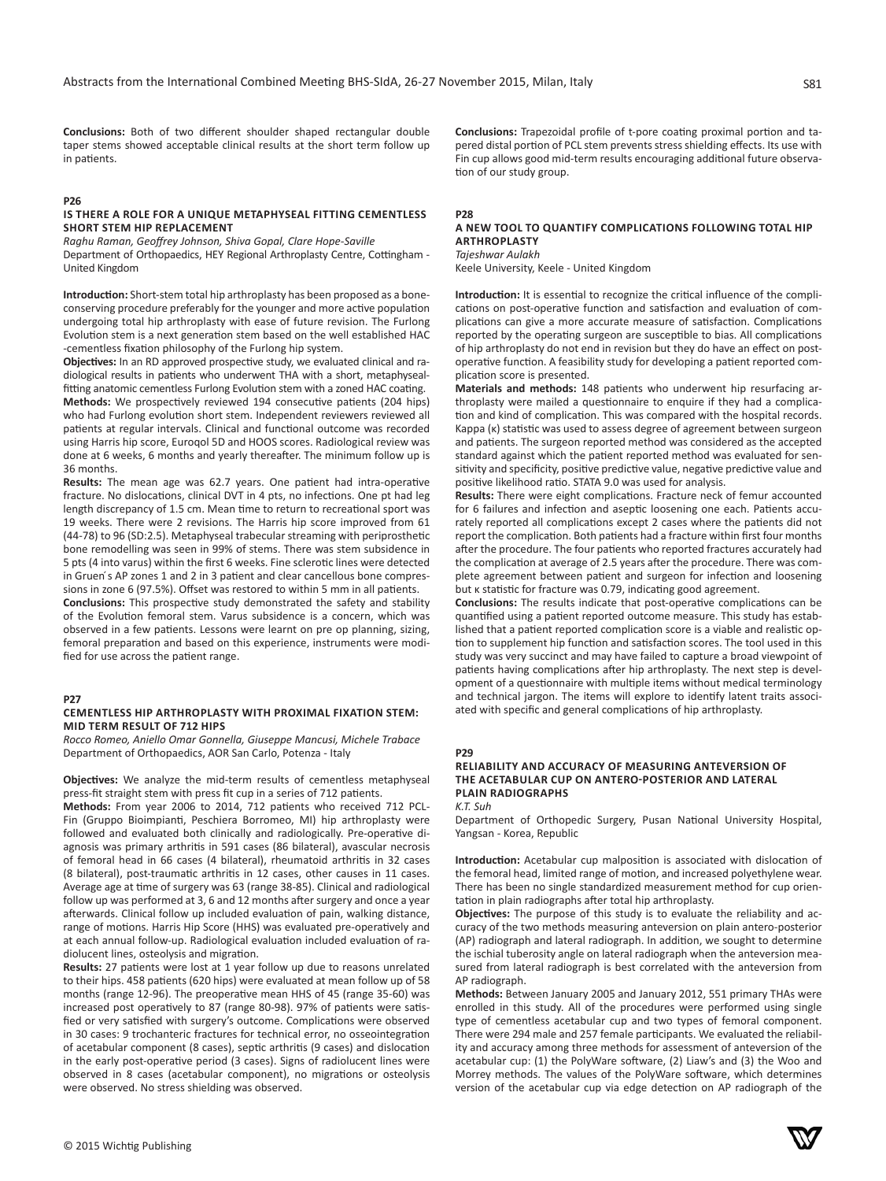**Conclusions:** Both of two different shoulder shaped rectangular double taper stems showed acceptable clinical results at the short term follow up in patients.

**P26**

### IS THERE A ROLE FOR A UNIQUE METAPHYSEAL FITTING CEMENTLESS SHORT STEM HIP REPLACEMENT

*Raghu Raman, Geoffrey Johnson, Shiva Gopal, Clare Hope-Saville*
Department of Orthopaedics, HEY Regional Arthroplasty Centre, Cottingham - United Kingdom

**Introduction:** Short-stem total hip arthroplasty has been proposed as a bone-conserving procedure preferably for the younger and more active population undergoing total hip arthroplasty with ease of future revision. The Furlong Evolution stem is a next generation stem based on the well established HAC -cementless fixation philosophy of the Furlong hip system.

**Objectives:** In an RD approved prospective study, we evaluated clinical and radiological results in patients who underwent THA with a short, metaphyseal-fitting anatomic cementless Furlong Evolution stem with a zoned HAC coating.

**Methods:** We prospectively reviewed 194 consecutive patients (204 hips) who had Furlong evolution short stem. Independent reviewers reviewed all patients at regular intervals. Clinical and functional outcome was recorded using Harris hip score, Euroqol 5D and HOOS scores. Radiological review was done at 6 weeks, 6 months and yearly thereafter. The minimum follow up is 36 months.

**Results:** The mean age was 62.7 years. One patient had intra-operative fracture. No dislocations, clinical DVT in 4 pts, no infections. One pt had leg length discrepancy of 1.5 cm. Mean time to return to recreational sport was 19 weeks. There were 2 revisions. The Harris hip score improved from 61 (44-78) to 96 (SD:2.5). Metaphyseal trabecular streaming with periprosthetic bone remodelling was seen in 99% of stems. There was stem subsidence in 5 pts (4 into varus) within the first 6 weeks. Fine sclerotic lines were detected in Gruen´s AP zones 1 and 2 in 3 patient and clear cancellous bone compressions in zone 6 (97.5%). Offset was restored to within 5 mm in all patients.

**Conclusions:** This prospective study demonstrated the safety and stability of the Evolution femoral stem. Varus subsidence is a concern, which was observed in a few patients. Lessons were learnt on pre op planning, sizing, femoral preparation and based on this experience, instruments were modified for use across the patient range.

**P27**

### CEMENTLESS HIP ARTHROPLASTY WITH PROXIMAL FIXATION STEM: MID TERM RESULT OF 712 HIPS

*Rocco Romeo, Aniello Omar Gonnella, Giuseppe Mancusi, Michele Trabace*
Department of Orthopaedics, AOR San Carlo, Potenza - Italy

**Objectives:** We analyze the mid-term results of cementless metaphyseal press-fit straight stem with press fit cup in a series of 712 patients.

**Methods:** From year 2006 to 2014, 712 patients who received 712 PCL-Fin (Gruppo Bioimpianti, Peschiera Borromeo, MI) hip arthroplasty were followed and evaluated both clinically and radiologically. Pre-operative diagnosis was primary arthritis in 591 cases (86 bilateral), avascular necrosis of femoral head in 66 cases (4 bilateral), rheumatoid arthritis in 32 cases (8 bilateral), post-traumatic arthritis in 12 cases, other causes in 11 cases. Average age at time of surgery was 63 (range 38-85). Clinical and radiological follow up was performed at 3, 6 and 12 months after surgery and once a year afterwards. Clinical follow up included evaluation of pain, walking distance, range of motions. Harris Hip Score (HHS) was evaluated pre-operatively and at each annual follow-up. Radiological evaluation included evaluation of radiolucent lines, osteolysis and migration.

**Results:** 27 patients were lost at 1 year follow up due to reasons unrelated to their hips. 458 patients (620 hips) were evaluated at mean follow up of 58 months (range 12-96). The preoperative mean HHS of 45 (range 35-60) was increased post operatively to 87 (range 80-98). 97% of patients were satisfied or very satisfied with surgery's outcome. Complications were observed in 30 cases: 9 trochanteric fractures for technical error, no osseointegration of acetabular component (8 cases), septic arthritis (9 cases) and dislocation in the early post-operative period (3 cases). Signs of radiolucent lines were observed in 8 cases (acetabular component), no migrations or osteolysis were observed. No stress shielding was observed.

**Conclusions:** Trapezoidal profile of t-pore coating proximal portion and tapered distal portion of PCL stem prevents stress shielding effects. Its use with Fin cup allows good mid-term results encouraging additional future observation of our study group.

**P28**

### A NEW TOOL TO QUANTIFY COMPLICATIONS FOLLOWING TOTAL HIP ARTHROPLASTY

*Tajeshwar Aulakh*
Keele University, Keele - United Kingdom

**Introduction:** It is essential to recognize the critical influence of the complications on post-operative function and satisfaction and evaluation of complications can give a more accurate measure of satisfaction. Complications reported by the operating surgeon are susceptible to bias. All complications of hip arthroplasty do not end in revision but they do have an effect on post-operative function. A feasibility study for developing a patient reported complication score is presented.

**Materials and methods:** 148 patients who underwent hip resurfacing arthroplasty were mailed a questionnaire to enquire if they had a complication and kind of complication. This was compared with the hospital records. Kappa (κ) statistic was used to assess degree of agreement between surgeon and patients. The surgeon reported method was considered as the accepted standard against which the patient reported method was evaluated for sensitivity and specificity, positive predictive value, negative predictive value and positive likelihood ratio. STATA 9.0 was used for analysis.

**Results:** There were eight complications. Fracture neck of femur accounted for 6 failures and infection and aseptic loosening one each. Patients accurately reported all complications except 2 cases where the patients did not report the complication. Both patients had a fracture within first four months after the procedure. The four patients who reported fractures accurately had the complication at average of 2.5 years after the procedure. There was complete agreement between patient and surgeon for infection and loosening but κ statistic for fracture was 0.79, indicating good agreement.

**Conclusions:** The results indicate that post-operative complications can be quantified using a patient reported outcome measure. This study has established that a patient reported complication score is a viable and realistic option to supplement hip function and satisfaction scores. The tool used in this study was very succinct and may have failed to capture a broad viewpoint of patients having complications after hip arthroplasty. The next step is development of a questionnaire with multiple items without medical terminology and technical jargon. The items will explore to identify latent traits associated with specific and general complications of hip arthroplasty.

**P29**

### RELIABILITY AND ACCURACY OF MEASURING ANTEVERSION OF THE ACETABULAR CUP ON ANTERO-POSTERIOR AND LATERAL PLAIN RADIOGRAPHS

*K.T. Suh*
Department of Orthopedic Surgery, Pusan National University Hospital, Yangsan - Korea, Republic

**Introduction:** Acetabular cup malposition is associated with dislocation of the femoral head, limited range of motion, and increased polyethylene wear. There has been no single standardized measurement method for cup orientation in plain radiographs after total hip arthroplasty.

**Objectives:** The purpose of this study is to evaluate the reliability and accuracy of the two methods measuring anteversion on plain antero-posterior (AP) radiograph and lateral radiograph. In addition, we sought to determine the ischial tuberosity angle on lateral radiograph when the anteversion measured from lateral radiograph is best correlated with the anteversion from AP radiograph.

**Methods:** Between January 2005 and January 2012, 551 primary THAs were enrolled in this study. All of the procedures were performed using single type of cementless acetabular cup and two types of femoral component. There were 294 male and 257 female participants. We evaluated the reliability and accuracy among three methods for assessment of anteversion of the acetabular cup: (1) the PolyWare software, (2) Liaw's and (3) the Woo and Morrey methods. The values of the PolyWare software, which determines version of the acetabular cup via edge detection on AP radiograph of the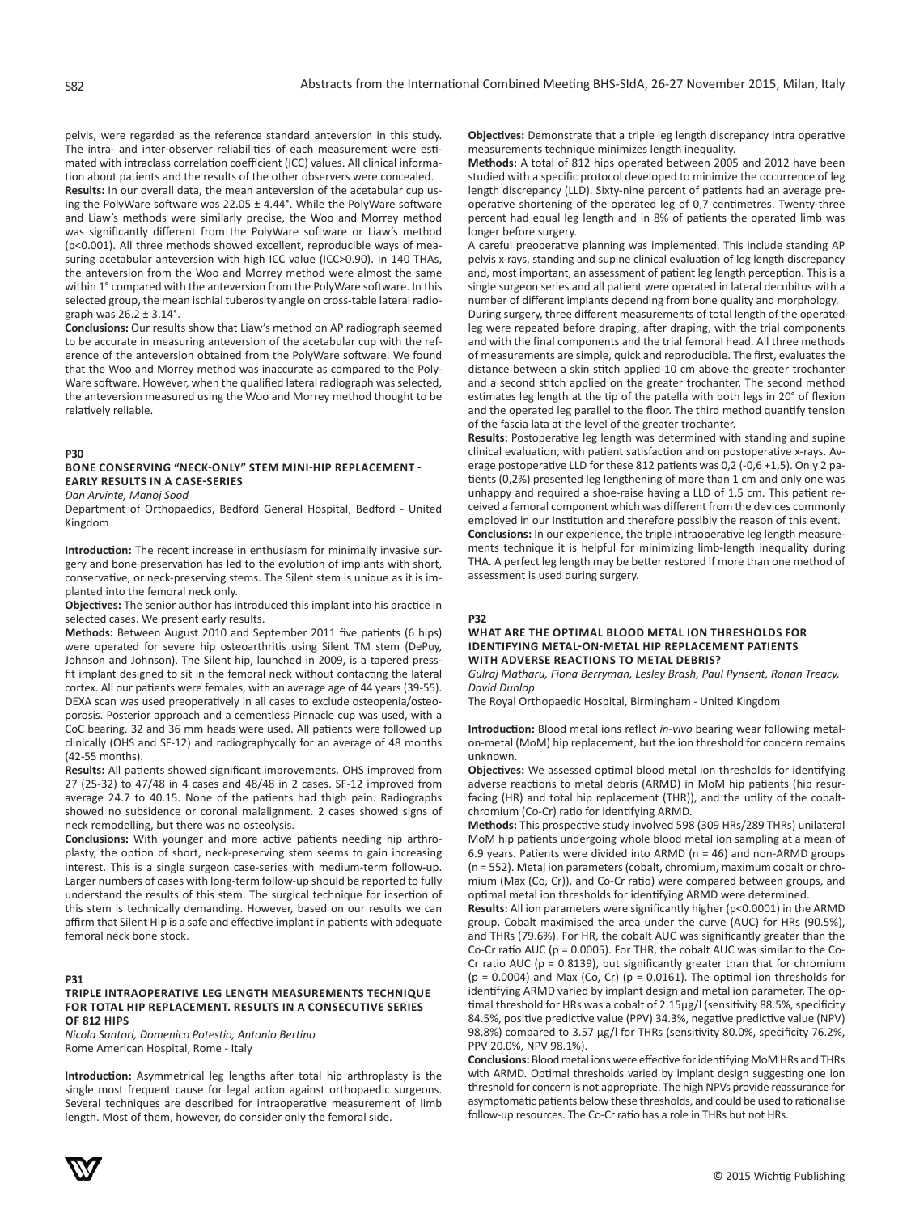pelvis, were regarded as the reference standard anteversion in this study. The intra- and inter-observer reliabilities of each measurement were estimated with intraclass correlation coefficient (ICC) values. All clinical information about patients and the results of the other observers were concealed.

**Results:** In our overall data, the mean anteversion of the acetabular cup using the PolyWare software was 22.05 ± 4.44°. While the PolyWare software and Liaw's methods were similarly precise, the Woo and Morrey method was significantly different from the PolyWare software or Liaw's method ($p<0.001$). All three methods showed excellent, reproducible ways of measuring acetabular anteversion with high ICC value (ICC>0.90). In 140 THAs, the anteversion from the Woo and Morrey method were almost the same within 1° compared with the anteversion from the PolyWare software. In this selected group, the mean ischial tuberosity angle on cross-table lateral radiograph was 26.2 ± 3.14°.

**Conclusions:** Our results show that Liaw's method on AP radiograph seemed to be accurate in measuring anteversion of the acetabular cup with the reference of the anteversion obtained from the PolyWare software. We found that the Woo and Morrey method was inaccurate as compared to the PolyWare software. However, when the qualified lateral radiograph was selected, the anteversion measured using the Woo and Morrey method thought to be relatively reliable.

**P30**

### BONE CONSERVING "NECK-ONLY" STEM MINI-HIP REPLACEMENT - EARLY RESULTS IN A CASE-SERIES

*Dan Arvinte, Manoj Sood*

Department of Orthopaedics, Bedford General Hospital, Bedford - United Kingdom

**Introduction:** The recent increase in enthusiasm for minimally invasive surgery and bone preservation has led to the evolution of implants with short, conservative, or neck-preserving stems. The Silent stem is unique as it is implanted into the femoral neck only.

**Objectives:** The senior author has introduced this implant into his practice in selected cases. We present early results.

**Methods:** Between August 2010 and September 2011 five patients (6 hips) were operated for severe hip osteoarthritis using Silent TM stem (DePuy, Johnson and Johnson). The Silent hip, launched in 2009, is a tapered press-fit implant designed to sit in the femoral neck without contacting the lateral cortex. All our patients were females, with an average age of 44 years (39-55). DEXA scan was used preoperatively in all cases to exclude osteopenia/osteoporosis. Posterior approach and a cementless Pinnacle cup was used, with a CoC bearing. 32 and 36 mm heads were used. All patients were followed up clinically (OHS and SF-12) and radiographycally for an average of 48 months (42-55 months).

**Results:** All patients showed significant improvements. OHS improved from 27 (25-32) to 47/48 in 4 cases and 48/48 in 2 cases. SF-12 improved from average 24.7 to 40.15. None of the patients had thigh pain. Radiographs showed no subsidence or coronal malalignment. 2 cases showed signs of neck remodelling, but there was no osteolysis.

**Conclusions:** With younger and more active patients needing hip arthroplasty, the option of short, neck-preserving stem seems to gain increasing interest. This is a single surgeon case-series with medium-term follow-up. Larger numbers of cases with long-term follow-up should be reported to fully understand the results of this stem. The surgical technique for insertion of this stem is technically demanding. However, based on our results we can affirm that Silent Hip is a safe and effective implant in patients with adequate femoral neck bone stock.

**P31**

### TRIPLE INTRAOPERATIVE LEG LENGTH MEASUREMENTS TECHNIQUE FOR TOTAL HIP REPLACEMENT. RESULTS IN A CONSECUTIVE SERIES OF 812 HIPS

*Nicola Santori, Domenico Potestio, Antonio Bertino*

Rome American Hospital, Rome - Italy

**Introduction:** Asymmetrical leg lengths after total hip arthroplasty is the single most frequent cause for legal action against orthopaedic surgeons. Several techniques are described for intraoperative measurement of limb length. Most of them, however, do consider only the femoral side.

**Objectives:** Demonstrate that a triple leg length discrepancy intra operative measurements technique minimizes length inequality.

**Methods:** A total of 812 hips operated between 2005 and 2012 have been studied with a specific protocol developed to minimize the occurrence of leg length discrepancy (LLD). Sixty-nine percent of patients had an average preoperative shortening of the operated leg of 0,7 centimetres. Twenty-three percent had equal leg length and in 8% of patients the operated limb was longer before surgery.

A careful preoperative planning was implemented. This include standing AP pelvis x-rays, standing and supine clinical evaluation of leg length discrepancy and, most important, an assessment of patient leg length perception. This is a single surgeon series and all patient were operated in lateral decubitus with a number of different implants depending from bone quality and morphology.

During surgery, three different measurements of total length of the operated leg were repeated before draping, after draping, with the trial components and with the final components and the trial femoral head. All three methods of measurements are simple, quick and reproducible. The first, evaluates the distance between a skin stitch applied 10 cm above the greater trochanter and a second stitch applied on the greater trochanter. The second method estimates leg length at the tip of the patella with both legs in 20° of flexion and the operated leg parallel to the floor. The third method quantify tension of the fascia lata at the level of the greater trochanter.

**Results:** Postoperative leg length was determined with standing and supine clinical evaluation, with patient satisfaction and on postoperative x-rays. Average postoperative LLD for these 812 patients was 0,2 (-0,6 +1,5). Only 2 patients (0,2%) presented leg lengthening of more than 1 cm and only one was unhappy and required a shoe-raise having a LLD of 1,5 cm. This patient received a femoral component which was different from the devices commonly employed in our Institution and therefore possibly the reason of this event.

**Conclusions:** In our experience, the triple intraoperative leg length measurements technique it is helpful for minimizing limb-length inequality during THA. A perfect leg length may be better restored if more than one method of assessment is used during surgery.

**P32**

### WHAT ARE THE OPTIMAL BLOOD METAL ION THRESHOLDS FOR IDENTIFYING METAL-ON-METAL HIP REPLACEMENT PATIENTS WITH ADVERSE REACTIONS TO METAL DEBRIS?

*Gulraj Matharu, Fiona Berryman, Lesley Brash, Paul Pynsent, Ronan Treacy, David Dunlop*

The Royal Orthopaedic Hospital, Birmingham - United Kingdom

**Introduction:** Blood metal ions reflect *in-vivo* bearing wear following metal-on-metal (MoM) hip replacement, but the ion threshold for concern remains unknown.

**Objectives:** We assessed optimal blood metal ion thresholds for identifying adverse reactions to metal debris (ARMD) in MoM hip patients (hip resurfacing (HR) and total hip replacement (THR)), and the utility of the cobalt-chromium (Co-Cr) ratio for identifying ARMD.

**Methods:** This prospective study involved 598 (309 HRs/289 THRs) unilateral MoM hip patients undergoing whole blood metal ion sampling at a mean of 6.9 years. Patients were divided into ARMD (n = 46) and non-ARMD groups (n = 552). Metal ion parameters (cobalt, chromium, maximum cobalt or chromium (Max (Co, Cr)), and Co-Cr ratio) were compared between groups, and optimal metal ion thresholds for identifying ARMD were determined.

**Results:** All ion parameters were significantly higher ($p<0.0001$) in the ARMD group. Cobalt maximised the area under the curve (AUC) for HRs (90.5%), and THRs (79.6%). For HR, the cobalt AUC was significantly greater than the Co-Cr ratio AUC ($p = 0.0005$). For THR, the cobalt AUC was similar to the Co-Cr ratio AUC ($p = 0.8139$), but significantly greater than that for chromium ($p = 0.0004$) and Max (Co, Cr) ($p = 0.0161$). The optimal ion thresholds for identifying ARMD varied by implant design and metal ion parameter. The optimal threshold for HRs was a cobalt of 2.15µg/l (sensitivity 88.5%, specificity 84.5%, positive predictive value (PPV) 34.3%, negative predictive value (NPV) 98.8%) compared to 3.57 µg/l for THRs (sensitivity 80.0%, specificity 76.2%, PPV 20.0%, NPV 98.1%).

**Conclusions:** Blood metal ions were effective for identifying MoM HRs and THRs with ARMD. Optimal thresholds varied by implant design suggesting one ion threshold for concern is not appropriate. The high NPVs provide reassurance for asymptomatic patients below these thresholds, and could be used to rationalise follow-up resources. The Co-Cr ratio has a role in THRs but not HRs.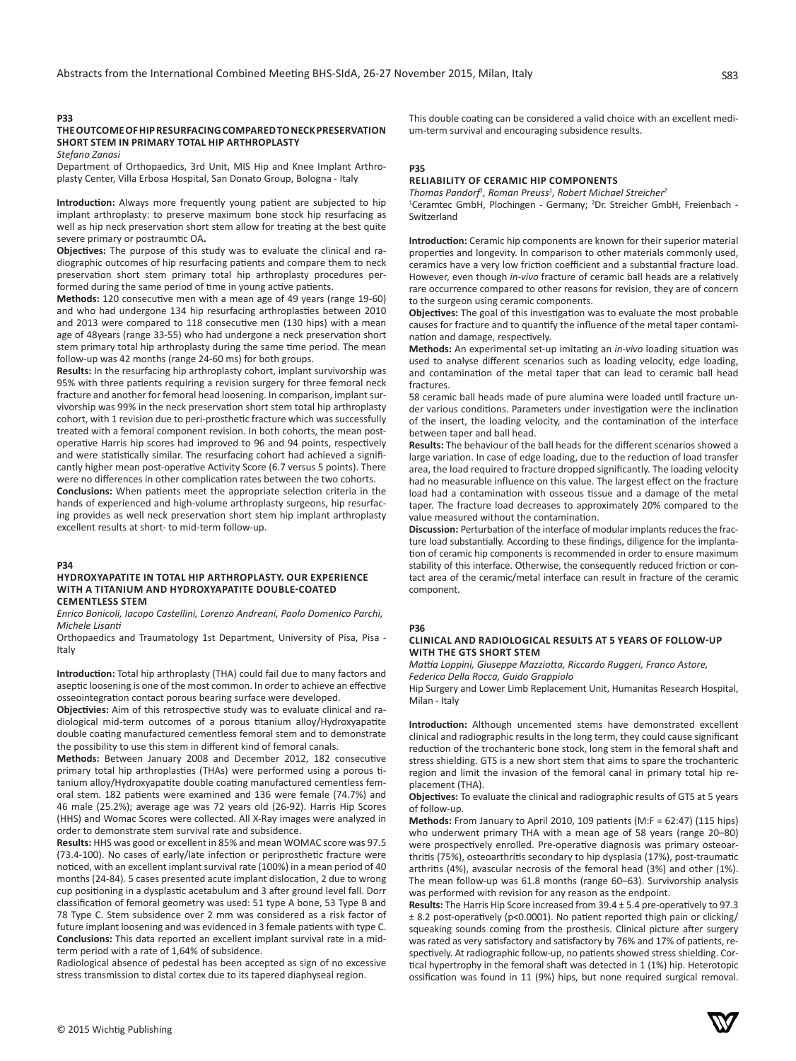**P33**

### THE OUTCOME OF HIP RESURFACING COMPARED TO NECK PRESERVATION SHORT STEM IN PRIMARY TOTAL HIP ARTHROPLASTY

*Stefano Zanasi*

Department of Orthopaedics, 3rd Unit, MIS Hip and Knee Implant Arthroplasty Center, Villa Erbosa Hospital, San Donato Group, Bologna - Italy

**Introduction:** Always more frequently young patient are subjected to hip implant arthroplasty: to preserve maximum bone stock hip resurfacing as well as hip neck preservation short stem allow for treating at the best quite severe primary or postraumtic OA**.**

**Objectives:** The purpose of this study was to evaluate the clinical and radiographic outcomes of hip resurfacing patients and compare them to neck preservation short stem primary total hip arthroplasty procedures performed during the same period of time in young active patients.

**Methods:** 120 consecutive men with a mean age of 49 years (range 19-60) and who had undergone 134 hip resurfacing arthroplasties between 2010 and 2013 were compared to 118 consecutive men (130 hips) with a mean age of 48years (range 33-55) who had undergone a neck preservation short stem primary total hip arthroplasty during the same time period. The mean follow-up was 42 months (range 24-60 ms) for both groups.

**Results:** In the resurfacing hip arthroplasty cohort, implant survivorship was 95% with three patients requiring a revision surgery for three femoral neck fracture and another for femoral head loosening. In comparison, implant survivorship was 99% in the neck preservation short stem total hip arthroplasty cohort, with 1 revision due to peri-prosthetic fracture which was successfully treated with a femoral component revision. In both cohorts, the mean post-operative Harris hip scores had improved to 96 and 94 points, respectively and were statistically similar. The resurfacing cohort had achieved a significantly higher mean post-operative Activity Score (6.7 versus 5 points). There were no differences in other complication rates between the two cohorts.

**Conclusions:** When patients meet the appropriate selection criteria in the hands of experienced and high-volume arthroplasty surgeons, hip resurfacing provides as well neck preservation short stem hip implant arthroplasty excellent results at short- to mid-term follow-up.

**P34**

### HYDROXYAPATITE IN TOTAL HIP ARTHROPLASTY. OUR EXPERIENCE WITH A TITANIUM AND HYDROXYAPATITE DOUBLE-COATED CEMENTLESS STEM

*Enrico Bonicoli, Iacopo Castellini, Lorenzo Andreani, Paolo Domenico Parchi, Michele Lisanti*

Orthopaedics and Traumatology 1st Department, University of Pisa, Pisa - Italy

**Introduction:** Total hip arthroplasty (THA) could fail due to many factors and aseptic loosening is one of the most common. In order to achieve an effective osseointegration contact porous bearing surface were developed.

**Objectivies:** Aim of this retrospective study was to evaluate clinical and radiological mid-term outcomes of a porous titanium alloy/Hydroxyapatite double coating manufactured cementless femoral stem and to demonstrate the possibility to use this stem in different kind of femoral canals.

**Methods:** Between January 2008 and December 2012, 182 consecutive primary total hip arthroplasties (THAs) were performed using a porous titanium alloy/Hydroxyapatite double coating manufactured cementless femoral stem. 182 patients were examined and 136 were female (74.7%) and 46 male (25.2%); average age was 72 years old (26-92). Harris Hip Scores (HHS) and Womac Scores were collected. All X-Ray images were analyzed in order to demonstrate stem survival rate and subsidence.

**Results:** HHS was good or excellent in 85% and mean WOMAC score was 97.5 (73.4-100). No cases of early/late infection or periprosthetic fracture were noticed, with an excellent implant survival rate (100%) in a mean period of 40 months (24-84). 5 cases presented acute implant dislocation, 2 due to wrong cup positioning in a dysplastic acetabulum and 3 after ground level fall. Dorr classification of femoral geometry was used: 51 type A bone, 53 Type B and 78 Type C. Stem subsidence over 2 mm was considered as a risk factor of future implant loosening and was evidenced in 3 female patients with type C.

**Conclusions:** This data reported an excellent implant survival rate in a mid-term period with a rate of 1,64% of subsidence.

Radiological absence of pedestal has been accepted as sign of no excessive stress transmission to distal cortex due to its tapered diaphyseal region.

This double coating can be considered a valid choice with an excellent medium-term survival and encouraging subsidence results.

**P35**

### RELIABILITY OF CERAMIC HIP COMPONENTS

*Thomas Pandorf[1], Roman Preuss[1], Robert Michael Streicher[2]*

[1]Ceramtec GmbH, Plochingen - Germany; [2]Dr. Streicher GmbH, Freienbach - Switzerland

**Introduction:** Ceramic hip components are known for their superior material properties and longevity. In comparison to other materials commonly used, ceramics have a very low friction coefficient and a substantial fracture load. However, even though *in-vivo* fracture of ceramic ball heads are a relatively rare occurrence compared to other reasons for revision, they are of concern to the surgeon using ceramic components.

**Objectives:** The goal of this investigation was to evaluate the most probable causes for fracture and to quantify the influence of the metal taper contamination and damage, respectively.

**Methods:** An experimental set-up imitating an *in-vivo* loading situation was used to analyse different scenarios such as loading velocity, edge loading, and contamination of the metal taper that can lead to ceramic ball head fractures.

58 ceramic ball heads made of pure alumina were loaded until fracture under various conditions. Parameters under investigation were the inclination of the insert, the loading velocity, and the contamination of the interface between taper and ball head.

**Results:** The behaviour of the ball heads for the different scenarios showed a large variation. In case of edge loading, due to the reduction of load transfer area, the load required to fracture dropped significantly. The loading velocity had no measurable influence on this value. The largest effect on the fracture load had a contamination with osseous tissue and a damage of the metal taper. The fracture load decreases to approximately 20% compared to the value measured without the contamination.

**Discussion:** Perturbation of the interface of modular implants reduces the fracture load substantially. According to these findings, diligence for the implantation of ceramic hip components is recommended in order to ensure maximum stability of this interface. Otherwise, the consequently reduced friction or contact area of the ceramic/metal interface can result in fracture of the ceramic component.

**P36**

### CLINICAL AND RADIOLOGICAL RESULTS AT 5 YEARS OF FOLLOW-UP WITH THE GTS SHORT STEM

*Mattia Loppini, Giuseppe Mazziotta, Riccardo Ruggeri, Franco Astore, Federico Della Rocca, Guido Grappiolo*

Hip Surgery and Lower Limb Replacement Unit, Humanitas Research Hospital, Milan - Italy

**Introduction:** Although uncemented stems have demonstrated excellent clinical and radiographic results in the long term, they could cause significant reduction of the trochanteric bone stock, long stem in the femoral shaft and stress shielding. GTS is a new short stem that aims to spare the trochanteric region and limit the invasion of the femoral canal in primary total hip replacement (THA).

**Objectives:** To evaluate the clinical and radiographic results of GTS at 5 years of follow-up.

**Methods:** From January to April 2010, 109 patients (M:F = 62:47) (115 hips) who underwent primary THA with a mean age of 58 years (range 20–80) were prospectively enrolled. Pre-operative diagnosis was primary osteoarthritis (75%), osteoarthritis secondary to hip dysplasia (17%), post-traumatic arthritis (4%), avascular necrosis of the femoral head (3%) and other (1%). The mean follow-up was 61.8 months (range 60–63). Survivorship analysis was performed with revision for any reason as the endpoint.

**Results:** The Harris Hip Score increased from 39.4 ± 5.4 pre-operatively to 97.3 ± 8.2 post-operatively ($p<0.0001$). No patient reported thigh pain or clicking/squeaking sounds coming from the prosthesis. Clinical picture after surgery was rated as very satisfactory and satisfactory by 76% and 17% of patients, respectively. At radiographic follow-up, no patients showed stress shielding. Cortical hypertrophy in the femoral shaft was detected in 1 (1%) hip. Heterotopic ossification was found in 11 (9%) hips, but none required surgical removal.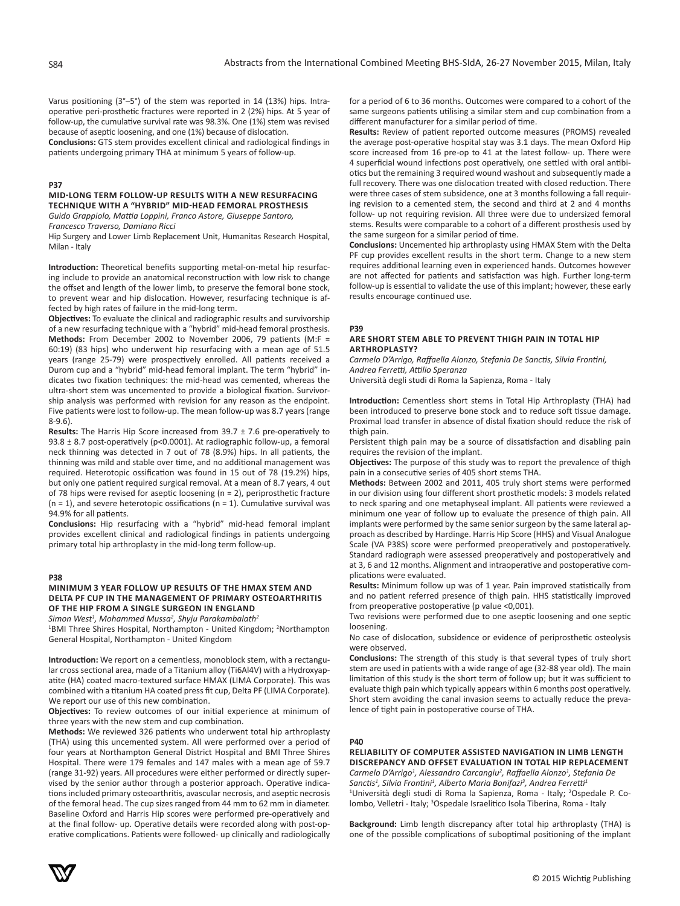Varus positioning (3°–5°) of the stem was reported in 14 (13%) hips. Intraoperative peri-prosthetic fractures were reported in 2 (2%) hips. At 5 year of follow-up, the cumulative survival rate was 98.3%. One (1%) stem was revised because of aseptic loosening, and one (1%) because of dislocation.

**Conclusions:** GTS stem provides excellent clinical and radiological findings in patients undergoing primary THA at minimum 5 years of follow-up.

## P37

### MID-LONG TERM FOLLOW-UP RESULTS WITH A NEW RESURFACING TECHNIQUE WITH A "HYBRID" MID-HEAD FEMORAL PROSTHESIS

*Guido Grappiolo, Mattia Loppini, Franco Astore, Giuseppe Santoro, Francesco Traverso, Damiano Ricci*

Hip Surgery and Lower Limb Replacement Unit, Humanitas Research Hospital, Milan - Italy

**Introduction:** Theoretical benefits supporting metal-on-metal hip resurfacing include to provide an anatomical reconstruction with low risk to change the offset and length of the lower limb, to preserve the femoral bone stock, to prevent wear and hip dislocation. However, resurfacing technique is affected by high rates of failure in the mid-long term.

**Objectives:** To evaluate the clinical and radiographic results and survivorship of a new resurfacing technique with a "hybrid" mid-head femoral prosthesis.

**Methods:** From December 2002 to November 2006, 79 patients (M:F = 60:19) (83 hips) who underwent hip resurfacing with a mean age of 51.5 years (range 25-79) were prospectively enrolled. All patients received a Durom cup and a "hybrid" mid-head femoral implant. The term "hybrid" indicates two fixation techniques: the mid-head was cemented, whereas the ultra-short stem was uncemented to provide a biological fixation. Survivorship analysis was performed with revision for any reason as the endpoint. Five patients were lost to follow-up. The mean follow-up was 8.7 years (range 8-9.6).

**Results:** The Harris Hip Score increased from 39.7 ± 7.6 pre-operatively to 93.8 ± 8.7 post-operatively (p<0.0001). At radiographic follow-up, a femoral neck thinning was detected in 7 out of 78 (8.9%) hips. In all patients, the thinning was mild and stable over time, and no additional management was required. Heterotopic ossification was found in 15 out of 78 (19.2%) hips, but only one patient required surgical removal. At a mean of 8.7 years, 4 out of 78 hips were revised for aseptic loosening (n = 2), periprosthetic fracture (n = 1), and severe heterotopic ossifications (n = 1). Cumulative survival was 94.9% for all patients.

**Conclusions:** Hip resurfacing with a "hybrid" mid-head femoral implant provides excellent clinical and radiological findings in patients undergoing primary total hip arthroplasty in the mid-long term follow-up.

## P38

### MINIMUM 3 YEAR FOLLOW UP RESULTS OF THE HMAX STEM AND DELTA PF CUP IN THE MANAGEMENT OF PRIMARY OSTEOARTHRITIS OF THE HIP FROM A SINGLE SURGEON IN ENGLAND

*Simon West[1], Mohammed Mussa[2], Shyju Parakambalath[2]*

[1]BMI Three Shires Hospital, Northampton - United Kingdom; [2]Northampton General Hospital, Northampton - United Kingdom

**Introduction:** We report on a cementless, monoblock stem, with a rectangular cross sectional area, made of a Titanium alloy (Ti6Al4V) with a Hydroxyapatite (HA) coated macro-textured surface HMAX (LIMA Corporate). This was combined with a titanium HA coated press fit cup, Delta PF (LIMA Corporate). We report our use of this new combination.

**Objectives:** To review outcomes of our initial experience at minimum of three years with the new stem and cup combination.

**Methods:** We reviewed 326 patients who underwent total hip arthroplasty (THA) using this uncemented system. All were performed over a period of four years at Northampton General District Hospital and BMI Three Shires Hospital. There were 179 females and 147 males with a mean age of 59.7 (range 31-92) years. All procedures were either performed or directly supervised by the senior author through a posterior approach. Operative indications included primary osteoarthritis, avascular necrosis, and aseptic necrosis of the femoral head. The cup sizes ranged from 44 mm to 62 mm in diameter. Baseline Oxford and Harris Hip scores were performed pre-operatively and at the final follow- up. Operative details were recorded along with post-operative complications. Patients were followed- up clinically and radiologically for a period of 6 to 36 months. Outcomes were compared to a cohort of the same surgeons patients utilising a similar stem and cup combination from a different manufacturer for a similar period of time.

**Results:** Review of patient reported outcome measures (PROMS) revealed the average post-operative hospital stay was 3.1 days. The mean Oxford Hip score increased from 16 pre-op to 41 at the latest follow- up. There were 4 superficial wound infections post operatively, one settled with oral antibiotics but the remaining 3 required wound washout and subsequently made a full recovery. There was one dislocation treated with closed reduction. There were three cases of stem subsidence, one at 3 months following a fall requiring revision to a cemented stem, the second and third at 2 and 4 months follow- up not requiring revision. All three were due to undersized femoral stems. Results were comparable to a cohort of a different prosthesis used by the same surgeon for a similar period of time.

**Conclusions:** Uncemented hip arthroplasty using HMAX Stem with the Delta PF cup provides excellent results in the short term. Change to a new stem requires additional learning even in experienced hands. Outcomes however are not affected for patients and satisfaction was high. Further long-term follow-up is essential to validate the use of this implant; however, these early results encourage continued use.

## P39

### ARE SHORT STEM ABLE TO PREVENT THIGH PAIN IN TOTAL HIP ARTHROPLASTY?

*Carmelo D'Arrigo, Raffaella Alonzo, Stefania De Sanctis, Silvia Frontini, Andrea Ferretti, Attilio Speranza*

Università degli studi di Roma la Sapienza, Roma - Italy

**Introduction:** Cementless short stems in Total Hip Arthroplasty (THA) had been introduced to preserve bone stock and to reduce soft tissue damage. Proximal load transfer in absence of distal fixation should reduce the risk of thigh pain.

Persistent thigh pain may be a source of dissatisfaction and disabling pain requires the revision of the implant.

**Objectives:** The purpose of this study was to report the prevalence of thigh pain in a consecutive series of 405 short stems THA.

**Methods:** Between 2002 and 2011, 405 truly short stems were performed in our division using four different short prosthetic models: 3 models related to neck sparing and one metaphyseal implant. All patients were reviewed a minimum one year of follow up to evaluate the presence of thigh pain. All implants were performed by the same senior surgeon by the same lateral approach as described by Hardinge. Harris Hip Score (HHS) and Visual Analogue Scale (VA P38S) score were performed preoperatively and postoperatively. Standard radiograph were assessed preoperatively and postoperatively and at 3, 6 and 12 months. Alignment and intraoperative and postoperative complications were evaluated.

**Results:** Minimum follow up was of 1 year. Pain improved statistically from and no patient referred presence of thigh pain. HHS statistically improved from preoperative postoperative (p value <0,001).

Two revisions were performed due to one aseptic loosening and one septic loosening.

No case of dislocation, subsidence or evidence of periprosthetic osteolysis were observed.

**Conclusions:** The strength of this study is that several types of truly short stem are used in patients with a wide range of age (32-88 year old). The main limitation of this study is the short term of follow up; but it was sufficient to evaluate thigh pain which typically appears within 6 months post operatively. Short stem avoiding the canal invasion seems to actually reduce the prevalence of tight pain in postoperative course of THA.

## P40

### RELIABILITY OF COMPUTER ASSISTED NAVIGATION IN LIMB LENGTH DISCREPANCY AND OFFSET EVALUATION IN TOTAL HIP REPLACEMENT

*Carmelo D'Arrigo[1], Alessandro Carcangiu[2], Raffaella Alonzo[1], Stefania De Sanctis[1], Silvia Frontini[1], Alberto Maria Bonifazi[3], Andrea Ferretti[1]*

[1]Università degli studi di Roma la Sapienza, Roma - Italy; [2]Ospedale P. Colombo, Velletri - Italy; [3]Ospedale Israelitico Isola Tiberina, Roma - Italy

**Background:** Limb length discrepancy after total hip arthroplasty (THA) is one of the possible complications of suboptimal positioning of the implant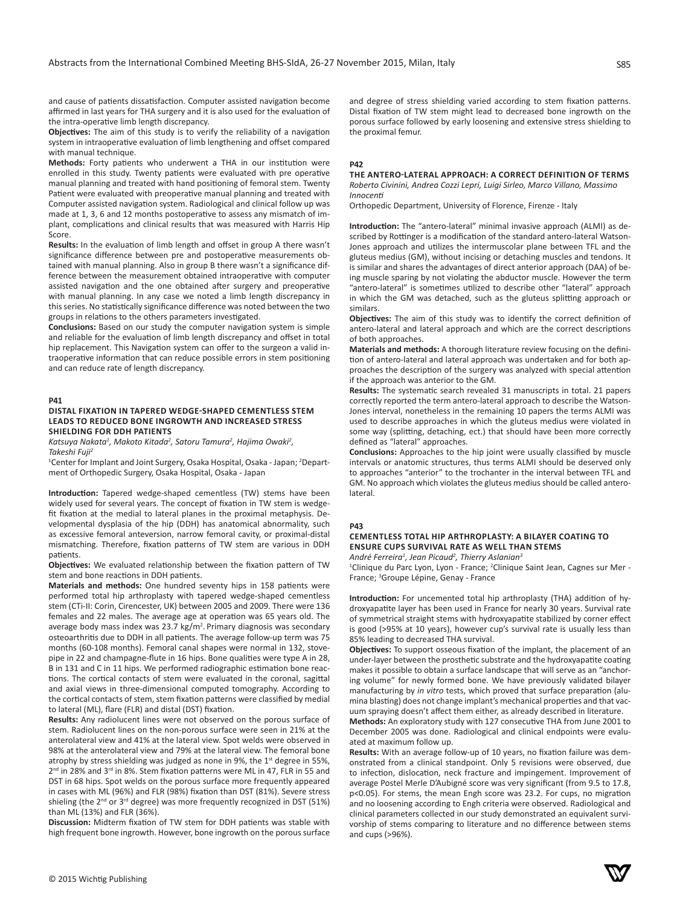and cause of patients dissatisfaction. Computer assisted navigation become affirmed in last years for THA surgery and it is also used for the evaluation of the intra-operative limb length discrepancy.

**Objectives:** The aim of this study is to verify the reliability of a navigation system in intraoperative evaluation of limb lengthening and offset compared with manual technique.

**Methods:** Forty patients who underwent a THA in our institution were enrolled in this study. Twenty patients were evaluated with pre operative manual planning and treated with hand positioning of femoral stem. Twenty Patient were evaluated with preoperative manual planning and treated with Computer assisted navigation system. Radiological and clinical follow up was made at 1, 3, 6 and 12 months postoperative to assess any mismatch of implant, complications and clinical results that was measured with Harris Hip Score.

**Results:** In the evaluation of limb length and offset in group A there wasn't significance difference between pre and postoperative measurements obtained with manual planning. Also in group B there wasn't a significance difference between the measurement obtained intraoperative with computer assisted navigation and the one obtained after surgery and preoperative with manual planning. In any case we noted a limb length discrepancy in this series. No statistically significance difference was noted between the two groups in relations to the others parameters investigated.

**Conclusions:** Based on our study the computer navigation system is simple and reliable for the evaluation of limb length discrepancy and offset in total hip replacement. This Navigation system can offer to the surgeon a valid intraoperative information that can reduce possible errors in stem positioning and can reduce rate of length discrepancy.

## P41

### DISTAL FIXATION IN TAPERED WEDGE-SHAPED CEMENTLESS STEM LEADS TO REDUCED BONE INGROWTH AND INCREASED STRESS SHIELDING FOR DDH PATIENTS

*Katsuya Nakata[1], Makoto Kitada[2], Satoru Tamura[2], Hajima Owaki[2], Takeshi Fuji[2]*

[1]Center for Implant and Joint Surgery, Osaka Hospital, Osaka - Japan; [2]Department of Orthopedic Surgery, Osaka Hospital, Osaka - Japan

**Introduction:** Tapered wedge-shaped cementless (TW) stems have been widely used for several years. The concept of fixation in TW stem is wedge-fit fixation at the medial to lateral planes in the proximal metaphysis. Developmental dysplasia of the hip (DDH) has anatomical abnormality, such as excessive femoral anteversion, narrow femoral cavity, or proximal-distal mismatching. Therefore, fixation patterns of TW stem are various in DDH patients.

**Objectives:** We evaluated relationship between the fixation pattern of TW stem and bone reactions in DDH patients.

**Materials and methods:** One hundred seventy hips in 158 patients were performed total hip arthroplasty with tapered wedge-shaped cementless stem (CTi-II: Corin, Cirencester, UK) between 2005 and 2009. There were 136 females and 22 males. The average age at operation was 65 years old. The average body mass index was 23.7 kg/m$^2$. Primary diagnosis was secondary osteoarthritis due to DDH in all patients. The average follow-up term was 75 months (60-108 months). Femoral canal shapes were normal in 132, stove-pipe in 22 and champagne-flute in 16 hips. Bone qualities were type A in 28, B in 131 and C in 11 hips. We performed radiographic estimation bone reactions. The cortical contacts of stem were evaluated in the coronal, sagittal and axial views in three-dimensional computed tomography. According to the cortical contacts of stem, stem fixation patterns were classified by medial to lateral (ML), flare (FLR) and distal (DST) fixation.

**Results:** Any radiolucent lines were not observed on the porous surface of stem. Radiolucent lines on the non-porous surface were seen in 21% at the anterolateral view and 41% at the lateral view. Spot welds were observed in 98% at the anterolateral view and 79% at the lateral view. The femoral bone atrophy by stress shielding was judged as none in 9%, the 1st degree in 55%, 2nd in 28% and 3rd in 8%. Stem fixation patterns were ML in 47, FLR in 55 and DST in 68 hips. Spot welds on the porous surface more frequently appeared in cases with ML (96%) and FLR (98%) fixation than DST (81%). Severe stress shieling (the 2nd or 3rd degree) was more frequently recognized in DST (51%) than ML (13%) and FLR (36%).

**Discussion:** Midterm fixation of TW stem for DDH patients was stable with high frequent bone ingrowth. However, bone ingrowth on the porous surface and degree of stress shielding varied according to stem fixation patterns. Distal fixation of TW stem might lead to decreased bone ingrowth on the porous surface followed by early loosening and extensive stress shielding to the proximal femur.

## P42

### THE ANTERO-LATERAL APPROACH: A CORRECT DEFINITION OF TERMS

*Roberto Civinini, Andrea Cozzi Lepri, Luigi Sirleo, Marco Villano, Massimo Innocenti*

Orthopedic Department, University of Florence, Firenze - Italy

**Introduction:** The "antero-lateral" minimal invasive approach (ALMI) as described by Rottinger is a modification of the standard antero-lateral Watson-Jones approach and utilizes the intermuscolar plane between TFL and the gluteus medius (GM), without incising or detaching muscles and tendons. It is similar and shares the advantages of direct anterior approach (DAA) of being muscle sparing by not violating the abductor muscle. However the term "antero-lateral" is sometimes utilized to describe other "lateral" approach in which the GM was detached, such as the gluteus splitting approach or similars.

**Objectives:** The aim of this study was to identify the correct definition of antero-lateral and lateral approach and which are the correct descriptions of both approaches.

**Materials and methods:** A thorough literature review focusing on the definition of antero-lateral and lateral approach was undertaken and for both approaches the description of the surgery was analyzed with special attention if the approach was anterior to the GM.

**Results:** The systematic search revealed 31 manuscripts in total. 21 papers correctly reported the term antero-lateral approach to describe the Watson-Jones interval, nonetheless in the remaining 10 papers the terms ALMI was used to describe approaches in which the gluteus medius were violated in some way (splitting, detaching, ect.) that should have been more correctly defined as "lateral" approaches.

**Conclusions:** Approaches to the hip joint were usually classified by muscle intervals or anatomic structures, thus terms ALMI should be deserved only to approaches "anterior" to the trochanter in the interval between TFL and GM. No approach which violates the gluteus medius should be called antero-lateral.

## P43

### CEMENTLESS TOTAL HIP ARTHROPLASTY: A BILAYER COATING TO ENSURE CUPS SURVIVAL RATE AS WELL THAN STEMS

*André Ferreira[1], Jean Picaud[2], Thierry Aslanian[3]*

[1]Clinique du Parc Lyon, Lyon - France; [2]Clinique Saint Jean, Cagnes sur Mer - France; [3]Groupe Lépine, Genay - France

**Introduction:** For uncemented total hip arthroplasty (THA) addition of hydroxyapatite layer has been used in France for nearly 30 years. Survival rate of symmetrical straight stems with hydroxyapatite stabilized by corner effect is good (>95% at 10 years), however cup's survival rate is usually less than 85% leading to decreased THA survival.

**Objectives:** To support osseous fixation of the implant, the placement of an under-layer between the prosthetic substrate and the hydroxyapatite coating makes it possible to obtain a surface landscape that will serve as an "anchoring volume" for newly formed bone. We have previously validated bilayer manufacturing by *in vitro* tests, which proved that surface preparation (alumina blasting) does not change implant's mechanical properties and that vacuum spraying doesn't affect them either, as already described in literature.

**Methods:** An exploratory study with 127 consecutive THA from June 2001 to December 2005 was done. Radiological and clinical endpoints were evaluated at maximum follow up.

**Results:** With an average follow-up of 10 years, no fixation failure was demonstrated from a clinical standpoint. Only 5 revisions were observed, due to infection, dislocation, neck fracture and impingement. Improvement of average Postel Merle D'Aubigné score was very significant (from 9.5 to 17.8, $p<0.05$). For stems, the mean Engh score was 23.2. For cups, no migration and no loosening according to Engh criteria were observed. Radiological and clinical parameters collected in our study demonstrated an equivalent survivorship of stems comparing to literature and no difference between stems and cups (>96%).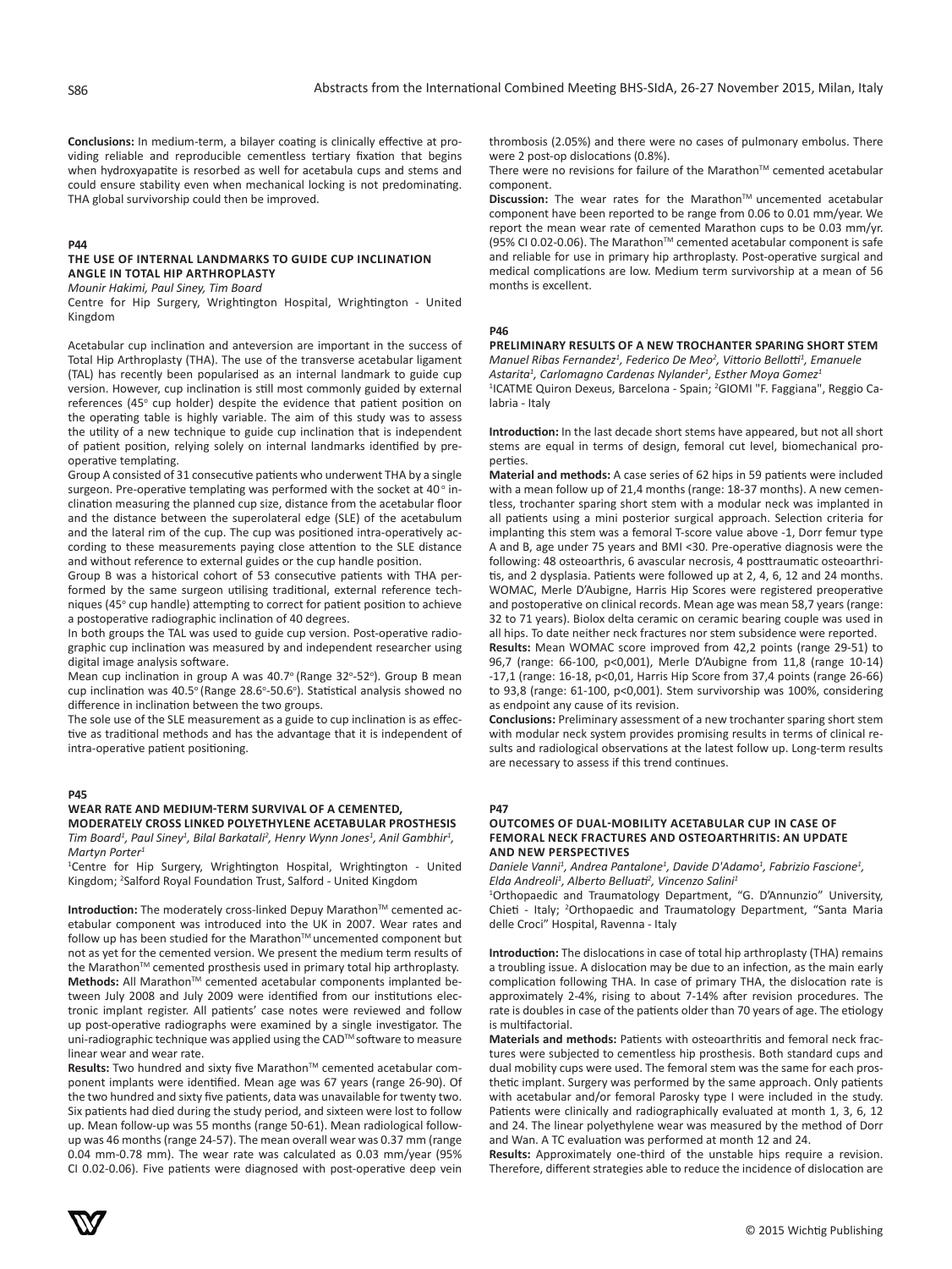**Conclusions:** In medium-term, a bilayer coating is clinically effective at providing reliable and reproducible cementless tertiary fixation that begins when hydroxyapatite is resorbed as well for acetabula cups and stems and could ensure stability even when mechanical locking is not predominating. THA global survivorship could then be improved.

## P44

### THE USE OF INTERNAL LANDMARKS TO GUIDE CUP INCLINATION ANGLE IN TOTAL HIP ARTHROPLASTY

*Mounir Hakimi, Paul Siney, Tim Board*

Centre for Hip Surgery, Wrightington Hospital, Wrightington - United Kingdom

Acetabular cup inclination and anteversion are important in the success of Total Hip Arthroplasty (THA). The use of the transverse acetabular ligament (TAL) has recently been popularised as an internal landmark to guide cup version. However, cup inclination is still most commonly guided by external references (45° cup holder) despite the evidence that patient position on the operating table is highly variable. The aim of this study was to assess the utility of a new technique to guide cup inclination that is independent of patient position, relying solely on internal landmarks identified by pre-operative templating.

Group A consisted of 31 consecutive patients who underwent THA by a single surgeon. Pre-operative templating was performed with the socket at 40° inclination measuring the planned cup size, distance from the acetabular floor and the distance between the superolateral edge (SLE) of the acetabulum and the lateral rim of the cup. The cup was positioned intra-operatively according to these measurements paying close attention to the SLE distance and without reference to external guides or the cup handle position.

Group B was a historical cohort of 53 consecutive patients with THA performed by the same surgeon utilising traditional, external reference techniques (45° cup handle) attempting to correct for patient position to achieve a postoperative radiographic inclination of 40 degrees.

In both groups the TAL was used to guide cup version. Post-operative radiographic cup inclination was measured by and independent researcher using digital image analysis software.

Mean cup inclination in group A was 40.7° (Range 32°-52°). Group B mean cup inclination was 40.5° (Range 28.6°-50.6°). Statistical analysis showed no difference in inclination between the two groups.

The sole use of the SLE measurement as a guide to cup inclination is as effective as traditional methods and has the advantage that it is independent of intra-operative patient positioning.

## P45

### WEAR RATE AND MEDIUM-TERM SURVIVAL OF A CEMENTED, MODERATELY CROSS LINKED POLYETHYLENE ACETABULAR PROSTHESIS

*Tim Board[1], Paul Siney[1], Bilal Barkatali[2], Henry Wynn Jones[1], Anil Gambhir[1], Martyn Porter[1]*

[1]Centre for Hip Surgery, Wrightington Hospital, Wrightington - United Kingdom; [2]Salford Royal Foundation Trust, Salford - United Kingdom

**Introduction:** The moderately cross-linked Depuy Marathon™ cemented acetabular component was introduced into the UK in 2007. Wear rates and follow up has been studied for the Marathon™ uncemented component but not as yet for the cemented version. We present the medium term results of the Marathon™ cemented prosthesis used in primary total hip arthroplasty.

**Methods:** All Marathon™ cemented acetabular components implanted between July 2008 and July 2009 were identified from our institutions electronic implant register. All patients' case notes were reviewed and follow up post-operative radiographs were examined by a single investigator. The uni-radiographic technique was applied using the CAD™ software to measure linear wear and wear rate.

**Results:** Two hundred and sixty five Marathon™ cemented acetabular component implants were identified. Mean age was 67 years (range 26-90). Of the two hundred and sixty five patients, data was unavailable for twenty two. Six patients had died during the study period, and sixteen were lost to follow up. Mean follow-up was 55 months (range 50-61). Mean radiological follow-up was 46 months (range 24-57). The mean overall wear was 0.37 mm (range 0.04 mm-0.78 mm). The wear rate was calculated as 0.03 mm/year (95% CI 0.02-0.06). Five patients were diagnosed with post-operative deep vein thrombosis (2.05%) and there were no cases of pulmonary embolus. There were 2 post-op dislocations (0.8%).

There were no revisions for failure of the Marathon™ cemented acetabular component.

**Discussion:** The wear rates for the Marathon™ uncemented acetabular component have been reported to be range from 0.06 to 0.01 mm/year. We report the mean wear rate of cemented Marathon cups to be 0.03 mm/yr. (95% CI 0.02-0.06). The Marathon™ cemented acetabular component is safe and reliable for use in primary hip arthroplasty. Post-operative surgical and medical complications are low. Medium term survivorship at a mean of 56 months is excellent.

## P46

### PRELIMINARY RESULTS OF A NEW TROCHANTER SPARING SHORT STEM

*Manuel Ribas Fernandez[1], Federico De Meo[2], Vittorio Bellotti[1], Emanuele Astarita[1], Carlomagno Cardenas Nylander[1], Esther Moya Gomez[1]*

[1]ICATME Quiron Dexeus, Barcelona - Spain; [2]GIOMI "F. Faggiana", Reggio Calabria - Italy

**Introduction:** In the last decade short stems have appeared, but not all short stems are equal in terms of design, femoral cut level, biomechanical properties.

**Material and methods:** A case series of 62 hips in 59 patients were included with a mean follow up of 21,4 months (range: 18-37 months). A new cementless, trochanter sparing short stem with a modular neck was implanted in all patients using a mini posterior surgical approach. Selection criteria for implanting this stem was a femoral T-score value above -1, Dorr femur type A and B, age under 75 years and BMI <30. Pre-operative diagnosis were the following: 48 osteoarthris, 6 avascular necrosis, 4 posttraumatic osteoarthritis, and 2 dysplasia. Patients were followed up at 2, 4, 6, 12 and 24 months. WOMAC, Merle D'Aubigne, Harris Hip Scores were registered preoperative and postoperative on clinical records. Mean age was mean 58,7 years (range: 32 to 71 years). Biolox delta ceramic on ceramic bearing couple was used in all hips. To date neither neck fractures nor stem subsidence were reported.

**Results:** Mean WOMAC score improved from 42,2 points (range 29-51) to 96,7 (range: 66-100, p<0,001), Merle D'Aubigne from 11,8 (range 10-14) -17,1 (range: 16-18, p<0,01, Harris Hip Score from 37,4 points (range 26-66) to 93,8 (range: 61-100, p<0,001). Stem survivorship was 100%, considering as endpoint any cause of its revision.

**Conclusions:** Preliminary assessment of a new trochanter sparing short stem with modular neck system provides promising results in terms of clinical results and radiological observations at the latest follow up. Long-term results are necessary to assess if this trend continues.

## P47

### OUTCOMES OF DUAL-MOBILITY ACETABULAR CUP IN CASE OF FEMORAL NECK FRACTURES AND OSTEOARTHRITIS: AN UPDATE AND NEW PERSPECTIVES

*Daniele Vanni[1], Andrea Pantalone[1], Davide D'Adamo[1], Fabrizio Fascione[1], Elda Andreoli[1], Alberto Belluati[2], Vincenzo Salini[1]*

[1]Orthopaedic and Traumatology Department, "G. D'Annunzio" University, Chieti - Italy; [2]Orthopaedic and Traumatology Department, "Santa Maria delle Croci" Hospital, Ravenna - Italy

**Introduction:** The dislocations in case of total hip arthroplasty (THA) remains a troubling issue. A dislocation may be due to an infection, as the main early complication following THA. In case of primary THA, the dislocation rate is approximately 2-4%, rising to about 7-14% after revision procedures. The rate is doubles in case of the patients older than 70 years of age. The etiology is multifactorial.

**Materials and methods:** Patients with osteoarthritis and femoral neck fractures were subjected to cementless hip prosthesis. Both standard cups and dual mobility cups were used. The femoral stem was the same for each prosthetic implant. Surgery was performed by the same approach. Only patients with acetabular and/or femoral Parosky type I were included in the study. Patients were clinically and radiographically evaluated at month 1, 3, 6, 12 and 24. The linear polyethylene wear was measured by the method of Dorr and Wan. A TC evaluation was performed at month 12 and 24.

**Results:** Approximately one-third of the unstable hips require a revision. Therefore, different strategies able to reduce the incidence of dislocation are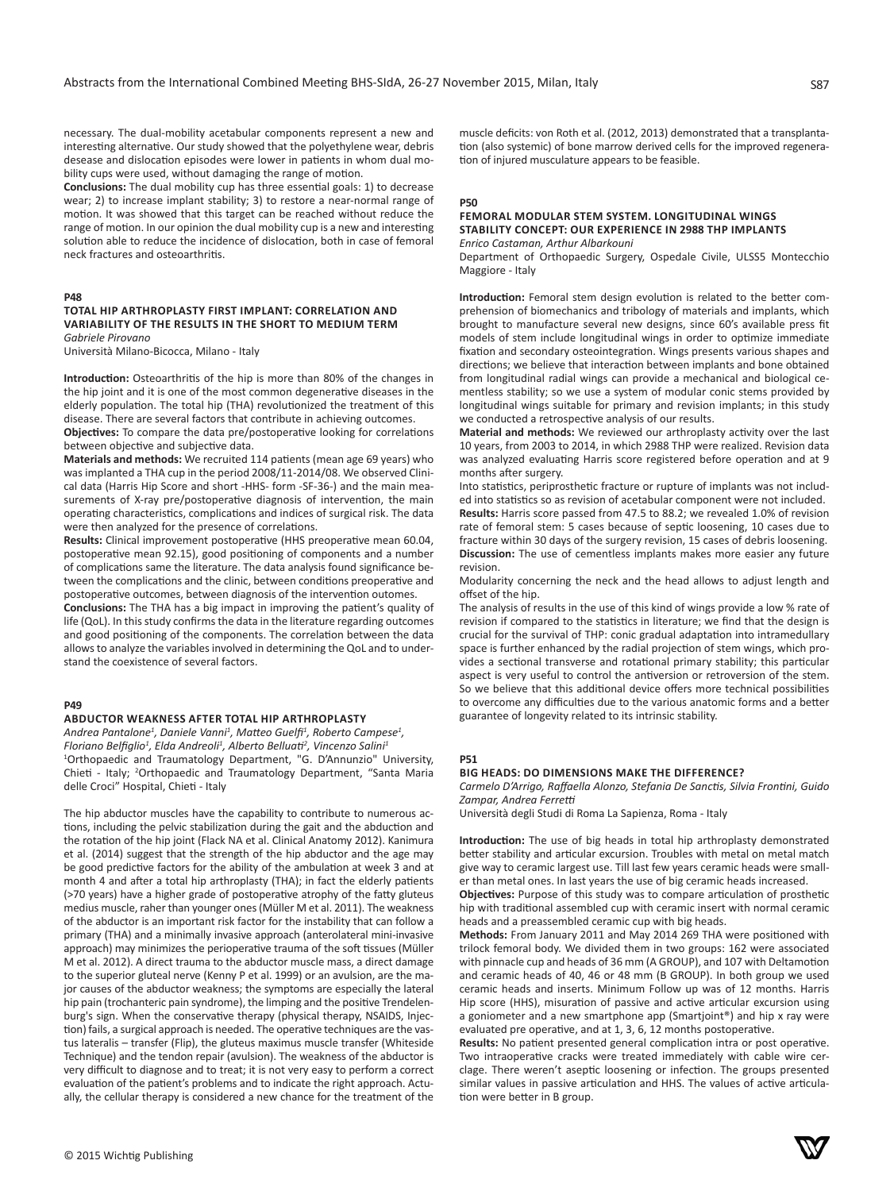necessary. The dual-mobility acetabular components represent a new and interesting alternative. Our study showed that the polyethylene wear, debris desease and dislocation episodes were lower in patients in whom dual mobility cups were used, without damaging the range of motion.

**Conclusions:** The dual mobility cup has three essential goals: 1) to decrease wear; 2) to increase implant stability; 3) to restore a near-normal range of motion. It was showed that this target can be reached without reduce the range of motion. In our opinion the dual mobility cup is a new and interesting solution able to reduce the incidence of dislocation, both in case of femoral neck fractures and osteoarthritis.

**P48**

### TOTAL HIP ARTHROPLASTY FIRST IMPLANT: CORRELATION AND VARIABILITY OF THE RESULTS IN THE SHORT TO MEDIUM TERM

*Gabriele Pirovano*

Università Milano-Bicocca, Milano - Italy

**Introduction:** Osteoarthritis of the hip is more than 80% of the changes in the hip joint and it is one of the most common degenerative diseases in the elderly population. The total hip (THA) revolutionized the treatment of this disease. There are several factors that contribute in achieving outcomes.

**Objectives:** To compare the data pre/postoperative looking for correlations between objective and subjective data.

**Materials and methods:** We recruited 114 patients (mean age 69 years) who was implanted a THA cup in the period 2008/11-2014/08. We observed Clinical data (Harris Hip Score and short -HHS- form -SF-36-) and the main measurements of X-ray pre/postoperative diagnosis of intervention, the main operating characteristics, complications and indices of surgical risk. The data were then analyzed for the presence of correlations.

**Results:** Clinical improvement postoperative (HHS preoperative mean 60.04, postoperative mean 92.15), good positioning of components and a number of complications same the literature. The data analysis found significance between the complications and the clinic, between conditions preoperative and postoperative outcomes, between diagnosis of the intervention outomes.

**Conclusions:** The THA has a big impact in improving the patient's quality of life (QoL). In this study confirms the data in the literature regarding outcomes and good positioning of the components. The correlation between the data allows to analyze the variables involved in determining the QoL and to understand the coexistence of several factors.

**P49**

### ABDUCTOR WEAKNESS AFTER TOTAL HIP ARTHROPLASTY

*Andrea Pantalone[1], Daniele Vanni[1], Matteo Guelfi[1], Roberto Campese[1], Floriano Belfiglio[1], Elda Andreoli[1], Alberto Belluati[2], Vincenzo Salini[1]*

[1]Orthopaedic and Traumatology Department, "G. D'Annunzio" University, Chieti - Italy; [2]Orthopaedic and Traumatology Department, "Santa Maria delle Croci" Hospital, Chieti - Italy

The hip abductor muscles have the capability to contribute to numerous actions, including the pelvic stabilization during the gait and the abduction and the rotation of the hip joint (Flack NA et al. Clinical Anatomy 2012). Kanimura et al. (2014) suggest that the strength of the hip abductor and the age may be good predictive factors for the ability of the ambulation at week 3 and at month 4 and after a total hip arthroplasty (THA); in fact the elderly patients (>70 years) have a higher grade of postoperative atrophy of the fatty gluteus medius muscle, raher than younger ones (Müller M et al. 2011). The weakness of the abductor is an important risk factor for the instability that can follow a primary (THA) and a minimally invasive approach (anterolateral mini-invasive approach) may minimizes the perioperative trauma of the soft tissues (Müller M et al. 2012). A direct trauma to the abductor muscle mass, a direct damage to the superior gluteal nerve (Kenny P et al. 1999) or an avulsion, are the major causes of the abductor weakness; the symptoms are especially the lateral hip pain (trochanteric pain syndrome), the limping and the positive Trendelenburg's sign. When the conservative therapy (physical therapy, NSAIDS, Injection) fails, a surgical approach is needed. The operative techniques are the vastus lateralis – transfer (Flip), the gluteus maximus muscle transfer (Whiteside Technique) and the tendon repair (avulsion). The weakness of the abductor is very difficult to diagnose and to treat; it is not very easy to perform a correct evaluation of the patient's problems and to indicate the right approach. Actually, the cellular therapy is considered a new chance for the treatment of the muscle deficits: von Roth et al. (2012, 2013) demonstrated that a transplantation (also systemic) of bone marrow derived cells for the improved regeneration of injured musculature appears to be feasible.

**P50**

### FEMORAL MODULAR STEM SYSTEM. LONGITUDINAL WINGS STABILITY CONCEPT: OUR EXPERIENCE IN 2988 THP IMPLANTS

*Enrico Castaman, Arthur Albarkouni*

Department of Orthopaedic Surgery, Ospedale Civile, ULSS5 Montecchio Maggiore - Italy

**Introduction:** Femoral stem design evolution is related to the better comprehension of biomechanics and tribology of materials and implants, which brought to manufacture several new designs, since 60's available press fit models of stem include longitudinal wings in order to optimize immediate fixation and secondary osteointegration. Wings presents various shapes and directions; we believe that interaction between implants and bone obtained from longitudinal radial wings can provide a mechanical and biological cementless stability; so we use a system of modular conic stems provided by longitudinal wings suitable for primary and revision implants; in this study we conducted a retrospective analysis of our results.

**Material and methods:** We reviewed our arthroplasty activity over the last 10 years, from 2003 to 2014, in which 2988 THP were realized. Revision data was analyzed evaluating Harris score registered before operation and at 9 months after surgery.

Into statistics, periprosthetic fracture or rupture of implants was not included into statistics so as revision of acetabular component were not included.

**Results:** Harris score passed from 47.5 to 88.2; we revealed 1.0% of revision rate of femoral stem: 5 cases because of septic loosening, 10 cases due to fracture within 30 days of the surgery revision, 15 cases of debris loosening.

**Discussion:** The use of cementless implants makes more easier any future revision.

Modularity concerning the neck and the head allows to adjust length and offset of the hip.

The analysis of results in the use of this kind of wings provide a low % rate of revision if compared to the statistics in literature; we find that the design is crucial for the survival of THP: conic gradual adaptation into intramedullary space is further enhanced by the radial projection of stem wings, which provides a sectional transverse and rotational primary stability; this particular aspect is very useful to control the antiversion or retroversion of the stem. So we believe that this additional device offers more technical possibilities to overcome any difficulties due to the various anatomic forms and a better guarantee of longevity related to its intrinsic stability.

**P51**

### BIG HEADS: DO DIMENSIONS MAKE THE DIFFERENCE?

*Carmelo D'Arrigo, Raffaella Alonzo, Stefania De Sanctis, Silvia Frontini, Guido Zampar, Andrea Ferretti*

Università degli Studi di Roma La Sapienza, Roma - Italy

**Introduction:** The use of big heads in total hip arthroplasty demonstrated better stability and articular excursion. Troubles with metal on metal match give way to ceramic largest use. Till last few years ceramic heads were smaller than metal ones. In last years the use of big ceramic heads increased.

**Objectives:** Purpose of this study was to compare articulation of prosthetic hip with traditional assembled cup with ceramic insert with normal ceramic heads and a preassembled ceramic cup with big heads.

**Methods:** From January 2011 and May 2014 269 THA were positioned with trilock femoral body. We divided them in two groups: 162 were associated with pinnacle cup and heads of 36 mm (A GROUP), and 107 with Deltamotion and ceramic heads of 40, 46 or 48 mm (B GROUP). In both group we used ceramic heads and inserts. Minimum Follow up was of 12 months. Harris Hip score (HHS), misuration of passive and active articular excursion using a goniometer and a new smartphone app (Smartjoint®) and hip x ray were evaluated pre operative, and at 1, 3, 6, 12 months postoperative.

**Results:** No patient presented general complication intra or post operative. Two intraoperative cracks were treated immediately with cable wire cerclage. There weren't aseptic loosening or infection. The groups presented similar values in passive articulation and HHS. The values of active articulation were better in B group.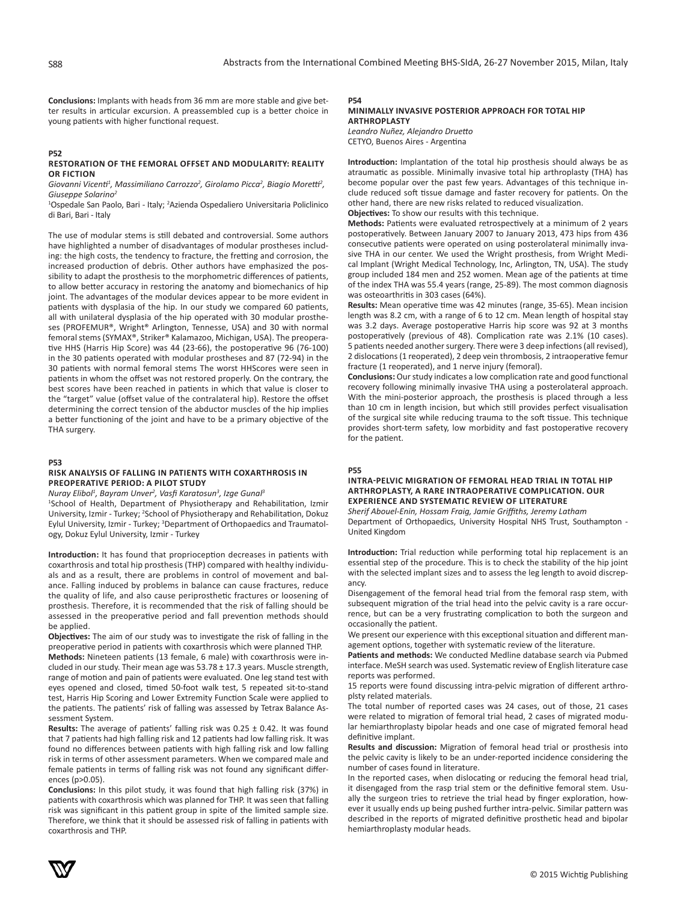**Conclusions:** Implants with heads from 36 mm are more stable and give better results in articular excursion. A preassembled cup is a better choice in young patients with higher functional request.

### P52

### RESTORATION OF THE FEMORAL OFFSET AND MODULARITY: REALITY OR FICTION

*Giovanni Vicenti[1], Massimiliano Carrozzo[2], Girolamo Picca[2], Biagio Moretti[2], Giuseppe Solarino[2]*

[1]Ospedale San Paolo, Bari - Italy; [2]Azienda Ospedaliero Universitaria Policlinico di Bari, Bari - Italy

The use of modular stems is still debated and controversial. Some authors have highlighted a number of disadvantages of modular prostheses including: the high costs, the tendency to fracture, the fretting and corrosion, the increased production of debris. Other authors have emphasized the possibility to adapt the prosthesis to the morphometric differences of patients, to allow better accuracy in restoring the anatomy and biomechanics of hip joint. The advantages of the modular devices appear to be more evident in patients with dysplasia of the hip. In our study we compared 60 patients, all with unilateral dysplasia of the hip operated with 30 modular prostheses (PROFEMUR®, Wright® Arlington, Tennesse, USA) and 30 with normal femoral stems (SYMAX®, Striker® Kalamazoo, Michigan, USA). The preoperative HHS (Harris Hip Score) was 44 (23-66), the postoperative 96 (76-100) in the 30 patients operated with modular prostheses and 87 (72-94) in the 30 patients with normal femoral stems The worst HHScores were seen in patients in whom the offset was not restored properly. On the contrary, the best scores have been reached in patients in which that value is closer to the "target" value (offset value of the contralateral hip). Restore the offset determining the correct tension of the abductor muscles of the hip implies a better functioning of the joint and have to be a primary objective of the THA surgery.

### P53

### RISK ANALYSIS OF FALLING IN PATIENTS WITH COXARTHROSIS IN PREOPERATIVE PERIOD: A PILOT STUDY

*Nuray Elibol[1], Bayram Unver[2], Vasfi Karatosun[3], Izge Gunal[3]*

[1]School of Health, Department of Physiotherapy and Rehabilitation, Izmir University, Izmir - Turkey; [2]School of Physiotherapy and Rehabilitation, Dokuz Eylul University, Izmir - Turkey; [3]Department of Orthopaedics and Traumatology, Dokuz Eylul University, Izmir - Turkey

**Introduction:** It has found that proprioception decreases in patients with coxarthrosis and total hip prosthesis (THP) compared with healthy individuals and as a result, there are problems in control of movement and balance. Falling induced by problems in balance can cause fractures, reduce the quality of life, and also cause periprosthetic fractures or loosening of prosthesis. Therefore, it is recommended that the risk of falling should be assessed in the preoperative period and fall prevention methods should be applied.

**Objectives:** The aim of our study was to investigate the risk of falling in the preoperative period in patients with coxarthrosis which were planned THP.

**Methods:** Nineteen patients (13 female, 6 male) with coxarthrosis were included in our study. Their mean age was 53.78 ± 17.3 years. Muscle strength, range of motion and pain of patients were evaluated. One leg stand test with eyes opened and closed, timed 50-foot walk test, 5 repeated sit-to-stand test, Harris Hip Scoring and Lower Extremity Function Scale were applied to the patients. The patients' risk of falling was assessed by Tetrax Balance Assessment System.

**Results:** The average of patients' falling risk was 0.25 ± 0.42. It was found that 7 patients had high falling risk and 12 patients had low falling risk. It was found no differences between patients with high falling risk and low falling risk in terms of other assessment parameters. When we compared male and female patients in terms of falling risk was not found any significant differences ($p>0.05$).

**Conclusions:** In this pilot study, it was found that high falling risk (37%) in patients with coxarthrosis which was planned for THP. It was seen that falling risk was significant in this patient group in spite of the limited sample size. Therefore, we think that it should be assessed risk of falling in patients with coxarthrosis and THP.

### P54

### MINIMALLY INVASIVE POSTERIOR APPROACH FOR TOTAL HIP ARTHROPLASTY

*Leandro Nuñez, Alejandro Druetto*

CETYO, Buenos Aires - Argentina

**Introduction:** Implantation of the total hip prosthesis should always be as atraumatic as possible. Minimally invasive total hip arthroplasty (THA) has become popular over the past few years. Advantages of this technique include reduced soft tissue damage and faster recovery for patients. On the other hand, there are new risks related to reduced visualization.

**Objectives:** To show our results with this technique.

**Methods:** Patients were evaluated retrospectively at a minimum of 2 years postoperatively. Between January 2007 to January 2013, 473 hips from 436 consecutive patients were operated on using posterolateral minimally invasive THA in our center. We used the Wright prosthesis, from Wright Medical Implant (Wright Medical Technology, Inc, Arlington, TN, USA). The study group included 184 men and 252 women. Mean age of the patients at time of the index THA was 55.4 years (range, 25-89). The most common diagnosis was osteoarthritis in 303 cases (64%).

**Results:** Mean operative time was 42 minutes (range, 35-65). Mean incision length was 8.2 cm, with a range of 6 to 12 cm. Mean length of hospital stay was 3.2 days. Average postoperative Harris hip score was 92 at 3 months postoperatively (previous of 48). Complication rate was 2.1% (10 cases). 5 patients needed another surgery. There were 3 deep infections (all revised), 2 dislocations (1 reoperated), 2 deep vein thrombosis, 2 intraoperative femur fracture (1 reoperated), and 1 nerve injury (femoral).

**Conclusions:** Our study indicates a low complication rate and good functional recovery following minimally invasive THA using a posterolateral approach. With the mini-posterior approach, the prosthesis is placed through a less than 10 cm in length incision, but which still provides perfect visualisation of the surgical site while reducing trauma to the soft tissue. This technique provides short-term safety, low morbidity and fast postoperative recovery for the patient.

### P55

### INTRA-PELVIC MIGRATION OF FEMORAL HEAD TRIAL IN TOTAL HIP ARTHROPLASTY, A RARE INTRAOPERATIVE COMPLICATION. OUR EXPERIENCE AND SYSTEMATIC REVIEW OF LITERATURE

*Sherif Abouel-Enin, Hossam Fraig, Jamie Griffiths, Jeremy Latham*

Department of Orthopaedics, University Hospital NHS Trust, Southampton - United Kingdom

**Introduction:** Trial reduction while performing total hip replacement is an essential step of the procedure. This is to check the stability of the hip joint with the selected implant sizes and to assess the leg length to avoid discrepancy.

Disengagement of the femoral head trial from the femoral rasp stem, with subsequent migration of the trial head into the pelvic cavity is a rare occurrence, but can be a very frustrating complication to both the surgeon and occasionally the patient.

We present our experience with this exceptional situation and different management options, together with systematic review of the literature.

**Patients and methods:** We conducted Medline database search via Pubmed interface. MeSH search was used. Systematic review of English literature case reports was performed.

15 reports were found discussing intra-pelvic migration of different arthroplsty related materials.

The total number of reported cases was 24 cases, out of those, 21 cases were related to migration of femoral trial head, 2 cases of migrated modular hemiarthroplasty bipolar heads and one case of migrated femoral head definitive implant.

**Results and discussion:** Migration of femoral head trial or prosthesis into the pelvic cavity is likely to be an under-reported incidence considering the number of cases found in literature.

In the reported cases, when dislocating or reducing the femoral head trial, it disengaged from the rasp trial stem or the definitive femoral stem. Usually the surgeon tries to retrieve the trial head by finger exploration, however it usually ends up being pushed further intra-pelvic. Similar pattern was described in the reports of migrated definitive prosthetic head and bipolar hemiarthroplasty modular heads.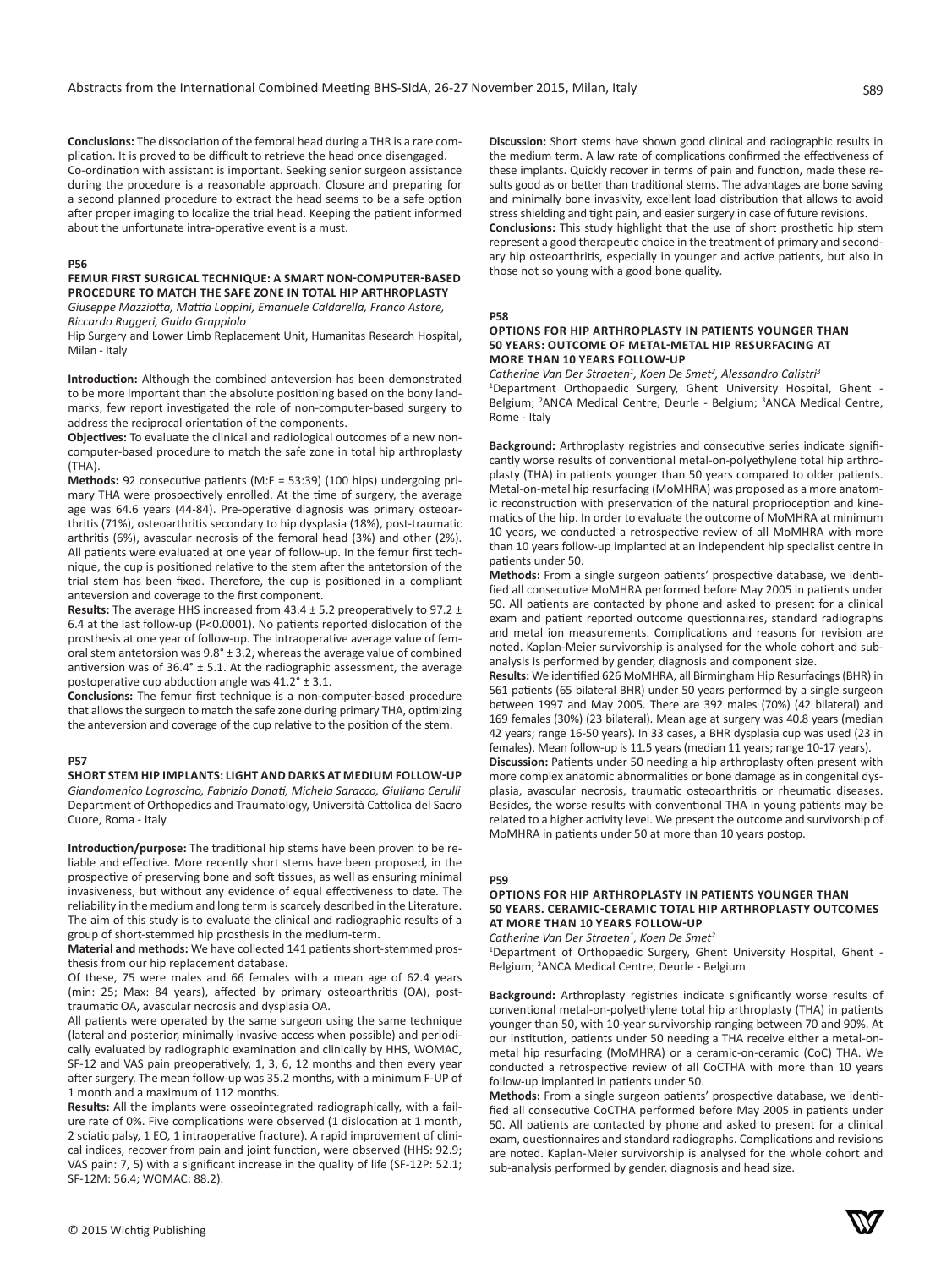**Conclusions:** The dissociation of the femoral head during a THR is a rare complication. It is proved to be difficult to retrieve the head once disengaged. Co-ordination with assistant is important. Seeking senior surgeon assistance during the procedure is a reasonable approach. Closure and preparing for a second planned procedure to extract the head seems to be a safe option after proper imaging to localize the trial head. Keeping the patient informed about the unfortunate intra-operative event is a must.

**P56**

**FEMUR FIRST SURGICAL TECHNIQUE: A SMART NON-COMPUTER-BASED PROCEDURE TO MATCH THE SAFE ZONE IN TOTAL HIP ARTHROPLASTY**

*Giuseppe Mazziotta, Mattia Loppini, Emanuele Caldarella, Franco Astore, Riccardo Ruggeri, Guido Grappiolo*

Hip Surgery and Lower Limb Replacement Unit, Humanitas Research Hospital, Milan - Italy

**Introduction:** Although the combined anteversion has been demonstrated to be more important than the absolute positioning based on the bony landmarks, few report investigated the role of non-computer-based surgery to address the reciprocal orientation of the components.

**Objectives:** To evaluate the clinical and radiological outcomes of a new non-computer-based procedure to match the safe zone in total hip arthroplasty (THA).

**Methods:** 92 consecutive patients (M:F = 53:39) (100 hips) undergoing primary THA were prospectively enrolled. At the time of surgery, the average age was 64.6 years (44-84). Pre-operative diagnosis was primary osteoarthritis (71%), osteoarthritis secondary to hip dysplasia (18%), post-traumatic arthritis (6%), avascular necrosis of the femoral head (3%) and other (2%). All patients were evaluated at one year of follow-up. In the femur first technique, the cup is positioned relative to the stem after the antetorsion of the trial stem has been fixed. Therefore, the cup is positioned in a compliant anteversion and coverage to the first component.

**Results:** The average HHS increased from 43.4 ± 5.2 preoperatively to 97.2 ± 6.4 at the last follow-up ($P<0.0001$). No patients reported dislocation of the prosthesis at one year of follow-up. The intraoperative average value of femoral stem antetorsion was 9.8° ± 3.2, whereas the average value of combined antiversion was of 36.4° ± 5.1. At the radiographic assessment, the average postoperative cup abduction angle was 41.2° ± 3.1.

**Conclusions:** The femur first technique is a non-computer-based procedure that allows the surgeon to match the safe zone during primary THA, optimizing the anteversion and coverage of the cup relative to the position of the stem.

**P57**

**SHORT STEM HIP IMPLANTS: LIGHT AND DARKS AT MEDIUM FOLLOW-UP**

*Giandomenico Logroscino, Fabrizio Donati, Michela Saracco, Giuliano Cerulli*

Department of Orthopedics and Traumatology, Università Cattolica del Sacro Cuore, Roma - Italy

**Introduction/purpose:** The traditional hip stems have been proven to be reliable and effective. More recently short stems have been proposed, in the prospective of preserving bone and soft tissues, as well as ensuring minimal invasiveness, but without any evidence of equal effectiveness to date. The reliability in the medium and long term is scarcely described in the Literature. The aim of this study is to evaluate the clinical and radiographic results of a group of short-stemmed hip prosthesis in the medium-term.

**Material and methods:** We have collected 141 patients short-stemmed prosthesis from our hip replacement database.

Of these, 75 were males and 66 females with a mean age of 62.4 years (min: 25; Max: 84 years), affected by primary osteoarthritis (OA), post-traumatic OA, avascular necrosis and dysplasia OA.

All patients were operated by the same surgeon using the same technique (lateral and posterior, minimally invasive access when possible) and periodically evaluated by radiographic examination and clinically by HHS, WOMAC, SF-12 and VAS pain preoperatively, 1, 3, 6, 12 months and then every year after surgery. The mean follow-up was 35.2 months, with a minimum F-UP of 1 month and a maximum of 112 months.

**Results:** All the implants were osseointegrated radiographically, with a failure rate of 0%. Five complications were observed (1 dislocation at 1 month, 2 sciatic palsy, 1 EO, 1 intraoperative fracture). A rapid improvement of clinical indices, recover from pain and joint function, were observed (HHS: 92.9; VAS pain: 7, 5) with a significant increase in the quality of life (SF-12P: 52.1; SF-12M: 56.4; WOMAC: 88.2).

**Discussion:** Short stems have shown good clinical and radiographic results in the medium term. A law rate of complications confirmed the effectiveness of these implants. Quickly recover in terms of pain and function, made these results good as or better than traditional stems. The advantages are bone saving and minimally bone invasivity, excellent load distribution that allows to avoid stress shielding and tight pain, and easier surgery in case of future revisions.

**Conclusions:** This study highlight that the use of short prosthetic hip stem represent a good therapeutic choice in the treatment of primary and secondary hip osteoarthritis, especially in younger and active patients, but also in those not so young with a good bone quality.

**P58**

**OPTIONS FOR HIP ARTHROPLASTY IN PATIENTS YOUNGER THAN 50 YEARS: OUTCOME OF METAL-METAL HIP RESURFACING AT MORE THAN 10 YEARS FOLLOW-UP**

*Catherine Van Der Straeten[1], Koen De Smet[2], Alessandro Calistri[3]*

[1]Department Orthopaedic Surgery, Ghent University Hospital, Ghent - Belgium; [2]ANCA Medical Centre, Deurle - Belgium; [3]ANCA Medical Centre, Rome - Italy

**Background:** Arthroplasty registries and consecutive series indicate significantly worse results of conventional metal-on-polyethylene total hip arthroplasty (THA) in patients younger than 50 years compared to older patients. Metal-on-metal hip resurfacing (MoMHRA) was proposed as a more anatomic reconstruction with preservation of the natural proprioception and kinematics of the hip. In order to evaluate the outcome of MoMHRA at minimum 10 years, we conducted a retrospective review of all MoMHRA with more than 10 years follow-up implanted at an independent hip specialist centre in patients under 50.

**Methods:** From a single surgeon patients' prospective database, we identified all consecutive MoMHRA performed before May 2005 in patients under 50. All patients are contacted by phone and asked to present for a clinical exam and patient reported outcome questionnaires, standard radiographs and metal ion measurements. Complications and reasons for revision are noted. Kaplan-Meier survivorship is analysed for the whole cohort and subanalysis is performed by gender, diagnosis and component size.

**Results:** We identified 626 MoMHRA, all Birmingham Hip Resurfacings (BHR) in 561 patients (65 bilateral BHR) under 50 years performed by a single surgeon between 1997 and May 2005. There are 392 males (70%) (42 bilateral) and 169 females (30%) (23 bilateral). Mean age at surgery was 40.8 years (median 42 years; range 16-50 years). In 33 cases, a BHR dysplasia cup was used (23 in females). Mean follow-up is 11.5 years (median 11 years; range 10-17 years).

**Discussion:** Patients under 50 needing a hip arthroplasty often present with more complex anatomic abnormalities or bone damage as in congenital dysplasia, avascular necrosis, traumatic osteoarthritis or rheumatic diseases. Besides, the worse results with conventional THA in young patients may be related to a higher activity level. We present the outcome and survivorship of MoMHRA in patients under 50 at more than 10 years postop.

**P59**

**OPTIONS FOR HIP ARTHROPLASTY IN PATIENTS YOUNGER THAN 50 YEARS. CERAMIC-CERAMIC TOTAL HIP ARTHROPLASTY OUTCOMES AT MORE THAN 10 YEARS FOLLOW-UP**

*Catherine Van Der Straeten[1], Koen De Smet[2]*

[1]Department of Orthopaedic Surgery, Ghent University Hospital, Ghent - Belgium; [2]ANCA Medical Centre, Deurle - Belgium

**Background:** Arthroplasty registries indicate significantly worse results of conventional metal-on-polyethylene total hip arthroplasty (THA) in patients younger than 50, with 10-year survivorship ranging between 70 and 90%. At our institution, patients under 50 needing a THA receive either a metal-on-metal hip resurfacing (MoMHRA) or a ceramic-on-ceramic (CoC) THA. We conducted a retrospective review of all CoCTHA with more than 10 years follow-up implanted in patients under 50.

**Methods:** From a single surgeon patients' prospective database, we identified all consecutive CoCTHA performed before May 2005 in patients under 50. All patients are contacted by phone and asked to present for a clinical exam, questionnaires and standard radiographs. Complications and revisions are noted. Kaplan-Meier survivorship is analysed for the whole cohort and sub-analysis performed by gender, diagnosis and head size.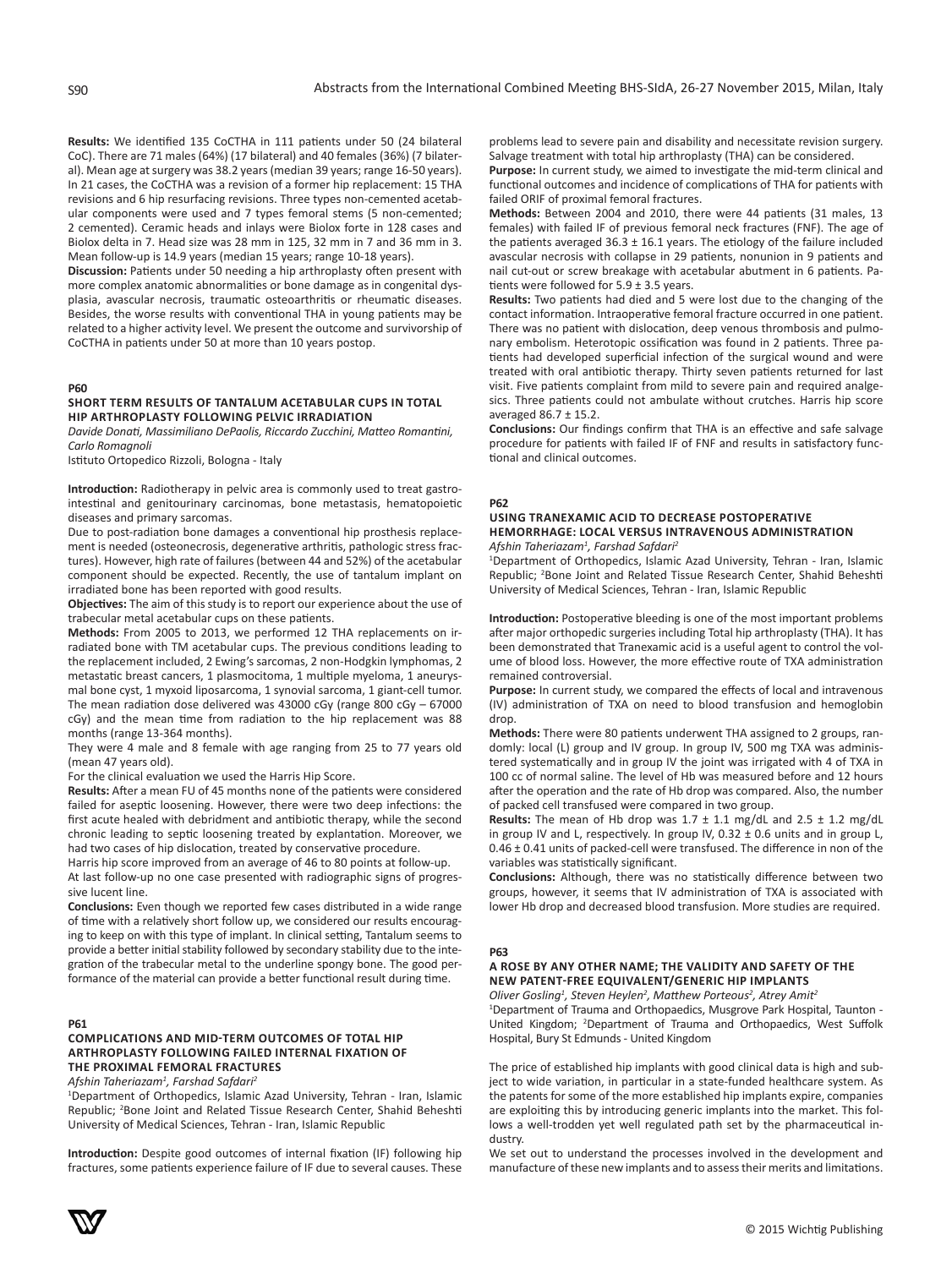**Results:** We identified 135 CoCTHA in 111 patients under 50 (24 bilateral CoC). There are 71 males (64%) (17 bilateral) and 40 females (36%) (7 bilateral). Mean age at surgery was 38.2 years (median 39 years; range 16-50 years). In 21 cases, the CoCTHA was a revision of a former hip replacement: 15 THA revisions and 6 hip resurfacing revisions. Three types non-cemented acetabular components were used and 7 types femoral stems (5 non-cemented; 2 cemented). Ceramic heads and inlays were Biolox forte in 128 cases and Biolox delta in 7. Head size was 28 mm in 125, 32 mm in 7 and 36 mm in 3. Mean follow-up is 14.9 years (median 15 years; range 10-18 years).

**Discussion:** Patients under 50 needing a hip arthroplasty often present with more complex anatomic abnormalities or bone damage as in congenital dysplasia, avascular necrosis, traumatic osteoarthritis or rheumatic diseases. Besides, the worse results with conventional THA in young patients may be related to a higher activity level. We present the outcome and survivorship of CoCTHA in patients under 50 at more than 10 years postop.

## P60

### SHORT TERM RESULTS OF TANTALUM ACETABULAR CUPS IN TOTAL HIP ARTHROPLASTY FOLLOWING PELVIC IRRADIATION

*Davide Donati, Massimiliano DePaolis, Riccardo Zucchini, Matteo Romantini, Carlo Romagnoli*

Istituto Ortopedico Rizzoli, Bologna - Italy

**Introduction:** Radiotherapy in pelvic area is commonly used to treat gastrointestinal and genitourinary carcinomas, bone metastasis, hematopoietic diseases and primary sarcomas.

Due to post-radiation bone damages a conventional hip prosthesis replacement is needed (osteonecrosis, degenerative arthritis, pathologic stress fractures). However, high rate of failures (between 44 and 52%) of the acetabular component should be expected. Recently, the use of tantalum implant on irradiated bone has been reported with good results.

**Objectives:** The aim of this study is to report our experience about the use of trabecular metal acetabular cups on these patients.

**Methods:** From 2005 to 2013, we performed 12 THA replacements on irradiated bone with TM acetabular cups. The previous conditions leading to the replacement included, 2 Ewing's sarcomas, 2 non-Hodgkin lymphomas, 2 metastatic breast cancers, 1 plasmocitoma, 1 multiple myeloma, 1 aneurysmal bone cyst, 1 myxoid liposarcoma, 1 synovial sarcoma, 1 giant-cell tumor. The mean radiation dose delivered was 43000 cGy (range 800 cGy – 67000 cGy) and the mean time from radiation to the hip replacement was 88 months (range 13-364 months).

They were 4 male and 8 female with age ranging from 25 to 77 years old (mean 47 years old).

For the clinical evaluation we used the Harris Hip Score.

**Results:** After a mean FU of 45 months none of the patients were considered failed for aseptic loosening. However, there were two deep infections: the first acute healed with debridment and antibiotic therapy, while the second chronic leading to septic loosening treated by explantation. Moreover, we had two cases of hip dislocation, treated by conservative procedure.

Harris hip score improved from an average of 46 to 80 points at follow-up.

At last follow-up no one case presented with radiographic signs of progressive lucent line.

**Conclusions:** Even though we reported few cases distributed in a wide range of time with a relatively short follow up, we considered our results encouraging to keep on with this type of implant. In clinical setting, Tantalum seems to provide a better initial stability followed by secondary stability due to the integration of the trabecular metal to the underline spongy bone. The good performance of the material can provide a better functional result during time.

## P61

### COMPLICATIONS AND MID-TERM OUTCOMES OF TOTAL HIP ARTHROPLASTY FOLLOWING FAILED INTERNAL FIXATION OF THE PROXIMAL FEMORAL FRACTURES

*Afshin Taheriazam[1], Farshad Safdari[2]*

[1]Department of Orthopedics, Islamic Azad University, Tehran - Iran, Islamic Republic; [2]Bone Joint and Related Tissue Research Center, Shahid Beheshti University of Medical Sciences, Tehran - Iran, Islamic Republic

**Introduction:** Despite good outcomes of internal fixation (IF) following hip fractures, some patients experience failure of IF due to several causes. These problems lead to severe pain and disability and necessitate revision surgery. Salvage treatment with total hip arthroplasty (THA) can be considered.

**Purpose:** In current study, we aimed to investigate the mid-term clinical and functional outcomes and incidence of complications of THA for patients with failed ORIF of proximal femoral fractures.

**Methods:** Between 2004 and 2010, there were 44 patients (31 males, 13 females) with failed IF of previous femoral neck fractures (FNF). The age of the patients averaged 36.3 ± 16.1 years. The etiology of the failure included avascular necrosis with collapse in 29 patients, nonunion in 9 patients and nail cut-out or screw breakage with acetabular abutment in 6 patients. Patients were followed for 5.9 ± 3.5 years.

**Results:** Two patients had died and 5 were lost due to the changing of the contact information. Intraoperative femoral fracture occurred in one patient. There was no patient with dislocation, deep venous thrombosis and pulmonary embolism. Heterotopic ossification was found in 2 patients. Three patients had developed superficial infection of the surgical wound and were treated with oral antibiotic therapy. Thirty seven patients returned for last visit. Five patients complaint from mild to severe pain and required analgesics. Three patients could not ambulate without crutches. Harris hip score averaged 86.7 ± 15.2.

**Conclusions:** Our findings confirm that THA is an effective and safe salvage procedure for patients with failed IF of FNF and results in satisfactory functional and clinical outcomes.

## P62

### USING TRANEXAMIC ACID TO DECREASE POSTOPERATIVE HEMORRHAGE: LOCAL VERSUS INTRAVENOUS ADMINISTRATION

*Afshin Taheriazam[1], Farshad Safdari[2]*

[1]Department of Orthopedics, Islamic Azad University, Tehran - Iran, Islamic Republic; [2]Bone Joint and Related Tissue Research Center, Shahid Beheshti University of Medical Sciences, Tehran - Iran, Islamic Republic

**Introduction:** Postoperative bleeding is one of the most important problems after major orthopedic surgeries including Total hip arthroplasty (THA). It has been demonstrated that Tranexamic acid is a useful agent to control the volume of blood loss. However, the more effective route of TXA administration remained controversial.

**Purpose:** In current study, we compared the effects of local and intravenous (IV) administration of TXA on need to blood transfusion and hemoglobin drop.

**Methods:** There were 80 patients underwent THA assigned to 2 groups, randomly: local (L) group and IV group. In group IV, 500 mg TXA was administered systematically and in group IV the joint was irrigated with 4 of TXA in 100 cc of normal saline. The level of Hb was measured before and 12 hours after the operation and the rate of Hb drop was compared. Also, the number of packed cell transfused were compared in two group.

**Results:** The mean of Hb drop was 1.7 ± 1.1 mg/dL and 2.5 ± 1.2 mg/dL in group IV and L, respectively. In group IV, 0.32 ± 0.6 units and in group L, 0.46 ± 0.41 units of packed-cell were transfused. The difference in non of the variables was statistically significant.

**Conclusions:** Although, there was no statistically difference between two groups, however, it seems that IV administration of TXA is associated with lower Hb drop and decreased blood transfusion. More studies are required.

## P63

### A ROSE BY ANY OTHER NAME; THE VALIDITY AND SAFETY OF THE NEW PATENT-FREE EQUIVALENT/GENERIC HIP IMPLANTS

*Oliver Gosling[1], Steven Heylen[2], Matthew Porteous[2], Atrey Amit[2]*

[1]Department of Trauma and Orthopaedics, Musgrove Park Hospital, Taunton - United Kingdom; [2]Department of Trauma and Orthopaedics, West Suffolk Hospital, Bury St Edmunds - United Kingdom

The price of established hip implants with good clinical data is high and subject to wide variation, in particular in a state-funded healthcare system. As the patents for some of the more established hip implants expire, companies are exploiting this by introducing generic implants into the market. This follows a well-trodden yet well regulated path set by the pharmaceutical industry.

We set out to understand the processes involved in the development and manufacture of these new implants and to assess their merits and limitations.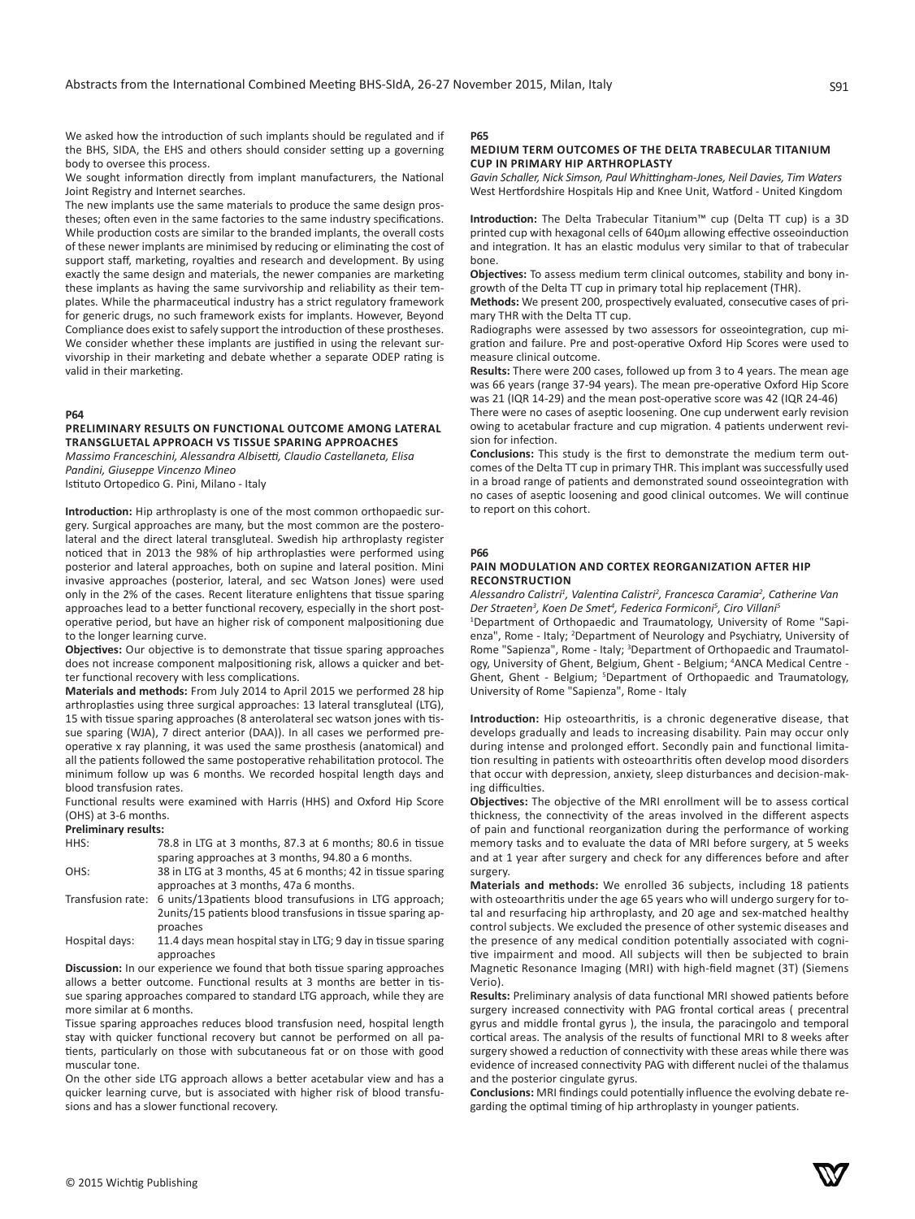We asked how the introduction of such implants should be regulated and if the BHS, SIDA, the EHS and others should consider setting up a governing body to oversee this process.

We sought information directly from implant manufacturers, the National Joint Registry and Internet searches.

The new implants use the same materials to produce the same design prostheses; often even in the same factories to the same industry specifications. While production costs are similar to the branded implants, the overall costs of these newer implants are minimised by reducing or eliminating the cost of support staff, marketing, royalties and research and development. By using exactly the same design and materials, the newer companies are marketing these implants as having the same survivorship and reliability as their templates. While the pharmaceutical industry has a strict regulatory framework for generic drugs, no such framework exists for implants. However, Beyond Compliance does exist to safely support the introduction of these prostheses. We consider whether these implants are justified in using the relevant survivorship in their marketing and debate whether a separate ODEP rating is valid in their marketing.

## P64

### PRELIMINARY RESULTS ON FUNCTIONAL OUTCOME AMONG LATERAL TRANSGLUETAL APPROACH VS TISSUE SPARING APPROACHES

*Massimo Franceschini, Alessandra Albisetti, Claudio Castellaneta, Elisa Pandini, Giuseppe Vincenzo Mineo*

Istituto Ortopedico G. Pini, Milano - Italy

**Introduction:** Hip arthroplasty is one of the most common orthopaedic surgery. Surgical approaches are many, but the most common are the posterolateral and the direct lateral transgluteal. Swedish hip arthroplasty register noticed that in 2013 the 98% of hip arthroplasties were performed using posterior and lateral approaches, both on supine and lateral position. Mini invasive approaches (posterior, lateral, and sec Watson Jones) were used only in the 2% of the cases. Recent literature enlightens that tissue sparing approaches lead to a better functional recovery, especially in the short postoperative period, but have an higher risk of component malpositioning due to the longer learning curve.

**Objectives:** Our objective is to demonstrate that tissue sparing approaches does not increase component malpositioning risk, allows a quicker and better functional recovery with less complications.

**Materials and methods:** From July 2014 to April 2015 we performed 28 hip arthroplasties using three surgical approaches: 13 lateral transgluteal (LTG), 15 with tissue sparing approaches (8 anterolateral sec watson jones with tissue sparing (WJA), 7 direct anterior (DAA)). In all cases we performed preoperative x ray planning, it was used the same prosthesis (anatomical) and all the patients followed the same postoperative rehabilitation protocol. The minimum follow up was 6 months. We recorded hospital length days and blood transfusion rates.

Functional results were examined with Harris (HHS) and Oxford Hip Score (OHS) at 3-6 months.

**Preliminary results:**

| | |
|---|---|
| HHS: | 78.8 in LTG at 3 months, 87.3 at 6 months; 80.6 in tissue sparing approaches at 3 months, 94.80 a 6 months. |
| OHS: | 38 in LTG at 3 months, 45 at 6 months; 42 in tissue sparing approaches at 3 months, 47a 6 months. |
| Transfusion rate: | 6 units/13patients blood transfusions in LTG approach; 2units/15 patients blood transfusions in tissue sparing approaches |
| Hospital days: | 11.4 days mean hospital stay in LTG; 9 day in tissue sparing approaches |

**Discussion:** In our experience we found that both tissue sparing approaches allows a better outcome. Functional results at 3 months are better in tissue sparing approaches compared to standard LTG approach, while they are more similar at 6 months.

Tissue sparing approaches reduces blood transfusion need, hospital length stay with quicker functional recovery but cannot be performed on all patients, particularly on those with subcutaneous fat or on those with good muscular tone.

On the other side LTG approach allows a better acetabular view and has a quicker learning curve, but is associated with higher risk of blood transfusions and has a slower functional recovery.

## P65

### MEDIUM TERM OUTCOMES OF THE DELTA TRABECULAR TITANIUM CUP IN PRIMARY HIP ARTHROPLASTY

*Gavin Schaller, Nick Simson, Paul Whittingham-Jones, Neil Davies, Tim Waters*

West Hertfordshire Hospitals Hip and Knee Unit, Watford - United Kingdom

**Introduction:** The Delta Trabecular Titanium™ cup (Delta TT cup) is a 3D printed cup with hexagonal cells of 640µm allowing effective osseoinduction and integration. It has an elastic modulus very similar to that of trabecular bone.

**Objectives:** To assess medium term clinical outcomes, stability and bony ingrowth of the Delta TT cup in primary total hip replacement (THR).

**Methods:** We present 200, prospectively evaluated, consecutive cases of primary THR with the Delta TT cup.

Radiographs were assessed by two assessors for osseointegration, cup migration and failure. Pre and post-operative Oxford Hip Scores were used to measure clinical outcome.

**Results:** There were 200 cases, followed up from 3 to 4 years. The mean age was 66 years (range 37-94 years). The mean pre-operative Oxford Hip Score was 21 (IQR 14-29) and the mean post-operative score was 42 (IQR 24-46)

There were no cases of aseptic loosening. One cup underwent early revision owing to acetabular fracture and cup migration. 4 patients underwent revision for infection.

**Conclusions:** This study is the first to demonstrate the medium term outcomes of the Delta TT cup in primary THR. This implant was successfully used in a broad range of patients and demonstrated sound osseointegration with no cases of aseptic loosening and good clinical outcomes. We will continue to report on this cohort.

## P66

### PAIN MODULATION AND CORTEX REORGANIZATION AFTER HIP RECONSTRUCTION

*Alessandro Calistri[1], Valentina Calistri[2], Francesca Caramia[2], Catherine Van Der Straeten[3], Koen De Smet[4], Federica Formiconi[5], Ciro Villani[5]*

[1]Department of Orthopaedic and Traumatology, University of Rome "Sapienza", Rome - Italy; [2]Department of Neurology and Psychiatry, University of Rome "Sapienza", Rome - Italy; [3]Department of Orthopaedic and Traumatology, University of Ghent, Belgium, Ghent - Belgium; [4]ANCA Medical Centre - Ghent, Ghent - Belgium; [5]Department of Orthopaedic and Traumatology, University of Rome "Sapienza", Rome - Italy

**Introduction:** Hip osteoarthritis, is a chronic degenerative disease, that develops gradually and leads to increasing disability. Pain may occur only during intense and prolonged effort. Secondly pain and functional limitation resulting in patients with osteoarthritis often develop mood disorders that occur with depression, anxiety, sleep disturbances and decision-making difficulties.

**Objectives:** The objective of the MRI enrollment will be to assess cortical thickness, the connectivity of the areas involved in the different aspects of pain and functional reorganization during the performance of working memory tasks and to evaluate the data of MRI before surgery, at 5 weeks and at 1 year after surgery and check for any differences before and after surgery.

**Materials and methods:** We enrolled 36 subjects, including 18 patients with osteoarthritis under the age 65 years who will undergo surgery for total and resurfacing hip arthroplasty, and 20 age and sex-matched healthy control subjects. We excluded the presence of other systemic diseases and the presence of any medical condition potentially associated with cognitive impairment and mood. All subjects will then be subjected to brain Magnetic Resonance Imaging (MRI) with high-field magnet (3T) (Siemens Verio).

**Results:** Preliminary analysis of data functional MRI showed patients before surgery increased connectivity with PAG frontal cortical areas ( precentral gyrus and middle frontal gyrus ), the insula, the paracingolo and temporal cortical areas. The analysis of the results of functional MRI to 8 weeks after surgery showed a reduction of connectivity with these areas while there was evidence of increased connectivity PAG with different nuclei of the thalamus and the posterior cingulate gyrus.

**Conclusions:** MRI findings could potentially influence the evolving debate regarding the optimal timing of hip arthroplasty in younger patients.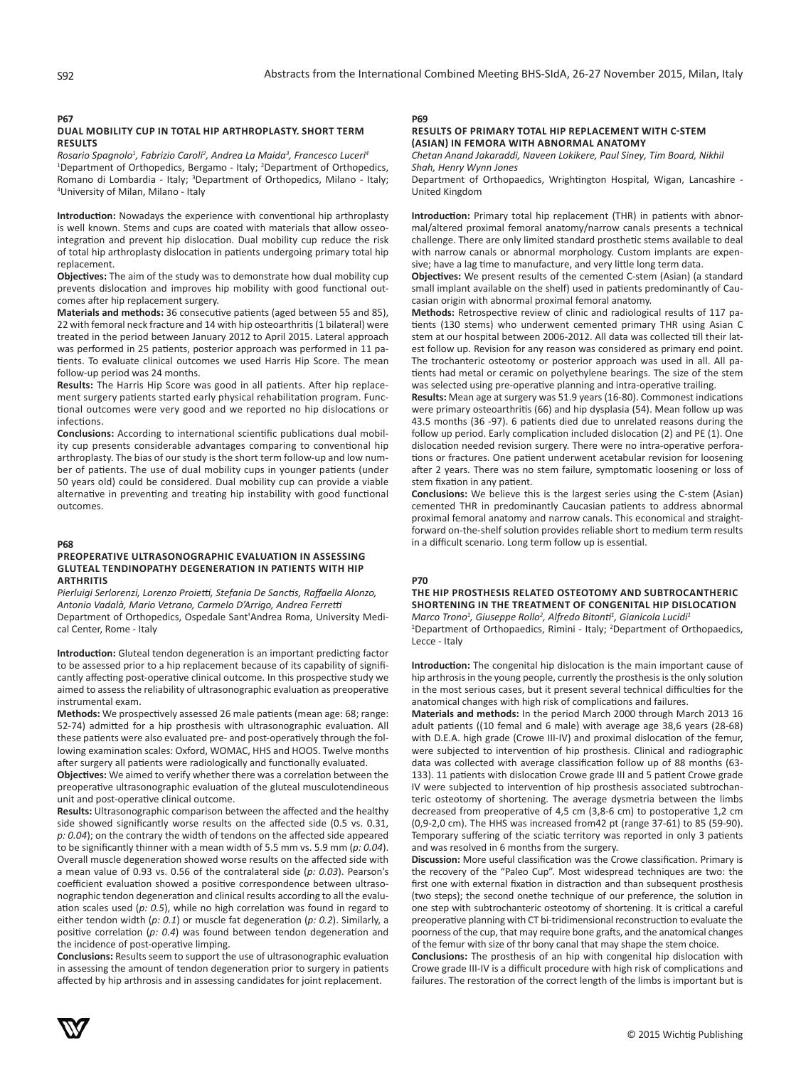## P67

### DUAL MOBILITY CUP IN TOTAL HIP ARTHROPLASTY. SHORT TERM RESULTS

*Rosario Spagnolo[1], Fabrizio Caroli[2], Andrea La Maida[3], Francesco Luceri[4]*
[1]Department of Orthopedics, Bergamo - Italy; [2]Department of Orthopedics, Romano di Lombardia - Italy; [3]Department of Orthopedics, Milano - Italy; [4]University of Milan, Milano - Italy

**Introduction:** Nowadays the experience with conventional hip arthroplasty is well known. Stems and cups are coated with materials that allow osseointegration and prevent hip dislocation. Dual mobility cup reduce the risk of total hip arthroplasty dislocation in patients undergoing primary total hip replacement.

**Objectives:** The aim of the study was to demonstrate how dual mobility cup prevents dislocation and improves hip mobility with good functional outcomes after hip replacement surgery.

**Materials and methods:** 36 consecutive patients (aged between 55 and 85), 22 with femoral neck fracture and 14 with hip osteoarthritis (1 bilateral) were treated in the period between January 2012 to April 2015. Lateral approach was performed in 25 patients, posterior approach was performed in 11 patients. To evaluate clinical outcomes we used Harris Hip Score. The mean follow-up period was 24 months.

**Results:** The Harris Hip Score was good in all patients. After hip replacement surgery patients started early physical rehabilitation program. Functional outcomes were very good and we reported no hip dislocations or infections.

**Conclusions:** According to international scientific publications dual mobility cup presents considerable advantages comparing to conventional hip arthroplasty. The bias of our study is the short term follow-up and low number of patients. The use of dual mobility cups in younger patients (under 50 years old) could be considered. Dual mobility cup can provide a viable alternative in preventing and treating hip instability with good functional outcomes.

## P68

### PREOPERATIVE ULTRASONOGRAPHIC EVALUATION IN ASSESSING GLUTEAL TENDINOPATHY DEGENERATION IN PATIENTS WITH HIP ARTHRITIS

*Pierluigi Serlorenzi, Lorenzo Proietti, Stefania De Sanctis, Raffaella Alonzo, Antonio Vadalà, Mario Vetrano, Carmelo D'Arrigo, Andrea Ferretti*
Department of Orthopedics, Ospedale Sant'Andrea Roma, University Medical Center, Rome - Italy

**Introduction:** Gluteal tendon degeneration is an important predicting factor to be assessed prior to a hip replacement because of its capability of significantly affecting post-operative clinical outcome. In this prospective study we aimed to assess the reliability of ultrasonographic evaluation as preoperative instrumental exam.

**Methods:** We prospectively assessed 26 male patients (mean age: 68; range: 52-74) admitted for a hip prosthesis with ultrasonographic evaluation. All these patients were also evaluated pre- and post-operatively through the following examination scales: Oxford, WOMAC, HHS and HOOS. Twelve months after surgery all patients were radiologically and functionally evaluated.

**Objectives:** We aimed to verify whether there was a correlation between the preoperative ultrasonographic evaluation of the gluteal musculotendineous unit and post-operative clinical outcome.

**Results:** Ultrasonographic comparison between the affected and the healthy side showed significantly worse results on the affected side (0.5 vs. 0.31, *p: 0.04*); on the contrary the width of tendons on the affected side appeared to be significantly thinner with a mean width of 5.5 mm vs. 5.9 mm (*p: 0.04*). Overall muscle degeneration showed worse results on the affected side with a mean value of 0.93 vs. 0.56 of the contralateral side (*p: 0.03*). Pearson's coefficient evaluation showed a positive correspondence between ultrasonographic tendon degeneration and clinical results according to all the evaluation scales used (*p: 0.5*), while no high correlation was found in regard to either tendon width (*p: 0.1*) or muscle fat degeneration (*p: 0.2*). Similarly, a positive correlation (*p: 0.4*) was found between tendon degeneration and the incidence of post-operative limping.

**Conclusions:** Results seem to support the use of ultrasonographic evaluation in assessing the amount of tendon degeneration prior to surgery in patients affected by hip arthrosis and in assessing candidates for joint replacement.

## P69

### RESULTS OF PRIMARY TOTAL HIP REPLACEMENT WITH C-STEM (ASIAN) IN FEMORA WITH ABNORMAL ANATOMY

*Chetan Anand Jakaraddi, Naveen Lokikere, Paul Siney, Tim Board, Nikhil Shah, Henry Wynn Jones*
Department of Orthopaedics, Wrightington Hospital, Wigan, Lancashire - United Kingdom

**Introduction:** Primary total hip replacement (THR) in patients with abnormal/altered proximal femoral anatomy/narrow canals presents a technical challenge. There are only limited standard prosthetic stems available to deal with narrow canals or abnormal morphology. Custom implants are expensive; have a lag time to manufacture, and very little long term data.

**Objectives:** We present results of the cemented C-stem (Asian) (a standard small implant available on the shelf) used in patients predominantly of Caucasian origin with abnormal proximal femoral anatomy.

**Methods:** Retrospective review of clinic and radiological results of 117 patients (130 stems) who underwent cemented primary THR using Asian C stem at our hospital between 2006-2012. All data was collected till their latest follow up. Revision for any reason was considered as primary end point. The trochanteric osteotomy or posterior approach was used in all. All patients had metal or ceramic on polyethylene bearings. The size of the stem was selected using pre-operative planning and intra-operative trailing.

**Results:** Mean age at surgery was 51.9 years (16-80). Commonest indications were primary osteoarthritis (66) and hip dysplasia (54). Mean follow up was 43.5 months (36 -97). 6 patients died due to unrelated reasons during the follow up period. Early complication included dislocation (2) and PE (1). One dislocation needed revision surgery. There were no intra-operative perforations or fractures. One patient underwent acetabular revision for loosening after 2 years. There was no stem failure, symptomatic loosening or loss of stem fixation in any patient.

**Conclusions:** We believe this is the largest series using the C-stem (Asian) cemented THR in predominantly Caucasian patients to address abnormal proximal femoral anatomy and narrow canals. This economical and straightforward on-the-shelf solution provides reliable short to medium term results in a difficult scenario. Long term follow up is essential.

## P70

### THE HIP PROSTHESIS RELATED OSTEOTOMY AND SUBTROCANTHERIC SHORTENING IN THE TREATMENT OF CONGENITAL HIP DISLOCATION

*Marco Trono[1], Giuseppe Rollo[2], Alfredo Bitonti[1], Gianicola Lucidi[1]*
[1]Department of Orthopaedics, Rimini - Italy; [2]Department of Orthopaedics, Lecce - Italy

**Introduction:** The congenital hip dislocation is the main important cause of hip arthrosis in the young people, currently the prosthesis is the only solution in the most serious cases, but it present several technical difficulties for the anatomical changes with high risk of complications and failures.

**Materials and methods:** In the period March 2000 through March 2013 16 adult patients ((10 femal and 6 male) with average age 38,6 years (28-68) with D.E.A. high grade (Crowe III-IV) and proximal dislocation of the femur, were subjected to intervention of hip prosthesis. Clinical and radiographic data was collected with average classification follow up of 88 months (63-133). 11 patients with dislocation Crowe grade III and 5 patient Crowe grade IV were subjected to intervention of hip prosthesis associated subtrochanteric osteotomy of shortening. The average dysmetria between the limbs decreased from preoperative of 4,5 cm (3,8-6 cm) to postoperative 1,2 cm (0,9-2,0 cm). The HHS was increased from42 pt (range 37-61) to 85 (59-90). Temporary suffering of the sciatic territory was reported in only 3 patients and was resolved in 6 months from the surgery.

**Discussion:** More useful classification was the Crowe classification. Primary is the recovery of the "Paleo Cup". Most widespread techniques are two: the first one with external fixation in distraction and than subsequent prosthesis (two steps); the second onethe technique of our preference, the solution in one step with subtrochanteric osteotomy of shortening. It is critical a careful preoperative planning with CT bi-tridimensional reconstruction to evaluate the poorness of the cup, that may require bone grafts, and the anatomical changes of the femur with size of thr bony canal that may shape the stem choice.

**Conclusions:** The prosthesis of an hip with congenital hip dislocation with Crowe grade III-IV is a difficult procedure with high risk of complications and failures. The restoration of the correct length of the limbs is important but is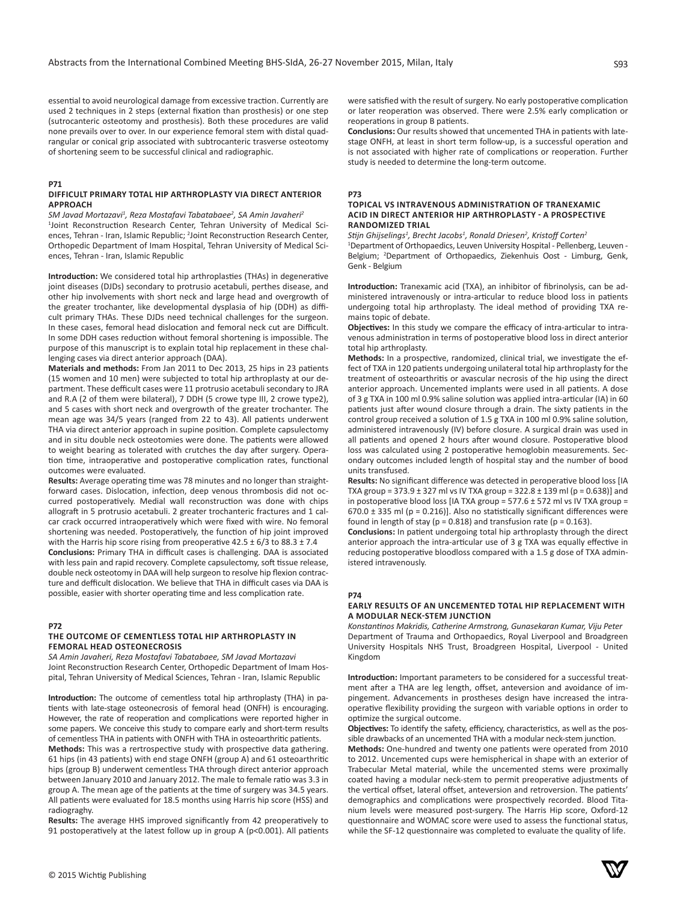essential to avoid neurological damage from excessive traction. Currently are used 2 techniques in 2 steps (external fixation than prosthesis) or one step (sutrocanteric osteotomy and prosthesis). Both these procedures are valid none prevails over to over. In our experience femoral stem with distal quadrangular or conical grip associated with subtrocanteric trasverse osteotomy of shortening seem to be successful clinical and radiographic.

**P71**

### DIFFICULT PRIMARY TOTAL HIP ARTHROPLASTY VIA DIRECT ANTERIOR APPROACH

*SM Javad Mortazavi[1], Reza Mostafavi Tabatabaee[2], SA Amin Javaheri[2]*

[1]Joint Reconstruction Research Center, Tehran University of Medical Sciences, Tehran - Iran, Islamic Republic; [2]Joint Reconstruction Research Center, Orthopedic Department of Imam Hospital, Tehran University of Medical Sciences, Tehran - Iran, Islamic Republic

**Introduction:** We considered total hip arthroplasties (THAs) in degenerative joint diseases (DJDs) secondary to protrusio acetabuli, perthes disease, and other hip involvements with short neck and large head and overgrowth of the greater trochanter, like developmental dysplasia of hip (DDH) as difficult primary THAs. These DJDs need technical challenges for the surgeon. In these cases, femoral head dislocation and femoral neck cut are Difficult. In some DDH cases reduction without femoral shortening is impossible. The purpose of this manuscript is to explain total hip replacement in these challenging cases via direct anterior approach (DAA).

**Materials and methods:** From Jan 2011 to Dec 2013, 25 hips in 23 patients (15 women and 10 men) were subjected to total hip arthroplasty at our department. These defficult cases were 11 protrusio acetabuli secondary to JRA and R.A (2 of them were bilateral), 7 DDH (5 crowe type III, 2 crowe type2), and 5 cases with short neck and overgrowth of the greater trochanter. The mean age was 34/5 years (ranged from 22 to 43). All patients underwent THA via direct anterior approach in supine position. Complete capsulectomy and in situ double neck osteotomies were done. The patients were allowed to weight bearing as tolerated with crutches the day after surgery. Operation time, intraoperative and postoperative complication rates, functional outcomes were evaluated.

**Results:** Average operating time was 78 minutes and no longer than straightforward cases. Dislocation, infection, deep venous thrombosis did not occurred postoperatively. Medial wall reconstruction was done with chips allograft in 5 protrusio acetabuli. 2 greater trochanteric fractures and 1 calcar crack occurred intraoperatively which were fixed with wire. No femoral shortening was needed. Postoperatively, the function of hip joint improved with the Harris hip score rising from preoperative 42.5 ± 6/3 to 88.3 ± 7.4

**Conclusions:** Primary THA in difficult cases is challenging. DAA is associated with less pain and rapid recovery. Complete capsulectomy, soft tissue release, double neck osteotomy in DAA will help surgeon to resolve hip flexion contracture and defficult dislocation. We believe that THA in difficult cases via DAA is possible, easier with shorter operating time and less complication rate.

**P72**

### THE OUTCOME OF CEMENTLESS TOTAL HIP ARTHROPLASTY IN FEMORAL HEAD OSTEONECROSIS

*SA Amin Javaheri, Reza Mostafavi Tabatabaee, SM Javad Mortazavi*

Joint Reconstruction Research Center, Orthopedic Department of Imam Hospital, Tehran University of Medical Sciences, Tehran - Iran, Islamic Republic

**Introduction:** The outcome of cementless total hip arthroplasty (THA) in patients with late-stage osteonecrosis of femoral head (ONFH) is encouraging. However, the rate of reoperation and complications were reported higher in some papers. We conceive this study to compare early and short-term results of cementless THA in patients with ONFH with THA in osteoarthritic patients.

**Methods:** This was a rertrospective study with prospective data gathering. 61 hips (in 43 patients) with end stage ONFH (group A) and 61 osteoarthritic hips (group B) underwent cementless THA through direct anterior approach between January 2010 and January 2012. The male to female ratio was 3.3 in group A. The mean age of the patients at the time of surgery was 34.5 years. All patients were evaluated for 18.5 months using Harris hip score (HSS) and radiograghy.

**Results:** The average HHS improved significantly from 42 preoperatively to 91 postoperatively at the latest follow up in group A ($p<0.001$). All patients were satisfied with the result of surgery. No early postoperative complication or later reoperation was observed. There were 2.5% early complication or reoperations in group B patients.

**Conclusions:** Our results showed that uncemented THA in patients with late-stage ONFH, at least in short term follow-up, is a successful operation and is not associated with higher rate of complications or reoperation. Further study is needed to determine the long-term outcome.

**P73**

### TOPICAL VS INTRAVENOUS ADMINISTRATION OF TRANEXAMIC ACID IN DIRECT ANTERIOR HIP ARTHROPLASTY - A PROSPECTIVE RANDOMIZED TRIAL

*Stijn Ghijselings[1], Brecht Jacobs[1], Ronald Driesen[2], Kristoff Corten[2]*

[1]Department of Orthopaedics, Leuven University Hospital - Pellenberg, Leuven - Belgium; [2]Department of Orthopaedics, Ziekenhuis Oost - Limburg, Genk, Genk - Belgium

**Introduction:** Tranexamic acid (TXA), an inhibitor of fibrinolysis, can be administered intravenously or intra-articular to reduce blood loss in patients undergoing total hip arthroplasty. The ideal method of providing TXA remains topic of debate.

**Objectives:** In this study we compare the efficacy of intra-articular to intravenous administration in terms of postoperative blood loss in direct anterior total hip arthroplasty.

**Methods:** In a prospective, randomized, clinical trial, we investigate the effect of TXA in 120 patients undergoing unilateral total hip arthroplasty for the treatment of osteoarthritis or avascular necrosis of the hip using the direct anterior approach. Uncemented implants were used in all patients. A dose of 3 g TXA in 100 ml 0.9% saline solution was applied intra-articular (IA) in 60 patients just after wound closure through a drain. The sixty patients in the control group received a solution of 1.5 g TXA in 100 ml 0.9% saline solution, administered intravenously (IV) before closure. A surgical drain was used in all patients and opened 2 hours after wound closure. Postoperative blood loss was calculated using 2 postoperative hemoglobin measurements. Secondary outcomes included length of hospital stay and the number of bood units transfused.

**Results:** No significant difference was detected in peroperative blood loss [IA TXA group = 373.9 ± 327 ml vs IV TXA group = 322.8 ± 139 ml ($p = 0.638$)] and in postoperative blood loss [IA TXA group = 577.6 ± 572 ml vs IV TXA group = 670.0 ± 335 ml ($p = 0.216$)]. Also no statistically significant differences were found in length of stay ($p = 0.818$) and transfusion rate ($p = 0.163$).

**Conclusions:** In patient undergoing total hip arthroplasty through the direct anterior approach the intra-articular use of 3 g TXA was equally effective in reducing postoperative bloodloss compared with a 1.5 g dose of TXA administered intravenously.

**P74**

### EARLY RESULTS OF AN UNCEMENTED TOTAL HIP REPLACEMENT WITH A MODULAR NECK-STEM JUNCTION

*Konstantinos Makridis, Catherine Armstrong, Gunasekaran Kumar, Viju Peter*

Department of Trauma and Orthopaedics, Royal Liverpool and Broadgreen University Hospitals NHS Trust, Broadgreen Hospital, Liverpool - United Kingdom

**Introduction:** Important parameters to be considered for a successful treatment after a THA are leg length, offset, anteversion and avoidance of impingement. Advancements in prostheses design have increased the intraoperative flexibility providing the surgeon with variable options in order to optimize the surgical outcome.

**Objectives:** To identify the safety, efficiency, characteristics, as well as the possible drawbacks of an uncemented THA with a modular neck-stem junction.

**Methods:** One-hundred and twenty one patients were operated from 2010 to 2012. Uncemented cups were hemispherical in shape with an exterior of Trabecular Metal material, while the uncemented stems were proximally coated having a modular neck-stem to permit preoperative adjustments of the vertical offset, lateral offset, anteversion and retroversion. The patients' demographics and complications were prospectively recorded. Blood Titanium levels were measured post-surgery. The Harris Hip score, Oxford-12 questionnaire and WOMAC score were used to assess the functional status, while the SF-12 questionnaire was completed to evaluate the quality of life.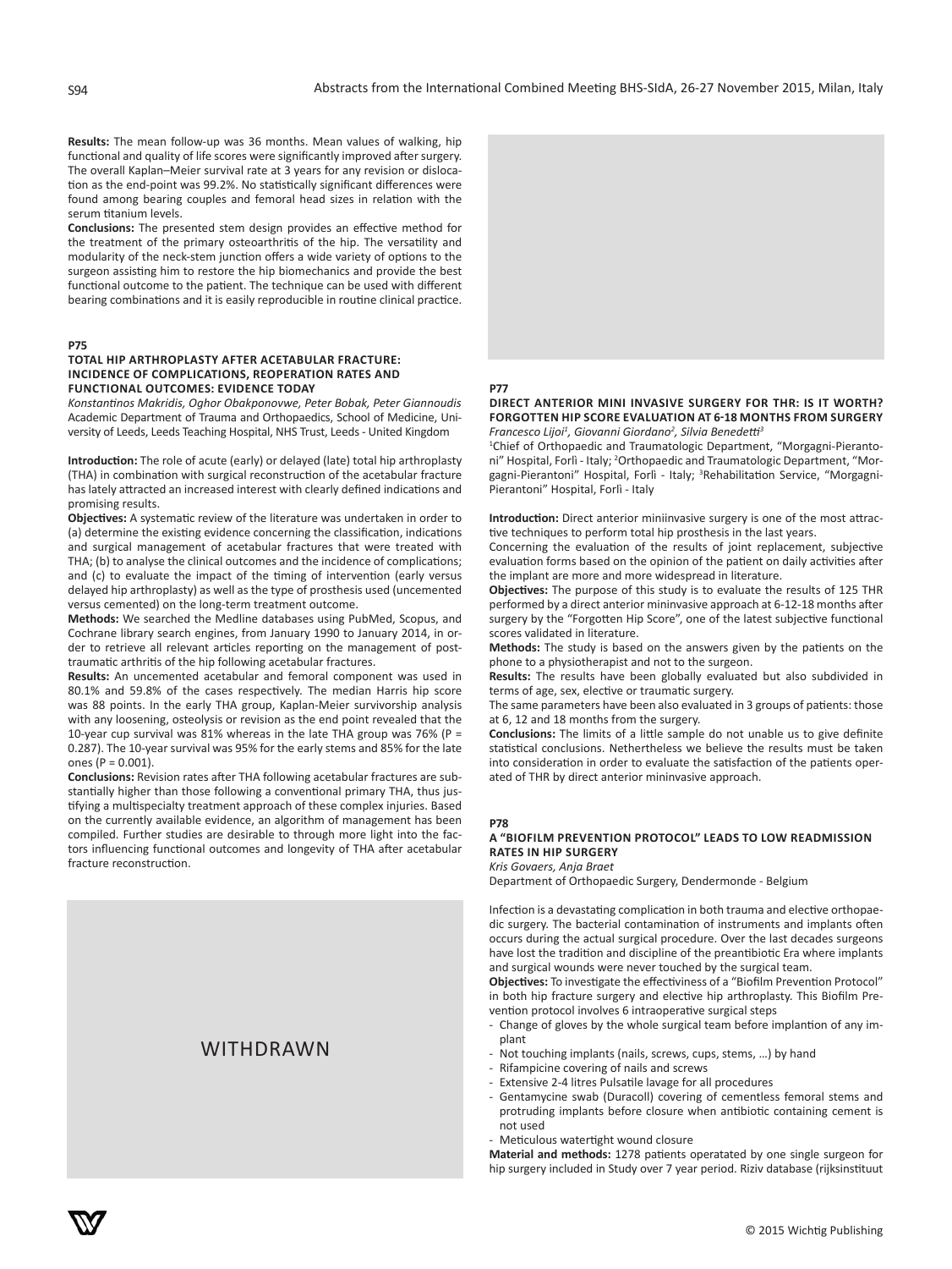**Results:** The mean follow-up was 36 months. Mean values of walking, hip functional and quality of life scores were significantly improved after surgery. The overall Kaplan–Meier survival rate at 3 years for any revision or dislocation as the end-point was 99.2%. No statistically significant differences were found among bearing couples and femoral head sizes in relation with the serum titanium levels.

**Conclusions:** The presented stem design provides an effective method for the treatment of the primary osteoarthritis of the hip. The versatility and modularity of the neck-stem junction offers a wide variety of options to the surgeon assisting him to restore the hip biomechanics and provide the best functional outcome to the patient. The technique can be used with different bearing combinations and it is easily reproducible in routine clinical practice.

### P75

#### TOTAL HIP ARTHROPLASTY AFTER ACETABULAR FRACTURE: INCIDENCE OF COMPLICATIONS, REOPERATION RATES AND FUNCTIONAL OUTCOMES: EVIDENCE TODAY

*Konstantinos Makridis, Oghor Obakponovwe, Peter Bobak, Peter Giannoudis*
Academic Department of Trauma and Orthopaedics, School of Medicine, University of Leeds, Leeds Teaching Hospital, NHS Trust, Leeds - United Kingdom

**Introduction:** The role of acute (early) or delayed (late) total hip arthroplasty (THA) in combination with surgical reconstruction of the acetabular fracture has lately attracted an increased interest with clearly defined indications and promising results.

**Objectives:** A systematic review of the literature was undertaken in order to (a) determine the existing evidence concerning the classification, indications and surgical management of acetabular fractures that were treated with THA; (b) to analyse the clinical outcomes and the incidence of complications; and (c) to evaluate the impact of the timing of intervention (early versus delayed hip arthroplasty) as well as the type of prosthesis used (uncemented versus cemented) on the long-term treatment outcome.

**Methods:** We searched the Medline databases using PubMed, Scopus, and Cochrane library search engines, from January 1990 to January 2014, in order to retrieve all relevant articles reporting on the management of post-traumatic arthritis of the hip following acetabular fractures.

**Results:** An uncemented acetabular and femoral component was used in 80.1% and 59.8% of the cases respectively. The median Harris hip score was 88 points. In the early THA group, Kaplan-Meier survivorship analysis with any loosening, osteolysis or revision as the end point revealed that the 10-year cup survival was 81% whereas in the late THA group was 76% (P = 0.287). The 10-year survival was 95% for the early stems and 85% for the late ones (P = 0.001).

**Conclusions:** Revision rates after THA following acetabular fractures are substantially higher than those following a conventional primary THA, thus justifying a multispecialty treatment approach of these complex injuries. Based on the currently available evidence, an algorithm of management has been compiled. Further studies are desirable to through more light into the factors influencing functional outcomes and longevity of THA after acetabular fracture reconstruction.

WITHDRAWN

### P77

#### DIRECT ANTERIOR MINI INVASIVE SURGERY FOR THR: IS IT WORTH? FORGOTTEN HIP SCORE EVALUATION AT 6-18 MONTHS FROM SURGERY

*Francesco Lijoi[1], Giovanni Giordano[2], Silvia Benedetti[3]*
[1]Chief of Orthopaedic and Traumatologic Department, "Morgagni-Pierantoni" Hospital, Forlì - Italy; [2]Orthopaedic and Traumatologic Department, "Morgagni-Pierantoni" Hospital, Forlì - Italy; [3]Rehabilitation Service, "Morgagni-Pierantoni" Hospital, Forlì - Italy

**Introduction:** Direct anterior miniinvasive surgery is one of the most attractive techniques to perform total hip prosthesis in the last years.

Concerning the evaluation of the results of joint replacement, subjective evaluation forms based on the opinion of the patient on daily activities after the implant are more and more widespread in literature.

**Objectives:** The purpose of this study is to evaluate the results of 125 THR performed by a direct anterior mininvasive approach at 6-12-18 months after surgery by the "Forgotten Hip Score", one of the latest subjective functional scores validated in literature.

**Methods:** The study is based on the answers given by the patients on the phone to a physiotherapist and not to the surgeon.

**Results:** The results have been globally evaluated but also subdivided in terms of age, sex, elective or traumatic surgery.

The same parameters have been also evaluated in 3 groups of patients: those at 6, 12 and 18 months from the surgery.

**Conclusions:** The limits of a little sample do not unable us to give definite statistical conclusions. Nethertheless we believe the results must be taken into consideration in order to evaluate the satisfaction of the patients operated of THR by direct anterior mininvasive approach.

### P78

#### A "BIOFILM PREVENTION PROTOCOL" LEADS TO LOW READMISSION RATES IN HIP SURGERY

*Kris Govaers, Anja Braet*
Department of Orthopaedic Surgery, Dendermonde - Belgium

Infection is a devastating complication in both trauma and elective orthopaedic surgery. The bacterial contamination of instruments and implants often occurs during the actual surgical procedure. Over the last decades surgeons have lost the tradition and discipline of the preantibiotic Era where implants and surgical wounds were never touched by the surgical team.

**Objectives:** To investigate the effectiveness of a "Biofilm Prevention Protocol" in both hip fracture surgery and elective hip arthroplasty. This Biofilm Prevention protocol involves 6 intraoperative surgical steps

- Change of gloves by the whole surgical team before implantion of any implant
- Not touching implants (nails, screws, cups, stems, …) by hand
- Rifampicine covering of nails and screws
- Extensive 2-4 litres Pulsatile lavage for all procedures
- Gentamycine swab (Duracoll) covering of cementless femoral stems and protruding implants before closure when antibiotic containing cement is not used
- Meticulous watertight wound closure

**Material and methods:** 1278 patients operatated by one single surgeon for hip surgery included in Study over 7 year period. Riziv database (rijksinstituut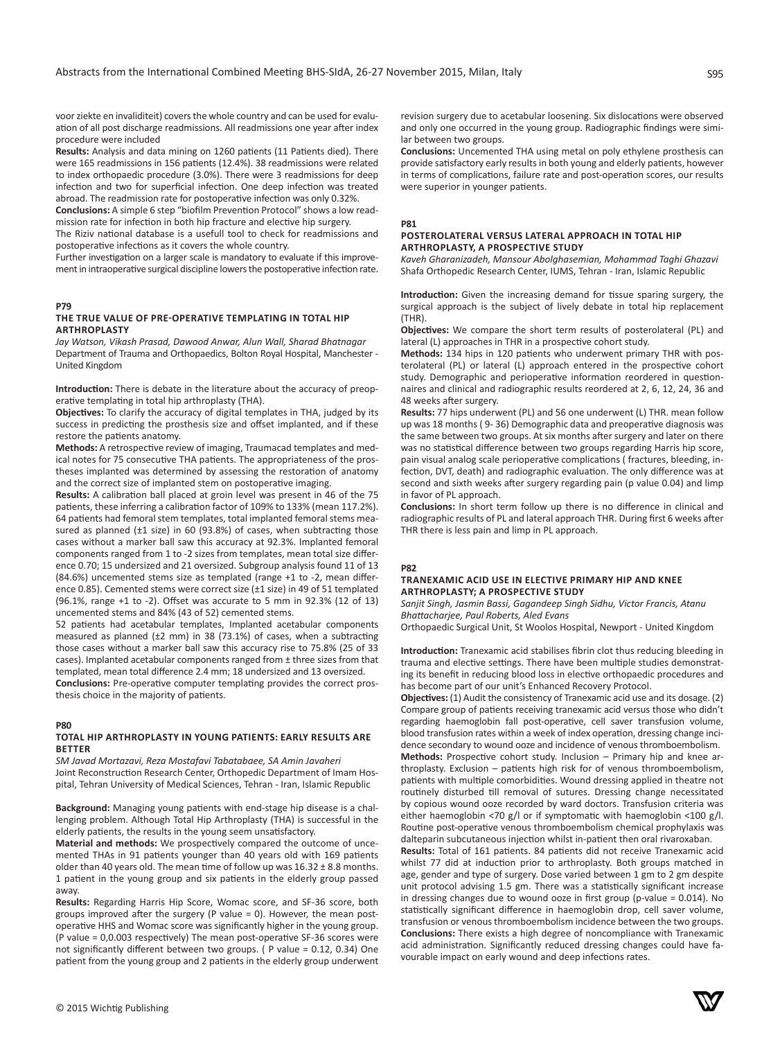voor ziekte en invaliditeit) covers the whole country and can be used for evaluation of all post discharge readmissions. All readmissions one year after index procedure were included

**Results:** Analysis and data mining on 1260 patients (11 Patients died). There were 165 readmissions in 156 patients (12.4%). 38 readmissions were related to index orthopaedic procedure (3.0%). There were 3 readmissions for deep infection and two for superficial infection. One deep infection was treated abroad. The readmission rate for postoperative infection was only 0.32%.

**Conclusions:** A simple 6 step "biofilm Prevention Protocol" shows a low readmission rate for infection in both hip fracture and elective hip surgery.

The Riziv national database is a usefull tool to check for readmissions and postoperative infections as it covers the whole country.

Further investigation on a larger scale is mandatory to evaluate if this improvement in intraoperative surgical discipline lowers the postoperative infection rate.

**P79**

### THE TRUE VALUE OF PRE-OPERATIVE TEMPLATING IN TOTAL HIP ARTHROPLASTY

*Jay Watson, Vikash Prasad, Dawood Anwar, Alun Wall, Sharad Bhatnagar*
Department of Trauma and Orthopaedics, Bolton Royal Hospital, Manchester - United Kingdom

**Introduction:** There is debate in the literature about the accuracy of preoperative templating in total hip arthroplasty (THA).

**Objectives:** To clarify the accuracy of digital templates in THA, judged by its success in predicting the prosthesis size and offset implanted, and if these restore the patients anatomy.

**Methods:** A retrospective review of imaging, Traumacad templates and medical notes for 75 consecutive THA patients. The appropriateness of the prostheses implanted was determined by assessing the restoration of anatomy and the correct size of implanted stem on postoperative imaging.

**Results:** A calibration ball placed at groin level was present in 46 of the 75 patients, these inferring a calibration factor of 109% to 133% (mean 117.2%). 64 patients had femoral stem templates, total implanted femoral stems measured as planned (±1 size) in 60 (93.8%) of cases, when subtracting those cases without a marker ball saw this accuracy at 92.3%. Implanted femoral components ranged from 1 to -2 sizes from templates, mean total size difference 0.70; 15 undersized and 21 oversized. Subgroup analysis found 11 of 13 (84.6%) uncemented stems size as templated (range +1 to -2, mean difference 0.85). Cemented stems were correct size (±1 size) in 49 of 51 templated (96.1%, range +1 to -2). Offset was accurate to 5 mm in 92.3% (12 of 13) uncemented stems and 84% (43 of 52) cemented stems.

52 patients had acetabular templates, Implanted acetabular components measured as planned (±2 mm) in 38 (73.1%) of cases, when a subtracting those cases without a marker ball saw this accuracy rise to 75.8% (25 of 33 cases). Implanted acetabular components ranged from ± three sizes from that templated, mean total difference 2.4 mm; 18 undersized and 13 oversized.

**Conclusions:** Pre-operative computer templating provides the correct prosthesis choice in the majority of patients.

**P80**

### TOTAL HIP ARTHROPLASTY IN YOUNG PATIENTS: EARLY RESULTS ARE BETTER

*SM Javad Mortazavi, Reza Mostafavi Tabatabaee, SA Amin Javaheri*
Joint Reconstruction Research Center, Orthopedic Department of Imam Hospital, Tehran University of Medical Sciences, Tehran - Iran, Islamic Republic

**Background:** Managing young patients with end-stage hip disease is a challenging problem. Although Total Hip Arthroplasty (THA) is successful in the elderly patients, the results in the young seem unsatisfactory.

**Material and methods:** We prospectively compared the outcome of uncemented THAs in 91 patients younger than 40 years old with 169 patients older than 40 years old. The mean time of follow up was 16.32 ± 8.8 months. 1 patient in the young group and six patients in the elderly group passed away.

**Results:** Regarding Harris Hip Score, Womac score, and SF-36 score, both groups improved after the surgery (P value = 0). However, the mean postoperative HHS and Womac score was significantly higher in the young group. (P value = 0,0.003 respectively) The mean post-operative SF-36 scores were not significantly different between two groups. ( P value = 0.12, 0.34) One patient from the young group and 2 patients in the elderly group underwent revision surgery due to acetabular loosening. Six dislocations were observed and only one occurred in the young group. Radiographic findings were similar between two groups.

**Conclusions:** Uncemented THA using metal on poly ethylene prosthesis can provide satisfactory early results in both young and elderly patients, however in terms of complications, failure rate and post-operation scores, our results were superior in younger patients.

**P81**

### POSTEROLATERAL VERSUS LATERAL APPROACH IN TOTAL HIP ARTHROPLASTY, A PROSPECTIVE STUDY

*Kaveh Gharanizadeh, Mansour Abolghasemian, Mohammad Taghi Ghazavi*
Shafa Orthopedic Research Center, IUMS, Tehran - Iran, Islamic Republic

**Introduction:** Given the increasing demand for tissue sparing surgery, the surgical approach is the subject of lively debate in total hip replacement (THR).

**Objectives:** We compare the short term results of posterolateral (PL) and lateral (L) approaches in THR in a prospective cohort study.

**Methods:** 134 hips in 120 patients who underwent primary THR with posterolateral (PL) or lateral (L) approach entered in the prospective cohort study. Demographic and perioperative information reordered in questionnaires and clinical and radiographic results reordered at 2, 6, 12, 24, 36 and 48 weeks after surgery.

**Results:** 77 hips underwent (PL) and 56 one underwent (L) THR. mean follow up was 18 months ( 9- 36) Demographic data and preoperative diagnosis was the same between two groups. At six months after surgery and later on there was no statistical difference between two groups regarding Harris hip score, pain visual analog scale perioperative complications ( fractures, bleeding, infection, DVT, death) and radiographic evaluation. The only difference was at second and sixth weeks after surgery regarding pain (p value 0.04) and limp in favor of PL approach.

**Conclusions:** In short term follow up there is no difference in clinical and radiographic results of PL and lateral approach THR. During first 6 weeks after THR there is less pain and limp in PL approach.

**P82**

### TRANEXAMIC ACID USE IN ELECTIVE PRIMARY HIP AND KNEE ARTHROPLASTY; A PROSPECTIVE STUDY

*Sanjit Singh, Jasmin Bassi, Gagandeep Singh Sidhu, Victor Francis, Atanu Bhattacharjee, Paul Roberts, Aled Evans*
Orthopaedic Surgical Unit, St Woolos Hospital, Newport - United Kingdom

**Introduction:** Tranexamic acid stabilises fibrin clot thus reducing bleeding in trauma and elective settings. There have been multiple studies demonstrating its benefit in reducing blood loss in elective orthopaedic procedures and has become part of our unit's Enhanced Recovery Protocol.

**Objectives:** (1) Audit the consistency of Tranexamic acid use and its dosage. (2) Compare group of patients receiving tranexamic acid versus those who didn't regarding haemoglobin fall post-operative, cell saver transfusion volume, blood transfusion rates within a week of index operation, dressing change incidence secondary to wound ooze and incidence of venous thromboembolism.

**Methods:** Prospective cohort study. Inclusion – Primary hip and knee arthroplasty. Exclusion – patients high risk for of venous thromboembolism, patients with multiple comorbidities. Wound dressing applied in theatre not routinely disturbed till removal of sutures. Dressing change necessitated by copious wound ooze recorded by ward doctors. Transfusion criteria was either haemoglobin <70 g/l or if symptomatic with haemoglobin <100 g/l. Routine post-operative venous thromboembolism chemical prophylaxis was dalteparin subcutaneous injection whilst in-patient then oral rivaroxaban.

**Results:** Total of 161 patients. 84 patients did not receive Tranexamic acid whilst 77 did at induction prior to arthroplasty. Both groups matched in age, gender and type of surgery. Dose varied between 1 gm to 2 gm despite unit protocol advising 1.5 gm. There was a statistically significant increase in dressing changes due to wound ooze in first group (p-value = 0.014). No statistically significant difference in haemoglobin drop, cell saver volume, transfusion or venous thromboembolism incidence between the two groups.

**Conclusions:** There exists a high degree of noncompliance with Tranexamic acid administration. Significantly reduced dressing changes could have favourable impact on early wound and deep infections rates.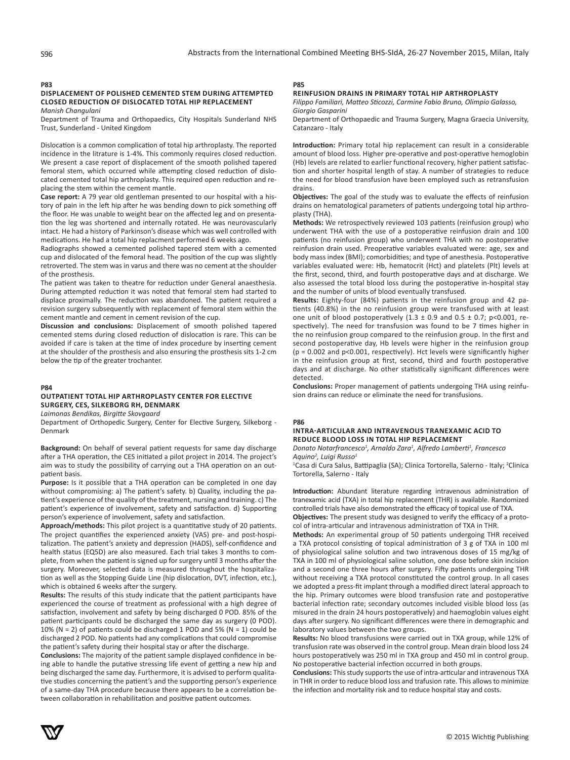## P83

### DISPLACEMENT OF POLISHED CEMENTED STEM DURING ATTEMPTED CLOSED REDUCTION OF DISLOCATED TOTAL HIP REPLACEMENT

*Manish Changulani*

Department of Trauma and Orthopaedics, City Hospitals Sunderland NHS Trust, Sunderland - United Kingdom

Dislocation is a common complication of total hip arthroplasty. The reported incidence in the litrature is 1-4%. This commonly requires closed reduction. We present a case report of displacement of the smooth polished tapered femoral stem, which occurred while attempting closed reduction of dislocated cemented total hip arthroplasty. This required open reduction and replacing the stem within the cement mantle.

**Case report:** A 79 year old gentleman presented to our hospital with a history of pain in the left hip after he was bending down to pick something off the floor. He was unable to weight bear on the affected leg and on presentation the leg was shortened and internally rotated. He was neurovascularly intact. He had a history of Parkinson's disease which was well controlled with medications. He had a total hip replacment performed 6 weeks ago.

Radiographs showed a cemented polished tapered stem with a cemented cup and dislocated of the femoral head. The position of the cup was slightly retroverted. The stem was in varus and there was no cement at the shoulder of the prosthesis.

The patient was taken to theatre for reduction under General anaesthesia. During attempted reduction it was noted that femoral stem had started to displace proximally. The reduction was abandoned. The patient required a revision surgery subsequently with replacement of femoral stem within the cement mantle and cement in cement revision of the cup.

**Discussion and conclusions:** Displacement of smooth polished tapered cemented stems during closed reduction of dislocation is rare. This can be avoided if care is taken at the time of index procedure by inserting cement at the shoulder of the prosthesis and also ensuring the prosthesis sits 1-2 cm below the tip of the greater trochanter.

## P84

### OUTPATIENT TOTAL HIP ARTHROPLASTY CENTER FOR ELECTIVE SURGERY, CES, SILKEBORG RH, DENMARK

*Laimonas Bendikas, Birgitte Skovgaard*

Department of Orthopedic Surgery, Center for Elective Surgery, Silkeborg - Denmark

**Background:** On behalf of several patient requests for same day discharge after a THA operation, the CES initiated a pilot project in 2014. The project's aim was to study the possibility of carrying out a THA operation on an outpatient basis.

**Purpose:** Is it possible that a THA operation can be completed in one day without compromising: a) The patient's safety. b) Quality, including the patient's experience of the quality of the treatment, nursing and training. c) The patient's experience of involvement, safety and satisfaction. d) Supporting person's experience of involvement, safety and satisfaction.

**Approach/methods:** This pilot project is a quantitative study of 20 patients. The project quantifies the experienced anxiety (VAS) pre- and post-hospitalization. The patient's anxiety and depression (HADS), self-confidence and health status (EQ5D) are also measured. Each trial takes 3 months to complete, from when the patient is signed up for surgery until 3 months after the surgery. Moreover, selected data is measured throughout the hospitalization as well as the Stopping Guide Line (hip dislocation, DVT, infection, etc.), which is obtained 6 weeks after the surgery.

**Results:** The results of this study indicate that the patient participants have experienced the course of treatment as professional with a high degree of satisfaction, involvement and safety by being discharged 0 POD. 85% of the patient participants could be discharged the same day as surgery (0 POD). 10% (N = 2) of patients could be discharged 1 POD and 5% (N = 1) could be discharged 2 POD. No patients had any complications that could compromise the patient's safety during their hospital stay or after the discharge.

**Conclusions:** The majority of the patient sample displayed confidence in being able to handle the putative stressing life event of getting a new hip and being discharged the same day. Furthermore, it is advised to perform qualitative studies concerning the patient's and the supporting person's experience of a same-day THA procedure because there appears to be a correlation between collaboration in rehabilitation and positive patient outcomes.

## P85

### REINFUSION DRAINS IN PRIMARY TOTAL HIP ARTHROPLASTY

*Filippo Familiari, Matteo Sticozzi, Carmine Fabio Bruno, Olimpio Galasso, Giorgio Gasparini*

Department of Orthopaedic and Trauma Surgery, Magna Graecia University, Catanzaro - Italy

**Introduction:** Primary total hip replacement can result in a considerable amount of blood loss. Higher pre-operative and post-operative hemoglobin (Hb) levels are related to earlier functional recovery, higher patient satisfaction and shorter hospital length of stay. A number of strategies to reduce the need for blood transfusion have been employed such as retransfusion drains.

**Objectives:** The goal of the study was to evaluate the effects of reinfusion drains on hematological parameters of patients undergoing total hip arthroplasty (THA).

**Methods:** We retrospectively reviewed 103 patients (reinfusion group) who underwent THA with the use of a postoperative reinfusion drain and 100 patients (no reinfusion group) who underwent THA with no postoperative reinfusion drain used. Preoperative variables evaluated were: age, sex and body mass index (BMI); comorbidities; and type of anesthesia. Postoperative variables evaluated were: Hb, hematocrit (Hct) and platelets (Plt) levels at the first, second, third, and fourth postoperative days and at discharge. We also assessed the total blood loss during the postoperative in-hospital stay and the number of units of blood eventually transfused.

**Results:** Eighty-four (84%) patients in the reinfusion group and 42 patients (40.8%) in the no reinfusion group were transfused with at least one unit of blood postoperatively ($1.3 \pm 0.9$ and $0.5 \pm 0.7$; $p<0.001$, respectively). The need for transfusion was found to be 7 times higher in the no reinfusion group compared to the reinfusion group. In the first and second postoperative day, Hb levels were higher in the reinfusion group ($p = 0.002$ and $p<0.001$, respectively). Hct levels were significantly higher in the reinfusion group at first, second, third and fourth postoperative days and at discharge. No other statistically significant differences were detected.

**Conclusions:** Proper management of patients undergoing THA using reinfusion drains can reduce or eliminate the need for transfusions.

## P86

### INTRA-ARTICULAR AND INTRAVENOUS TRANEXAMIC ACID TO REDUCE BLOOD LOSS IN TOTAL HIP REPLACEMENT

*Donato Notarfrancesco[1], Arnaldo Zara[1], Alfredo Lamberti[1], Francesco Aquino[2], Luigi Russo[1]*

[1]Casa di Cura Salus, Battipaglia (SA); Clinica Tortorella, Salerno - Italy; [2]Clinica Tortorella, Salerno - Italy

**Introduction:** Abundant literature regarding intravenous administration of tranexamic acid (TXA) in total hip replacement (THR) is available. Randomized controlled trials have also demonstrated the efficacy of topical use of TXA.

**Objectives:** The present study was designed to verify the efficacy of a protocol of intra-articular and intravenous administration of TXA in THR.

**Methods:** An experimental group of 50 patients undergoing THR received a TXA protocol consisting of topical administration of 3 g of TXA in 100 ml of physiological saline solution and two intravenous doses of 15 mg/kg of TXA in 100 ml of physiological saline solution, one dose before skin incision and a second one three hours after surgery. Fifty patients undergoing THR without receiving a TXA protocol constituted the control group. In all cases we adopted a press-fit implant through a modified direct lateral approach to the hip. Primary outcomes were blood transfusion rate and postoperative bacterial infection rate; secondary outcomes included visible blood loss (as misured in the drain 24 hours postoperatively) and haemoglobin values eight days after surgery. No significant differences were there in demographic and laboratory values between the two groups.

**Results:** No blood transfusions were carried out in TXA group, while 12% of transfusion rate was observed in the control group. Mean drain blood loss 24 hours postoperatively was 250 ml in TXA group and 450 ml in control group. No postoperative bacterial infection occurred in both groups.

**Conclusions:** This study supports the use of intra-articular and intravenous TXA in THR in order to reduce blood loss and trafusion rate. This allows to minimize the infection and mortality risk and to reduce hospital stay and costs.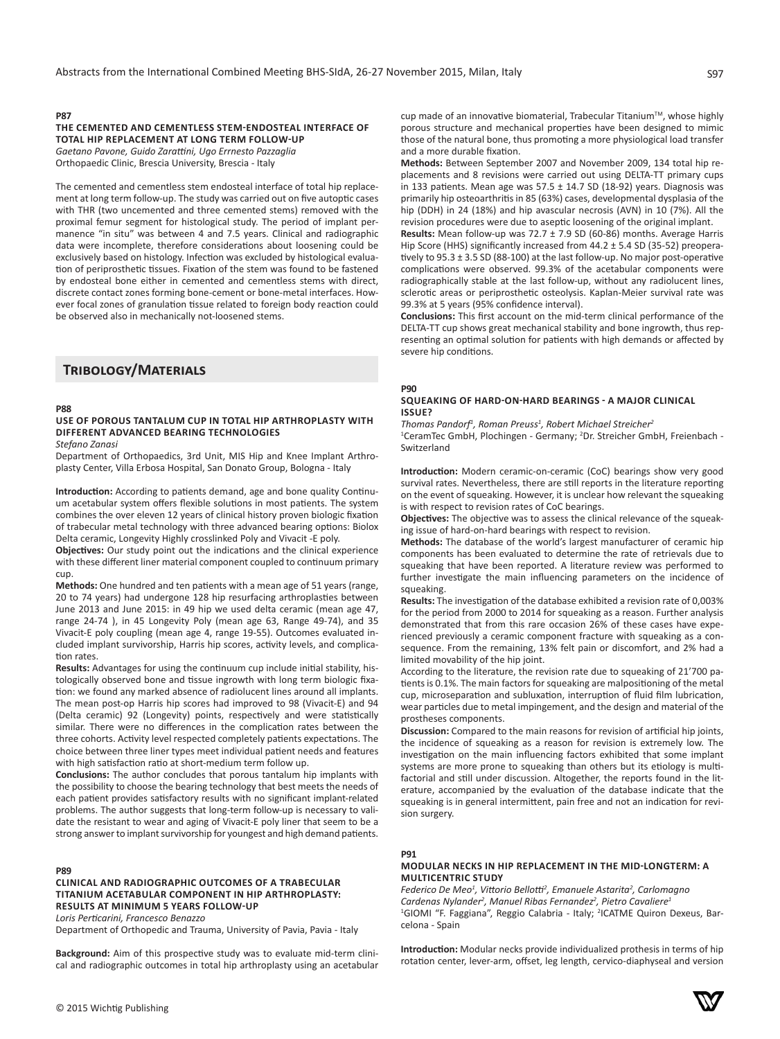**P87**

**THE CEMENTED AND CEMENTLESS STEM-ENDOSTEAL INTERFACE OF TOTAL HIP REPLACEMENT AT LONG TERM FOLLOW-UP**

*Gaetano Pavone, Guido Zarattini, Ugo Errnesto Pazzaglia*

Orthopaedic Clinic, Brescia University, Brescia - Italy

The cemented and cementless stem endosteal interface of total hip replacement at long term follow-up. The study was carried out on five autoptic cases with THR (two uncemented and three cemented stems) removed with the proximal femur segment for histological study. The period of implant permanence "in situ" was between 4 and 7.5 years. Clinical and radiographic data were incomplete, therefore considerations about loosening could be exclusively based on histology. Infection was excluded by histological evaluation of periprosthetic tissues. Fixation of the stem was found to be fastened by endosteal bone either in cemented and cementless stems with direct, discrete contact zones forming bone-cement or bone-metal interfaces. However focal zones of granulation tissue related to foreign body reaction could be observed also in mechanically not-loosened stems.

## Tribology/Materials

**P88**

**USE OF POROUS TANTALUM CUP IN TOTAL HIP ARTHROPLASTY WITH DIFFERENT ADVANCED BEARING TECHNOLOGIES**

*Stefano Zanasi*

Department of Orthopaedics, 3rd Unit, MIS Hip and Knee Implant Arthroplasty Center, Villa Erbosa Hospital, San Donato Group, Bologna - Italy

**Introduction:** According to patients demand, age and bone quality Continuum acetabular system offers flexible solutions in most patients. The system combines the over eleven 12 years of clinical history proven biologic fixation of trabecular metal technology with three advanced bearing options: Biolox Delta ceramic, Longevity Highly crosslinked Poly and Vivacit -E poly.

**Objectives:** Our study point out the indications and the clinical experience with these different liner material component coupled to continuum primary cup.

**Methods:** One hundred and ten patients with a mean age of 51 years (range, 20 to 74 years) had undergone 128 hip resurfacing arthroplasties between June 2013 and June 2015: in 49 hip we used delta ceramic (mean age 47, range 24-74 ), in 45 Longevity Poly (mean age 63, Range 49-74), and 35 Vivacit-E poly coupling (mean age 4, range 19-55). Outcomes evaluated included implant survivorship, Harris hip scores, activity levels, and complication rates.

**Results:** Advantages for using the continuum cup include initial stability, histologically observed bone and tissue ingrowth with long term biologic fixation: we found any marked absence of radiolucent lines around all implants. The mean post-op Harris hip scores had improved to 98 (Vivacit-E) and 94 (Delta ceramic) 92 (Longevity) points, respectively and were statistically similar. There were no differences in the complication rates between the three cohorts. Activity level respected completely patients expectations. The choice between three liner types meet individual patient needs and features with high satisfaction ratio at short-medium term follow up.

**Conclusions:** The author concludes that porous tantalum hip implants with the possibility to choose the bearing technology that best meets the needs of each patient provides satisfactory results with no significant implant-related problems. The author suggests that long-term follow-up is necessary to validate the resistant to wear and aging of Vivacit-E poly liner that seem to be a strong answer to implant survivorship for youngest and high demand patients.

**P89**

**CLINICAL AND RADIOGRAPHIC OUTCOMES OF A TRABECULAR TITANIUM ACETABULAR COMPONENT IN HIP ARTHROPLASTY: RESULTS AT MINIMUM 5 YEARS FOLLOW-UP**

*Loris Perticarini, Francesco Benazzo*

Department of Orthopedic and Trauma, University of Pavia, Pavia - Italy

**Background:** Aim of this prospective study was to evaluate mid-term clinical and radiographic outcomes in total hip arthroplasty using an acetabular cup made of an innovative biomaterial, Trabecular Titanium™, whose highly porous structure and mechanical properties have been designed to mimic those of the natural bone, thus promoting a more physiological load transfer and a more durable fixation.

**Methods:** Between September 2007 and November 2009, 134 total hip replacements and 8 revisions were carried out using DELTA-TT primary cups in 133 patients. Mean age was 57.5 ± 14.7 SD (18-92) years. Diagnosis was primarily hip osteoarthritis in 85 (63%) cases, developmental dysplasia of the hip (DDH) in 24 (18%) and hip avascular necrosis (AVN) in 10 (7%). All the revision procedures were due to aseptic loosening of the original implant.

**Results:** Mean follow-up was 72.7 ± 7.9 SD (60-86) months. Average Harris Hip Score (HHS) significantly increased from 44.2 ± 5.4 SD (35-52) preoperatively to 95.3 ± 3.5 SD (88-100) at the last follow-up. No major post-operative complications were observed. 99.3% of the acetabular components were radiographically stable at the last follow-up, without any radiolucent lines, sclerotic areas or periprosthetic osteolysis. Kaplan-Meier survival rate was 99.3% at 5 years (95% confidence interval).

**Conclusions:** This first account on the mid-term clinical performance of the DELTA-TT cup shows great mechanical stability and bone ingrowth, thus representing an optimal solution for patients with high demands or affected by severe hip conditions.

**P90**

**SQUEAKING OF HARD-ON-HARD BEARINGS - A MAJOR CLINICAL ISSUE?**

*Thomas Pandorf[1], Roman Preuss[1], Robert Michael Streicher[2]*

[1]CeramTec GmbH, Plochingen - Germany; [2]Dr. Streicher GmbH, Freienbach - Switzerland

**Introduction:** Modern ceramic-on-ceramic (CoC) bearings show very good survival rates. Nevertheless, there are still reports in the literature reporting on the event of squeaking. However, it is unclear how relevant the squeaking is with respect to revision rates of CoC bearings.

**Objectives:** The objective was to assess the clinical relevance of the squeaking issue of hard-on-hard bearings with respect to revision.

**Methods:** The database of the world's largest manufacturer of ceramic hip components has been evaluated to determine the rate of retrievals due to squeaking that have been reported. A literature review was performed to further investigate the main influencing parameters on the incidence of squeaking.

**Results:** The investigation of the database exhibited a revision rate of 0,003% for the period from 2000 to 2014 for squeaking as a reason. Further analysis demonstrated that from this rare occasion 26% of these cases have experienced previously a ceramic component fracture with squeaking as a consequence. From the remaining, 13% felt pain or discomfort, and 2% had a limited movability of the hip joint.

According to the literature, the revision rate due to squeaking of 21'700 patients is 0.1%. The main factors for squeaking are malpositioning of the metal cup, microseparation and subluxation, interruption of fluid film lubrication, wear particles due to metal impingement, and the design and material of the prostheses components.

**Discussion:** Compared to the main reasons for revision of artificial hip joints, the incidence of squeaking as a reason for revision is extremely low. The investigation on the main influencing factors exhibited that some implant systems are more prone to squeaking than others but its etiology is multifactorial and still under discussion. Altogether, the reports found in the literature, accompanied by the evaluation of the database indicate that the squeaking is in general intermittent, pain free and not an indication for revision surgery.

**P91**

**MODULAR NECKS IN HIP REPLACEMENT IN THE MID-LONGTERM: A MULTICENTRIC STUDY**

*Federico De Meo[1], Vittorio Bellotti[2], Emanuele Astarita[2], Carlomagno Cardenas Nylander[2], Manuel Ribas Fernandez[2], Pietro Cavaliere[1]*

[1]GIOMI "F. Faggiana", Reggio Calabria - Italy; [2]ICATME Quiron Dexeus, Barcelona - Spain

**Introduction:** Modular necks provide individualized prothesis in terms of hip rotation center, lever-arm, offset, leg length, cervico-diaphyseal and version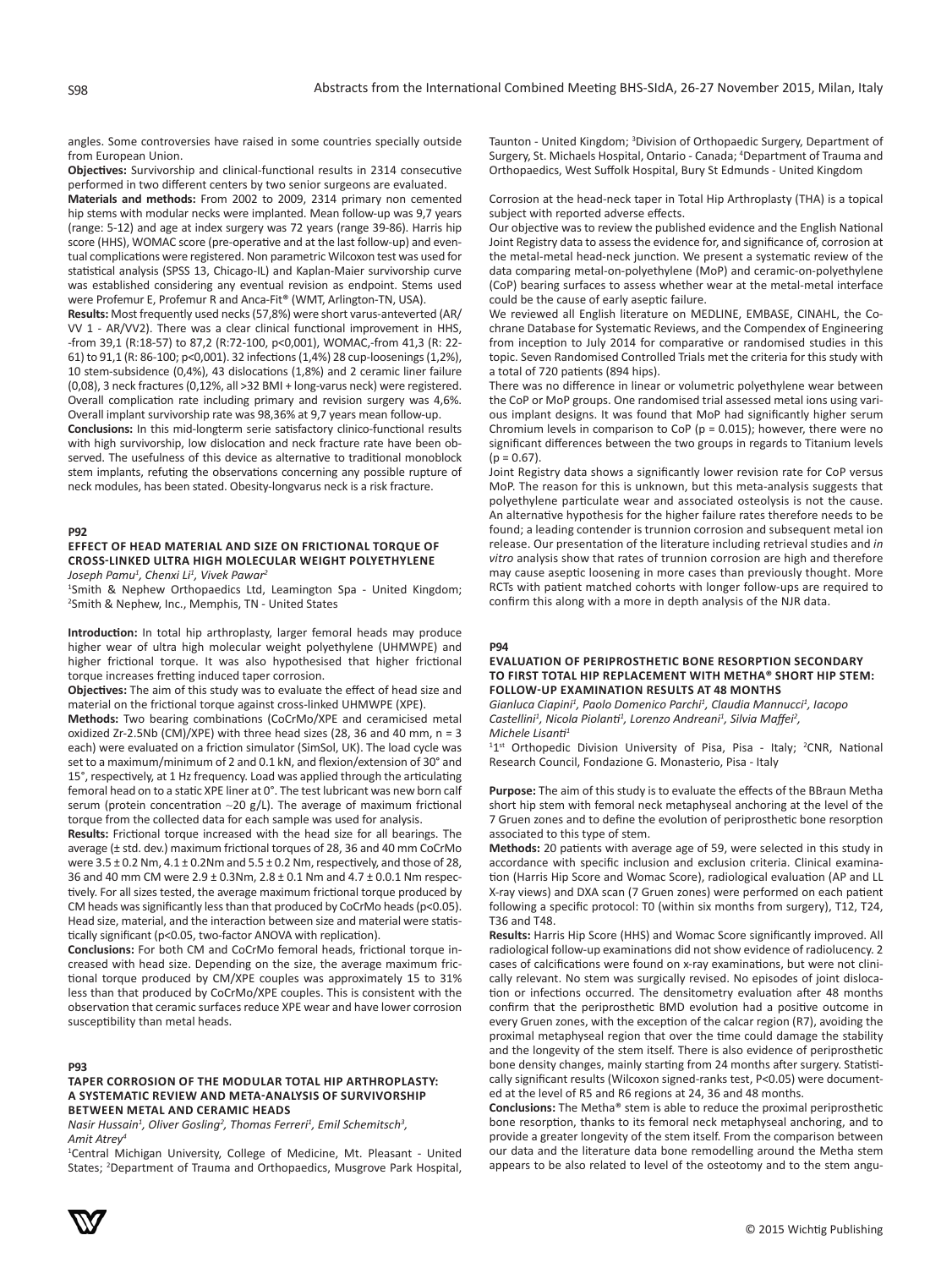angles. Some controversies have raised in some countries specially outside from European Union.

**Objectives:** Survivorship and clinical-functional results in 2314 consecutive performed in two different centers by two senior surgeons are evaluated.

**Materials and methods:** From 2002 to 2009, 2314 primary non cemented hip stems with modular necks were implanted. Mean follow-up was 9,7 years (range: 5-12) and age at index surgery was 72 years (range 39-86). Harris hip score (HHS), WOMAC score (pre-operative and at the last follow-up) and eventual complications were registered. Non parametric Wilcoxon test was used for statistical analysis (SPSS 13, Chicago-IL) and Kaplan-Maier survivorship curve was established considering any eventual revision as endpoint. Stems used were Profemur E, Profemur R and Anca-Fit® (WMT, Arlington-TN, USA).

**Results:** Most frequently used necks (57,8%) were short varus-anteverted (AR/VV 1 - AR/VV2). There was a clear clinical functional improvement in HHS, -from 39,1 (R:18-57) to 87,2 (R:72-100, p<0,001), WOMAC,-from 41,3 (R: 22-61) to 91,1 (R: 86-100; p<0,001). 32 infections (1,4%) 28 cup-loosenings (1,2%), 10 stem-subsidence (0,4%), 43 dislocations (1,8%) and 2 ceramic liner failure (0,08), 3 neck fractures (0,12%, all >32 BMI + long-varus neck) were registered. Overall complication rate including primary and revision surgery was 4,6%. Overall implant survivorship rate was 98,36% at 9,7 years mean follow-up.

**Conclusions:** In this mid-longterm serie satisfactory clinico-functional results with high survivorship, low dislocation and neck fracture rate have been observed. The usefulness of this device as alternative to traditional monoblock stem implants, refuting the observations concerning any possible rupture of neck modules, has been stated. Obesity-longvarus neck is a risk fracture.

## P92

### EFFECT OF HEAD MATERIAL AND SIZE ON FRICTIONAL TORQUE OF CROSS-LINKED ULTRA HIGH MOLECULAR WEIGHT POLYETHYLENE

*Joseph Pamu[1], Chenxi Li[1], Vivek Pawar[2]*

[1]Smith & Nephew Orthopaedics Ltd, Leamington Spa - United Kingdom; [2]Smith & Nephew, Inc., Memphis, TN - United States

**Introduction:** In total hip arthroplasty, larger femoral heads may produce higher wear of ultra high molecular weight polyethylene (UHMWPE) and higher frictional torque. It was also hypothesised that higher frictional torque increases fretting induced taper corrosion.

**Objectives:** The aim of this study was to evaluate the effect of head size and material on the frictional torque against cross-linked UHMWPE (XPE).

**Methods:** Two bearing combinations (CoCrMo/XPE and ceramicised metal oxidized Zr-2.5Nb (CM)/XPE) with three head sizes (28, 36 and 40 mm, n = 3 each) were evaluated on a friction simulator (SimSol, UK). The load cycle was set to a maximum/minimum of 2 and 0.1 kN, and flexion/extension of 30° and 15°, respectively, at 1 Hz frequency. Load was applied through the articulating femoral head on to a static XPE liner at 0°. The test lubricant was new born calf serum (protein concentration ~20 g/L). The average of maximum frictional torque from the collected data for each sample was used for analysis.

**Results:** Frictional torque increased with the head size for all bearings. The average (± std. dev.) maximum frictional torques of 28, 36 and 40 mm CoCrMo were 3.5 ± 0.2 Nm, 4.1 ± 0.2Nm and 5.5 ± 0.2 Nm, respectively, and those of 28, 36 and 40 mm CM were 2.9 ± 0.3Nm, 2.8 ± 0.1 Nm and 4.7 ± 0.0.1 Nm respectively. For all sizes tested, the average maximum frictional torque produced by CM heads was significantly less than that produced by CoCrMo heads (p<0.05). Head size, material, and the interaction between size and material were statistically significant (p<0.05, two-factor ANOVA with replication).

**Conclusions:** For both CM and CoCrMo femoral heads, frictional torque increased with head size. Depending on the size, the average maximum frictional torque produced by CM/XPE couples was approximately 15 to 31% less than that produced by CoCrMo/XPE couples. This is consistent with the observation that ceramic surfaces reduce XPE wear and have lower corrosion susceptibility than metal heads.

## P93

### TAPER CORROSION OF THE MODULAR TOTAL HIP ARTHROPLASTY: A SYSTEMATIC REVIEW AND META-ANALYSIS OF SURVIVORSHIP BETWEEN METAL AND CERAMIC HEADS

*Nasir Hussain[1], Oliver Gosling[2], Thomas Ferreri[1], Emil Schemitsch[3], Amit Atrey[4]*

[1]Central Michigan University, College of Medicine, Mt. Pleasant - United States; [2]Department of Trauma and Orthopaedics, Musgrove Park Hospital, Taunton - United Kingdom; [3]Division of Orthopaedic Surgery, Department of Surgery, St. Michaels Hospital, Ontario - Canada; [4]Department of Trauma and Orthopaedics, West Suffolk Hospital, Bury St Edmunds - United Kingdom

Corrosion at the head-neck taper in Total Hip Arthroplasty (THA) is a topical subject with reported adverse effects.

Our objective was to review the published evidence and the English National Joint Registry data to assess the evidence for, and significance of, corrosion at the metal-metal head-neck junction. We present a systematic review of the data comparing metal-on-polyethylene (MoP) and ceramic-on-polyethylene (CoP) bearing surfaces to assess whether wear at the metal-metal interface could be the cause of early aseptic failure.

We reviewed all English literature on MEDLINE, EMBASE, CINAHL, the Cochrane Database for Systematic Reviews, and the Compendex of Engineering from inception to July 2014 for comparative or randomised studies in this topic. Seven Randomised Controlled Trials met the criteria for this study with a total of 720 patients (894 hips).

There was no difference in linear or volumetric polyethylene wear between the CoP or MoP groups. One randomised trial assessed metal ions using various implant designs. It was found that MoP had significantly higher serum Chromium levels in comparison to CoP (p = 0.015); however, there were no significant differences between the two groups in regards to Titanium levels (p = 0.67).

Joint Registry data shows a significantly lower revision rate for CoP versus MoP. The reason for this is unknown, but this meta-analysis suggests that polyethylene particulate wear and associated osteolysis is not the cause. An alternative hypothesis for the higher failure rates therefore needs to be found; a leading contender is trunnion corrosion and subsequent metal ion release. Our presentation of the literature including retrieval studies and *in vitro* analysis show that rates of trunnion corrosion are high and therefore may cause aseptic loosening in more cases than previously thought. More RCTs with patient matched cohorts with longer follow-ups are required to confirm this along with a more in depth analysis of the NJR data.

## P94

### EVALUATION OF PERIPROSTHETIC BONE RESORPTION SECONDARY TO FIRST TOTAL HIP REPLACEMENT WITH METHA® SHORT HIP STEM: FOLLOW-UP EXAMINATION RESULTS AT 48 MONTHS

*Gianluca Ciapini[1], Paolo Domenico Parchi[1], Claudia Mannucci[1], Iacopo Castellini[1], Nicola Piolanti[1], Lorenzo Andreani[1], Silvia Maffei[2], Michele Lisanti[1]*

[1]1st Orthopedic Division University of Pisa, Pisa - Italy; [2]CNR, National Research Council, Fondazione G. Monasterio, Pisa - Italy

**Purpose:** The aim of this study is to evaluate the effects of the BBraun Metha short hip stem with femoral neck metaphyseal anchoring at the level of the 7 Gruen zones and to define the evolution of periprosthetic bone resorption associated to this type of stem.

**Methods:** 20 patients with average age of 59, were selected in this study in accordance with specific inclusion and exclusion criteria. Clinical examination (Harris Hip Score and Womac Score), radiological evaluation (AP and LL X-ray views) and DXA scan (7 Gruen zones) were performed on each patient following a specific protocol: T0 (within six months from surgery), T12, T24, T36 and T48.

**Results:** Harris Hip Score (HHS) and Womac Score significantly improved. All radiological follow-up examinations did not show evidence of radiolucency. 2 cases of calcifications were found on x-ray examinations, but were not clinically relevant. No stem was surgically revised. No episodes of joint dislocation or infections occurred. The densitometry evaluation after 48 months confirm that the periprosthetic BMD evolution had a positive outcome in every Gruen zones, with the exception of the calcar region (R7), avoiding the proximal metaphyseal region that over the time could damage the stability and the longevity of the stem itself. There is also evidence of periprosthetic bone density changes, mainly starting from 24 months after surgery. Statistically significant results (Wilcoxon signed-ranks test, P<0.05) were documented at the level of R5 and R6 regions at 24, 36 and 48 months.

**Conclusions:** The Metha® stem is able to reduce the proximal periprosthetic bone resorption, thanks to its femoral neck metaphyseal anchoring, and to provide a greater longevity of the stem itself. From the comparison between our data and the literature data bone remodelling around the Metha stem appears to be also related to level of the osteotomy and to the stem angu-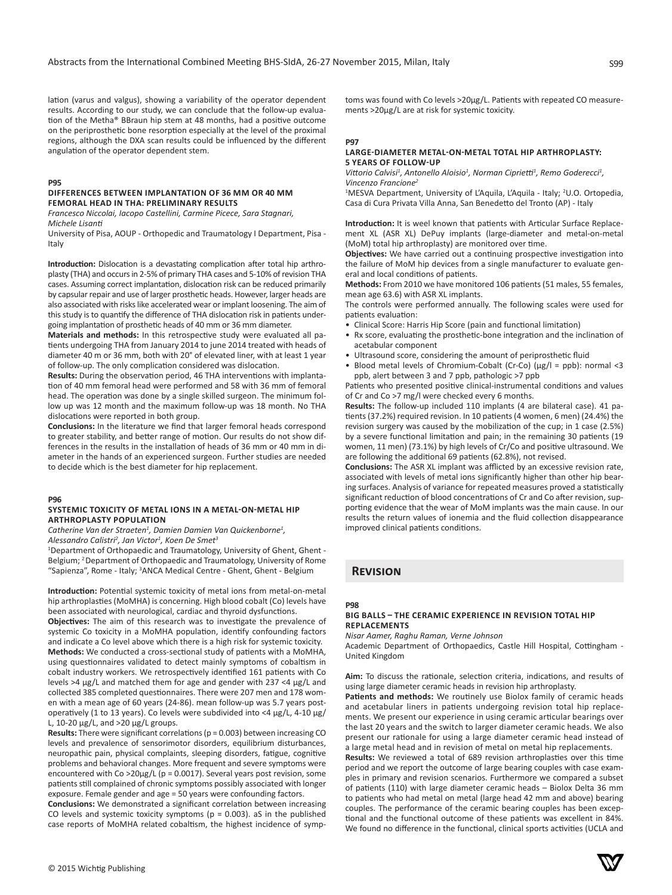lation (varus and valgus), showing a variability of the operator dependent results. According to our study, we can conclude that the follow-up evaluation of the Metha® BBraun hip stem at 48 months, had a positive outcome on the periprosthetic bone resorption especially at the level of the proximal regions, although the DXA scan results could be influenced by the different angulation of the operator dependent stem.

**P95**

### DIFFERENCES BETWEEN IMPLANTATION OF 36 MM OR 40 MM FEMORAL HEAD IN THA: PRELIMINARY RESULTS

*Francesco Niccolai, Iacopo Castellini, Carmine Picece, Sara Stagnari, Michele Lisanti*

University of Pisa, AOUP - Orthopedic and Traumatology I Department, Pisa - Italy

**Introduction:** Dislocation is a devastating complication after total hip arthroplasty (THA) and occurs in 2-5% of primary THA cases and 5-10% of revision THA cases. Assuming correct implantation, dislocation risk can be reduced primarily by capsular repair and use of larger prosthetic heads. However, larger heads are also associated with risks like accelerated wear or implant loosening. The aim of this study is to quantify the difference of THA dislocation risk in patients undergoing implantation of prosthetic heads of 40 mm or 36 mm diameter.

**Materials and methods:** In this retrospective study were evaluated all patients undergoing THA from January 2014 to june 2014 treated with heads of diameter 40 m or 36 mm, both with 20° of elevated liner, with at least 1 year of follow-up. The only complication considered was dislocation.

**Results:** During the observation period, 46 THA interventions with implantation of 40 mm femoral head were performed and 58 with 36 mm of femoral head. The operation was done by a single skilled surgeon. The minimum follow up was 12 month and the maximum follow-up was 18 month. No THA dislocations were reported in both group.

**Conclusions:** In the literature we find that larger femoral heads correspond to greater stability, and better range of motion. Our results do not show differences in the results in the installation of heads of 36 mm or 40 mm in diameter in the hands of an experienced surgeon. Further studies are needed to decide which is the best diameter for hip replacement.

**P96**

### SYSTEMIC TOXICITY OF METAL IONS IN A METAL-ON-METAL HIP ARTHROPLASTY POPULATION

*Catherine Van der Straeten[1], Damien Damien Van Quickenborne[1], Alessandro Calistri[2], Jan Victor[1], Koen De Smet[3]*

[1]Department of Orthopaedic and Traumatology, University of Ghent, Ghent - Belgium; [2]Department of Orthopaedic and Traumatology, University of Rome "Sapienza", Rome - Italy; [3]ANCA Medical Centre - Ghent, Ghent - Belgium

**Introduction:** Potential systemic toxicity of metal ions from metal-on-metal hip arthroplasties (MoMHA) is concerning. High blood cobalt (Co) levels have been associated with neurological, cardiac and thyroid dysfunctions.

**Objectives:** The aim of this research was to investigate the prevalence of systemic Co toxicity in a MoMHA population, identify confounding factors and indicate a Co level above which there is a high risk for systemic toxicity.

**Methods:** We conducted a cross-sectional study of patients with a MoMHA, using questionnaires validated to detect mainly symptoms of cobaltism in cobalt industry workers. We retrospectively identified 161 patients with Co levels >4 µg/L and matched them for age and gender with 237 <4 µg/L and collected 385 completed questionnaires. There were 207 men and 178 women with a mean age of 60 years (24-86). mean follow-up was 5.7 years postoperatively (1 to 13 years). Co levels were subdivided into <4 µg/L, 4-10 µg/L, 10-20 µg/L, and >20 µg/L groups.

**Results:** There were significant correlations ($p = 0.003$) between increasing CO levels and prevalence of sensorimotor disorders, equilibrium disturbances, neuropathic pain, physical complaints, sleeping disorders, fatigue, cognitive problems and behavioral changes. More frequent and severe symptoms were encountered with Co >20µg/L ($p = 0.0017$). Several years post revision, some patients still complained of chronic symptoms possibly associated with longer exposure. Female gender and age = 50 years were confounding factors.

**Conclusions:** We demonstrated a significant correlation between increasing CO levels and systemic toxicity symptoms ($p = 0.003$). aS in the published case reports of MoMHA related cobaltism, the highest incidence of symptoms was found with Co levels >20µg/L. Patients with repeated CO measurements >20µg/L are at risk for systemic toxicity.

**P97**

### LARGE-DIAMETER METAL-ON-METAL TOTAL HIP ARTHROPLASTY: 5 YEARS OF FOLLOW-UP

*Vittorio Calvisi[1], Antonello Aloisio[1], Norman Cipriettì[1], Remo Goderecci[1], Vincenzo Francione[2]*

[1]MESVA Department, University of L'Aquila, L'Aquila - Italy; [2]U.O. Ortopedia, Casa di Cura Privata Villa Anna, San Benedetto del Tronto (AP) - Italy

**Introduction:** It is weel known that patients with Articular Surface Replacement XL (ASR XL) DePuy implants (large-diameter and metal-on-metal (MoM) total hip arthroplasty) are monitored over time.

**Objectives:** We have carried out a continuing prospective investigation into the failure of MoM hip devices from a single manufacturer to evaluate general and local conditions of patients.

**Methods:** From 2010 we have monitored 106 patients (51 males, 55 females, mean age 63.6) with ASR XL implants.

The controls were performed annually. The following scales were used for patients evaluation:

- Clinical Score: Harris Hip Score (pain and functional limitation)
- Rx score, evaluating the prosthetic-bone integration and the inclination of acetabular component
- Ultrasound score, considering the amount of periprosthetic fluid
- Blood metal levels of Chromium-Cobalt (Cr-Co) (µg/l = ppb): normal <3 ppb, alert between 3 and 7 ppb, pathologic >7 ppb

Patients who presented positive clinical-instrumental conditions and values of Cr and Co >7 mg/l were checked every 6 months.

**Results:** The follow-up included 110 implants (4 are bilateral case). 41 patients (37.2%) required revision. In 10 patients (4 women, 6 men) (24.4%) the revision surgery was caused by the mobilization of the cup; in 1 case (2.5%) by a severe functional limitation and pain; in the remaining 30 patients (19 women, 11 men) (73.1%) by high levels of Cr/Co and positive ultrasound. We are following the additional 69 patients (62.8%), not revised.

**Conclusions:** The ASR XL implant was afflicted by an excessive revision rate, associated with levels of metal ions significantly higher than other hip bearing surfaces. Analysis of variance for repeated measures proved a statistically significant reduction of blood concentrations of Cr and Co after revision, supporting evidence that the wear of MoM implants was the main cause. In our results the return values of ionemia and the fluid collection disappearance improved clinical patients conditions.

## Revision

**P98**

### BIG BALLS – THE CERAMIC EXPERIENCE IN REVISION TOTAL HIP REPLACEMENTS

*Nisar Aamer, Raghu Raman, Verne Johnson*

Academic Department of Orthopaedics, Castle Hill Hospital, Cottingham - United Kingdom

**Aim:** To discuss the rationale, selection criteria, indications, and results of using large diameter ceramic heads in revision hip arthroplasty.

**Patients and methods:** We routinely use Biolox family of ceramic heads and acetabular liners in patients undergoing revision total hip replacements. We present our experience in using ceramic articular bearings over the last 20 years and the switch to larger diameter ceramic heads. We also present our rationale for using a large diameter ceramic head instead of a large metal head and in revision of metal on metal hip replacements.

**Results:** We reviewed a total of 689 revision arthroplasties over this time period and we report the outcome of large bearing couples with case examples in primary and revision scenarios. Furthermore we compared a subset of patients (110) with large diameter ceramic heads – Biolox Delta 36 mm to patients who had metal on metal (large head 42 mm and above) bearing couples. The performance of the ceramic bearing couples has been exceptional and the functional outcome of these patients was excellent in 84%. We found no difference in the functional, clinical sports activities (UCLA and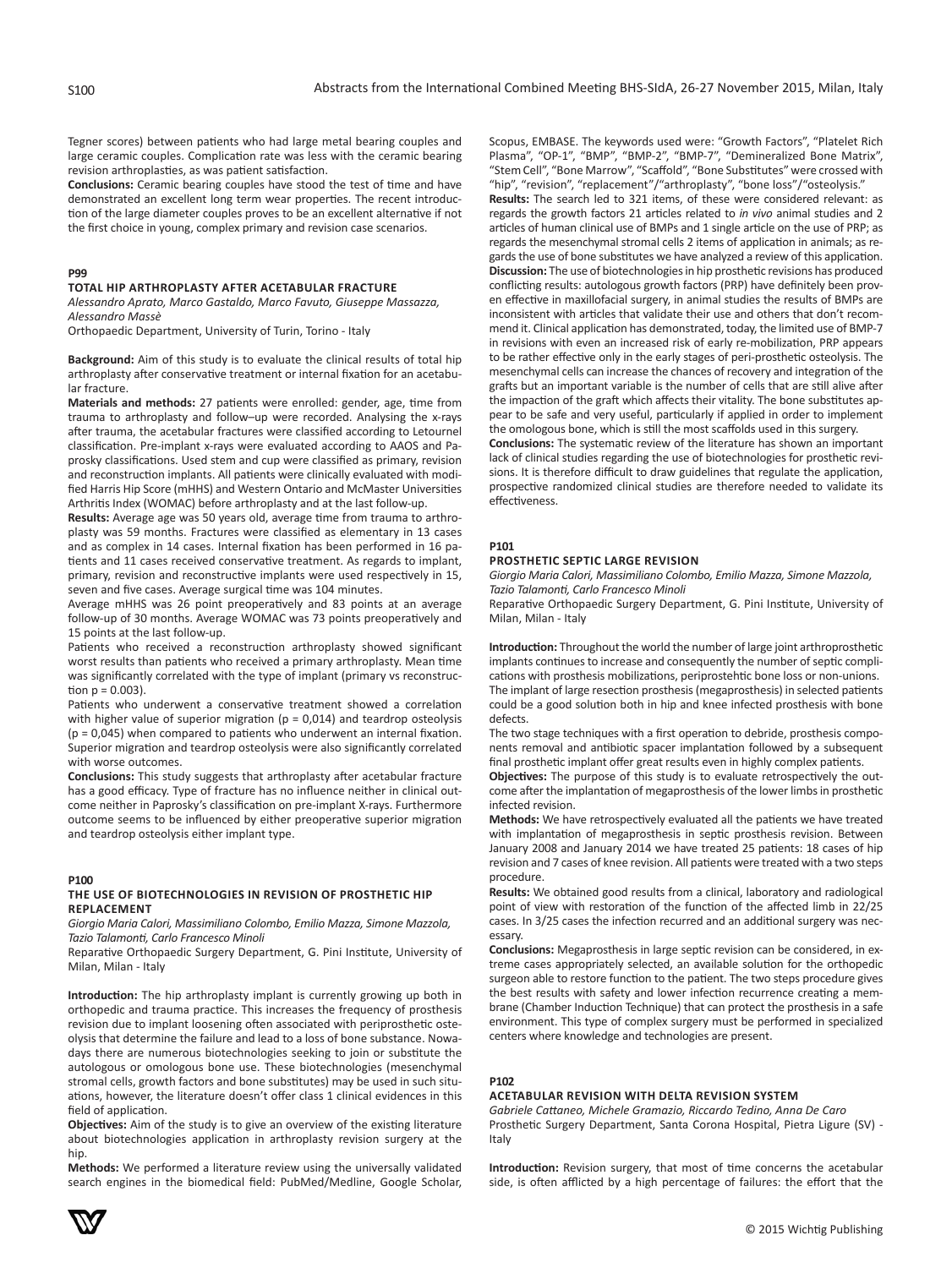Tegner scores) between patients who had large metal bearing couples and large ceramic couples. Complication rate was less with the ceramic bearing revision arthroplasties, as was patient satisfaction.

**Conclusions:** Ceramic bearing couples have stood the test of time and have demonstrated an excellent long term wear properties. The recent introduction of the large diameter couples proves to be an excellent alternative if not the first choice in young, complex primary and revision case scenarios.

**P99**

### TOTAL HIP ARTHROPLASTY AFTER ACETABULAR FRACTURE

*Alessandro Aprato, Marco Gastaldo, Marco Favuto, Giuseppe Massazza, Alessandro Massè*

Orthopaedic Department, University of Turin, Torino - Italy

**Background:** Aim of this study is to evaluate the clinical results of total hip arthroplasty after conservative treatment or internal fixation for an acetabular fracture.

**Materials and methods:** 27 patients were enrolled: gender, age, time from trauma to arthroplasty and follow–up were recorded. Analysing the x-rays after trauma, the acetabular fractures were classified according to Letournel classification. Pre-implant x-rays were evaluated according to AAOS and Paprosky classifications. Used stem and cup were classified as primary, revision and reconstruction implants. All patients were clinically evaluated with modified Harris Hip Score (mHHS) and Western Ontario and McMaster Universities Arthritis Index (WOMAC) before arthroplasty and at the last follow-up.

**Results:** Average age was 50 years old, average time from trauma to arthroplasty was 59 months. Fractures were classified as elementary in 13 cases and as complex in 14 cases. Internal fixation has been performed in 16 patients and 11 cases received conservative treatment. As regards to implant, primary, revision and reconstructive implants were used respectively in 15, seven and five cases. Average surgical time was 104 minutes.

Average mHHS was 26 point preoperatively and 83 points at an average follow-up of 30 months. Average WOMAC was 73 points preoperatively and 15 points at the last follow-up.

Patients who received a reconstruction arthroplasty showed significant worst results than patients who received a primary arthroplasty. Mean time was significantly correlated with the type of implant (primary vs reconstruction $p = 0.003$).

Patients who underwent a conservative treatment showed a correlation with higher value of superior migration ($p = 0,014$) and teardrop osteolysis ($p = 0,045$) when compared to patients who underwent an internal fixation. Superior migration and teardrop osteolysis were also significantly correlated with worse outcomes.

**Conclusions:** This study suggests that arthroplasty after acetabular fracture has a good efficacy. Type of fracture has no influence neither in clinical outcome neither in Paprosky's classification on pre-implant X-rays. Furthermore outcome seems to be influenced by either preoperative superior migration and teardrop osteolysis either implant type.

**P100**

### THE USE OF BIOTECHNOLOGIES IN REVISION OF PROSTHETIC HIP REPLACEMENT

*Giorgio Maria Calori, Massimiliano Colombo, Emilio Mazza, Simone Mazzola, Tazio Talamonti, Carlo Francesco Minoli*

Reparative Orthopaedic Surgery Department, G. Pini Institute, University of Milan, Milan - Italy

**Introduction:** The hip arthroplasty implant is currently growing up both in orthopedic and trauma practice. This increases the frequency of prosthesis revision due to implant loosening often associated with periprosthetic osteolysis that determine the failure and lead to a loss of bone substance. Nowadays there are numerous biotechnologies seeking to join or substitute the autologous or omologous bone use. These biotechnologies (mesenchymal stromal cells, growth factors and bone substitutes) may be used in such situations, however, the literature doesn't offer class 1 clinical evidences in this field of application.

**Objectives:** Aim of the study is to give an overview of the existing literature about biotechnologies application in arthroplasty revision surgery at the hip.

**Methods:** We performed a literature review using the universally validated search engines in the biomedical field: PubMed/Medline, Google Scholar, Scopus, EMBASE. The keywords used were: "Growth Factors", "Platelet Rich Plasma", "OP-1", "BMP", "BMP-2", "BMP-7", "Demineralized Bone Matrix", "Stem Cell", "Bone Marrow", "Scaffold", "Bone Substitutes" were crossed with "hip", "revision", "replacement"/"arthroplasty", "bone loss"/"osteolysis."

**Results:** The search led to 321 items, of these were considered relevant: as regards the growth factors 21 articles related to *in vivo* animal studies and 2 articles of human clinical use of BMPs and 1 single article on the use of PRP; as regards the mesenchymal stromal cells 2 items of application in animals; as regards the use of bone substitutes we have analyzed a review of this application.

**Discussion:** The use of biotechnologies in hip prosthetic revisions has produced conflicting results: autologous growth factors (PRP) have definitely been proven effective in maxillofacial surgery, in animal studies the results of BMPs are inconsistent with articles that validate their use and others that don't recommend it. Clinical application has demonstrated, today, the limited use of BMP-7 in revisions with even an increased risk of early re-mobilization, PRP appears to be rather effective only in the early stages of peri-prosthetic osteolysis. The mesenchymal cells can increase the chances of recovery and integration of the grafts but an important variable is the number of cells that are still alive after the impaction of the graft which affects their vitality. The bone substitutes appear to be safe and very useful, particularly if applied in order to implement the omologous bone, which is still the most scaffolds used in this surgery.

**Conclusions:** The systematic review of the literature has shown an important lack of clinical studies regarding the use of biotechnologies for prosthetic revisions. It is therefore difficult to draw guidelines that regulate the application, prospective randomized clinical studies are therefore needed to validate its effectiveness.

**P101**

### PROSTHETIC SEPTIC LARGE REVISION

*Giorgio Maria Calori, Massimiliano Colombo, Emilio Mazza, Simone Mazzola, Tazio Talamonti, Carlo Francesco Minoli*

Reparative Orthopaedic Surgery Department, G. Pini Institute, University of Milan, Milan - Italy

**Introduction:** Throughout the world the number of large joint arthroprosthetic implants continues to increase and consequently the number of septic complications with prosthesis mobilizations, periprostehtic bone loss or non-unions. The implant of large resection prosthesis (megaprosthesis) in selected patients could be a good solution both in hip and knee infected prosthesis with bone defects.

The two stage techniques with a first operation to debride, prosthesis components removal and antibiotic spacer implantation followed by a subsequent final prosthetic implant offer great results even in highly complex patients.

**Objectives:** The purpose of this study is to evaluate retrospectively the outcome after the implantation of megaprosthesis of the lower limbs in prosthetic infected revision.

**Methods:** We have retrospectively evaluated all the patients we have treated with implantation of megaprosthesis in septic prosthesis revision. Between January 2008 and January 2014 we have treated 25 patients: 18 cases of hip revision and 7 cases of knee revision. All patients were treated with a two steps procedure.

**Results:** We obtained good results from a clinical, laboratory and radiological point of view with restoration of the function of the affected limb in 22/25 cases. In 3/25 cases the infection recurred and an additional surgery was necessary.

**Conclusions:** Megaprosthesis in large septic revision can be considered, in extreme cases appropriately selected, an available solution for the orthopedic surgeon able to restore function to the patient. The two steps procedure gives the best results with safety and lower infection recurrence creating a membrane (Chamber Induction Technique) that can protect the prosthesis in a safe environment. This type of complex surgery must be performed in specialized centers where knowledge and technologies are present.

**P102**

### ACETABULAR REVISION WITH DELTA REVISION SYSTEM

*Gabriele Cattaneo, Michele Gramazio, Riccardo Tedino, Anna De Caro*

Prosthetic Surgery Department, Santa Corona Hospital, Pietra Ligure (SV) - Italy

**Introduction:** Revision surgery, that most of time concerns the acetabular side, is often afflicted by a high percentage of failures: the effort that the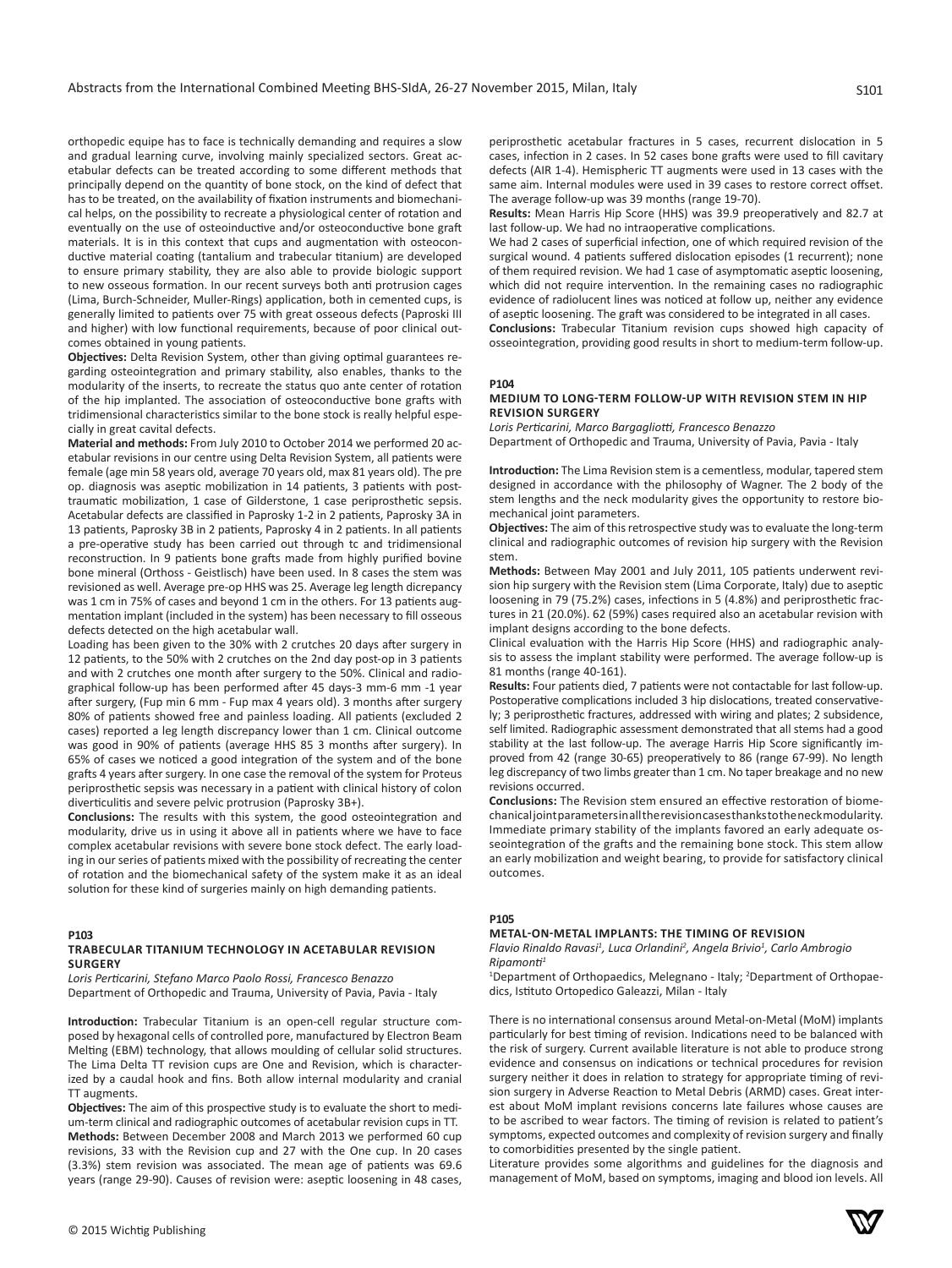orthopedic equipe has to face is technically demanding and requires a slow and gradual learning curve, involving mainly specialized sectors. Great acetabular defects can be treated according to some different methods that principally depend on the quantity of bone stock, on the kind of defect that has to be treated, on the availability of fixation instruments and biomechanical helps, on the possibility to recreate a physiological center of rotation and eventually on the use of osteoinductive and/or osteoconductive bone graft materials. It is in this context that cups and augmentation with osteoconductive material coating (tantalium and trabecular titanium) are developed to ensure primary stability, they are also able to provide biologic support to new osseous formation. In our recent surveys both anti protrusion cages (Lima, Burch-Schneider, Muller-Rings) application, both in cemented cups, is generally limited to patients over 75 with great osseous defects (Paproski III and higher) with low functional requirements, because of poor clinical outcomes obtained in young patients.

**Objectives:** Delta Revision System, other than giving optimal guarantees regarding osteointegration and primary stability, also enables, thanks to the modularity of the inserts, to recreate the status quo ante center of rotation of the hip implanted. The association of osteoconductive bone grafts with tridimensional characteristics similar to the bone stock is really helpful especially in great cavital defects.

**Material and methods:** From July 2010 to October 2014 we performed 20 acetabular revisions in our centre using Delta Revision System, all patients were female (age min 58 years old, average 70 years old, max 81 years old). The pre op. diagnosis was aseptic mobilization in 14 patients, 3 patients with post-traumatic mobilization, 1 case of Gilderstone, 1 case periprosthetic sepsis. Acetabular defects are classified in Paprosky 1-2 in 2 patients, Paprosky 3A in 13 patients, Paprosky 3B in 2 patients, Paprosky 4 in 2 patients. In all patients a pre-operative study has been carried out through tc and tridimensional reconstruction. In 9 patients bone grafts made from highly purified bovine bone mineral (Orthoss - Geistlisch) have been used. In 8 cases the stem was revisioned as well. Average pre-op HHS was 25. Average leg length dicrepancy was 1 cm in 75% of cases and beyond 1 cm in the others. For 13 patients augmentation implant (included in the system) has been necessary to fill osseous defects detected on the high acetabular wall.

Loading has been given to the 30% with 2 crutches 20 days after surgery in 12 patients, to the 50% with 2 crutches on the 2nd day post-op in 3 patients and with 2 crutches one month after surgery to the 50%. Clinical and radiographical follow-up has been performed after 45 days-3 mm-6 mm -1 year after surgery, (Fup min 6 mm - Fup max 4 years old). 3 months after surgery 80% of patients showed free and painless loading. All patients (excluded 2 cases) reported a leg length discrepancy lower than 1 cm. Clinical outcome was good in 90% of patients (average HHS 85 3 months after surgery). In 65% of cases we noticed a good integration of the system and of the bone grafts 4 years after surgery. In one case the removal of the system for Proteus periprosthetic sepsis was necessary in a patient with clinical history of colon diverticulitis and severe pelvic protrusion (Paprosky 3B+).

**Conclusions:** The results with this system, the good osteointegration and modularity, drive us in using it above all in patients where we have to face complex acetabular revisions with severe bone stock defect. The early loading in our series of patients mixed with the possibility of recreating the center of rotation and the biomechanical safety of the system make it as an ideal solution for these kind of surgeries mainly on high demanding patients.

**P103**

### TRABECULAR TITANIUM TECHNOLOGY IN ACETABULAR REVISION SURGERY

*Loris Perticarini, Stefano Marco Paolo Rossi, Francesco Benazzo*
Department of Orthopedic and Trauma, University of Pavia, Pavia - Italy

**Introduction:** Trabecular Titanium is an open-cell regular structure composed by hexagonal cells of controlled pore, manufactured by Electron Beam Melting (EBM) technology, that allows moulding of cellular solid structures. The Lima Delta TT revision cups are One and Revision, which is characterized by a caudal hook and fins. Both allow internal modularity and cranial TT augments.

**Objectives:** The aim of this prospective study is to evaluate the short to medium-term clinical and radiographic outcomes of acetabular revision cups in TT.

**Methods:** Between December 2008 and March 2013 we performed 60 cup revisions, 33 with the Revision cup and 27 with the One cup. In 20 cases (3.3%) stem revision was associated. The mean age of patients was 69.6 years (range 29-90). Causes of revision were: aseptic loosening in 48 cases, periprosthetic acetabular fractures in 5 cases, recurrent dislocation in 5 cases, infection in 2 cases. In 52 cases bone grafts were used to fill cavitary defects (AIR 1-4). Hemispheric TT augments were used in 13 cases with the same aim. Internal modules were used in 39 cases to restore correct offset. The average follow-up was 39 months (range 19-70).

**Results:** Mean Harris Hip Score (HHS) was 39.9 preoperatively and 82.7 at last follow-up. We had no intraoperative complications.

We had 2 cases of superficial infection, one of which required revision of the surgical wound. 4 patients suffered dislocation episodes (1 recurrent); none of them required revision. We had 1 case of asymptomatic aseptic loosening, which did not require intervention. In the remaining cases no radiographic evidence of radiolucent lines was noticed at follow up, neither any evidence of aseptic loosening. The graft was considered to be integrated in all cases.

**Conclusions:** Trabecular Titanium revision cups showed high capacity of osseointegration, providing good results in short to medium-term follow-up.

**P104**

### MEDIUM TO LONG-TERM FOLLOW-UP WITH REVISION STEM IN HIP REVISION SURGERY

*Loris Perticarini, Marco Bargagliotti, Francesco Benazzo*
Department of Orthopedic and Trauma, University of Pavia, Pavia - Italy

**Introduction:** The Lima Revision stem is a cementless, modular, tapered stem designed in accordance with the philosophy of Wagner. The 2 body of the stem lengths and the neck modularity gives the opportunity to restore biomechanical joint parameters.

**Objectives:** The aim of this retrospective study was to evaluate the long-term clinical and radiographic outcomes of revision hip surgery with the Revision stem.

**Methods:** Between May 2001 and July 2011, 105 patients underwent revision hip surgery with the Revision stem (Lima Corporate, Italy) due to aseptic loosening in 79 (75.2%) cases, infections in 5 (4.8%) and periprosthetic fractures in 21 (20.0%). 62 (59%) cases required also an acetabular revision with implant designs according to the bone defects.

Clinical evaluation with the Harris Hip Score (HHS) and radiographic analysis to assess the implant stability were performed. The average follow-up is 81 months (range 40-161).

**Results:** Four patients died, 7 patients were not contactable for last follow-up. Postoperative complications included 3 hip dislocations, treated conservatively; 3 periprosthetic fractures, addressed with wiring and plates; 2 subsidence, self limited. Radiographic assessment demonstrated that all stems had a good stability at the last follow-up. The average Harris Hip Score significantly improved from 42 (range 30-65) preoperatively to 86 (range 67-99). No length leg discrepancy of two limbs greater than 1 cm. No taper breakage and no new revisions occurred.

**Conclusions:** The Revision stem ensured an effective restoration of biomechanical joint parameters in all the revision cases thanks to the neck modularity. Immediate primary stability of the implants favored an early adequate osseointegration of the grafts and the remaining bone stock. This stem allow an early mobilization and weight bearing, to provide for satisfactory clinical outcomes.

**P105**

### METAL-ON-METAL IMPLANTS: THE TIMING OF REVISION

*Flavio Rinaldo Ravasi[1], Luca Orlandini[2], Angela Brivio[1], Carlo Ambrogio Ripamonti[1]*
[1]Department of Orthopaedics, Melegnano - Italy; [2]Department of Orthopaedics, Istituto Ortopedico Galeazzi, Milan - Italy

There is no international consensus around Metal-on-Metal (MoM) implants particularly for best timing of revision. Indications need to be balanced with the risk of surgery. Current available literature is not able to produce strong evidence and consensus on indications or technical procedures for revision surgery neither it does in relation to strategy for appropriate timing of revision surgery in Adverse Reaction to Metal Debris (ARMD) cases. Great interest about MoM implant revisions concerns late failures whose causes are to be ascribed to wear factors. The timing of revision is related to patient's symptoms, expected outcomes and complexity of revision surgery and finally to comorbidities presented by the single patient.

Literature provides some algorithms and guidelines for the diagnosis and management of MoM, based on symptoms, imaging and blood ion levels. All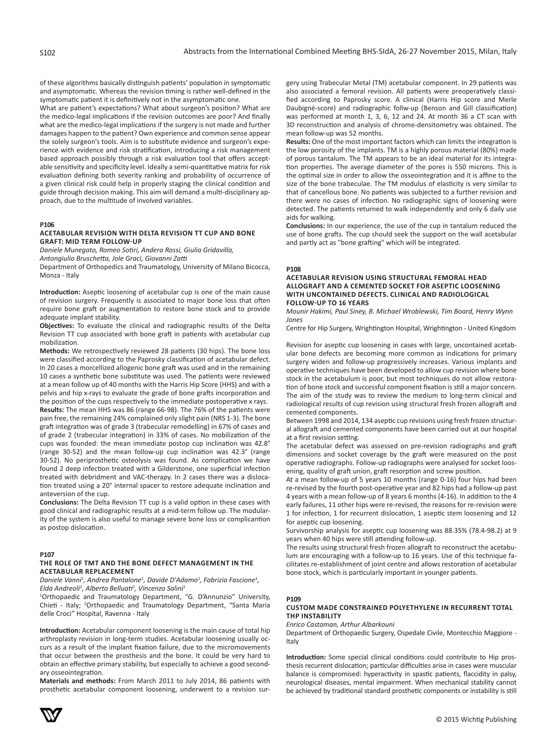of these algorithms basically distinguish patients' population in symptomatic and asymptomatic. Whereas the revision timing is rather well-defined in the symptomatic patient it is definitively not in the asymptomatic one.

What are patient's expectations? What about surgeon's position? What are the medico-legal implications if the revision outcomes are poor? And finally what are the medico-legal implications if the surgery is not made and further damages happen to the patient? Own experience and common sense appear the solely surgeon's tools. Aim is to substitute evidence and surgeon's experience with evidence and risk stratification, introducing a risk management based approach possibly through a risk evaluation tool that offers acceptable sensitivity and specificity level. Ideally a semi-quantitative matrix for risk evaluation defining both severity ranking and probability of occurrence of a given clinical risk could help in properly staging the clinical condition and guide through decision making. This aim will demand a multi-disciplinary approach, due to the multitude of involved variables.

### P106

#### ACETABULAR REVISION WITH DELTA REVISION TT CUP AND BONE GRAFT: MID TERM FOLLOW-UP

*Daniele Munegato, Romeo Sotiri, Andera Rossi, Giulia Gridavilla, Antongiulio Bruschetta, Jole Graci, Giovanni Zatti*

Department of Orthopedics and Traumatology, University of Milano Bicocca, Monza - Italy

**Introduction:** Aseptic loosening of acetabular cup is one of the main cause of revision surgery. Frequently is associated to major bone loss that often require bone graft or augmentation to restore bone stock and to provide adequate implant stability.

**Objectives:** To evaluate the clinical and radiographic results of the Delta Revision TT cup associated with bone graft in patients with acetabular cup mobilization.

**Methods:** We retrospectively reviewed 28 patients (30 hips). The bone loss were classified according to the Paprosky classification of acetabular defect. In 20 cases a morcellized allogenic bone graft was used and in the remaining 10 cases a synthetic bone substitute was used. The patients were reviewed at a mean follow up of 40 months with the Harris Hip Score (HHS) and with a pelvis and hip x-rays to evaluate the grade of bone grafts incorporation and the position of the cups respectively to the immediate postoperative x rays.

**Results:** The mean HHS was 86 (range 66-98). The 76% of the patients were pain free, the remaining 24% complained only slight pain (NRS 1-3). The bone graft integration was of grade 3 (trabecular remodelling) in 67% of cases and of grade 2 (trabecular integration) in 33% of cases. No mobilization of the cups was founded: the mean immediate postop cup inclination was 42.8° (range 30-52) and the mean follow-up cup inclination was 42.3° (range 30-52). No periprosthetic osteolysis was found. As complication we have found 2 deep infection treated with a Gilderstone, one superficial infection treated with debridment and VAC-therapy. In 2 cases there was a dislocation treated using a 20° internal spacer to restore adequate inclination and anteversion of the cup.

**Conclusions:** The Delta Revision TT cup is a valid option in these cases with good clinical and radiographic results at a mid-term follow up. The modularity of the system is also useful to manage severe bone loss or complicantion as postop dislocation.

### P107

#### THE ROLE OF TMT AND THE BONE DEFECT MANAGEMENT IN THE ACETABULAR REPLACEMENT

*Daniele Vanni[1], Andrea Pantalone[1], Davide D'Adamo[1], Fabrizio Fascione[1], Elda Andreoli[1], Alberto Belluati[2], Vincenzo Salini[1]*

[1]Orthopaedic and Traumatology Department, "G. D'Annunzio" University, Chieti - Italy; [2]Orthopaedic and Traumatology Department, "Santa Maria delle Croci" Hospital, Ravenna - Italy

**Introduction:** Acetabular component loosening is the main cause of total hip arthroplasty revision in long-term studies. Acetabular loosening usually occurs as a result of the implant fixation failure, due to the micromovements that occur between the prosthesis and the bone. It could be very hard to obtain an effective primary stability, but especially to achieve a good secondary osseointegration.

**Materials and methods:** From March 2011 to July 2014, 86 patients with prosthetic acetabular component loosening, underwent to a revision surgery using Trabecular Metal (TM) acetabular component. In 29 patients was also associated a femoral revision. All patients were preoperatively classified according to Paprosky score. A clinical (Harris Hip score and Merle Daubigné-score) and radiographic follw-up (Benson and Gill classification) was performed at month 1, 3, 6, 12 and 24. At month 36 a CT scan with 3D reconstruction and analysis of chrome-densitometry was obtained. The mean follow-up was 52 months.

**Results:** One of the most important factors which can limits the integration is the low porosity of the implants. TM is a highly porous material (80%) made of porous tantalum. The TM appears to be an ideal material for its integration properties. The average diameter of the pores is 550 microns. This is the optimal size in order to allow the osseointegration and it is affine to the size of the bone trabeculae. The TM modulus of elasticity is very similar to that of cancellous bone. No patients was subjected to a further revision and there were no cases of infection. No radiographic signs of loosening were detected. The patients returned to walk independently and only 6 daily use aids for walking.

**Conclusions:** In our experience, the use of the cup in tantalum reduced the use of bone grafts. The cup should seek the support on the wall acetabular and partly act as "bone grafting" which will be integrated.

### P108

#### ACETABULAR REVISION USING STRUCTURAL FEMORAL HEAD ALLOGRAFT AND A CEMENTED SOCKET FOR ASEPTIC LOOSENING WITH UNCONTAINED DEFECTS. CLINICAL AND RADIOLOGICAL FOLLOW-UP TO 16 YEARS

*Mounir Hakimi, Paul Siney, B. Michael Wroblewski, Tim Board, Henry Wynn Jones*

Centre for Hip Surgery, Wrightington Hospital, Wrightington - United Kingdom

Revision for aseptic cup loosening in cases with large, uncontained acetabular bone defects are becoming more common as indications for primary surgery widen and follow-up progressively increases. Various implants and operative techniques have been developed to allow cup revision where bone stock in the acetabulum is poor, but most techniques do not allow restoration of bone stock and successful component fixation is still a major concern. The aim of the study was to review the medium to long-term clinical and radiological results of cup revision using structural fresh frozen allograft and cemented components.

Between 1998 and 2014, 134 aseptic cup revisions using fresh frozen structural allograft and cemented components have been carried out at our hospital at a first revision setting.

The acetabular defect was assessed on pre-revision radiographs and graft dimensions and socket coverage by the graft were measured on the post operative radiographs. Follow-up radiographs were analysed for socket loosening, quality of graft union, graft resorption and screw position.

At a mean follow-up of 5 years 10 months (range 0-16) four hips had been re-revised by the fourth post-operative year and 82 hips had a follow-up past 4 years with a mean follow-up of 8 years 6 months (4-16). In addition to the 4 early failures, 11 other hips were re-revised, the reasons for re-revision were 1 for infection, 1 for recurrent dislocation, 1 aseptic stem loosening and 12 for aseptic cup loosening.

Survivorship analysis for aseptic cup loosening was 88.35% (78.4-98.2) at 9 years when 40 hips were still attending follow-up.

The results using structural fresh frozen allograft to reconstruct the acetabulum are encouraging with a follow-up to 16 years. Use of this technique facilitates re-establishment of joint centre and allows restoration of acetabular bone stock, which is particularly important in younger patients.

### P109

#### CUSTOM MADE CONSTRAINED POLYETHYLENE IN RECURRENT TOTAL THP INSTABILITY

*Enrico Castaman, Arthur Albarkouni*

Department of Orthopaedic Surgery, Ospedale Civile, Montecchio Maggiore - Italy

**Introduction:** Some special clinical conditions could contribute to Hip prosthesis recurrent dislocation; particular difficulties arise in cases were muscular balance is compromised: hyperactivity in spastic patients, flaccidity in palsy, neurological diseases, mental impairment. When mechanical stability cannot be achieved by traditional standard prosthetic components or instability is still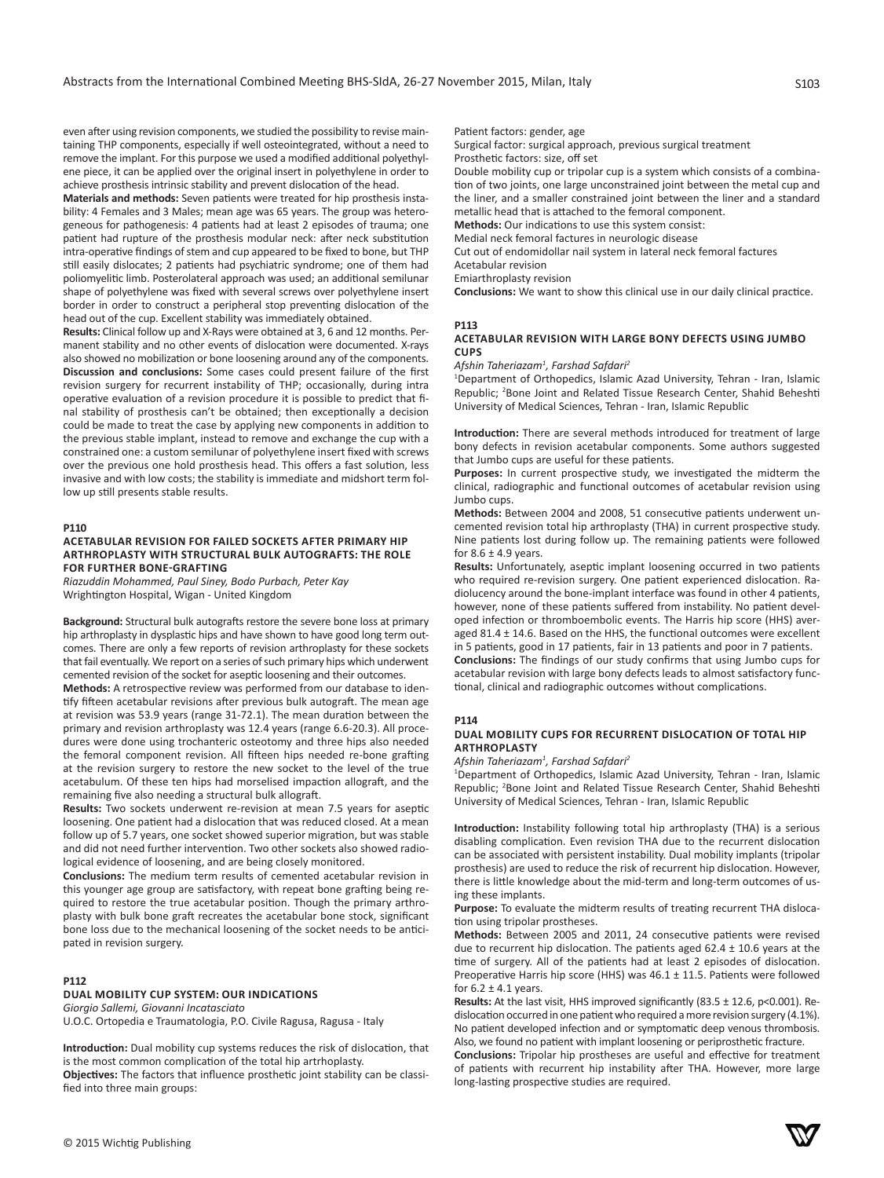even after using revision components, we studied the possibility to revise maintaining THP components, especially if well osteointegrated, without a need to remove the implant. For this purpose we used a modified additional polyethylene piece, it can be applied over the original insert in polyethylene in order to achieve prosthesis intrinsic stability and prevent dislocation of the head.

**Materials and methods:** Seven patients were treated for hip prosthesis instability: 4 Females and 3 Males; mean age was 65 years. The group was heterogeneous for pathogenesis: 4 patients had at least 2 episodes of trauma; one patient had rupture of the prosthesis modular neck: after neck substitution intra-operative findings of stem and cup appeared to be fixed to bone, but THP still easily dislocates; 2 patients had psychiatric syndrome; one of them had poliomyelitic limb. Posterolateral approach was used; an additional semilunar shape of polyethylene was fixed with several screws over polyethylene insert border in order to construct a peripheral stop preventing dislocation of the head out of the cup. Excellent stability was immediately obtained.

**Results:** Clinical follow up and X-Rays were obtained at 3, 6 and 12 months. Permanent stability and no other events of dislocation were documented. X-rays also showed no mobilization or bone loosening around any of the components.

**Discussion and conclusions:** Some cases could present failure of the first revision surgery for recurrent instability of THP; occasionally, during intra operative evaluation of a revision procedure it is possible to predict that final stability of prosthesis can't be obtained; then exceptionally a decision could be made to treat the case by applying new components in addition to the previous stable implant, instead to remove and exchange the cup with a constrained one: a custom semilunar of polyethylene insert fixed with screws over the previous one hold prosthesis head. This offers a fast solution, less invasive and with low costs; the stability is immediate and midshort term follow up still presents stable results.

**P110**

### ACETABULAR REVISION FOR FAILED SOCKETS AFTER PRIMARY HIP ARTHROPLASTY WITH STRUCTURAL BULK AUTOGRAFTS: THE ROLE FOR FURTHER BONE-GRAFTING

*Riazuddin Mohammed, Paul Siney, Bodo Purbach, Peter Kay*
Wrightington Hospital, Wigan - United Kingdom

**Background:** Structural bulk autografts restore the severe bone loss at primary hip arthroplasty in dysplastic hips and have shown to have good long term outcomes. There are only a few reports of revision arthroplasty for these sockets that fail eventually. We report on a series of such primary hips which underwent cemented revision of the socket for aseptic loosening and their outcomes.

**Methods:** A retrospective review was performed from our database to identify fifteen acetabular revisions after previous bulk autograft. The mean age at revision was 53.9 years (range 31-72.1). The mean duration between the primary and revision arthroplasty was 12.4 years (range 6.6-20.3). All procedures were done using trochanteric osteotomy and three hips also needed the femoral component revision. All fifteen hips needed re-bone grafting at the revision surgery to restore the new socket to the level of the true acetabulum. Of these ten hips had morselised impaction allograft, and the remaining five also needing a structural bulk allograft.

**Results:** Two sockets underwent re-revision at mean 7.5 years for aseptic loosening. One patient had a dislocation that was reduced closed. At a mean follow up of 5.7 years, one socket showed superior migration, but was stable and did not need further intervention. Two other sockets also showed radiological evidence of loosening, and are being closely monitored.

**Conclusions:** The medium term results of cemented acetabular revision in this younger age group are satisfactory, with repeat bone grafting being required to restore the true acetabular position. Though the primary arthroplasty with bulk bone graft recreates the acetabular bone stock, significant bone loss due to the mechanical loosening of the socket needs to be anticipated in revision surgery.

**P112**

### DUAL MOBILITY CUP SYSTEM: OUR INDICATIONS

*Giorgio Sallemi, Giovanni Incatasciato*
U.O.C. Ortopedia e Traumatologia, P.O. Civile Ragusa, Ragusa - Italy

**Introduction:** Dual mobility cup systems reduces the risk of dislocation, that is the most common complication of the total hip artrhoplasty.

**Objectives:** The factors that influence prosthetic joint stability can be classified into three main groups:

Patient factors: gender, age
Surgical factor: surgical approach, previous surgical treatment
Prosthetic factors: size, off set

Double mobility cup or tripolar cup is a system which consists of a combination of two joints, one large unconstrained joint between the metal cup and the liner, and a smaller constrained joint between the liner and a standard metallic head that is attached to the femoral component.

**Methods:** Our indications to use this system consist:

Medial neck femoral factures in neurologic disease
Cut out of endomidollar nail system in lateral neck femoral factures
Acetabular revision
Emiarthroplasty revision

**Conclusions:** We want to show this clinical use in our daily clinical practice.

**P113**

### ACETABULAR REVISION WITH LARGE BONY DEFECTS USING JUMBO CUPS

*Afshin Taheriazam[1], Farshad Safdari[2]*
[1]Department of Orthopedics, Islamic Azad University, Tehran - Iran, Islamic Republic; [2]Bone Joint and Related Tissue Research Center, Shahid Beheshti University of Medical Sciences, Tehran - Iran, Islamic Republic

**Introduction:** There are several methods introduced for treatment of large bony defects in revision acetabular components. Some authors suggested that Jumbo cups are useful for these patients.

**Purposes:** In current prospective study, we investigated the midterm the clinical, radiographic and functional outcomes of acetabular revision using Jumbo cups.

**Methods:** Between 2004 and 2008, 51 consecutive patients underwent uncemented revision total hip arthroplasty (THA) in current prospective study. Nine patients lost during follow up. The remaining patients were followed for 8.6 ± 4.9 years.

**Results:** Unfortunately, aseptic implant loosening occurred in two patients who required re-revision surgery. One patient experienced dislocation. Radiolucency around the bone-implant interface was found in other 4 patients, however, none of these patients suffered from instability. No patient developed infection or thromboembolic events. The Harris hip score (HHS) averaged 81.4 ± 14.6. Based on the HHS, the functional outcomes were excellent in 5 patients, good in 17 patients, fair in 13 patients and poor in 7 patients.

**Conclusions:** The findings of our study confirms that using Jumbo cups for acetabular revision with large bony defects leads to almost satisfactory functional, clinical and radiographic outcomes without complications.

**P114**

### DUAL MOBILITY CUPS FOR RECURRENT DISLOCATION OF TOTAL HIP ARTHROPLASTY

*Afshin Taheriazam[1], Farshad Safdari[2]*
[1]Department of Orthopedics, Islamic Azad University, Tehran - Iran, Islamic Republic; [2]Bone Joint and Related Tissue Research Center, Shahid Beheshti University of Medical Sciences, Tehran - Iran, Islamic Republic

**Introduction:** Instability following total hip arthroplasty (THA) is a serious disabling complication. Even revision THA due to the recurrent dislocation can be associated with persistent instability. Dual mobility implants (tripolar prosthesis) are used to reduce the risk of recurrent hip dislocation. However, there is little knowledge about the mid-term and long-term outcomes of using these implants.

**Purpose:** To evaluate the midterm results of treating recurrent THA dislocation using tripolar prostheses.

**Methods:** Between 2005 and 2011, 24 consecutive patients were revised due to recurrent hip dislocation. The patients aged 62.4 ± 10.6 years at the time of surgery. All of the patients had at least 2 episodes of dislocation. Preoperative Harris hip score (HHS) was 46.1 ± 11.5. Patients were followed for 6.2 ± 4.1 years.

**Results:** At the last visit, HHS improved significantly (83.5 ± 12.6, $p<0.001$). Redislocation occurred in one patient who required a more revision surgery (4.1%). No patient developed infection and or symptomatic deep venous thrombosis. Also, we found no patient with implant loosening or periprosthetic fracture.

**Conclusions:** Tripolar hip prostheses are useful and effective for treatment of patients with recurrent hip instability after THA. However, more large long-lasting prospective studies are required.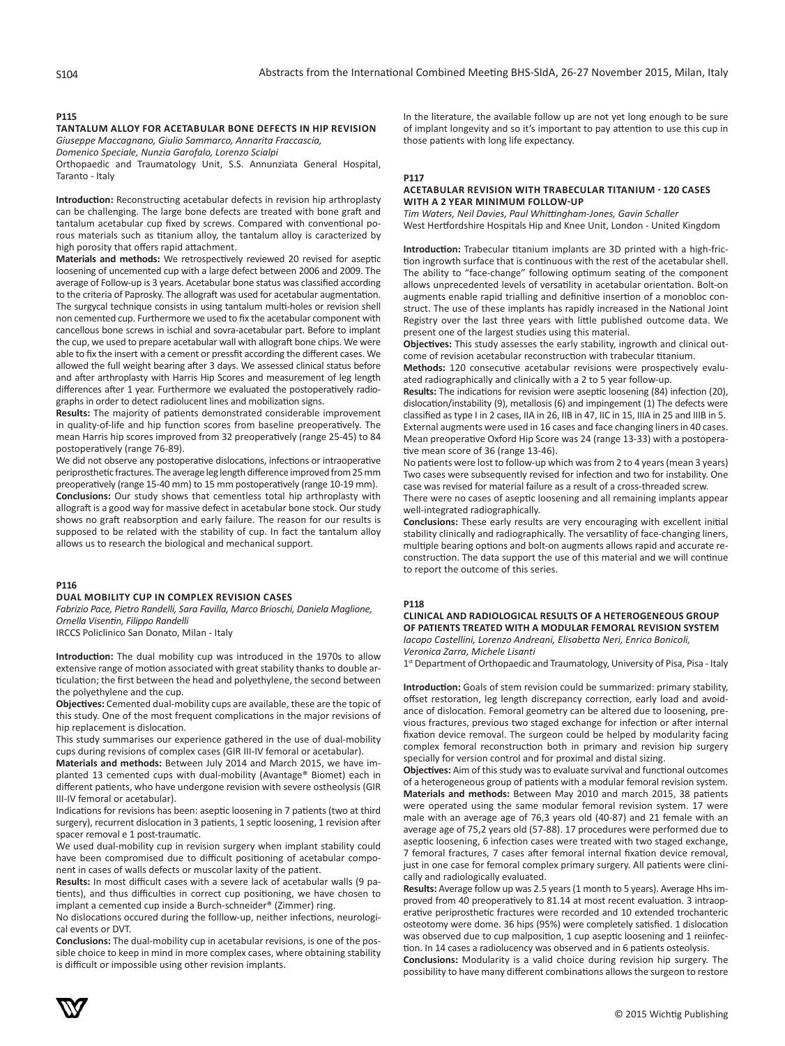### P115

#### TANTALUM ALLOY FOR ACETABULAR BONE DEFECTS IN HIP REVISION

*Giuseppe Maccagnano, Giulio Sammarco, Annarita Fraccascia, Domenico Speciale, Nunzia Garofalo, Lorenzo Scialpi*

Orthopaedic and Traumatology Unit, S.S. Annunziata General Hospital, Taranto - Italy

**Introduction:** Reconstructing acetabular defects in revision hip arthroplasty can be challenging. The large bone defects are treated with bone graft and tantalum acetabular cup fixed by screws. Compared with conventional porous materials such as titanium alloy, the tantalum alloy is caracterized by high porosity that offers rapid attachment.

**Materials and methods:** We retrospectively reviewed 20 revised for aseptic loosening of uncemented cup with a large defect between 2006 and 2009. The average of Follow-up is 3 years. Acetabular bone status was classified according to the criteria of Paprosky. The allograft was used for acetabular augmentation. The surgycal technique consists in using tantalum multi-holes or revision shell non cemented cup. Furthermore we used to fix the acetabular component with cancellous bone screws in ischial and sovra-acetabular part. Before to implant the cup, we used to prepare acetabular wall with allograft bone chips. We were able to fix the insert with a cement or pressfit according the different cases. We allowed the full weight bearing after 3 days. We assessed clinical status before and after arthroplasty with Harris Hip Scores and measurement of leg length differences after 1 year. Furthermore we evaluated the postoperatively radiographs in order to detect radiolucent lines and mobilization signs.

**Results:** The majority of patients demonstrated considerable improvement in quality-of-life and hip function scores from baseline preoperatively. The mean Harris hip scores improved from 32 preoperatively (range 25-45) to 84 postoperatively (range 76-89).

We did not observe any postoperative dislocations, infections or intraoperative periprosthetic fractures. The average leg length difference improved from 25 mm preoperatively (range 15-40 mm) to 15 mm postoperatively (range 10-19 mm).

**Conclusions:** Our study shows that cementless total hip arthroplasty with allograft is a good way for massive defect in acetabular bone stock. Our study shows no graft reabsorption and early failure. The reason for our results is supposed to be related with the stability of cup. In fact the tantalum alloy allows us to research the biological and mechanical support.

### P116

#### DUAL MOBILITY CUP IN COMPLEX REVISION CASES

*Fabrizio Pace, Pietro Randelli, Sara Favilla, Marco Brioschi, Daniela Maglione, Ornella Visentin, Filippo Randelli*

IRCCS Policlinico San Donato, Milan - Italy

**Introduction:** The dual mobility cup was introduced in the 1970s to allow extensive range of motion associated with great stability thanks to double articulation; the first between the head and polyethylene, the second between the polyethylene and the cup.

**Objectives:** Cemented dual-mobility cups are available, these are the topic of this study. One of the most frequent complications in the major revisions of hip replacement is dislocation.

This study summarises our experience gathered in the use of dual-mobility cups during revisions of complex cases (GIR III-IV femoral or acetabular).

**Materials and methods:** Between July 2014 and March 2015, we have implanted 13 cemented cups with dual-mobility (Avantage® Biomet) each in different patients, who have undergone revision with severe ostheolysis (GIR III-IV femoral or acetabular).

Indications for revisions has been: aseptic loosening in 7 patients (two at third surgery), recurrent dislocation in 3 patients, 1 septic loosening, 1 revision after spacer removal e 1 post-traumatic.

We used dual-mobility cup in revision surgery when implant stability could have been compromised due to difficult positioning of acetabular component in cases of walls defects or muscolar laxity of the patient.

**Results:** In most difficult cases with a severe lack of acetabular walls (9 patients), and thus difficulties in correct cup positioning, we have chosen to implant a cemented cup inside a Burch-schneider® (Zimmer) ring.

No dislocations occured during the folllow-up, neither infections, neurological events or DVT.

**Conclusions:** The dual-mobility cup in acetabular revisions, is one of the possible choice to keep in mind in more complex cases, where obtaining stability is difficult or impossible using other revision implants.

In the literature, the available follow up are not yet long enough to be sure of implant longevity and so it's important to pay attention to use this cup in those patients with long life expectancy.

### P117

#### ACETABULAR REVISION WITH TRABECULAR TITANIUM - 120 CASES WITH A 2 YEAR MINIMUM FOLLOW-UP

*Tim Waters, Neil Davies, Paul Whittingham-Jones, Gavin Schaller*

West Hertfordshire Hospitals Hip and Knee Unit, London - United Kingdom

**Introduction:** Trabecular titanium implants are 3D printed with a high-friction ingrowth surface that is continuous with the rest of the acetabular shell. The ability to "face-change" following optimum seating of the component allows unprecedented levels of versatility in acetabular orientation. Bolt-on augments enable rapid trialling and definitive insertion of a monobloc construct. The use of these implants has rapidly increased in the National Joint Registry over the last three years with little published outcome data. We present one of the largest studies using this material.

**Objectives:** This study assesses the early stability, ingrowth and clinical outcome of revision acetabular reconstruction with trabecular titanium.

**Methods:** 120 consecutive acetabular revisions were prospectively evaluated radiographically and clinically with a 2 to 5 year follow-up.

**Results:** The indications for revision were aseptic loosening (84) infection (20), dislocation/instability (9), metallosis (6) and impingement (1) The defects were classified as type I in 2 cases, IIA in 26, IIB in 47, IIC in 15, IIIA in 25 and IIIB in 5. External augments were used in 16 cases and face changing liners in 40 cases. Mean preoperative Oxford Hip Score was 24 (range 13-33) with a postoperative mean score of 36 (range 13-46).

No patients were lost to follow-up which was from 2 to 4 years (mean 3 years) Two cases were subsequently revised for infection and two for instability. One case was revised for material failure as a result of a cross-threaded screw.

There were no cases of aseptic loosening and all remaining implants appear well-integrated radiographically.

**Conclusions:** These early results are very encouraging with excellent initial stability clinically and radiographically. The versatility of face-changing liners, multiple bearing options and bolt-on augments allows rapid and accurate reconstruction. The data support the use of this material and we will continue to report the outcome of this series.

### P118

#### CLINICAL AND RADIOLOGICAL RESULTS OF A HETEROGENEOUS GROUP OF PATIENTS TREATED WITH A MODULAR FEMORAL REVISION SYSTEM

*Iacopo Castellini, Lorenzo Andreani, Elisabetta Neri, Enrico Bonicoli, Veronica Zarra, Michele Lisanti*

1st Department of Orthopaedic and Traumatology, University of Pisa, Pisa - Italy

**Introduction:** Goals of stem revision could be summarized: primary stability, offset restoration, leg length discrepancy correction, early load and avoidance of dislocation. Femoral geometry can be altered due to loosening, previous fractures, previous two staged exchange for infection or after internal fixation device removal. The surgeon could be helped by modularity facing complex femoral reconstruction both in primary and revision hip surgery specially for version control and for proximal and distal sizing.

**Objectives:** Aim of this study was to evaluate survival and functional outcomes of a heterogeneous group of patients with a modular femoral revision system.

**Materials and methods:** Between May 2010 and march 2015, 38 patients were operated using the same modular femoral revision system. 17 were male with an average age of 76,3 years old (40-87) and 21 female with an average age of 75,2 years old (57-88). 17 procedures were performed due to aseptic loosening, 6 infection cases were treated with two staged exchange, 7 femoral fractures, 7 cases after femoral internal fixation device removal, just in one case for femoral complex primary surgery. All patients were clinically and radiologically evaluated.

**Results:** Average follow up was 2.5 years (1 month to 5 years). Average Hhs improved from 40 preoperatively to 81.14 at most recent evaluation. 3 intraoperative periprosthetic fractures were recorded and 10 extended trochanteric osteotomy were dome. 36 hips (95%) were completely satisfied. 1 dislocation was observed due to cup malposition, 1 cup aseptic loosening and 1 reiinfection. In 14 cases a radiolucency was observed and in 6 patients osteolysis.

**Conclusions:** Modularity is a valid choice during revision hip surgery. The possibility to have many different combinations allows the surgeon to restore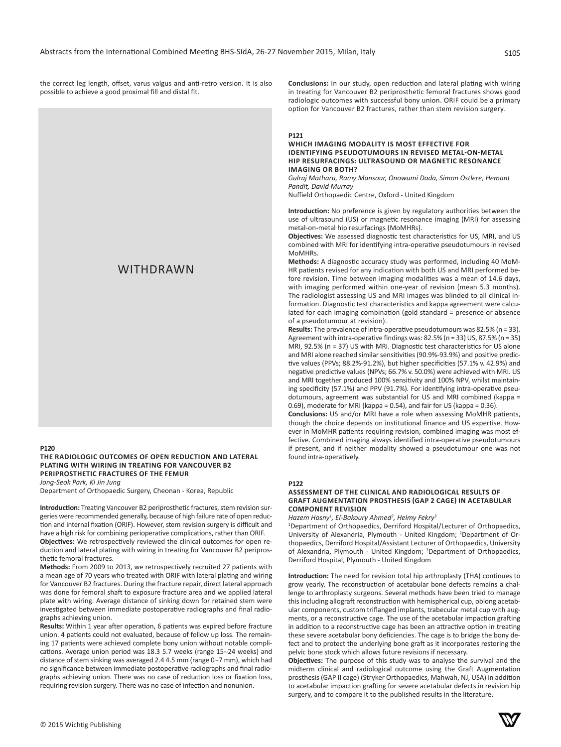the correct leg length, offset, varus valgus and anti-retro version. It is also possible to achieve a good proximal fill and distal fit.

WITHDRAWN

### P120

#### THE RADIOLOGIC OUTCOMES OF OPEN REDUCTION AND LATERAL PLATING WITH WIRING IN TREATING FOR VANCOUVER B2 PERIPROSTHETIC FRACTURES OF THE FEMUR

*Jong-Seok Park, Ki Jin Jung*

Department of Orthopaedic Surgery, Cheonan - Korea, Republic

**Introduction:** Treating Vancouver B2 periprosthetic fractures, stem revision surgeries were recommended generally, because of high failure rate of open reduction and internal fixation (ORIF). However, stem revision surgery is difficult and have a high risk for combining perioperative complications, rather than ORIF.

**Objectives:** We retrospectively reviewed the clinical outcomes for open reduction and lateral plating with wiring in treating for Vancouver B2 periprosthetic femoral fractures.

**Methods:** From 2009 to 2013, we retrospectively recruited 27 patients with a mean age of 70 years who treated with ORIF with lateral plating and wiring for Vancouver B2 fractures. During the fracture repair, direct lateral approach was done for femoral shaft to exposure fracture area and we applied lateral plate with wiring. Average distance of sinking down for retained stem were investigated between immediate postoperative radiographs and final radiographs achieving union.

**Results:** Within 1 year after operation, 6 patients was expired before fracture union. 4 patients could not evaluated, because of follow up loss. The remaining 17 patients were achieved complete bony union without notable complications. Average union period was 18.3 5.7 weeks (range 15~24 weeks) and distance of stem sinking was averaged 2.4 4.5 mm (range 0~7 mm), which had no significance between immediate postoperative radiographs and final radiographs achieving union. There was no case of reduction loss or fixation loss, requiring revision surgery. There was no case of infection and nonunion.

**Conclusions:** In our study, open reduction and lateral plating with wiring in treating for Vancouver B2 periprosthetic femoral fractures shows good radiologic outcomes with successful bony union. ORIF could be a primary option for Vancouver B2 fractures, rather than stem revision surgery.

### P121

#### WHICH IMAGING MODALITY IS MOST EFFECTIVE FOR IDENTIFYING PSEUDOTUMOURS IN REVISED METAL-ON-METAL HIP RESURFACINGS: ULTRASOUND OR MAGNETIC RESONANCE IMAGING OR BOTH?

*Gulraj Matharu, Ramy Mansour, Onowumi Dada, Simon Ostlere, Hemant Pandit, David Murray*

Nuffield Orthopaedic Centre, Oxford - United Kingdom

**Introduction:** No preference is given by regulatory authorities between the use of ultrasound (US) or magnetic resonance imaging (MRI) for assessing metal-on-metal hip resurfacings (MoMHRs).

**Objectives:** We assessed diagnostic test characteristics for US, MRI, and US combined with MRI for identifying intra-operative pseudotumours in revised MoMHRs.

**Methods:** A diagnostic accuracy study was performed, including 40 MoMHR patients revised for any indication with both US and MRI performed before revision. Time between imaging modalities was a mean of 14.6 days, with imaging performed within one-year of revision (mean 5.3 months). The radiologist assessing US and MRI images was blinded to all clinical information. Diagnostic test characteristics and kappa agreement were calculated for each imaging combination (gold standard = presence or absence of a pseudotumour at revision).

**Results:** The prevalence of intra-operative pseudotumours was 82.5% (n = 33). Agreement with intra-operative findings was: 82.5% (n = 33) US, 87.5% (n = 35) MRI, 92.5% (n = 37) US with MRI. Diagnostic test characteristics for US alone and MRI alone reached similar sensitivities (90.9%-93.9%) and positive predictive values (PPVs; 88.2%-91.2%), but higher specificities (57.1% v. 42.9%) and negative predictive values (NPVs; 66.7% v. 50.0%) were achieved with MRI. US and MRI together produced 100% sensitivity and 100% NPV, whilst maintaining specificity (57.1%) and PPV (91.7%). For identifying intra-operative pseudotumours, agreement was substantial for US and MRI combined (kappa = 0.69), moderate for MRI (kappa = 0.54), and fair for US (kappa = 0.36).

**Conclusions:** US and/or MRI have a role when assessing MoMHR patients, though the choice depends on institutional finance and US expertise. However in MoMHR patients requiring revision, combined imaging was most effective. Combined imaging always identified intra-operative pseudotumours if present, and if neither modality showed a pseudotumour one was not found intra-operatively.

### P122

#### ASSESSMENT OF THE CLINICAL AND RADIOLOGICAL RESULTS OF GRAFT AUGMENTATION PROSTHESIS (GAP 2 CAGE) IN ACETABULAR COMPONENT REVISION

*Hazem Hosny[1], El-Bakoury Ahmed[2], Helmy Fekry[3]*

[1]Department of Orthopaedics, Derriford Hospital/Lecturer of Orthopaedics, University of Alexandria, Plymouth - United Kingdom; [2]Department of Orthopaedics, Derriford Hospital/Assistant Lecturer of Orthopaedics, University of Alexandria, Plymouth - United Kingdom; [3]Department of Orthopaedics, Derriford Hospital, Plymouth - United Kingdom

**Introduction:** The need for revision total hip arthroplasty (THA) continues to grow yearly. The reconstruction of acetabular bone defects remains a challenge to arthroplasty surgeons. Several methods have been tried to manage this including allograft reconstruction with hemispherical cup, oblong acetabular components, custom triflanged implants, trabecular metal cup with augments, or a reconstructive cage. The use of the acetabular impaction grafting in addition to a reconstructive cage has been an attractive option in treating these severe acetabular bony deficiencies. The cage is to bridge the bony defect and to protect the underlying bone graft as it incorporates restoring the pelvic bone stock which allows future revisions if necessary.

**Objectives:** The purpose of this study was to analyse the survival and the midterm clinical and radiological outcome using the Graft Augmentation prosthesis (GAP II cage) (Stryker Orthopaedics, Mahwah, NJ, USA) in addition to acetabular impaction grafting for severe acetabular defects in revision hip surgery, and to compare it to the published results in the literature.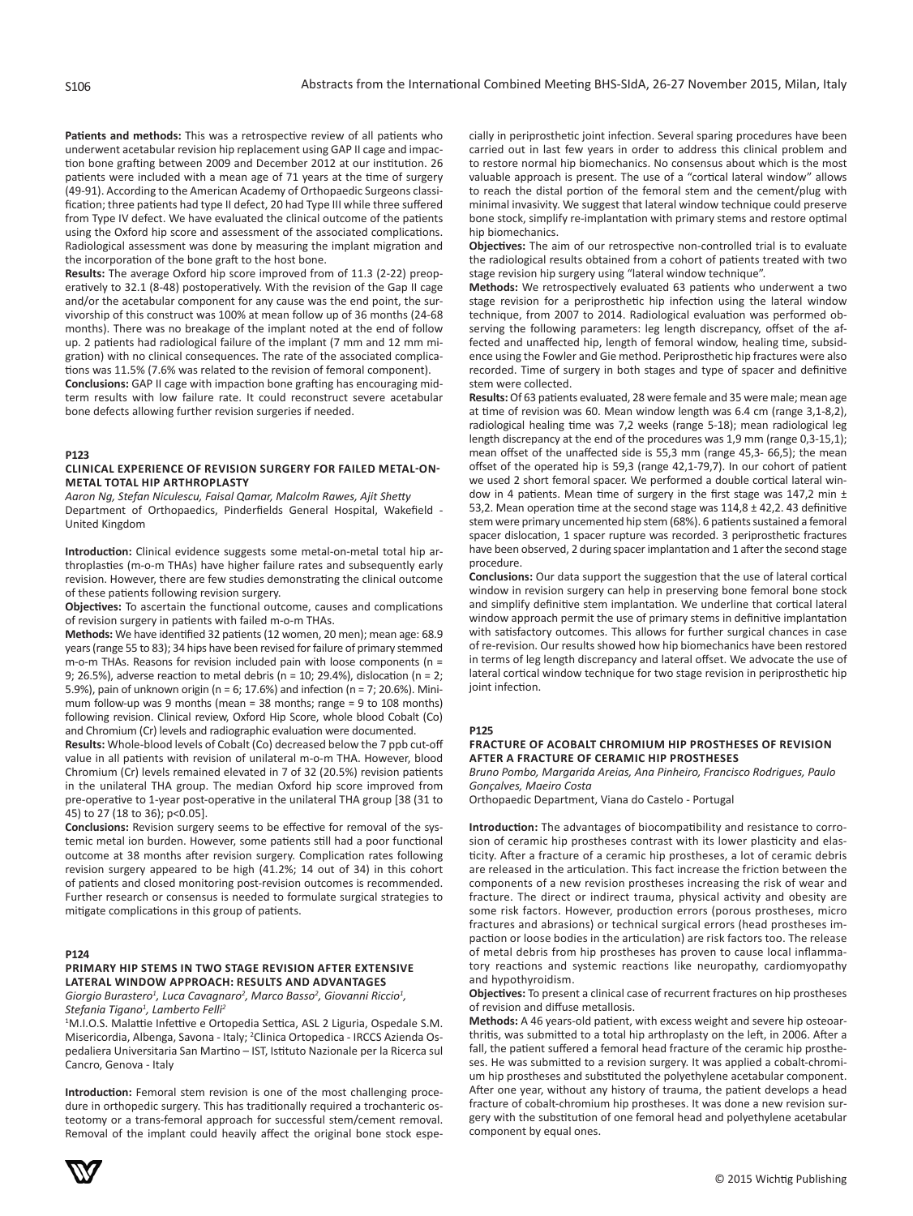**Patients and methods:** This was a retrospective review of all patients who underwent acetabular revision hip replacement using GAP II cage and impaction bone grafting between 2009 and December 2012 at our institution. 26 patients were included with a mean age of 71 years at the time of surgery (49-91). According to the American Academy of Orthopaedic Surgeons classification; three patients had type II defect, 20 had Type III while three suffered from Type IV defect. We have evaluated the clinical outcome of the patients using the Oxford hip score and assessment of the associated complications. Radiological assessment was done by measuring the implant migration and the incorporation of the bone graft to the host bone.

**Results:** The average Oxford hip score improved from of 11.3 (2-22) preoperatively to 32.1 (8-48) postoperatively. With the revision of the Gap II cage and/or the acetabular component for any cause was the end point, the survivorship of this construct was 100% at mean follow up of 36 months (24-68 months). There was no breakage of the implant noted at the end of follow up. 2 patients had radiological failure of the implant (7 mm and 12 mm migration) with no clinical consequences. The rate of the associated complications was 11.5% (7.6% was related to the revision of femoral component).

**Conclusions:** GAP II cage with impaction bone grafting has encouraging midterm results with low failure rate. It could reconstruct severe acetabular bone defects allowing further revision surgeries if needed.

**P123**

### CLINICAL EXPERIENCE OF REVISION SURGERY FOR FAILED METAL-ON-METAL TOTAL HIP ARTHROPLASTY

*Aaron Ng, Stefan Niculescu, Faisal Qamar, Malcolm Rawes, Ajit Shetty*
Department of Orthopaedics, Pinderfields General Hospital, Wakefield - United Kingdom

**Introduction:** Clinical evidence suggests some metal-on-metal total hip arthroplasties (m-o-m THAs) have higher failure rates and subsequently early revision. However, there are few studies demonstrating the clinical outcome of these patients following revision surgery.

**Objectives:** To ascertain the functional outcome, causes and complications of revision surgery in patients with failed m-o-m THAs.

**Methods:** We have identified 32 patients (12 women, 20 men); mean age: 68.9 years (range 55 to 83); 34 hips have been revised for failure of primary stemmed m-o-m THAs. Reasons for revision included pain with loose components (n = 9; 26.5%), adverse reaction to metal debris (n = 10; 29.4%), dislocation (n = 2; 5.9%), pain of unknown origin (n = 6; 17.6%) and infection (n = 7; 20.6%). Minimum follow-up was 9 months (mean = 38 months; range = 9 to 108 months) following revision. Clinical review, Oxford Hip Score, whole blood Cobalt (Co) and Chromium (Cr) levels and radiographic evaluation were documented.

**Results:** Whole-blood levels of Cobalt (Co) decreased below the 7 ppb cut-off value in all patients with revision of unilateral m-o-m THA. However, blood Chromium (Cr) levels remained elevated in 7 of 32 (20.5%) revision patients in the unilateral THA group. The median Oxford hip score improved from pre-operative to 1-year post-operative in the unilateral THA group [38 (31 to 45) to 27 (18 to 36); p<0.05].

**Conclusions:** Revision surgery seems to be effective for removal of the systemic metal ion burden. However, some patients still had a poor functional outcome at 38 months after revision surgery. Complication rates following revision surgery appeared to be high (41.2%; 14 out of 34) in this cohort of patients and closed monitoring post-revision outcomes is recommended. Further research or consensus is needed to formulate surgical strategies to mitigate complications in this group of patients.

**P124**

### PRIMARY HIP STEMS IN TWO STAGE REVISION AFTER EXTENSIVE LATERAL WINDOW APPROACH: RESULTS AND ADVANTAGES

*Giorgio Burastero[1], Luca Cavagnaro[2], Marco Basso[2], Giovanni Riccio[1], Stefania Tigano[1], Lamberto Felli[2]*
[1]M.I.O.S. Malattie Infettive e Ortopedia Settica, ASL 2 Liguria, Ospedale S.M. Misericordia, Albenga, Savona - Italy; [2]Clinica Ortopedica - IRCCS Azienda Ospedaliera Universitaria San Martino – IST, Istituto Nazionale per la Ricerca sul Cancro, Genova - Italy

**Introduction:** Femoral stem revision is one of the most challenging procedure in orthopedic surgery. This has traditionally required a trochanteric osteotomy or a trans-femoral approach for successful stem/cement removal. Removal of the implant could heavily affect the original bone stock especially in periprosthetic joint infection. Several sparing procedures have been carried out in last few years in order to address this clinical problem and to restore normal hip biomechanics. No consensus about which is the most valuable approach is present. The use of a "cortical lateral window" allows to reach the distal portion of the femoral stem and the cement/plug with minimal invasivity. We suggest that lateral window technique could preserve bone stock, simplify re-implantation with primary stems and restore optimal hip biomechanics.

**Objectives:** The aim of our retrospective non-controlled trial is to evaluate the radiological results obtained from a cohort of patients treated with two stage revision hip surgery using "lateral window technique".

**Methods:** We retrospectively evaluated 63 patients who underwent a two stage revision for a periprosthetic hip infection using the lateral window technique, from 2007 to 2014. Radiological evaluation was performed observing the following parameters: leg length discrepancy, offset of the affected and unaffected hip, length of femoral window, healing time, subsidence using the Fowler and Gie method. Periprosthetic hip fractures were also recorded. Time of surgery in both stages and type of spacer and definitive stem were collected.

**Results:** Of 63 patients evaluated, 28 were female and 35 were male; mean age at time of revision was 60. Mean window length was 6.4 cm (range 3,1-8,2), radiological healing time was 7,2 weeks (range 5-18); mean radiological leg length discrepancy at the end of the procedures was 1,9 mm (range 0,3-15,1); mean offset of the unaffected side is 55,3 mm (range 45,3- 66,5); the mean offset of the operated hip is 59,3 (range 42,1-79,7). In our cohort of patient we used 2 short femoral spacer. We performed a double cortical lateral window in 4 patients. Mean time of surgery in the first stage was 147,2 min ± 53,2. Mean operation time at the second stage was 114,8 ± 42,2. 43 definitive stem were primary uncemented hip stem (68%). 6 patients sustained a femoral spacer dislocation, 1 spacer rupture was recorded. 3 periprosthetic fractures have been observed, 2 during spacer implantation and 1 after the second stage procedure.

**Conclusions:** Our data support the suggestion that the use of lateral cortical window in revision surgery can help in preserving bone femoral bone stock and simplify definitive stem implantation. We underline that cortical lateral window approach permit the use of primary stems in definitive implantation with satisfactory outcomes. This allows for further surgical chances in case of re-revision. Our results showed how hip biomechanics have been restored in terms of leg length discrepancy and lateral offset. We advocate the use of lateral cortical window technique for two stage revision in periprosthetic hip joint infection.

**P125**

### FRACTURE OF ACOBALT CHROMIUM HIP PROSTHESES OF REVISION AFTER A FRACTURE OF CERAMIC HIP PROSTHESES

*Bruno Pombo, Margarida Areias, Ana Pinheiro, Francisco Rodrigues, Paulo Gonçalves, Maeiro Costa*
Orthopaedic Department, Viana do Castelo - Portugal

**Introduction:** The advantages of biocompatibility and resistance to corrosion of ceramic hip prostheses contrast with its lower plasticity and elasticity. After a fracture of a ceramic hip prostheses, a lot of ceramic debris are released in the articulation. This fact increase the friction between the components of a new revision prostheses increasing the risk of wear and fracture. The direct or indirect trauma, physical activity and obesity are some risk factors. However, production errors (porous prostheses, micro fractures and abrasions) or technical surgical errors (head prostheses impaction or loose bodies in the articulation) are risk factors too. The release of metal debris from hip prostheses has proven to cause local inflammatory reactions and systemic reactions like neuropathy, cardiomyopathy and hypothyroidism.

**Objectives:** To present a clinical case of recurrent fractures on hip prostheses of revision and diffuse metallosis.

**Methods:** A 46 years-old patient, with excess weight and severe hip osteoarthritis, was submitted to a total hip arthroplasty on the left, in 2006. After a fall, the patient suffered a femoral head fracture of the ceramic hip prostheses. He was submitted to a revision surgery. It was applied a cobalt-chromium hip prostheses and substituted the polyethylene acetabular component. After one year, without any history of trauma, the patient develops a head fracture of cobalt-chromium hip prostheses. It was done a new revision surgery with the substitution of one femoral head and polyethylene acetabular component by equal ones.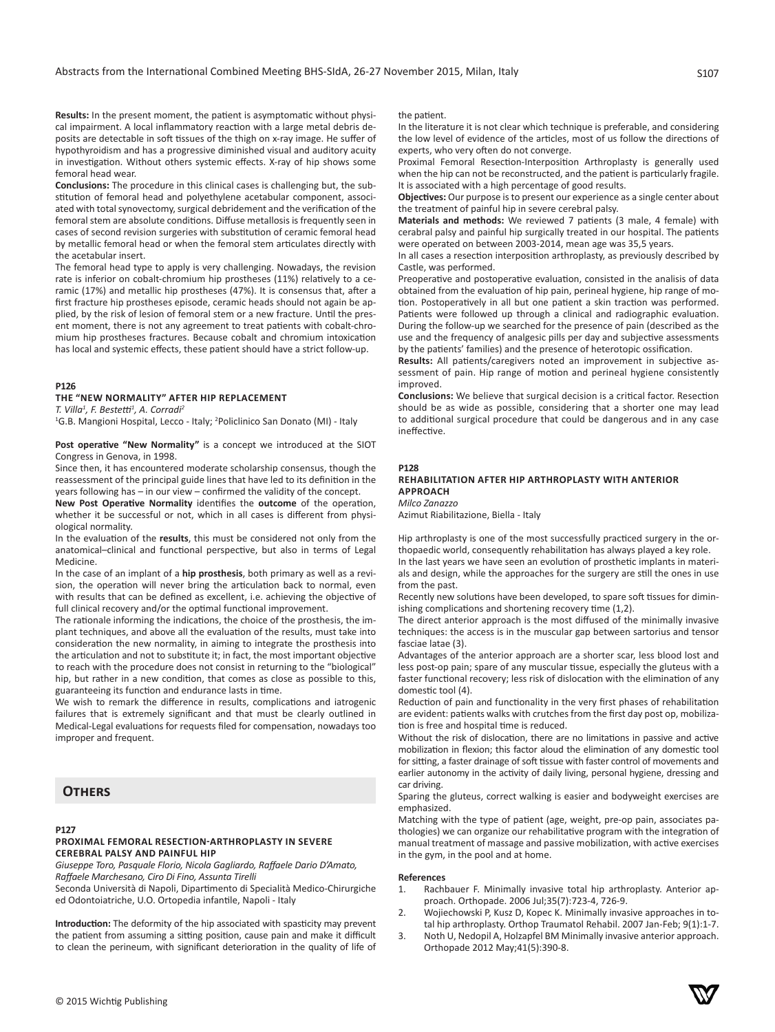**Results:** In the present moment, the patient is asymptomatic without physical impairment. A local inflammatory reaction with a large metal debris deposits are detectable in soft tissues of the thigh on x-ray image. He suffer of hypothyroidism and has a progressive diminished visual and auditory acuity in investigation. Without others systemic effects. X-ray of hip shows some femoral head wear.

**Conclusions:** The procedure in this clinical cases is challenging but, the substitution of femoral head and polyethylene acetabular component, associated with total synovectomy, surgical debridement and the verification of the femoral stem are absolute conditions. Diffuse metallosis is frequently seen in cases of second revision surgeries with substitution of ceramic femoral head by metallic femoral head or when the femoral stem articulates directly with the acetabular insert.

The femoral head type to apply is very challenging. Nowadays, the revision rate is inferior on cobalt-chromium hip prostheses (11%) relatively to a ceramic (17%) and metallic hip prostheses (47%). It is consensus that, after a first fracture hip prostheses episode, ceramic heads should not again be applied, by the risk of lesion of femoral stem or a new fracture. Until the present moment, there is not any agreement to treat patients with cobalt-chromium hip prostheses fractures. Because cobalt and chromium intoxication has local and systemic effects, these patient should have a strict follow-up.

### P126

### THE "NEW NORMALITY" AFTER HIP REPLACEMENT

*T. Villa[1], F. Bestetti[1], A. Corradi[2]*

[1]G.B. Mangioni Hospital, Lecco - Italy; [2]Policlinico San Donato (MI) - Italy

**Post operative "New Normality"** is a concept we introduced at the SIOT Congress in Genova, in 1998.

Since then, it has encountered moderate scholarship consensus, though the reassessment of the principal guide lines that have led to its definition in the years following has – in our view – confirmed the validity of the concept.

**New Post Operative Normality** identifies the **outcome** of the operation, whether it be successful or not, which in all cases is different from physiological normality.

In the evaluation of the **results**, this must be considered not only from the anatomical–clinical and functional perspective, but also in terms of Legal Medicine.

In the case of an implant of a **hip prosthesis**, both primary as well as a revision, the operation will never bring the articulation back to normal, even with results that can be defined as excellent, i.e. achieving the objective of full clinical recovery and/or the optimal functional improvement.

The rationale informing the indications, the choice of the prosthesis, the implant techniques, and above all the evaluation of the results, must take into consideration the new normality, in aiming to integrate the prosthesis into the articulation and not to substitute it; in fact, the most important objective to reach with the procedure does not consist in returning to the "biological" hip, but rather in a new condition, that comes as close as possible to this, guaranteeing its function and endurance lasts in time.

We wish to remark the difference in results, complications and iatrogenic failures that is extremely significant and that must be clearly outlined in Medical-Legal evaluations for requests filed for compensation, nowadays too improper and frequent.

## Others

### P127

### PROXIMAL FEMORAL RESECTION-ARTHROPLASTY IN SEVERE CEREBRAL PALSY AND PAINFUL HIP

*Giuseppe Toro, Pasquale Florio, Nicola Gagliardo, Raffaele Dario D'Amato, Raffaele Marchesano, Ciro Di Fino, Assunta Tirelli*

Seconda Università di Napoli, Dipartimento di Specialità Medico-Chirurgiche ed Odontoiatriche, U.O. Ortopedia infantile, Napoli - Italy

**Introduction:** The deformity of the hip associated with spasticity may prevent the patient from assuming a sitting position, cause pain and make it difficult to clean the perineum, with significant deterioration in the quality of life of the patient.

In the literature it is not clear which technique is preferable, and considering the low level of evidence of the articles, most of us follow the directions of experts, who very often do not converge.

Proximal Femoral Resection-Interposition Arthroplasty is generally used when the hip can not be reconstructed, and the patient is particularly fragile. It is associated with a high percentage of good results.

***Objectives:*** Our purpose is to present our experience as a single center about the treatment of painful hip in severe cerebral palsy.

**Materials and methods:** We reviewed 7 patients (3 male, 4 female) with cerabral palsy and painful hip surgically treated in our hospital. The patients were operated on between 2003-2014, mean age was 35,5 years.

In all cases a resection interposition arthroplasty, as previously described by Castle, was performed.

Preoperative and postoperative evaluation, consisted in the analisis of data obtained from the evaluation of hip pain, perineal hygiene, hip range of motion. Postoperatively in all but one patient a skin traction was performed. Patients were followed up through a clinical and radiographic evaluation. During the follow-up we searched for the presence of pain (described as the use and the frequency of analgesic pills per day and subjective assessments by the patients' families) and the presence of heterotopic ossification.

**Results:** All patients/caregivers noted an improvement in subjective assessment of pain. Hip range of motion and perineal hygiene consistently improved.

**Conclusions:** We believe that surgical decision is a critical factor. Resection should be as wide as possible, considering that a shorter one may lead to additional surgical procedure that could be dangerous and in any case ineffective.

### P128

### REHABILITATION AFTER HIP ARTHROPLASTY WITH ANTERIOR APPROACH

*Milco Zanazzo*

Azimut Riabilitazione, Biella - Italy

Hip arthroplasty is one of the most successfully practiced surgery in the orthopaedic world, consequently rehabilitation has always played a key role.

In the last years we have seen an evolution of prosthetic implants in materials and design, while the approaches for the surgery are still the ones in use from the past.

Recently new solutions have been developed, to spare soft tissues for diminishing complications and shortening recovery time (1,2).

The direct anterior approach is the most diffused of the minimally invasive techniques: the access is in the muscular gap between sartorius and tensor fasciae latae (3).

Advantages of the anterior approach are a shorter scar, less blood lost and less post-op pain; spare of any muscular tissue, especially the gluteus with a faster functional recovery; less risk of dislocation with the elimination of any domestic tool (4).

Reduction of pain and functionality in the very first phases of rehabilitation are evident: patients walks with crutches from the first day post op, mobilization is free and hospital time is reduced.

Without the risk of dislocation, there are no limitations in passive and active mobilization in flexion; this factor aloud the elimination of any domestic tool for sitting, a faster drainage of soft tissue with faster control of movements and earlier autonomy in the activity of daily living, personal hygiene, dressing and car driving.

Sparing the gluteus, correct walking is easier and bodyweight exercises are emphasized.

Matching with the type of patient (age, weight, pre-op pain, associates pathologies) we can organize our rehabilitative program with the integration of manual treatment of massage and passive mobilization, with active exercises in the gym, in the pool and at home.

#### References

1. Rachbauer F. Minimally invasive total hip arthroplasty. Anterior approach. Orthopade. 2006 Jul;35(7):723-4, 726-9.
2. Wojiechowski P, Kusz D, Kopec K. Minimally invasive approaches in total hip arthroplasty. Orthop Traumatol Rehabil. 2007 Jan-Feb; 9(1):1-7.
3. Noth U, Nedopil A, Holzapfel BM Minimally invasive anterior approach. Orthopade 2012 May;41(5):390-8.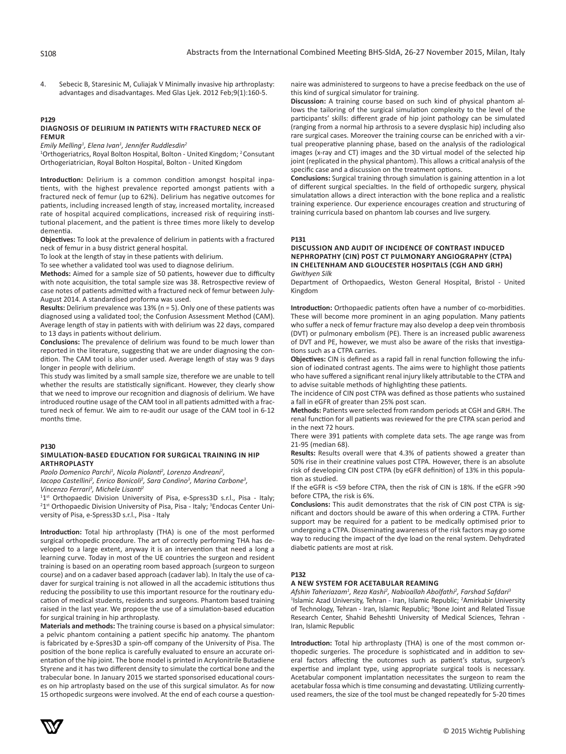4. Sebecic B, Staresinic M, Culiajak V Minimally invasive hip arthroplasty: advantages and disadvantages. Med Glas Ljek. 2012 Feb;9(1):160-5.

### P129

### DIAGNOSIS OF DELIRIUM IN PATIENTS WITH FRACTURED NECK OF FEMUR

*Emily Melling[1], Elena Ivan[1], Jennifer Ruddlesdin[2]*

[1]Orthogeriatrics, Royal Bolton Hospital, Bolton - United Kingdom; [2]Consutant Orthogeriatrician, Royal Bolton Hospital, Bolton - United Kingdom

**Introduction:** Delirium is a common condition amongst hospital inpatients, with the highest prevalence reported amongst patients with a fractured neck of femur (up to 62%). Delirium has negative outcomes for patients, including increased length of stay, increased mortality, increased rate of hospital acquired complications, increased risk of requiring institutional placement, and the patient is three times more likely to develop dementia.

**Objectives:** To look at the prevalence of delirium in patients with a fractured neck of femur in a busy district general hospital.

To look at the length of stay in these patients with delirium.

To see whether a validated tool was used to diagnose delirium.

**Methods:** Aimed for a sample size of 50 patients, however due to difficulty with note acquisition, the total sample size was 38. Retrospective review of case notes of patients admitted with a fractured neck of femur between July-August 2014. A standardised proforma was used.

**Results:** Delirium prevalence was 13% (n = 5). Only one of these patients was diagnosed using a validated tool; the Confusion Assessment Method (CAM). Average length of stay in patients with with delirium was 22 days, compared to 13 days in patients without delirium.

**Conclusions:** The prevalence of delirium was found to be much lower than reported in the literature, suggesting that we are under diagnosing the condition. The CAM tool is also under used. Average length of stay was 9 days longer in people with delirium.

This study was limited by a small sample size, therefore we are unable to tell whether the results are statistically significant. However, they clearly show that we need to improve our recognition and diagnosis of delirium. We have introduced routine usage of the CAM tool in all patients admitted with a fractured neck of femur. We aim to re-audit our usage of the CAM tool in 6-12 months time.

### P130

### SIMULATION-BASED EDUCATION FOR SURGICAL TRAINING IN HIP ARTHROPLASTY

*Paolo Domenico Parchi[1], Nicola Piolanti[2], Lorenzo Andreani[2], Iacopo Castellini[2], Enrico Bonicoli[2], Sara Condino[3], Marina Carbone[3], Vincenzo Ferrari[3], Michele Lisanti[2]*

[1]1st Orthopaedic Division University of Pisa, e-Spress3D s.r.l., Pisa - Italy; [2]1st Orthopaedic Division University of Pisa, Pisa - Italy; [3]Endocas Center University of Pisa, e-Spress3D s.r.l., Pisa - Italy

**Introduction:** Total hip arthroplasty (THA) is one of the most performed surgical orthopedic procedure. The art of correctly performing THA has developed to a large extent, anyway it is an intervention that need a long a learning curve. Today in most of the UE countries the surgeon and resident training is based on an operating room based approach (surgeon to surgeon course) and on a cadaver based approach (cadaver lab). In Italy the use of cadaver for surgical training is not allowed in all the accademic istitutions thus reducing the possibility to use this important resource for the routinary education of medical students, residents and surgeons. Phantom based training raised in the last year. We propose the use of a simulation-based education for surgical training in hip arthroplasty.

**Materials and methods:** The training course is based on a physical simulator: a pelvic phantom containing a patient specific hip anatomy. The phantom is fabricated by e-Spres3D a spin-off company of the University of Pisa. The position of the bone replica is carefully evaluated to ensure an accurate orientation of the hip joint. The bone model is printed in Acrylonitrile Butadiene Styrene and it has two different density to simulate the cortical bone and the trabecular bone. In January 2015 we started sponsorised educational courses on hip artroplasty based on the use of this surgical simulator. As for now 15 orthopedic surgeons were involved. At the end of each course a questionnaire was administered to surgeons to have a precise feedback on the use of this kind of surgical simulator for training.

**Discussion:** A training course based on such kind of physical phantom allows the tailoring of the surgical simulation complexity to the level of the participants' skills: different grade of hip joint pathology can be simulated (ranging from a normal hip arthrosis to a severe dysplasic hip) including also rare surgical cases. Moreover the training course can be enriched with a virtual preoperative planning phase, based on the analysis of the radiological images (x-ray and CT) images and the 3D virtual model of the selected hip joint (replicated in the physical phantom). This allows a critical analysis of the specific case and a discussion on the treatment options.

**Conclusions:** Surgical training through simulation is gaining attention in a lot of different surgical specialties. In the field of orthopedic surgery, physical simulatation allows a direct interaction with the bone replica and a realistic training experience. Our experience encourages creation and structuring of training curricula based on phantom lab courses and live surgery.

### P131

### DISCUSSION AND AUDIT OF INCIDENCE OF CONTRAST INDUCED NEPHROPATHY (CIN) POST CT PULMONARY ANGIOGRAPHY (CTPA) IN CHELTENHAM AND GLOUCESTER HOSPITALS (CGH AND GRH)

*Gwithyen Silk*

Department of Orthopaedics, Weston General Hospital, Bristol - United Kingdom

**Introduction:** Orthopaedic patients often have a number of co-morbidities. These will become more prominent in an aging population. Many patients who suffer a neck of femur fracture may also develop a deep vein thrombosis (DVT) or pulmonary embolism (PE). There is an increased public awareness of DVT and PE, however, we must also be aware of the risks that investigations such as a CTPA carries.

**Objectives:** CIN is defined as a rapid fall in renal function following the infusion of iodinated contrast agents. The aims were to highlight those patients who have suffered a significant renal injury likely attributable to the CTPA and to advise suitable methods of highlighting these patients.

The incidence of CIN post CTPA was defined as those patients who sustained a fall in eGFR of greater than 25% post scan.

**Methods:** Patients were selected from random periods at CGH and GRH. The renal function for all patients was reviewed for the pre CTPA scan period and in the next 72 hours.

There were 391 patients with complete data sets. The age range was from 21-95 (median 68).

**Results:** Results overall were that 4.3% of patients showed a greater than 50% rise in their creatinine values post CTPA. However, there is an absolute risk of developing CIN post CTPA (by eGFR definition) of 13% in this population as studied.

If the eGFR is <59 before CTPA, then the risk of CIN is 18%. If the eGFR >90 before CTPA, the risk is 6%.

**Conclusions:** This audit demonstrates that the risk of CIN post CTPA is significant and doctors should be aware of this when ordering a CTPA. Further support may be required for a patient to be medically optimised prior to undergoing a CTPA. Disseminating awareness of the risk factors may go some way to reducing the impact of the dye load on the renal system. Dehydrated diabetic patients are most at risk.

### P132

### A NEW SYSTEM FOR ACETABULAR REAMING

*Afshin Taheriazam[1], Reza Kashi[2], Nabioallah Abolfathi[2], Farshad Safdari[3]*

[1]Islamic Azad University, Tehran - Iran, Islamic Republic; [2]Amirkabir University of Technology, Tehran - Iran, Islamic Republic; [3]Bone Joint and Related Tissue Research Center, Shahid Beheshti University of Medical Sciences, Tehran - Iran, Islamic Republic

**Introduction:** Total hip arthroplasty (THA) is one of the most common orthopedic surgeries. The procedure is sophisticated and in addition to several factors affecting the outcomes such as patient's status, surgeon's expertise and implant type, using appropriate surgical tools is necessary. Acetabular component implantation necessitates the surgeon to ream the acetabular fossa which is time consuming and devastating. Utilizing currently-used reamers, the size of the tool must be changed repeatedly for 5-20 times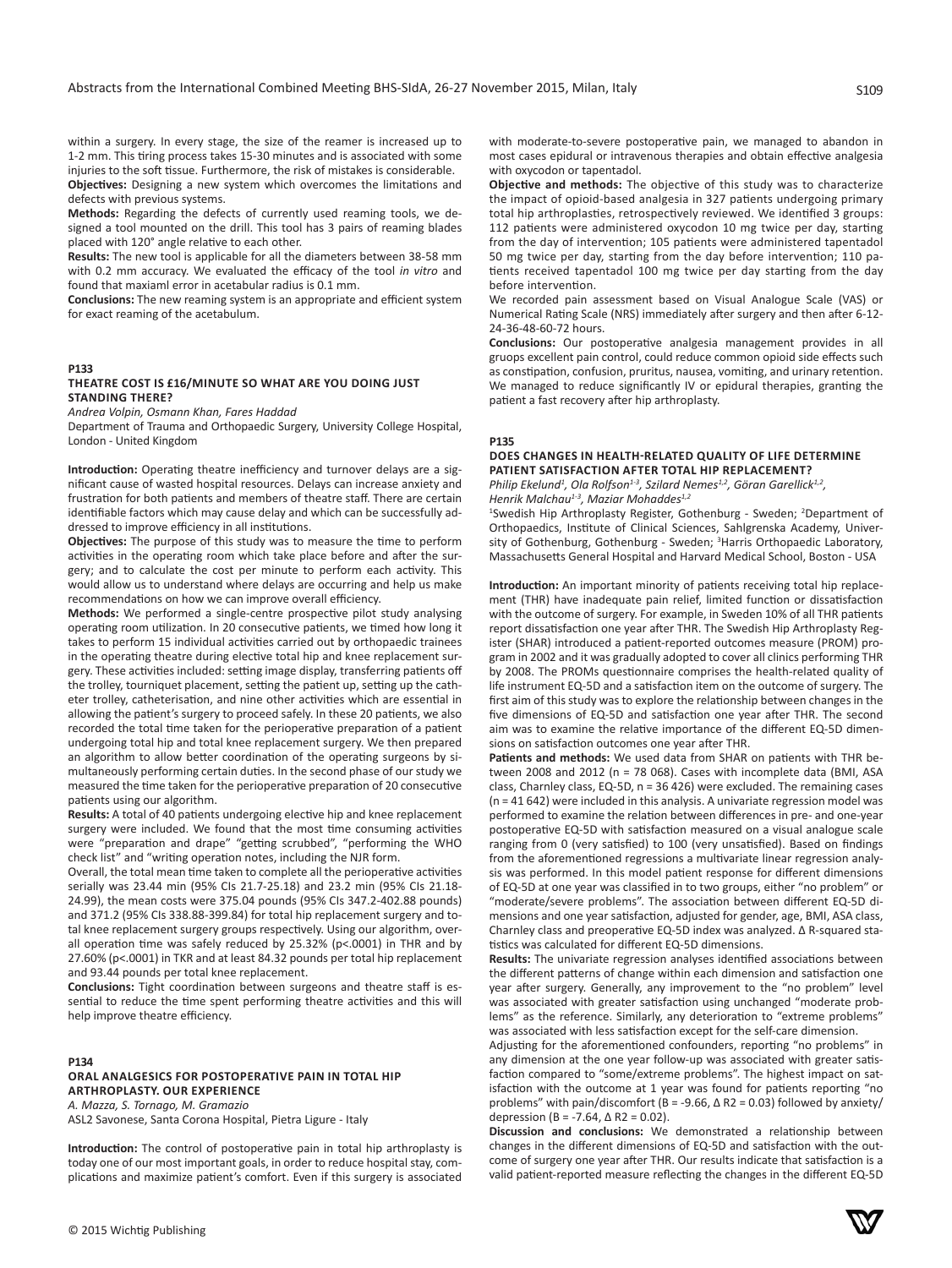within a surgery. In every stage, the size of the reamer is increased up to 1-2 mm. This tiring process takes 15-30 minutes and is associated with some injuries to the soft tissue. Furthermore, the risk of mistakes is considerable.

**Objectives:** Designing a new system which overcomes the limitations and defects with previous systems.

**Methods:** Regarding the defects of currently used reaming tools, we designed a tool mounted on the drill. This tool has 3 pairs of reaming blades placed with 120° angle relative to each other.

**Results:** The new tool is applicable for all the diameters between 38-58 mm with 0.2 mm accuracy. We evaluated the efficacy of the tool *in vitro* and found that maxiaml error in acetabular radius is 0.1 mm.

**Conclusions:** The new reaming system is an appropriate and efficient system for exact reaming of the acetabulum.

**P133**

### THEATRE COST IS £16/MINUTE SO WHAT ARE YOU DOING JUST STANDING THERE?

*Andrea Volpin, Osmann Khan, Fares Haddad*

Department of Trauma and Orthopaedic Surgery, University College Hospital, London - United Kingdom

**Introduction:** Operating theatre inefficiency and turnover delays are a significant cause of wasted hospital resources. Delays can increase anxiety and frustration for both patients and members of theatre staff. There are certain identifiable factors which may cause delay and which can be successfully addressed to improve efficiency in all institutions.

**Objectives:** The purpose of this study was to measure the time to perform activities in the operating room which take place before and after the surgery; and to calculate the cost per minute to perform each activity. This would allow us to understand where delays are occurring and help us make recommendations on how we can improve overall efficiency.

**Methods:** We performed a single-centre prospective pilot study analysing operating room utilization. In 20 consecutive patients, we timed how long it takes to perform 15 individual activities carried out by orthopaedic trainees in the operating theatre during elective total hip and knee replacement surgery. These activities included: setting image display, transferring patients off the trolley, tourniquet placement, setting the patient up, setting up the catheter trolley, catheterisation, and nine other activities which are essential in allowing the patient's surgery to proceed safely. In these 20 patients, we also recorded the total time taken for the perioperative preparation of a patient undergoing total hip and total knee replacement surgery. We then prepared an algorithm to allow better coordination of the operating surgeons by simultaneously performing certain duties. In the second phase of our study we measured the time taken for the perioperative preparation of 20 consecutive patients using our algorithm.

**Results:** A total of 40 patients undergoing elective hip and knee replacement surgery were included. We found that the most time consuming activities were "preparation and drape" "getting scrubbed", "performing the WHO check list" and "writing operation notes, including the NJR form.

Overall, the total mean time taken to complete all the perioperative activities serially was 23.44 min (95% CIs 21.7-25.18) and 23.2 min (95% CIs 21.18-24.99), the mean costs were 375.04 pounds (95% CIs 347.2-402.88 pounds) and 371.2 (95% CIs 338.88-399.84) for total hip replacement surgery and total knee replacement surgery groups respectively. Using our algorithm, overall operation time was safely reduced by 25.32% (p<.0001) in THR and by 27.60% (p<.0001) in TKR and at least 84.32 pounds per total hip replacement and 93.44 pounds per total knee replacement.

**Conclusions:** Tight coordination between surgeons and theatre staff is essential to reduce the time spent performing theatre activities and this will help improve theatre efficiency.

**P134**

### ORAL ANALGESICS FOR POSTOPERATIVE PAIN IN TOTAL HIP ARTHROPLASTY. OUR EXPERIENCE

*A. Mazza, S. Tornago, M. Gramazio*

ASL2 Savonese, Santa Corona Hospital, Pietra Ligure - Italy

**Introduction:** The control of postoperative pain in total hip arthroplasty is today one of our most important goals, in order to reduce hospital stay, complications and maximize patient's comfort. Even if this surgery is associated with moderate-to-severe postoperative pain, we managed to abandon in most cases epidural or intravenous therapies and obtain effective analgesia with oxycodon or tapentadol.

**Objective and methods:** The objective of this study was to characterize the impact of opioid-based analgesia in 327 patients undergoing primary total hip arthroplasties, retrospectively reviewed. We identified 3 groups: 112 patients were administered oxycodon 10 mg twice per day, starting from the day of intervention; 105 patients were administered tapentadol 50 mg twice per day, starting from the day before intervention; 110 patients received tapentadol 100 mg twice per day starting from the day before intervention.

We recorded pain assessment based on Visual Analogue Scale (VAS) or Numerical Rating Scale (NRS) immediately after surgery and then after 6-12-24-36-48-60-72 hours.

**Conclusions:** Our postoperative analgesia management provides in all gruops excellent pain control, could reduce common opioid side effects such as constipation, confusion, pruritus, nausea, vomiting, and urinary retention. We managed to reduce significantly IV or epidural therapies, granting the patient a fast recovery after hip arthroplasty.

**P135**

### DOES CHANGES IN HEALTH-RELATED QUALITY OF LIFE DETERMINE PATIENT SATISFACTION AFTER TOTAL HIP REPLACEMENT?

*Philip Ekelund[1], Ola Rolfson[1-3], Szilard Nemes[1,2], Göran Garellick[1,2], Henrik Malchau[1-3], Maziar Mohaddes[1,2]*

[1]Swedish Hip Arthroplasty Register, Gothenburg - Sweden; [2]Department of Orthopaedics, Institute of Clinical Sciences, Sahlgrenska Academy, University of Gothenburg, Gothenburg - Sweden; [3]Harris Orthopaedic Laboratory, Massachusetts General Hospital and Harvard Medical School, Boston - USA

**Introduction:** An important minority of patients receiving total hip replacement (THR) have inadequate pain relief, limited function or dissatisfaction with the outcome of surgery. For example, in Sweden 10% of all THR patients report dissatisfaction one year after THR. The Swedish Hip Arthroplasty Register (SHAR) introduced a patient-reported outcomes measure (PROM) program in 2002 and it was gradually adopted to cover all clinics performing THR by 2008. The PROMs questionnaire comprises the health-related quality of life instrument EQ-5D and a satisfaction item on the outcome of surgery. The first aim of this study was to explore the relationship between changes in the five dimensions of EQ-5D and satisfaction one year after THR. The second aim was to examine the relative importance of the different EQ-5D dimensions on satisfaction outcomes one year after THR.

**Patients and methods:** We used data from SHAR on patients with THR between 2008 and 2012 (n = 78 068). Cases with incomplete data (BMI, ASA class, Charnley class, EQ-5D, n = 36 426) were excluded. The remaining cases (n = 41 642) were included in this analysis. A univariate regression model was performed to examine the relation between differences in pre- and one-year postoperative EQ-5D with satisfaction measured on a visual analogue scale ranging from 0 (very satisfied) to 100 (very unsatisfied). Based on findings from the aforementioned regressions a multivariate linear regression analysis was performed. In this model patient response for different dimensions of EQ-5D at one year was classified in to two groups, either "no problem" or "moderate/severe problems". The association between different EQ-5D dimensions and one year satisfaction, adjusted for gender, age, BMI, ASA class, Charnley class and preoperative EQ-5D index was analyzed. Δ R-squared statistics was calculated for different EQ-5D dimensions.

**Results:** The univariate regression analyses identified associations between the different patterns of change within each dimension and satisfaction one year after surgery. Generally, any improvement to the "no problem" level was associated with greater satisfaction using unchanged "moderate problems" as the reference. Similarly, any deterioration to "extreme problems" was associated with less satisfaction except for the self-care dimension.

Adjusting for the aforementioned confounders, reporting "no problems" in any dimension at the one year follow-up was associated with greater satisfaction compared to "some/extreme problems". The highest impact on satisfaction with the outcome at 1 year was found for patients reporting "no problems" with pain/discomfort (B = -9.66, Δ R2 = 0.03) followed by anxiety/depression (B = -7.64, Δ R2 = 0.02).

**Discussion and conclusions:** We demonstrated a relationship between changes in the different dimensions of EQ-5D and satisfaction with the outcome of surgery one year after THR. Our results indicate that satisfaction is a valid patient-reported measure reflecting the changes in the different EQ-5D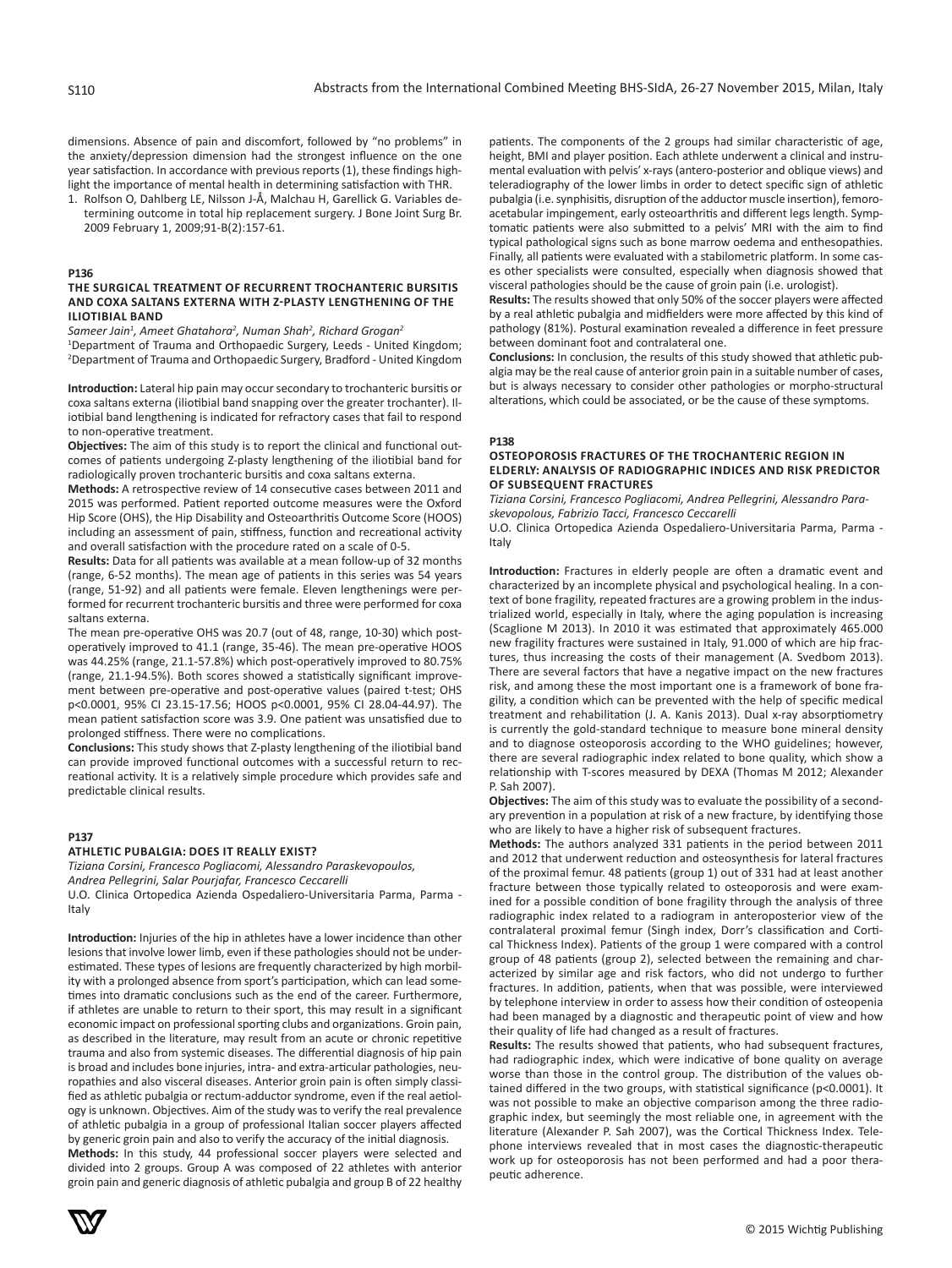dimensions. Absence of pain and discomfort, followed by "no problems" in the anxiety/depression dimension had the strongest influence on the one year satisfaction. In accordance with previous reports (1), these findings highlight the importance of mental health in determining satisfaction with THR.

1. Rolfson O, Dahlberg LE, Nilsson J-Å, Malchau H, Garellick G. Variables determining outcome in total hip replacement surgery. J Bone Joint Surg Br. 2009 February 1, 2009;91-B(2):157-61.

**P136**

### THE SURGICAL TREATMENT OF RECURRENT TROCHANTERIC BURSITIS AND COXA SALTANS EXTERNA WITH Z-PLASTY LENGTHENING OF THE ILIOTIBIAL BAND

*Sameer Jain[1], Ameet Ghatahora[2], Numan Shah[2], Richard Grogan[2]*

[1]Department of Trauma and Orthopaedic Surgery, Leeds - United Kingdom; [2]Department of Trauma and Orthopaedic Surgery, Bradford - United Kingdom

**Introduction:** Lateral hip pain may occur secondary to trochanteric bursitis or coxa saltans externa (iliotibial band snapping over the greater trochanter). Iliotibial band lengthening is indicated for refractory cases that fail to respond to non-operative treatment.

**Objectives:** The aim of this study is to report the clinical and functional outcomes of patients undergoing Z-plasty lengthening of the iliotibial band for radiologically proven trochanteric bursitis and coxa saltans externa.

**Methods:** A retrospective review of 14 consecutive cases between 2011 and 2015 was performed. Patient reported outcome measures were the Oxford Hip Score (OHS), the Hip Disability and Osteoarthritis Outcome Score (HOOS) including an assessment of pain, stiffness, function and recreational activity and overall satisfaction with the procedure rated on a scale of 0-5.

**Results:** Data for all patients was available at a mean follow-up of 32 months (range, 6-52 months). The mean age of patients in this series was 54 years (range, 51-92) and all patients were female. Eleven lengthenings were performed for recurrent trochanteric bursitis and three were performed for coxa saltans externa.

The mean pre-operative OHS was 20.7 (out of 48, range, 10-30) which post-operatively improved to 41.1 (range, 35-46). The mean pre-operative HOOS was 44.25% (range, 21.1-57.8%) which post-operatively improved to 80.75% (range, 21.1-94.5%). Both scores showed a statistically significant improvement between pre-operative and post-operative values (paired t-test; OHS $p<0.0001$, 95% CI 23.15-17.56; HOOS $p<0.0001$, 95% CI 28.04-44.97). The mean patient satisfaction score was 3.9. One patient was unsatisfied due to prolonged stiffness. There were no complications.

**Conclusions:** This study shows that Z-plasty lengthening of the iliotibial band can provide improved functional outcomes with a successful return to recreational activity. It is a relatively simple procedure which provides safe and predictable clinical results.

**P137**

### ATHLETIC PUBALGIA: DOES IT REALLY EXIST?

*Tiziana Corsini, Francesco Pogliacomi, Alessandro Paraskevopoulos, Andrea Pellegrini, Salar Pourjafar, Francesco Ceccarelli*

U.O. Clinica Ortopedica Azienda Ospedaliero-Universitaria Parma, Parma - Italy

**Introduction:** Injuries of the hip in athletes have a lower incidence than other lesions that involve lower limb, even if these pathologies should not be underestimated. These types of lesions are frequently characterized by high morbility with a prolonged absence from sport's participation, which can lead sometimes into dramatic conclusions such as the end of the career. Furthermore, if athletes are unable to return to their sport, this may result in a significant economic impact on professional sporting clubs and organizations. Groin pain, as described in the literature, may result from an acute or chronic repetitive trauma and also from systemic diseases. The differential diagnosis of hip pain is broad and includes bone injuries, intra- and extra-articular pathologies, neuropathies and also visceral diseases. Anterior groin pain is often simply classified as athletic pubalgia or rectum-adductor syndrome, even if the real aetiology is unknown. Objectives. Aim of the study was to verify the real prevalence of athletic pubalgia in a group of professional Italian soccer players affected by generic groin pain and also to verify the accuracy of the initial diagnosis.

**Methods:** In this study, 44 professional soccer players were selected and divided into 2 groups. Group A was composed of 22 athletes with anterior groin pain and generic diagnosis of athletic pubalgia and group B of 22 healthy patients. The components of the 2 groups had similar characteristic of age, height, BMI and player position. Each athlete underwent a clinical and instrumental evaluation with pelvis' x-rays (antero-posterior and oblique views) and teleradiography of the lower limbs in order to detect specific sign of athletic pubalgia (i.e. synphisitis, disruption of the adductor muscle insertion), femoro-acetabular impingement, early osteoarthritis and different legs length. Symptomatic patients were also submitted to a pelvis' MRI with the aim to find typical pathological signs such as bone marrow oedema and enthesopathies. Finally, all patients were evaluated with a stabilometric platform. In some cases other specialists were consulted, especially when diagnosis showed that visceral pathologies should be the cause of groin pain (i.e. urologist).

**Results:** The results showed that only 50% of the soccer players were affected by a real athletic pubalgia and midfielders were more affected by this kind of pathology (81%). Postural examination revealed a difference in feet pressure between dominant foot and contralateral one.

**Conclusions:** In conclusion, the results of this study showed that athletic pubalgia may be the real cause of anterior groin pain in a suitable number of cases, but is always necessary to consider other pathologies or morpho-structural alterations, which could be associated, or be the cause of these symptoms.

**P138**

### OSTEOPOROSIS FRACTURES OF THE TROCHANTERIC REGION IN ELDERLY: ANALYSIS OF RADIOGRAPHIC INDICES AND RISK PREDICTOR OF SUBSEQUENT FRACTURES

*Tiziana Corsini, Francesco Pogliacomi, Andrea Pellegrini, Alessandro Paraskevopolous, Fabrizio Tacci, Francesco Ceccarelli*

U.O. Clinica Ortopedica Azienda Ospedaliero-Universitaria Parma, Parma - Italy

**Introduction:** Fractures in elderly people are often a dramatic event and characterized by an incomplete physical and psychological healing. In a context of bone fragility, repeated fractures are a growing problem in the industrialized world, especially in Italy, where the aging population is increasing (Scaglione M 2013). In 2010 it was estimated that approximately 465.000 new fragility fractures were sustained in Italy, 91.000 of which are hip fractures, thus increasing the costs of their management (A. Svedbom 2013). There are several factors that have a negative impact on the new fractures risk, and among these the most important one is a framework of bone fragility, a condition which can be prevented with the help of specific medical treatment and rehabilitation (J. A. Kanis 2013). Dual x-ray absorptiometry is currently the gold-standard technique to measure bone mineral density and to diagnose osteoporosis according to the WHO guidelines; however, there are several radiographic index related to bone quality, which show a relationship with T-scores measured by DEXA (Thomas M 2012; Alexander P. Sah 2007).

**Objectives:** The aim of this study was to evaluate the possibility of a secondary prevention in a population at risk of a new fracture, by identifying those who are likely to have a higher risk of subsequent fractures.

**Methods:** The authors analyzed 331 patients in the period between 2011 and 2012 that underwent reduction and osteosynthesis for lateral fractures of the proximal femur. 48 patients (group 1) out of 331 had at least another fracture between those typically related to osteoporosis and were examined for a possible condition of bone fragility through the analysis of three radiographic index related to a radiogram in anteroposterior view of the contralateral proximal femur (Singh index, Dorr's classification and Cortical Thickness Index). Patients of the group 1 were compared with a control group of 48 patients (group 2), selected between the remaining and characterized by similar age and risk factors, who did not undergo to further fractures. In addition, patients, when that was possible, were interviewed by telephone interview in order to assess how their condition of osteopenia had been managed by a diagnostic and therapeutic point of view and how their quality of life had changed as a result of fractures.

**Results:** The results showed that patients, who had subsequent fractures, had radiographic index, which were indicative of bone quality on average worse than those in the control group. The distribution of the values obtained differed in the two groups, with statistical significance ($p<0.0001$). It was not possible to make an objective comparison among the three radiographic index, but seemingly the most reliable one, in agreement with the literature (Alexander P. Sah 2007), was the Cortical Thickness Index. Telephone interviews revealed that in most cases the diagnostic-therapeutic work up for osteoporosis has not been performed and had a poor therapeutic adherence.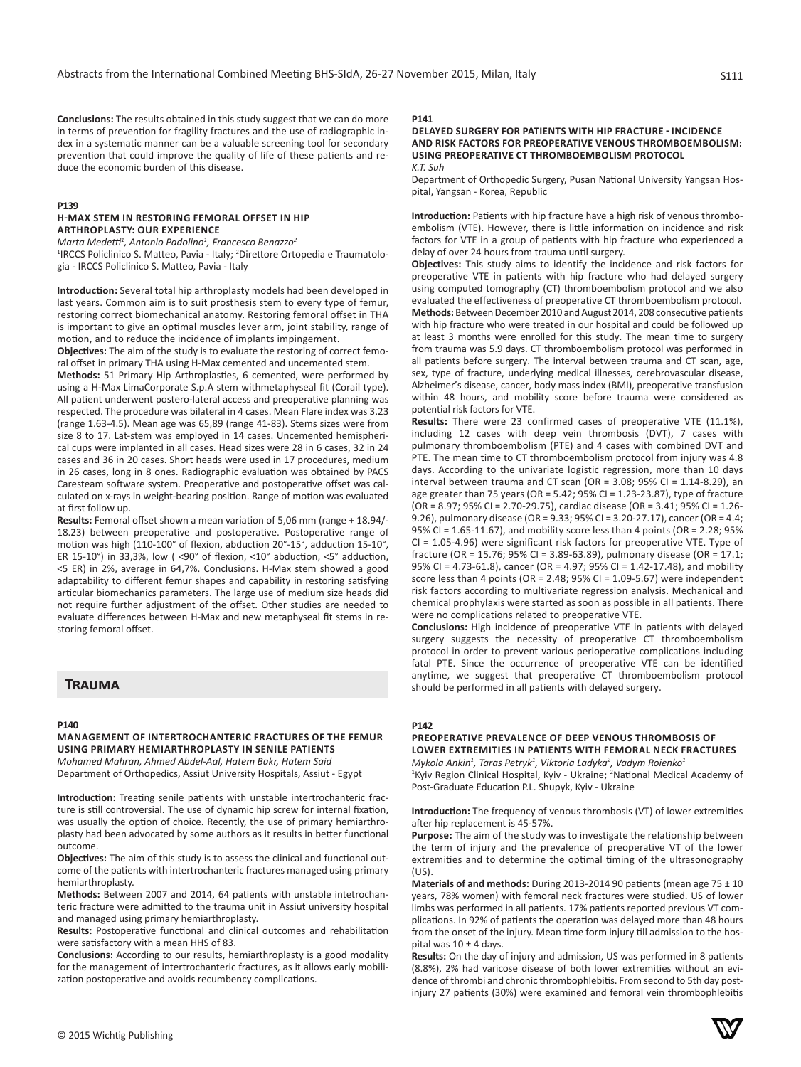**Conclusions:** The results obtained in this study suggest that we can do more in terms of prevention for fragility fractures and the use of radiographic index in a systematic manner can be a valuable screening tool for secondary prevention that could improve the quality of life of these patients and reduce the economic burden of this disease.

### P139

### H-MAX STEM IN RESTORING FEMORAL OFFSET IN HIP ARTHROPLASTY: OUR EXPERIENCE

*Marta Medetti[1], Antonio Padolino[1], Francesco Benazzo[2]*

[1]IRCCS Policlinico S. Matteo, Pavia - Italy; [2]Direttore Ortopedia e Traumatologia - IRCCS Policlinico S. Matteo, Pavia - Italy

**Introduction:** Several total hip arthroplasty models had been developed in last years. Common aim is to suit prosthesis stem to every type of femur, restoring correct biomechanical anatomy. Restoring femoral offset in THA is important to give an optimal muscles lever arm, joint stability, range of motion, and to reduce the incidence of implants impingement.

**Objectives:** The aim of the study is to evaluate the restoring of correct femoral offset in primary THA using H-Max cemented and uncemented stem.

**Methods:** 51 Primary Hip Arthroplasties, 6 cemented, were performed by using a H-Max LimaCorporate S.p.A stem withmetaphyseal fit (Corail type). All patient underwent postero-lateral access and preoperative planning was respected. The procedure was bilateral in 4 cases. Mean Flare index was 3.23 (range 1.63-4.5). Mean age was 65,89 (range 41-83). Stems sizes were from size 8 to 17. Lat-stem was employed in 14 cases. Uncemented hemispherical cups were implanted in all cases. Head sizes were 28 in 6 cases, 32 in 24 cases and 36 in 20 cases. Short heads were used in 17 procedures, medium in 26 cases, long in 8 ones. Radiographic evaluation was obtained by PACS Caresteam software system. Preoperative and postoperative offset was calculated on x-rays in weight-bearing position. Range of motion was evaluated at first follow up.

**Results:** Femoral offset shown a mean variation of 5,06 mm (range + 18.94/-18.23) between preoperative and postoperative. Postoperative range of motion was high (110-100° of flexion, abduction 20°-15°, adduction 15-10°, ER 15-10°) in 33,3%, low ( <90° of flexion, <10° abduction, <5° adduction, <5 ER) in 2%, average in 64,7%. Conclusions. H-Max stem showed a good adaptability to different femur shapes and capability in restoring satisfying articular biomechanics parameters. The large use of medium size heads did not require further adjustment of the offset. Other studies are needed to evaluate differences between H-Max and new metaphyseal fit stems in restoring femoral offset.

## Trauma

### P140

### MANAGEMENT OF INTERTROCHANTERIC FRACTURES OF THE FEMUR USING PRIMARY HEMIARTHROPLASTY IN SENILE PATIENTS

*Mohamed Mahran, Ahmed Abdel-Aal, Hatem Bakr, Hatem Said*

Department of Orthopedics, Assiut University Hospitals, Assiut - Egypt

**Introduction:** Treating senile patients with unstable intertrochanteric fracture is still controversial. The use of dynamic hip screw for internal fixation, was usually the option of choice. Recently, the use of primary hemiarthroplasty had been advocated by some authors as it results in better functional outcome.

**Objectives:** The aim of this study is to assess the clinical and functional outcome of the patients with intertrochanteric fractures managed using primary hemiarthroplasty.

**Methods:** Between 2007 and 2014, 64 patients with unstable intetrochanteric fracture were admitted to the trauma unit in Assiut university hospital and managed using primary hemiarthroplasty.

**Results:** Postoperative functional and clinical outcomes and rehabilitation were satisfactory with a mean HHS of 83.

**Conclusions:** According to our results, hemiarthroplasty is a good modality for the management of intertrochanteric fractures, as it allows early mobilization postoperative and avoids recumbency complications.

### P141

### DELAYED SURGERY FOR PATIENTS WITH HIP FRACTURE - INCIDENCE AND RISK FACTORS FOR PREOPERATIVE VENOUS THROMBOEMBOLISM: USING PREOPERATIVE CT THROMBOEMBOLISM PROTOCOL

*K.T. Suh*

Department of Orthopedic Surgery, Pusan National University Yangsan Hospital, Yangsan - Korea, Republic

**Introduction:** Patients with hip fracture have a high risk of venous thromboembolism (VTE). However, there is little information on incidence and risk factors for VTE in a group of patients with hip fracture who experienced a delay of over 24 hours from trauma until surgery.

**Objectives:** This study aims to identify the incidence and risk factors for preoperative VTE in patients with hip fracture who had delayed surgery using computed tomography (CT) thromboembolism protocol and we also evaluated the effectiveness of preoperative CT thromboembolism protocol.

**Methods:** Between December 2010 and August 2014, 208 consecutive patients with hip fracture who were treated in our hospital and could be followed up at least 3 months were enrolled for this study. The mean time to surgery from trauma was 5.9 days. CT thromboembolism protocol was performed in all patients before surgery. The interval between trauma and CT scan, age, sex, type of fracture, underlying medical illnesses, cerebrovascular disease, Alzheimer's disease, cancer, body mass index (BMI), preoperative transfusion within 48 hours, and mobility score before trauma were considered as potential risk factors for VTE.

**Results:** There were 23 confirmed cases of preoperative VTE (11.1%), including 12 cases with deep vein thrombosis (DVT), 7 cases with pulmonary thromboembolism (PTE) and 4 cases with combined DVT and PTE. The mean time to CT thromboembolism protocol from injury was 4.8 days. According to the univariate logistic regression, more than 10 days interval between trauma and CT scan (OR = 3.08; 95% CI = 1.14-8.29), an age greater than 75 years (OR = 5.42; 95% CI = 1.23-23.87), type of fracture (OR = 8.97; 95% CI = 2.70-29.75), cardiac disease (OR = 3.41; 95% CI = 1.26-9.26), pulmonary disease (OR = 9.33; 95% CI = 3.20-27.17), cancer (OR = 4.4; 95% CI = 1.65-11.67), and mobility score less than 4 points (OR = 2.28; 95% CI = 1.05-4.96) were significant risk factors for preoperative VTE. Type of fracture (OR = 15.76; 95% CI = 3.89-63.89), pulmonary disease (OR = 17.1; 95% CI = 4.73-61.8), cancer (OR = 4.97; 95% CI = 1.42-17.48), and mobility score less than 4 points (OR = 2.48; 95% CI = 1.09-5.67) were independent risk factors according to multivariate regression analysis. Mechanical and chemical prophylaxis were started as soon as possible in all patients. There were no complications related to preoperative VTE.

**Conclusions:** High incidence of preoperative VTE in patients with delayed surgery suggests the necessity of preoperative CT thromboembolism protocol in order to prevent various perioperative complications including fatal PTE. Since the occurrence of preoperative VTE can be identified anytime, we suggest that preoperative CT thromboembolism protocol should be performed in all patients with delayed surgery.

### P142

### PREOPERATIVE PREVALENCE OF DEEP VENOUS THROMBOSIS OF LOWER EXTREMITIES IN PATIENTS WITH FEMORAL NECK FRACTURES

*Mykola Ankin[1], Taras Petryk[1], Viktoria Ladyka[2], Vadym Roienko[1]*

[1]Kyiv Region Clinical Hospital, Kyiv - Ukraine; [2]National Medical Academy of Post-Graduate Education P.L. Shupyk, Kyiv - Ukraine

**Introduction:** The frequency of venous thrombosis (VT) of lower extremities after hip replacement is 45-57%.

**Purpose:** The aim of the study was to investigate the relationship between the term of injury and the prevalence of preoperative VT of the lower extremities and to determine the optimal timing of the ultrasonography (US).

**Materials of and methods:** During 2013-2014 90 patients (mean age 75 ± 10 years, 78% women) with femoral neck fractures were studied. US of lower limbs was performed in all patients. 17% patients reported previous VT complications. In 92% of patients the operation was delayed more than 48 hours from the onset of the injury. Mean time form injury till admission to the hospital was 10 ± 4 days.

**Results:** On the day of injury and admission, US was performed in 8 patients (8.8%), 2% had varicose disease of both lower extremities without an evidence of thrombi and chronic thrombophlebitis. From second to 5th day post-injury 27 patients (30%) were examined and femoral vein thrombophlebitis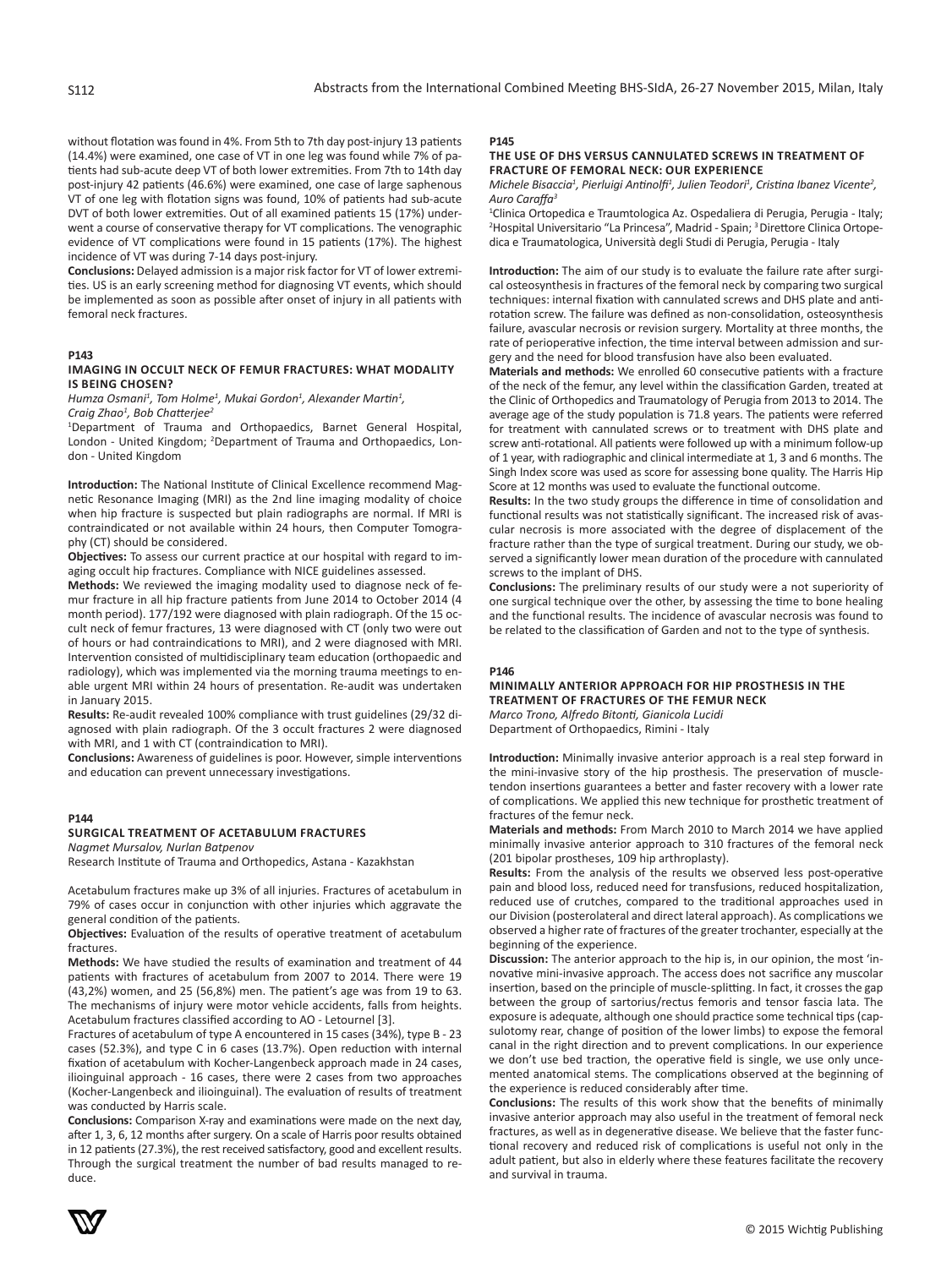without flotation was found in 4%. From 5th to 7th day post-injury 13 patients (14.4%) were examined, one case of VT in one leg was found while 7% of patients had sub-acute deep VT of both lower extremities. From 7th to 14th day post-injury 42 patients (46.6%) were examined, one case of large saphenous VT of one leg with flotation signs was found, 10% of patients had sub-acute DVT of both lower extremities. Out of all examined patients 15 (17%) underwent a course of conservative therapy for VT complications. The venographic evidence of VT complications were found in 15 patients (17%). The highest incidence of VT was during 7-14 days post-injury.

**Conclusions:** Delayed admission is a major risk factor for VT of lower extremities. US is an early screening method for diagnosing VT events, which should be implemented as soon as possible after onset of injury in all patients with femoral neck fractures.

**P143**

### IMAGING IN OCCULT NECK OF FEMUR FRACTURES: WHAT MODALITY IS BEING CHOSEN?

*Humza Osmani[1], Tom Holme[1], Mukai Gordon[1], Alexander Martin[1], Craig Zhao[1], Bob Chatterjee[2]*

[1]Department of Trauma and Orthopaedics, Barnet General Hospital, London - United Kingdom; [2]Department of Trauma and Orthopaedics, London - United Kingdom

**Introduction:** The National Institute of Clinical Excellence recommend Magnetic Resonance Imaging (MRI) as the 2nd line imaging modality of choice when hip fracture is suspected but plain radiographs are normal. If MRI is contraindicated or not available within 24 hours, then Computer Tomography (CT) should be considered.

**Objectives:** To assess our current practice at our hospital with regard to imaging occult hip fractures. Compliance with NICE guidelines assessed.

**Methods:** We reviewed the imaging modality used to diagnose neck of femur fracture in all hip fracture patients from June 2014 to October 2014 (4 month period). 177/192 were diagnosed with plain radiograph. Of the 15 occult neck of femur fractures, 13 were diagnosed with CT (only two were out of hours or had contraindications to MRI), and 2 were diagnosed with MRI. Intervention consisted of multidisciplinary team education (orthopaedic and radiology), which was implemented via the morning trauma meetings to enable urgent MRI within 24 hours of presentation. Re-audit was undertaken in January 2015.

**Results:** Re-audit revealed 100% compliance with trust guidelines (29/32 diagnosed with plain radiograph. Of the 3 occult fractures 2 were diagnosed with MRI, and 1 with CT (contraindication to MRI).

**Conclusions:** Awareness of guidelines is poor. However, simple interventions and education can prevent unnecessary investigations.

**P144**

### SURGICAL TREATMENT OF ACETABULUM FRACTURES

*Nagmet Mursalov, Nurlan Batpenov*

Research Institute of Trauma and Orthopedics, Astana - Kazakhstan

Acetabulum fractures make up 3% of all injuries. Fractures of acetabulum in 79% of cases occur in conjunction with other injuries which aggravate the general condition of the patients.

**Objectives:** Evaluation of the results of operative treatment of acetabulum fractures.

**Methods:** We have studied the results of examination and treatment of 44 patients with fractures of acetabulum from 2007 to 2014. There were 19 (43,2%) women, and 25 (56,8%) men. The patient's age was from 19 to 63. The mechanisms of injury were motor vehicle accidents, falls from heights. Acetabulum fractures classified according to AO - Letournel [3].

Fractures of acetabulum of type A encountered in 15 cases (34%), type B - 23 cases (52.3%), and type C in 6 cases (13.7%). Open reduction with internal fixation of acetabulum with Kocher-Langenbeck approach made in 24 cases, ilioinguinal approach - 16 cases, there were 2 cases from two approaches (Kocher-Langenbeck and ilioinguinal). The evaluation of results of treatment was conducted by Harris scale.

**Conclusions:** Comparison X-ray and examinations were made on the next day, after 1, 3, 6, 12 months after surgery. On a scale of Harris poor results obtained in 12 patients (27.3%), the rest received satisfactory, good and excellent results. Through the surgical treatment the number of bad results managed to reduce.

**P145**

### THE USE OF DHS VERSUS CANNULATED SCREWS IN TREATMENT OF FRACTURE OF FEMORAL NECK: OUR EXPERIENCE

*Michele Bisaccia[1], Pierluigi Antinolfi[1], Julien Teodori[1], Cristina Ibanez Vicente[2], Auro Caraffa[3]*

[1]Clinica Ortopedica e Traumtologica Az. Ospedaliera di Perugia, Perugia - Italy; [2]Hospital Universitario "La Princesa", Madrid - Spain; [3]Direttore Clinica Ortopedica e Traumatologica, Università degli Studi di Perugia, Perugia - Italy

**Introduction:** The aim of our study is to evaluate the failure rate after surgical osteosynthesis in fractures of the femoral neck by comparing two surgical techniques: internal fixation with cannulated screws and DHS plate and antirotation screw. The failure was defined as non-consolidation, osteosynthesis failure, avascular necrosis or revision surgery. Mortality at three months, the rate of perioperative infection, the time interval between admission and surgery and the need for blood transfusion have also been evaluated.

**Materials and methods:** We enrolled 60 consecutive patients with a fracture of the neck of the femur, any level within the classification Garden, treated at the Clinic of Orthopedics and Traumatology of Perugia from 2013 to 2014. The average age of the study population is 71.8 years. The patients were referred for treatment with cannulated screws or to treatment with DHS plate and screw anti-rotational. All patients were followed up with a minimum follow-up of 1 year, with radiographic and clinical intermediate at 1, 3 and 6 months. The Singh Index score was used as score for assessing bone quality. The Harris Hip Score at 12 months was used to evaluate the functional outcome.

**Results:** In the two study groups the difference in time of consolidation and functional results was not statistically significant. The increased risk of avascular necrosis is more associated with the degree of displacement of the fracture rather than the type of surgical treatment. During our study, we observed a significantly lower mean duration of the procedure with cannulated screws to the implant of DHS.

**Conclusions:** The preliminary results of our study were a not superiority of one surgical technique over the other, by assessing the time to bone healing and the functional results. The incidence of avascular necrosis was found to be related to the classification of Garden and not to the type of synthesis.

**P146**

### MINIMALLY ANTERIOR APPROACH FOR HIP PROSTHESIS IN THE TREATMENT OF FRACTURES OF THE FEMUR NECK

*Marco Trono, Alfredo Bitonti, Gianicola Lucidi*

Department of Orthopaedics, Rimini - Italy

**Introduction:** Minimally invasive anterior approach is a real step forward in the mini-invasive story of the hip prosthesis. The preservation of muscle-tendon insertions guarantees a better and faster recovery with a lower rate of complications. We applied this new technique for prosthetic treatment of fractures of the femur neck.

**Materials and methods:** From March 2010 to March 2014 we have applied minimally invasive anterior approach to 310 fractures of the femoral neck (201 bipolar prostheses, 109 hip arthroplasty).

**Results:** From the analysis of the results we observed less post-operative pain and blood loss, reduced need for transfusions, reduced hospitalization, reduced use of crutches, compared to the traditional approaches used in our Division (posterolateral and direct lateral approach). As complications we observed a higher rate of fractures of the greater trochanter, especially at the beginning of the experience.

**Discussion:** The anterior approach to the hip is, in our opinion, the most 'innovative mini-invasive approach. The access does not sacrifice any muscolar insertion, based on the principle of muscle-splitting. In fact, it crosses the gap between the group of sartorius/rectus femoris and tensor fascia lata. The exposure is adequate, although one should practice some technical tips (capsulotomy rear, change of position of the lower limbs) to expose the femoral canal in the right direction and to prevent complications. In our experience we don't use bed traction, the operative field is single, we use only uncemented anatomical stems. The complications observed at the beginning of the experience is reduced considerably after time.

**Conclusions:** The results of this work show that the benefits of minimally invasive anterior approach may also useful in the treatment of femoral neck fractures, as well as in degenerative disease. We believe that the faster functional recovery and reduced risk of complications is useful not only in the adult patient, but also in elderly where these features facilitate the recovery and survival in trauma.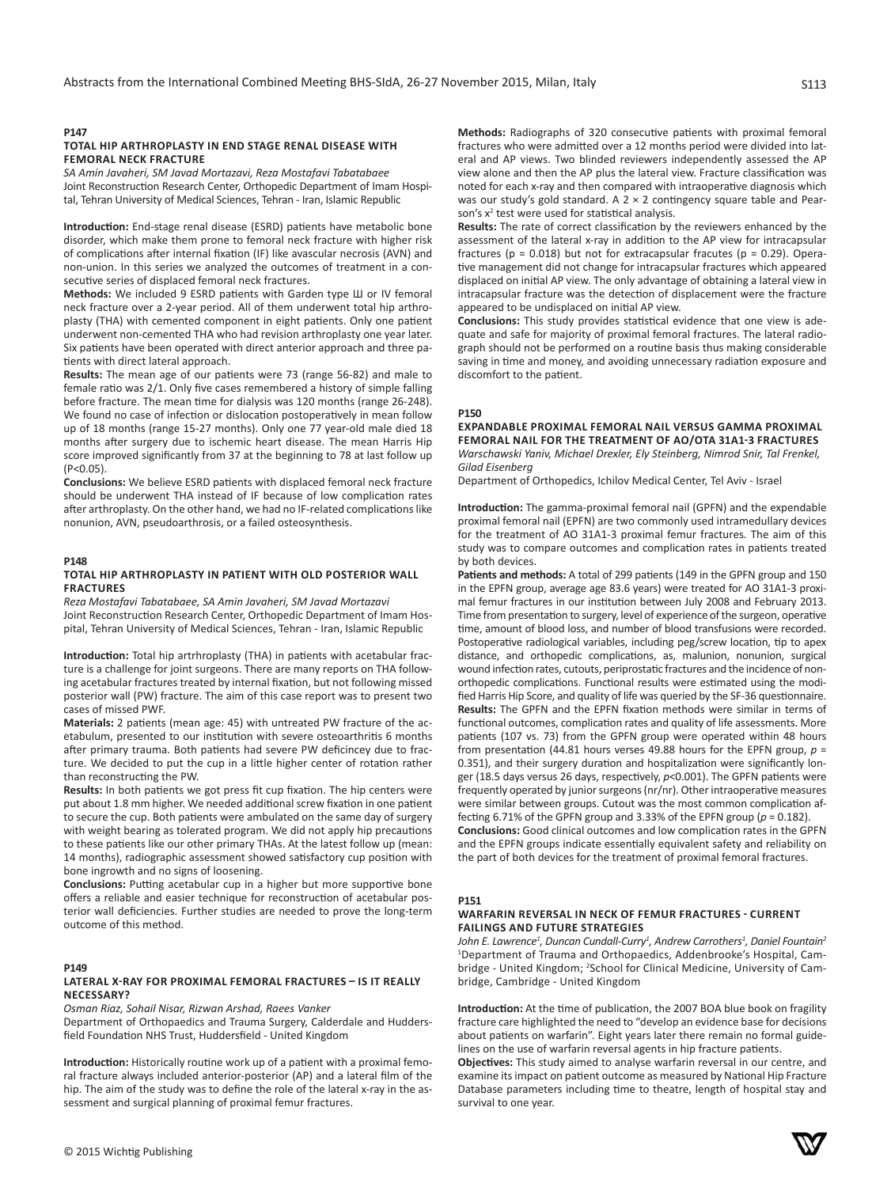### P147

#### TOTAL HIP ARTHROPLASTY IN END STAGE RENAL DISEASE WITH FEMORAL NECK FRACTURE

*SA Amin Javaheri, SM Javad Mortazavi, Reza Mostafavi Tabatabaee*

Joint Reconstruction Research Center, Orthopedic Department of Imam Hospital, Tehran University of Medical Sciences, Tehran - Iran, Islamic Republic

**Introduction:** End-stage renal disease (ESRD) patients have metabolic bone disorder, which make them prone to femoral neck fracture with higher risk of complications after internal fixation (IF) like avascular necrosis (AVN) and non-union. In this series we analyzed the outcomes of treatment in a consecutive series of displaced femoral neck fractures.

**Methods:** We included 9 ESRD patients with Garden type Ш or IV femoral neck fracture over a 2-year period. All of them underwent total hip arthroplasty (THA) with cemented component in eight patients. Only one patient underwent non-cemented THA who had revision arthroplasty one year later. Six patients have been operated with direct anterior approach and three patients with direct lateral approach.

**Results:** The mean age of our patients were 73 (range 56-82) and male to female ratio was 2/1. Only five cases remembered a history of simple falling before fracture. The mean time for dialysis was 120 months (range 26-248). We found no case of infection or dislocation postoperatively in mean follow up of 18 months (range 15-27 months). Only one 77 year-old male died 18 months after surgery due to ischemic heart disease. The mean Harris Hip score improved significantly from 37 at the beginning to 78 at last follow up ($P<0.05$).

**Conclusions:** We believe ESRD patients with displaced femoral neck fracture should be underwent THA instead of IF because of low complication rates after arthroplasty. On the other hand, we had no IF-related complications like nonunion, AVN, pseudoarthrosis, or a failed osteosynthesis.

### P148

#### TOTAL HIP ARTHROPLASTY IN PATIENT WITH OLD POSTERIOR WALL FRACTURES

*Reza Mostafavi Tabatabaee, SA Amin Javaheri, SM Javad Mortazavi*

Joint Reconstruction Research Center, Orthopedic Department of Imam Hospital, Tehran University of Medical Sciences, Tehran - Iran, Islamic Republic

**Introduction:** Total hip artrhroplasty (THA) in patients with acetabular fracture is a challenge for joint surgeons. There are many reports on THA following acetabular fractures treated by internal fixation, but not following missed posterior wall (PW) fracture. The aim of this case report was to present two cases of missed PWF.

**Materials:** 2 patients (mean age: 45) with untreated PW fracture of the acetabulum, presented to our institution with severe osteoarthritis 6 months after primary trauma. Both patients had severe PW deficincey due to fracture. We decided to put the cup in a little higher center of rotation rather than reconstructing the PW.

**Results:** In both patients we got press fit cup fixation. The hip centers were put about 1.8 mm higher. We needed additional screw fixation in one patient to secure the cup. Both patients were ambulated on the same day of surgery with weight bearing as tolerated program. We did not apply hip precautions to these patients like our other primary THAs. At the latest follow up (mean: 14 months), radiographic assessment showed satisfactory cup position with bone ingrowth and no signs of loosening.

**Conclusions:** Putting acetabular cup in a higher but more supportive bone offers a reliable and easier technique for reconstruction of acetabular posterior wall deficiencies. Further studies are needed to prove the long-term outcome of this method.

### P149

#### LATERAL X-RAY FOR PROXIMAL FEMORAL FRACTURES – IS IT REALLY NECESSARY?

*Osman Riaz, Sohail Nisar, Rizwan Arshad, Raees Vanker*

Department of Orthopaedics and Trauma Surgery, Calderdale and Huddersfield Foundation NHS Trust, Huddersfield - United Kingdom

**Introduction:** Historically routine work up of a patient with a proximal femoral fracture always included anterior-posterior (AP) and a lateral film of the hip. The aim of the study was to define the role of the lateral x-ray in the assessment and surgical planning of proximal femur fractures.

**Methods:** Radiographs of 320 consecutive patients with proximal femoral fractures who were admitted over a 12 months period were divided into lateral and AP views. Two blinded reviewers independently assessed the AP view alone and then the AP plus the lateral view. Fracture classification was noted for each x-ray and then compared with intraoperative diagnosis which was our study's gold standard. A 2 × 2 contingency square table and Pearson's $x^2$ test were used for statistical analysis.

**Results:** The rate of correct classification by the reviewers enhanced by the assessment of the lateral x-ray in addition to the AP view for intracapsular fractures ($p = 0.018$) but not for extracapsular fracutes ($p = 0.29$). Operative management did not change for intracapsular fractures which appeared displaced on initial AP view. The only advantage of obtaining a lateral view in intracapsular fracture was the detection of displacement were the fracture appeared to be undisplaced on initial AP view.

**Conclusions:** This study provides statistical evidence that one view is adequate and safe for majority of proximal femoral fractures. The lateral radiograph should not be performed on a routine basis thus making considerable saving in time and money, and avoiding unnecessary radiation exposure and discomfort to the patient.

### P150

#### EXPANDABLE PROXIMAL FEMORAL NAIL VERSUS GAMMA PROXIMAL FEMORAL NAIL FOR THE TREATMENT OF AO/OTA 31A1-3 FRACTURES

*Warschawski Yaniv, Michael Drexler, Ely Steinberg, Nimrod Snir, Tal Frenkel, Gilad Eisenberg*

Department of Orthopedics, Ichilov Medical Center, Tel Aviv - Israel

**Introduction:** The gamma-proximal femoral nail (GPFN) and the expendable proximal femoral nail (EPFN) are two commonly used intramedullary devices for the treatment of AO 31A1-3 proximal femur fractures. The aim of this study was to compare outcomes and complication rates in patients treated by both devices.

**Patients and methods:** A total of 299 patients (149 in the GPFN group and 150 in the EPFN group, average age 83.6 years) were treated for AO 31A1-3 proximal femur fractures in our institution between July 2008 and February 2013. Time from presentation to surgery, level of experience of the surgeon, operative time, amount of blood loss, and number of blood transfusions were recorded. Postoperative radiological variables, including peg/screw location, tip to apex distance, and orthopedic complications, as, malunion, nonunion, surgical wound infection rates, cutouts, periprostatic fractures and the incidence of non-orthopedic complications. Functional results were estimated using the modified Harris Hip Score, and quality of life was queried by the SF-36 questionnaire.

**Results:** The GPFN and the EPFN fixation methods were similar in terms of functional outcomes, complication rates and quality of life assessments. More patients (107 vs. 73) from the GPFN group were operated within 48 hours from presentation (44.81 hours verses 49.88 hours for the EPFN group, $p = 0.351$), and their surgery duration and hospitalization were significantly longer (18.5 days versus 26 days, respectively, $p<0.001$). The GPFN patients were frequently operated by junior surgeons (nr/nr). Other intraoperative measures were similar between groups. Cutout was the most common complication affecting 6.71% of the GPFN group and 3.33% of the EPFN group ($p = 0.182$).

**Conclusions:** Good clinical outcomes and low complication rates in the GPFN and the EPFN groups indicate essentially equivalent safety and reliability on the part of both devices for the treatment of proximal femoral fractures.

### P151

#### WARFARIN REVERSAL IN NECK OF FEMUR FRACTURES - CURRENT FAILINGS AND FUTURE STRATEGIES

*John E. Lawrence[1], Duncan Cundall-Curry[1], Andrew Carrothers[1], Daniel Fountain[2]*

[1]Department of Trauma and Orthopaedics, Addenbrooke's Hospital, Cambridge - United Kingdom; [2]School for Clinical Medicine, University of Cambridge, Cambridge - United Kingdom

**Introduction:** At the time of publication, the 2007 BOA blue book on fragility fracture care highlighted the need to "develop an evidence base for decisions about patients on warfarin". Eight years later there remain no formal guidelines on the use of warfarin reversal agents in hip fracture patients.

**Objectives:** This study aimed to analyse warfarin reversal in our centre, and examine its impact on patient outcome as measured by National Hip Fracture Database parameters including time to theatre, length of hospital stay and survival to one year.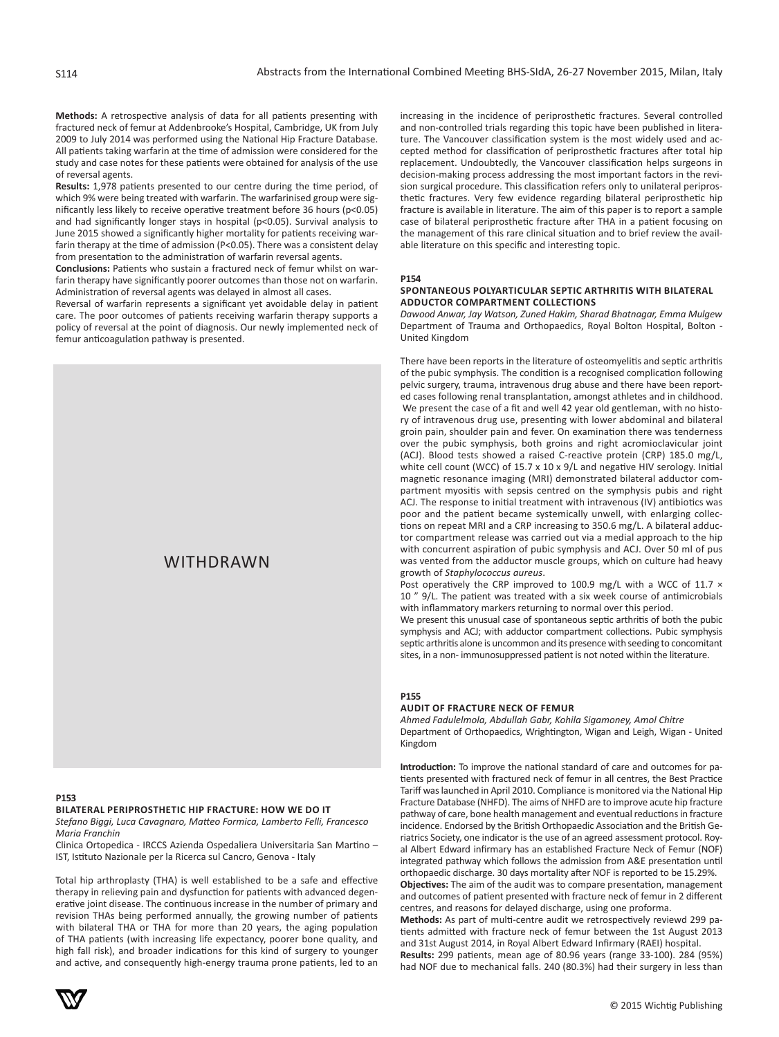**Methods:** A retrospective analysis of data for all patients presenting with fractured neck of femur at Addenbrooke's Hospital, Cambridge, UK from July 2009 to July 2014 was performed using the National Hip Fracture Database. All patients taking warfarin at the time of admission were considered for the study and case notes for these patients were obtained for analysis of the use of reversal agents.

**Results:** 1,978 patients presented to our centre during the time period, of which 9% were being treated with warfarin. The warfarinised group were significantly less likely to receive operative treatment before 36 hours ($p<0.05$) and had significantly longer stays in hospital ($p<0.05$). Survival analysis to June 2015 showed a significantly higher mortality for patients receiving warfarin therapy at the time of admission ($P<0.05$). There was a consistent delay from presentation to the administration of warfarin reversal agents.

**Conclusions:** Patients who sustain a fractured neck of femur whilst on warfarin therapy have significantly poorer outcomes than those not on warfarin. Administration of reversal agents was delayed in almost all cases.

Reversal of warfarin represents a significant yet avoidable delay in patient care. The poor outcomes of patients receiving warfarin therapy supports a policy of reversal at the point of diagnosis. Our newly implemented neck of femur anticoagulation pathway is presented.

WITHDRAWN

**P153**

### BILATERAL PERIPROSTHETIC HIP FRACTURE: HOW WE DO IT

*Stefano Biggi, Luca Cavagnaro, Matteo Formica, Lamberto Felli, Francesco Maria Franchin*

Clinica Ortopedica - IRCCS Azienda Ospedaliera Universitaria San Martino – IST, Istituto Nazionale per la Ricerca sul Cancro, Genova - Italy

Total hip arthroplasty (THA) is well established to be a safe and effective therapy in relieving pain and dysfunction for patients with advanced degenerative joint disease. The continuous increase in the number of primary and revision THAs being performed annually, the growing number of patients with bilateral THA or THA for more than 20 years, the aging population of THA patients (with increasing life expectancy, poorer bone quality, and high fall risk), and broader indications for this kind of surgery to younger and active, and consequently high-energy trauma prone patients, led to an increasing in the incidence of periprosthetic fractures. Several controlled and non-controlled trials regarding this topic have been published in literature. The Vancouver classification system is the most widely used and accepted method for classification of periprosthetic fractures after total hip replacement. Undoubtedly, the Vancouver classification helps surgeons in decision-making process addressing the most important factors in the revision surgical procedure. This classification refers only to unilateral periprosthetic fractures. Very few evidence regarding bilateral periprosthetic hip fracture is available in literature. The aim of this paper is to report a sample case of bilateral periprosthetic fracture after THA in a patient focusing on the management of this rare clinical situation and to brief review the available literature on this specific and interesting topic.

**P154**

### SPONTANEOUS POLYARTICULAR SEPTIC ARTHRITIS WITH BILATERAL ADDUCTOR COMPARTMENT COLLECTIONS

*Dawood Anwar, Jay Watson, Zuned Hakim, Sharad Bhatnagar, Emma Mulgew*

Department of Trauma and Orthopaedics, Royal Bolton Hospital, Bolton - United Kingdom

There have been reports in the literature of osteomyelitis and septic arthritis of the pubic symphysis. The condition is a recognised complication following pelvic surgery, trauma, intravenous drug abuse and there have been reported cases following renal transplantation, amongst athletes and in childhood. We present the case of a fit and well 42 year old gentleman, with no history of intravenous drug use, presenting with lower abdominal and bilateral groin pain, shoulder pain and fever. On examination there was tenderness over the pubic symphysis, both groins and right acromioclavicular joint (ACJ). Blood tests showed a raised C-reactive protein (CRP) 185.0 mg/L, white cell count (WCC) of 15.7 x 10 x 9/L and negative HIV serology. Initial magnetic resonance imaging (MRI) demonstrated bilateral adductor compartment myositis with sepsis centred on the symphysis pubis and right ACJ. The response to initial treatment with intravenous (IV) antibiotics was poor and the patient became systemically unwell, with enlarging collections on repeat MRI and a CRP increasing to 350.6 mg/L. A bilateral adductor compartment release was carried out via a medial approach to the hip with concurrent aspiration of pubic symphysis and ACJ. Over 50 ml of pus was vented from the adductor muscle groups, which on culture had heavy growth of *Staphylococcus aureus*.

Post operatively the CRP improved to 100.9 mg/L with a WCC of 11.7 × 10 " 9/L. The patient was treated with a six week course of antimicrobials with inflammatory markers returning to normal over this period.

We present this unusual case of spontaneous septic arthritis of both the pubic symphysis and ACJ; with adductor compartment collections. Pubic symphysis septic arthritis alone is uncommon and its presence with seeding to concomitant sites, in a non- immunosuppressed patient is not noted within the literature.

**P155**

### AUDIT OF FRACTURE NECK OF FEMUR

*Ahmed Fadulelmola, Abdullah Gabr, Kohila Sigamoney, Amol Chitre*

Department of Orthopaedics, Wrightington, Wigan and Leigh, Wigan - United Kingdom

**Introduction:** To improve the national standard of care and outcomes for patients presented with fractured neck of femur in all centres, the Best Practice Tariff was launched in April 2010. Compliance is monitored via the National Hip Fracture Database (NHFD). The aims of NHFD are to improve acute hip fracture pathway of care, bone health management and eventual reductions in fracture incidence. Endorsed by the British Orthopaedic Association and the British Geriatrics Society, one indicator is the use of an agreed assessment protocol. Royal Albert Edward infirmary has an established Fracture Neck of Femur (NOF) integrated pathway which follows the admission from A&E presentation until orthopaedic discharge. 30 days mortality after NOF is reported to be 15.29%.

**Objectives:** The aim of the audit was to compare presentation, management and outcomes of patient presented with fracture neck of femur in 2 different centres, and reasons for delayed discharge, using one proforma.

**Methods:** As part of multi-centre audit we retrospectively reviewd 299 patients admitted with fracture neck of femur between the 1st August 2013 and 31st August 2014, in Royal Albert Edward Infirmary (RAEI) hospital.

**Results:** 299 patients, mean age of 80.96 years (range 33-100). 284 (95%) had NOF due to mechanical falls. 240 (80.3%) had their surgery in less than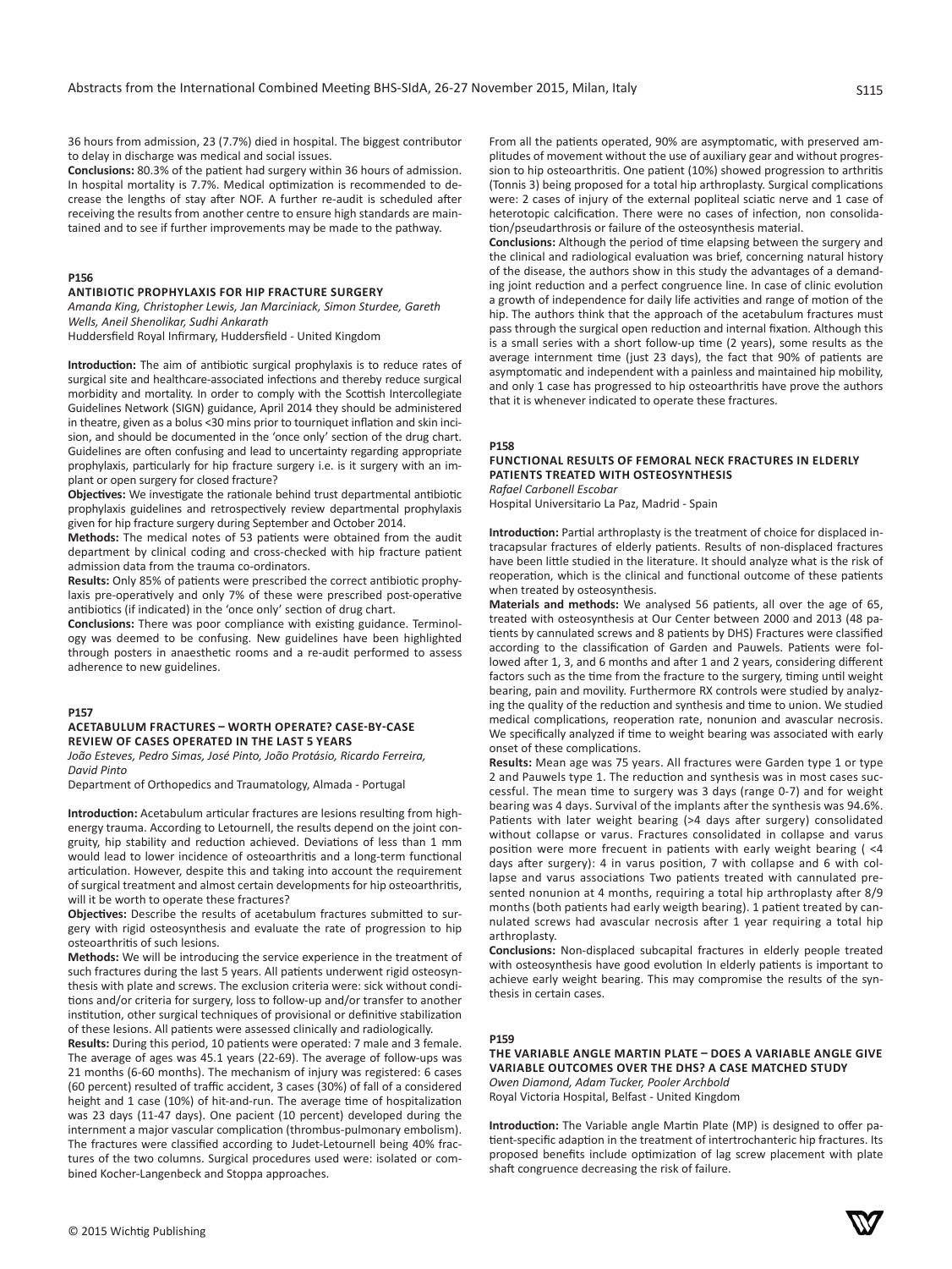36 hours from admission, 23 (7.7%) died in hospital. The biggest contributor to delay in discharge was medical and social issues.

**Conclusions:** 80.3% of the patient had surgery within 36 hours of admission. In hospital mortality is 7.7%. Medical optimization is recommended to decrease the lengths of stay after NOF. A further re-audit is scheduled after receiving the results from another centre to ensure high standards are maintained and to see if further improvements may be made to the pathway.

**P156**

### ANTIBIOTIC PROPHYLAXIS FOR HIP FRACTURE SURGERY

*Amanda King, Christopher Lewis, Jan Marciniack, Simon Sturdee, Gareth Wells, Aneil Shenolikar, Sudhi Ankarath*

Huddersfield Royal Infirmary, Huddersfield - United Kingdom

**Introduction:** The aim of antibiotic surgical prophylaxis is to reduce rates of surgical site and healthcare-associated infections and thereby reduce surgical morbidity and mortality. In order to comply with the Scottish Intercollegiate Guidelines Network (SIGN) guidance, April 2014 they should be administered in theatre, given as a bolus <30 mins prior to tourniquet inflation and skin incision, and should be documented in the 'once only' section of the drug chart. Guidelines are often confusing and lead to uncertainty regarding appropriate prophylaxis, particularly for hip fracture surgery i.e. is it surgery with an implant or open surgery for closed fracture?

**Objectives:** We investigate the rationale behind trust departmental antibiotic prophylaxis guidelines and retrospectively review departmental prophylaxis given for hip fracture surgery during September and October 2014.

**Methods:** The medical notes of 53 patients were obtained from the audit department by clinical coding and cross-checked with hip fracture patient admission data from the trauma co-ordinators.

**Results:** Only 85% of patients were prescribed the correct antibiotic prophylaxis pre-operatively and only 7% of these were prescribed post-operative antibiotics (if indicated) in the 'once only' section of drug chart.

**Conclusions:** There was poor compliance with existing guidance. Terminology was deemed to be confusing. New guidelines have been highlighted through posters in anaesthetic rooms and a re-audit performed to assess adherence to new guidelines.

**P157**

### ACETABULUM FRACTURES – WORTH OPERATE? CASE-BY-CASE REVIEW OF CASES OPERATED IN THE LAST 5 YEARS

*João Esteves, Pedro Simas, José Pinto, João Protásio, Ricardo Ferreira, David Pinto*

Department of Orthopedics and Traumatology, Almada - Portugal

**Introduction:** Acetabulum articular fractures are lesions resulting from high-energy trauma. According to Letournell, the results depend on the joint congruity, hip stability and reduction achieved. Deviations of less than 1 mm would lead to lower incidence of osteoarthritis and a long-term functional articulation. However, despite this and taking into account the requirement of surgical treatment and almost certain developments for hip osteoarthritis, will it be worth to operate these fractures?

**Objectives:** Describe the results of acetabulum fractures submitted to surgery with rigid osteosynthesis and evaluate the rate of progression to hip osteoarthritis of such lesions.

**Methods:** We will be introducing the service experience in the treatment of such fractures during the last 5 years. All patients underwent rigid osteosynthesis with plate and screws. The exclusion criteria were: sick without conditions and/or criteria for surgery, loss to follow-up and/or transfer to another institution, other surgical techniques of provisional or definitive stabilization of these lesions. All patients were assessed clinically and radiologically.

**Results:** During this period, 10 patients were operated: 7 male and 3 female. The average of ages was 45.1 years (22-69). The average of follow-ups was 21 months (6-60 months). The mechanism of injury was registered: 6 cases (60 percent) resulted of traffic accident, 3 cases (30%) of fall of a considered height and 1 case (10%) of hit-and-run. The average time of hospitalization was 23 days (11-47 days). One pacient (10 percent) developed during the internment a major vascular complication (thrombus-pulmonary embolism). The fractures were classified according to Judet-Letournell being 40% fractures of the two columns. Surgical procedures used were: isolated or combined Kocher-Langenbeck and Stoppa approaches.

From all the patients operated, 90% are asymptomatic, with preserved amplitudes of movement without the use of auxiliary gear and without progression to hip osteoarthritis. One patient (10%) showed progression to arthritis (Tonnis 3) being proposed for a total hip arthroplasty. Surgical complications were: 2 cases of injury of the external popliteal sciatic nerve and 1 case of heterotopic calcification. There were no cases of infection, non consolidation/pseudarthrosis or failure of the osteosynthesis material.

**Conclusions:** Although the period of time elapsing between the surgery and the clinical and radiological evaluation was brief, concerning natural history of the disease, the authors show in this study the advantages of a demanding joint reduction and a perfect congruence line. In case of clinic evolution a growth of independence for daily life activities and range of motion of the hip. The authors think that the approach of the acetabulum fractures must pass through the surgical open reduction and internal fixation. Although this is a small series with a short follow-up time (2 years), some results as the average internment time (just 23 days), the fact that 90% of patients are asymptomatic and independent with a painless and maintained hip mobility, and only 1 case has progressed to hip osteoarthritis have prove the authors that it is whenever indicated to operate these fractures.

**P158**

### FUNCTIONAL RESULTS OF FEMORAL NECK FRACTURES IN ELDERLY PATIENTS TREATED WITH OSTEOSYNTHESIS

*Rafael Carbonell Escobar*

Hospital Universitario La Paz, Madrid - Spain

**Introduction:** Partial arthroplasty is the treatment of choice for displaced intracapsular fractures of elderly patients. Results of non-displaced fractures have been little studied in the literature. It should analyze what is the risk of reoperation, which is the clinical and functional outcome of these patients when treated by osteosynthesis.

**Materials and methods:** We analysed 56 patients, all over the age of 65, treated with osteosynthesis at Our Center between 2000 and 2013 (48 patients by cannulated screws and 8 patients by DHS) Fractures were classified according to the classification of Garden and Pauwels. Patients were followed after 1, 3, and 6 months and after 1 and 2 years, considering different factors such as the time from the fracture to the surgery, timing until weight bearing, pain and movility. Furthermore RX controls were studied by analyzing the quality of the reduction and synthesis and time to union. We studied medical complications, reoperation rate, nonunion and avascular necrosis. We specifically analyzed if time to weight bearing was associated with early onset of these complications.

**Results:** Mean age was 75 years. All fractures were Garden type 1 or type 2 and Pauwels type 1. The reduction and synthesis was in most cases successful. The mean time to surgery was 3 days (range 0-7) and for weight bearing was 4 days. Survival of the implants after the synthesis was 94.6%. Patients with later weight bearing (>4 days after surgery) consolidated without collapse or varus. Fractures consolidated in collapse and varus position were more frecuent in patients with early weight bearing ( <4 days after surgery): 4 in varus position, 7 with collapse and 6 with collapse and varus associations Two patients treated with cannulated presented nonunion at 4 months, requiring a total hip arthroplasty after 8/9 months (both patients had early weigth bearing). 1 patient treated by cannulated screws had avascular necrosis after 1 year requiring a total hip arthroplasty.

**Conclusions:** Non-displaced subcapital fractures in elderly people treated with osteosynthesis have good evolution In elderly patients is important to achieve early weight bearing. This may compromise the results of the synthesis in certain cases.

**P159**

### THE VARIABLE ANGLE MARTIN PLATE – DOES A VARIABLE ANGLE GIVE VARIABLE OUTCOMES OVER THE DHS? A CASE MATCHED STUDY

*Owen Diamond, Adam Tucker, Pooler Archbold*

Royal Victoria Hospital, Belfast - United Kingdom

**Introduction:** The Variable angle Martin Plate (MP) is designed to offer patient-specific adaption in the treatment of intertrochanteric hip fractures. Its proposed benefits include optimization of lag screw placement with plate shaft congruence decreasing the risk of failure.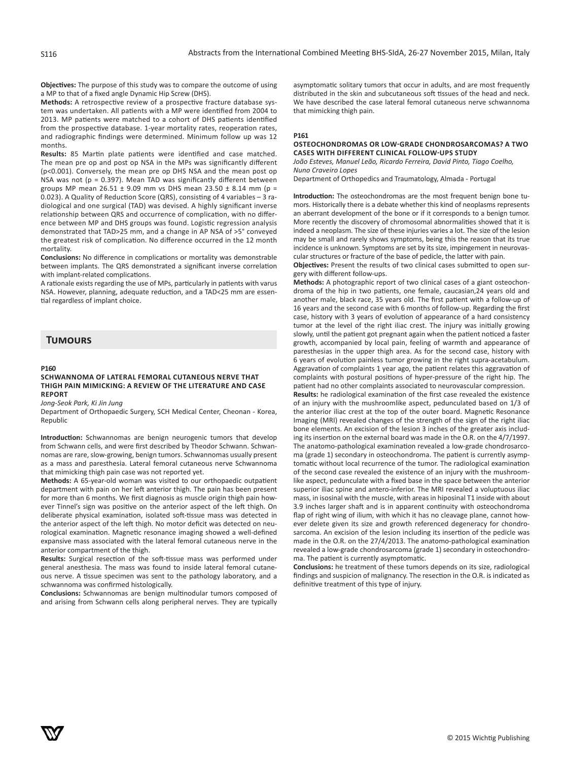**Objectives:** The purpose of this study was to compare the outcome of using a MP to that of a fixed angle Dynamic Hip Screw (DHS).

**Methods:** A retrospective review of a prospective fracture database system was undertaken. All patients with a MP were identified from 2004 to 2013. MP patients were matched to a cohort of DHS patients identified from the prospective database. 1-year mortality rates, reoperation rates, and radiographic findings were determined. Minimum follow up was 12 months.

**Results:** 85 Martin plate patients were identified and case matched. The mean pre op and post op NSA in the MPs was significantly different ($p<0.001$). Conversely, the mean pre op DHS NSA and the mean post op NSA was not ($p = 0.397$). Mean TAD was significantly different between groups MP mean 26.51 ± 9.09 mm vs DHS mean 23.50 ± 8.14 mm ($p = 0.023$). A Quality of Reduction Score (QRS), consisting of 4 variables – 3 radiological and one surgical (TAD) was devised. A highly significant inverse relationship between QRS and occurrence of complication, with no difference between MP and DHS groups was found. Logistic regression analysis demonstrated that TAD>25 mm, and a change in AP NSA of >5° conveyed the greatest risk of complication. No difference occurred in the 12 month mortality.

**Conclusions:** No difference in complications or mortality was demonstrable between implants. The QRS demonstrated a significant inverse correlation with implant-related complications.

A rationale exists regarding the use of MPs, particularly in patients with varus NSA. However, planning, adequate reduction, and a TAD<25 mm are essential regardless of implant choice.

## Tumours

**P160**

**SCHWANNOMA OF LATERAL FEMORAL CUTANEOUS NERVE THAT THIGH PAIN MIMICKING: A REVIEW OF THE LITERATURE AND CASE REPORT**

*Jong-Seok Park, Ki Jin Jung*

Department of Orthopaedic Surgery, SCH Medical Center, Cheonan - Korea, Republic

**Introduction:** Schwannomas are benign neurogenic tumors that develop from Schwann cells, and were first described by Theodor Schwann. Schwannomas are rare, slow-growing, benign tumors. Schwannomas usually present as a mass and paresthesia. Lateral femoral cutaneous nerve Schwannoma that mimicking thigh pain case was not reported yet.

**Methods:** A 65-year-old woman was visited to our orthopaedic outpatient department with pain on her left anterior thigh. The pain has been present for more than 6 months. We first diagnosis as muscle origin thigh pain however Tinnel's sign was positive on the anterior aspect of the left thigh. On deliberate physical examination, isolated soft-tissue mass was detected in the anterior aspect of the left thigh. No motor deficit was detected on neurological examination. Magnetic resonance imaging showed a well-defined expansive mass associated with the lateral femoral cutaneous nerve in the anterior compartment of the thigh.

**Results:** Surgical resection of the soft-tissue mass was performed under general anesthesia. The mass was found to inside lateral femoral cutaneous nerve. A tissue specimen was sent to the pathology laboratory, and a schwannoma was confirmed histologically.

**Conclusions:** Schwannomas are benign multinodular tumors composed of and arising from Schwann cells along peripheral nerves. They are typically asymptomatic solitary tumors that occur in adults, and are most frequently distributed in the skin and subcutaneous soft tissues of the head and neck. We have described the case lateral femoral cutaneous nerve schwannoma that mimicking thigh pain.

**P161**

**OSTEOCHONDROMAS OR LOW-GRADE CHONDROSARCOMAS? A TWO CASES WITH DIFFERENT CLINICAL FOLLOW-UPS STUDY**

*João Esteves, Manuel Leão, Ricardo Ferreira, David Pinto, Tiago Coelho, Nuno Craveiro Lopes*

Department of Orthopedics and Traumatology, Almada - Portugal

**Introduction:** The osteochondromas are the most frequent benign bone tumors. Historically there is a debate whether this kind of neoplasms represents an aberrant development of the bone or if it corresponds to a benign tumor. More recently the discovery of chromosomal abnormalities showed that it is indeed a neoplasm. The size of these injuries varies a lot. The size of the lesion may be small and rarely shows symptoms, being this the reason that its true incidence is unknown. Symptoms are set by its size, impingement in neurovascular structures or fracture of the base of pedicle, the latter with pain.

**Objectives:** Present the results of two clinical cases submitted to open surgery with different follow-ups.

**Methods:** A photographic report of two clinical cases of a giant osteochondroma of the hip in two patients, one female, caucasian,24 years old and another male, black race, 35 years old. The first patient with a follow-up of 16 years and the second case with 6 months of follow-up. Regarding the first case, history with 3 years of evolution of appearance of a hard consistency tumor at the level of the right iliac crest. The injury was initially growing slowly, until the patient got pregnant again when the patient noticed a faster growth, accompanied by local pain, feeling of warmth and appearance of paresthesias in the upper thigh area. As for the second case, history with 6 years of evolution painless tumor growing in the right supra-acetabulum. Aggravation of complaints 1 year ago, the patient relates this aggravation of complaints with postural positions of hyper-pressure of the right hip. The patient had no other complaints associated to neurovascular compression.

**Results:** he radiological examination of the first case revealed the existence of an injury with the mushroomlike aspect, pedunculated based on 1/3 of the anterior iliac crest at the top of the outer board. Magnetic Resonance Imaging (MRI) revealed changes of the strength of the sign of the right iliac bone elements. An excision of the lesion 3 inches of the greater axis including its insertion on the external board was made in the O.R. on the 4/7/1997. The anatomo-pathological examination revealed a low-grade chondrosarcoma (grade 1) secondary in osteochondroma. The patient is currently asymptomatic without local recurrence of the tumor. The radiological examination of the second case revealed the existence of an injury with the mushroom-like aspect, pedunculate with a fixed base in the space between the anterior superior iliac spine and antero-inferior. The MRI revealed a voluptuous iliac mass, in isosinal with the muscle, with areas in hiposinal T1 inside with about 3.9 inches larger shaft and is in apparent continuity with osteochondroma flap of right wing of ilium, with which it has no cleavage plane, cannot however delete given its size and growth referenced degeneracy for chondrosarcoma. An excision of the lesion including its insertion of the pedicle was made in the O.R. on the 27/4/2013. The anatomo-pathological examination revealed a low-grade chondrosarcoma (grade 1) secondary in osteochondroma. The patient is currently asymptomatic.

**Conclusions:** he treatment of these tumors depends on its size, radiological findings and suspicion of malignancy. The resection in the O.R. is indicated as definitive treatment of this type of injury.